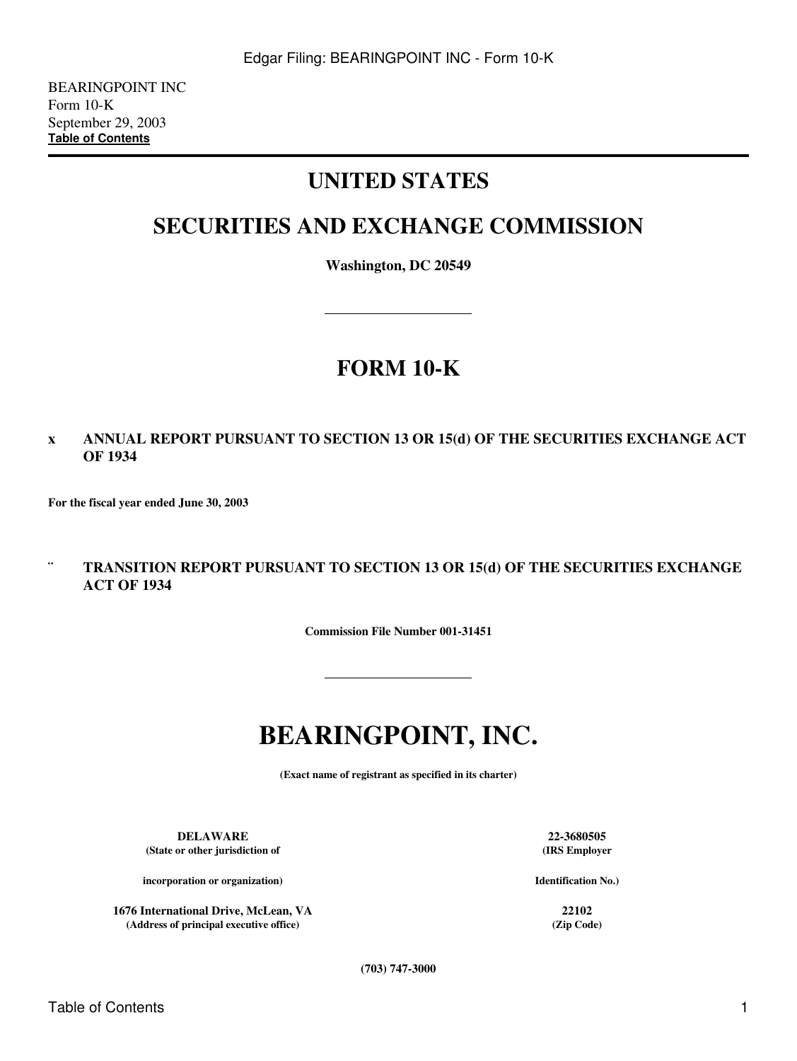BEARINGPOINT INC
Form 10-K
September 29, 2003
**Table of Contents**

# UNITED STATES

# SECURITIES AND EXCHANGE COMMISSION

**Washington, DC 20549**

---

# FORM 10-K

**x ANNUAL REPORT PURSUANT TO SECTION 13 OR 15(d) OF THE SECURITIES EXCHANGE ACT OF 1934**

**For the fiscal year ended June 30, 2003**

**¨ TRANSITION REPORT PURSUANT TO SECTION 13 OR 15(d) OF THE SECURITIES EXCHANGE ACT OF 1934**

**Commission File Number 001-31451**

---

# BEARINGPOINT, INC.

**(Exact name of registrant as specified in its charter)**

| | |
|---|---|
| **DELAWARE** | **22-3680505** |
| **(State or other jurisdiction of incorporation or organization)** | **(IRS Employer Identification No.)** |
| **1676 International Drive, McLean, VA** | **22102** |
| **(Address of principal executive office)** | **(Zip Code)** |

**(703) 747-3000**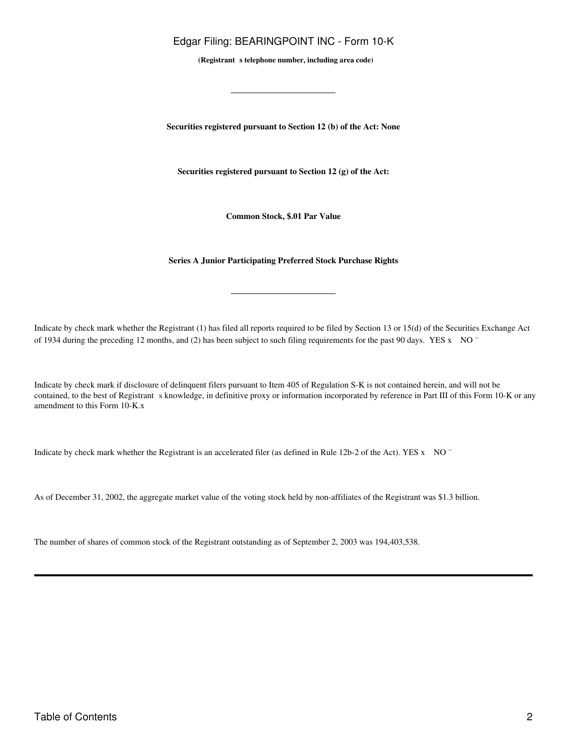**(Registrant s telephone number, including area code)**

---

**Securities registered pursuant to Section 12 (b) of the Act: None**

**Securities registered pursuant to Section 12 (g) of the Act:**

**Common Stock, $.01 Par Value**

**Series A Junior Participating Preferred Stock Purchase Rights**

---

Indicate by check mark whether the Registrant (1) has filed all reports required to be filed by Section 13 or 15(d) of the Securities Exchange Act of 1934 during the preceding 12 months, and (2) has been subject to such filing requirements for the past 90 days. YES x NO ¨

Indicate by check mark if disclosure of delinquent filers pursuant to Item 405 of Regulation S-K is not contained herein, and will not be contained, to the best of Registrant s knowledge, in definitive proxy or information incorporated by reference in Part III of this Form 10-K or any amendment to this Form 10-K.x

Indicate by check mark whether the Registrant is an accelerated filer (as defined in Rule 12b-2 of the Act). YES x NO ¨

As of December 31, 2002, the aggregate market value of the voting stock held by non-affiliates of the Registrant was $1.3 billion.

The number of shares of common stock of the Registrant outstanding as of September 2, 2003 was 194,403,538.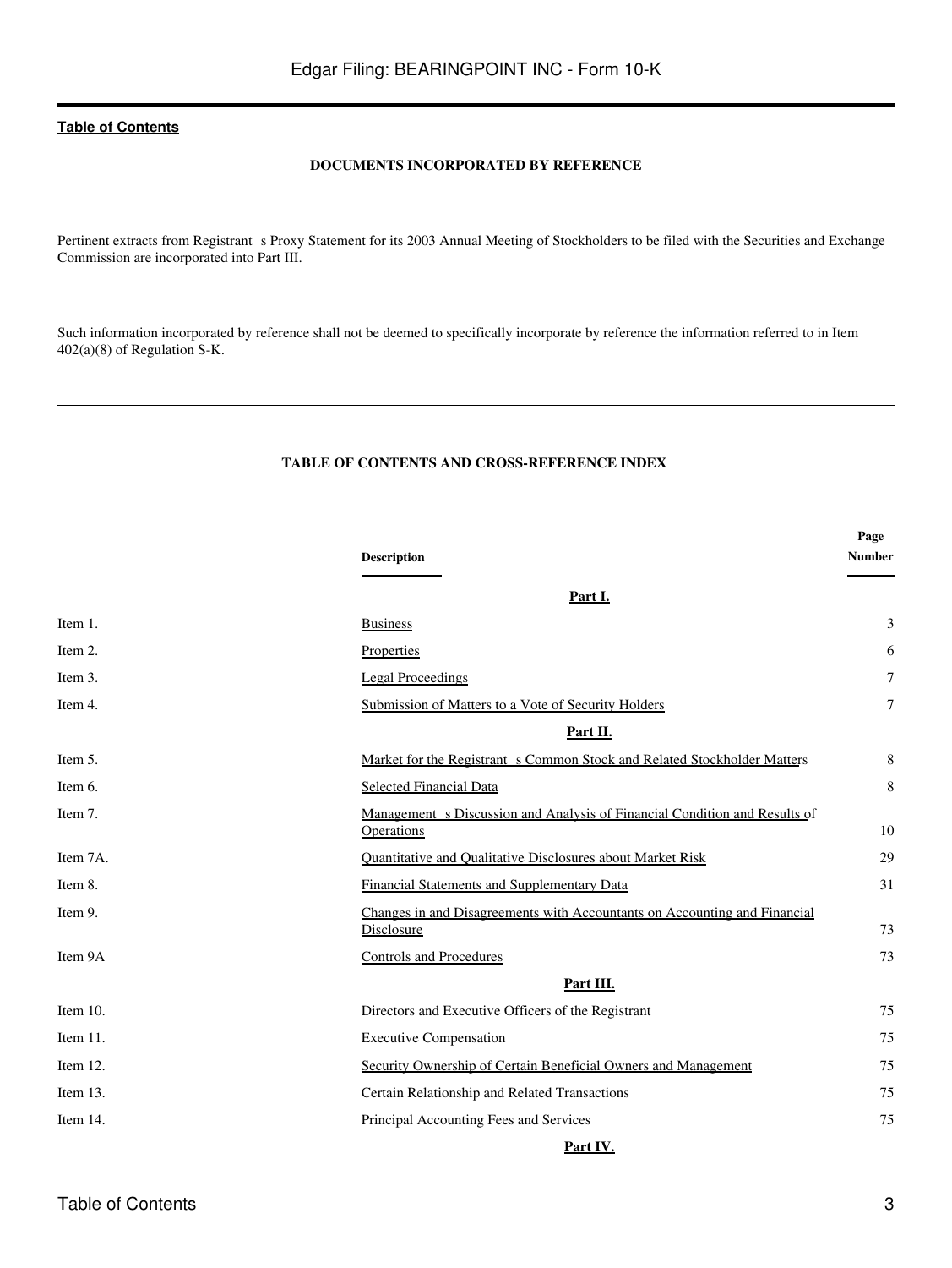**Table of Contents**

**DOCUMENTS INCORPORATED BY REFERENCE**

Pertinent extracts from Registrant s Proxy Statement for its 2003 Annual Meeting of Stockholders to be filed with the Securities and Exchange Commission are incorporated into Part III.

Such information incorporated by reference shall not be deemed to specifically incorporate by reference the information referred to in Item 402(a)(8) of Regulation S-K.

---

**TABLE OF CONTENTS AND CROSS-REFERENCE INDEX**

| | Description | Page Number |
|---|---|---|
| | **Part I.** | |
| Item 1. | Business | 3 |
| Item 2. | Properties | 6 |
| Item 3. | Legal Proceedings | 7 |
| Item 4. | Submission of Matters to a Vote of Security Holders | 7 |
| | **Part II.** | |
| Item 5. | Market for the Registrant s Common Stock and Related Stockholder Matters | 8 |
| Item 6. | Selected Financial Data | 8 |
| Item 7. | Management s Discussion and Analysis of Financial Condition and Results of Operations | 10 |
| Item 7A. | Quantitative and Qualitative Disclosures about Market Risk | 29 |
| Item 8. | Financial Statements and Supplementary Data | 31 |
| Item 9. | Changes in and Disagreements with Accountants on Accounting and Financial Disclosure | 73 |
| Item 9A | Controls and Procedures | 73 |
| | **Part III.** | |
| Item 10. | Directors and Executive Officers of the Registrant | 75 |
| Item 11. | Executive Compensation | 75 |
| Item 12. | Security Ownership of Certain Beneficial Owners and Management | 75 |
| Item 13. | Certain Relationship and Related Transactions | 75 |
| Item 14. | Principal Accounting Fees and Services | 75 |
| | **Part IV.** | |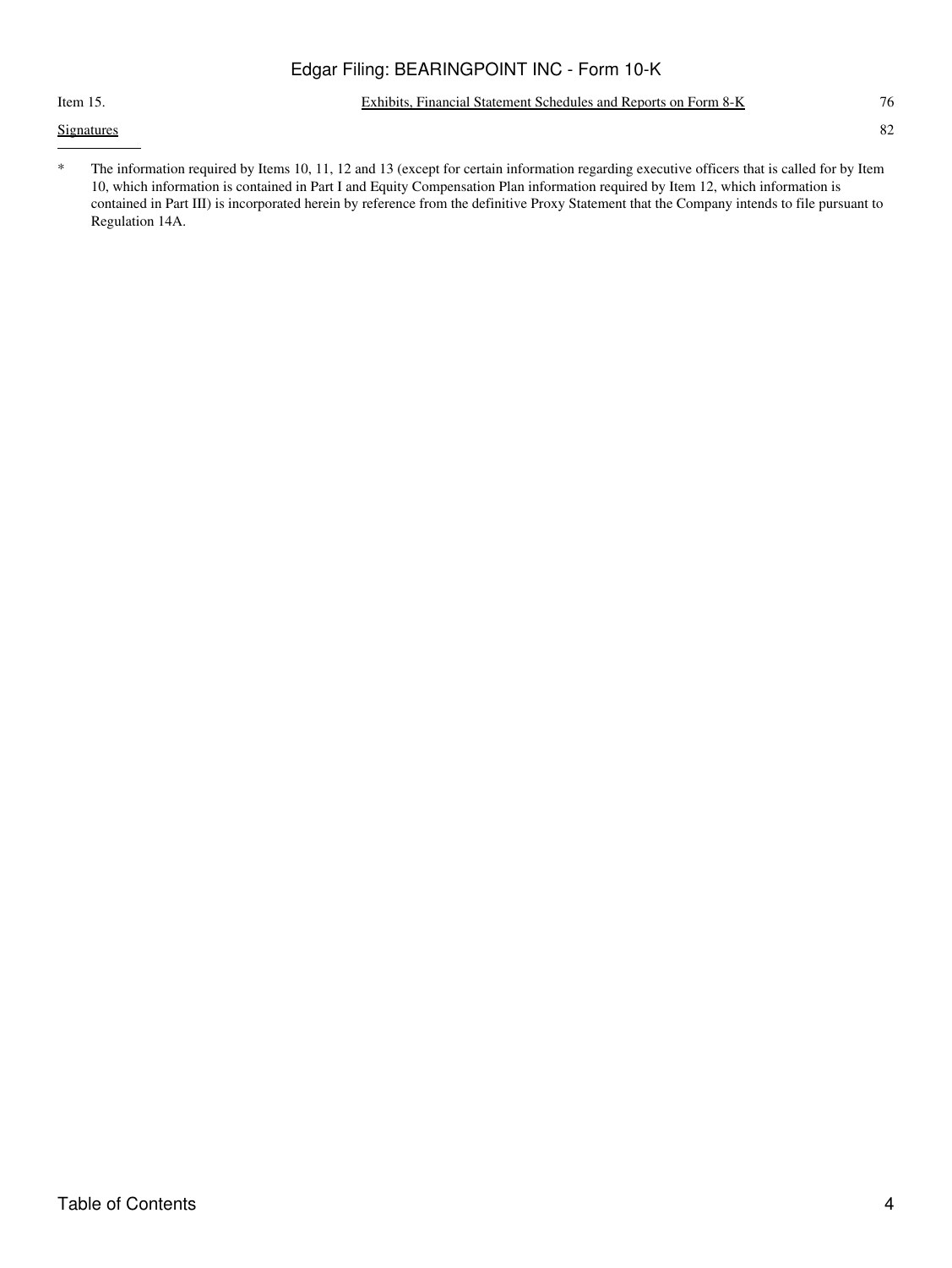| | | |
|---|---|---|
| Item 15. | Exhibits, Financial Statement Schedules and Reports on Form 8-K | 76 |
| Signatures | | 82 |

---

\* The information required by Items 10, 11, 12 and 13 (except for certain information regarding executive officers that is called for by Item 10, which information is contained in Part I and Equity Compensation Plan information required by Item 12, which information is contained in Part III) is incorporated herein by reference from the definitive Proxy Statement that the Company intends to file pursuant to Regulation 14A.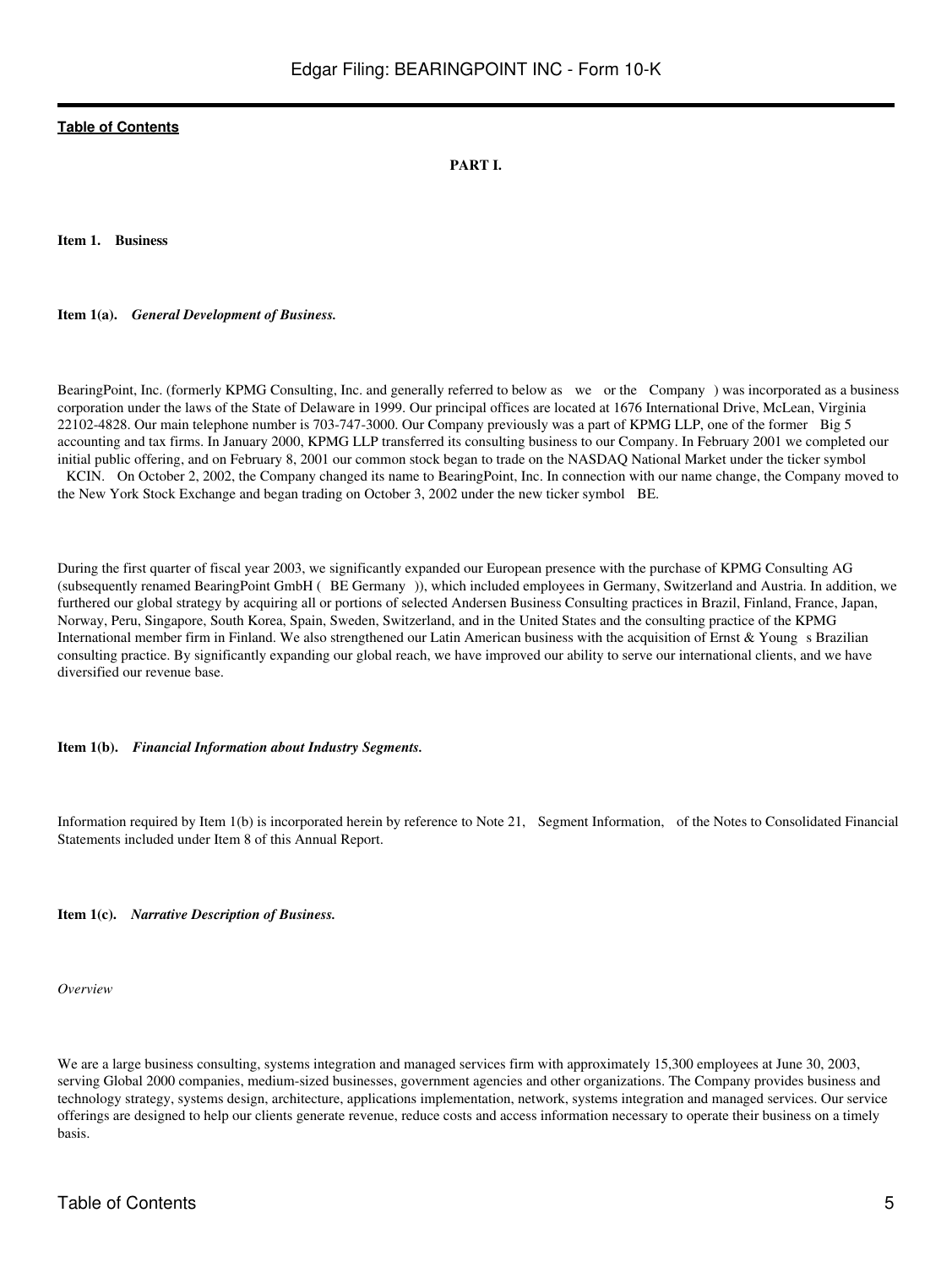[Table of Contents](#)

## PART I.

### Item 1. Business

#### Item 1(a). *General Development of Business.*

BearingPoint, Inc. (formerly KPMG Consulting, Inc. and generally referred to below as we or the Company ) was incorporated as a business corporation under the laws of the State of Delaware in 1999. Our principal offices are located at 1676 International Drive, McLean, Virginia 22102-4828. Our main telephone number is 703-747-3000. Our Company previously was a part of KPMG LLP, one of the former Big 5 accounting and tax firms. In January 2000, KPMG LLP transferred its consulting business to our Company. In February 2001 we completed our initial public offering, and on February 8, 2001 our common stock began to trade on the NASDAQ National Market under the ticker symbol KCIN. On October 2, 2002, the Company changed its name to BearingPoint, Inc. In connection with our name change, the Company moved to the New York Stock Exchange and began trading on October 3, 2002 under the new ticker symbol BE.

During the first quarter of fiscal year 2003, we significantly expanded our European presence with the purchase of KPMG Consulting AG (subsequently renamed BearingPoint GmbH ( BE Germany )), which included employees in Germany, Switzerland and Austria. In addition, we furthered our global strategy by acquiring all or portions of selected Andersen Business Consulting practices in Brazil, Finland, France, Japan, Norway, Peru, Singapore, South Korea, Spain, Sweden, Switzerland, and in the United States and the consulting practice of the KPMG International member firm in Finland. We also strengthened our Latin American business with the acquisition of Ernst & Young s Brazilian consulting practice. By significantly expanding our global reach, we have improved our ability to serve our international clients, and we have diversified our revenue base.

#### Item 1(b). *Financial Information about Industry Segments.*

Information required by Item 1(b) is incorporated herein by reference to Note 21, Segment Information, of the Notes to Consolidated Financial Statements included under Item 8 of this Annual Report.

#### Item 1(c). *Narrative Description of Business.*

*Overview*

We are a large business consulting, systems integration and managed services firm with approximately 15,300 employees at June 30, 2003, serving Global 2000 companies, medium-sized businesses, government agencies and other organizations. The Company provides business and technology strategy, systems design, architecture, applications implementation, network, systems integration and managed services. Our service offerings are designed to help our clients generate revenue, reduce costs and access information necessary to operate their business on a timely basis.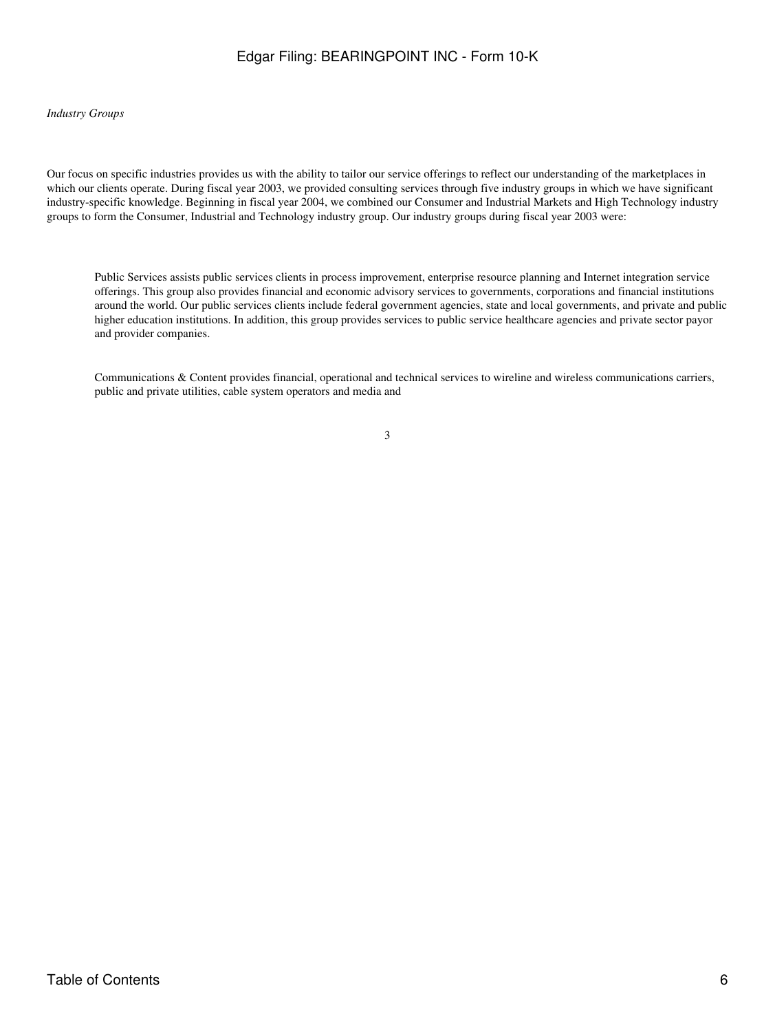*Industry Groups*

Our focus on specific industries provides us with the ability to tailor our service offerings to reflect our understanding of the marketplaces in which our clients operate. During fiscal year 2003, we provided consulting services through five industry groups in which we have significant industry-specific knowledge. Beginning in fiscal year 2004, we combined our Consumer and Industrial Markets and High Technology industry groups to form the Consumer, Industrial and Technology industry group. Our industry groups during fiscal year 2003 were:

Public Services assists public services clients in process improvement, enterprise resource planning and Internet integration service offerings. This group also provides financial and economic advisory services to governments, corporations and financial institutions around the world. Our public services clients include federal government agencies, state and local governments, and private and public higher education institutions. In addition, this group provides services to public service healthcare agencies and private sector payor and provider companies.

Communications & Content provides financial, operational and technical services to wireline and wireless communications carriers, public and private utilities, cable system operators and media and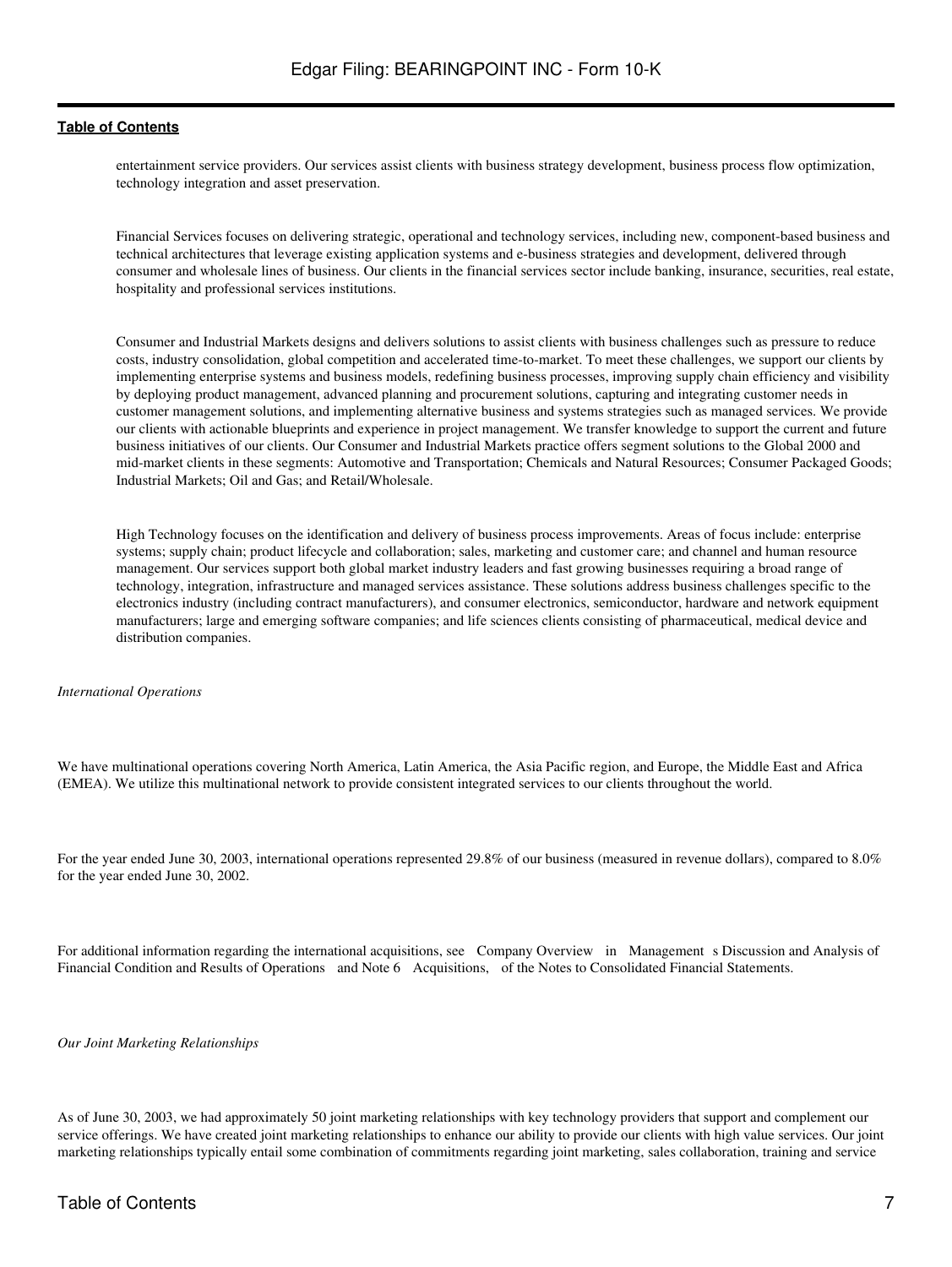entertainment service providers. Our services assist clients with business strategy development, business process flow optimization, technology integration and asset preservation.

Financial Services focuses on delivering strategic, operational and technology services, including new, component-based business and technical architectures that leverage existing application systems and e-business strategies and development, delivered through consumer and wholesale lines of business. Our clients in the financial services sector include banking, insurance, securities, real estate, hospitality and professional services institutions.

Consumer and Industrial Markets designs and delivers solutions to assist clients with business challenges such as pressure to reduce costs, industry consolidation, global competition and accelerated time-to-market. To meet these challenges, we support our clients by implementing enterprise systems and business models, redefining business processes, improving supply chain efficiency and visibility by deploying product management, advanced planning and procurement solutions, capturing and integrating customer needs in customer management solutions, and implementing alternative business and systems strategies such as managed services. We provide our clients with actionable blueprints and experience in project management. We transfer knowledge to support the current and future business initiatives of our clients. Our Consumer and Industrial Markets practice offers segment solutions to the Global 2000 and mid-market clients in these segments: Automotive and Transportation; Chemicals and Natural Resources; Consumer Packaged Goods; Industrial Markets; Oil and Gas; and Retail/Wholesale.

High Technology focuses on the identification and delivery of business process improvements. Areas of focus include: enterprise systems; supply chain; product lifecycle and collaboration; sales, marketing and customer care; and channel and human resource management. Our services support both global market industry leaders and fast growing businesses requiring a broad range of technology, integration, infrastructure and managed services assistance. These solutions address business challenges specific to the electronics industry (including contract manufacturers), and consumer electronics, semiconductor, hardware and network equipment manufacturers; large and emerging software companies; and life sciences clients consisting of pharmaceutical, medical device and distribution companies.

*International Operations*

We have multinational operations covering North America, Latin America, the Asia Pacific region, and Europe, the Middle East and Africa (EMEA). We utilize this multinational network to provide consistent integrated services to our clients throughout the world.

For the year ended June 30, 2003, international operations represented 29.8% of our business (measured in revenue dollars), compared to 8.0% for the year ended June 30, 2002.

For additional information regarding the international acquisitions, see Company Overview in Management s Discussion and Analysis of Financial Condition and Results of Operations and Note 6 Acquisitions, of the Notes to Consolidated Financial Statements.

*Our Joint Marketing Relationships*

As of June 30, 2003, we had approximately 50 joint marketing relationships with key technology providers that support and complement our service offerings. We have created joint marketing relationships to enhance our ability to provide our clients with high value services. Our joint marketing relationships typically entail some combination of commitments regarding joint marketing, sales collaboration, training and service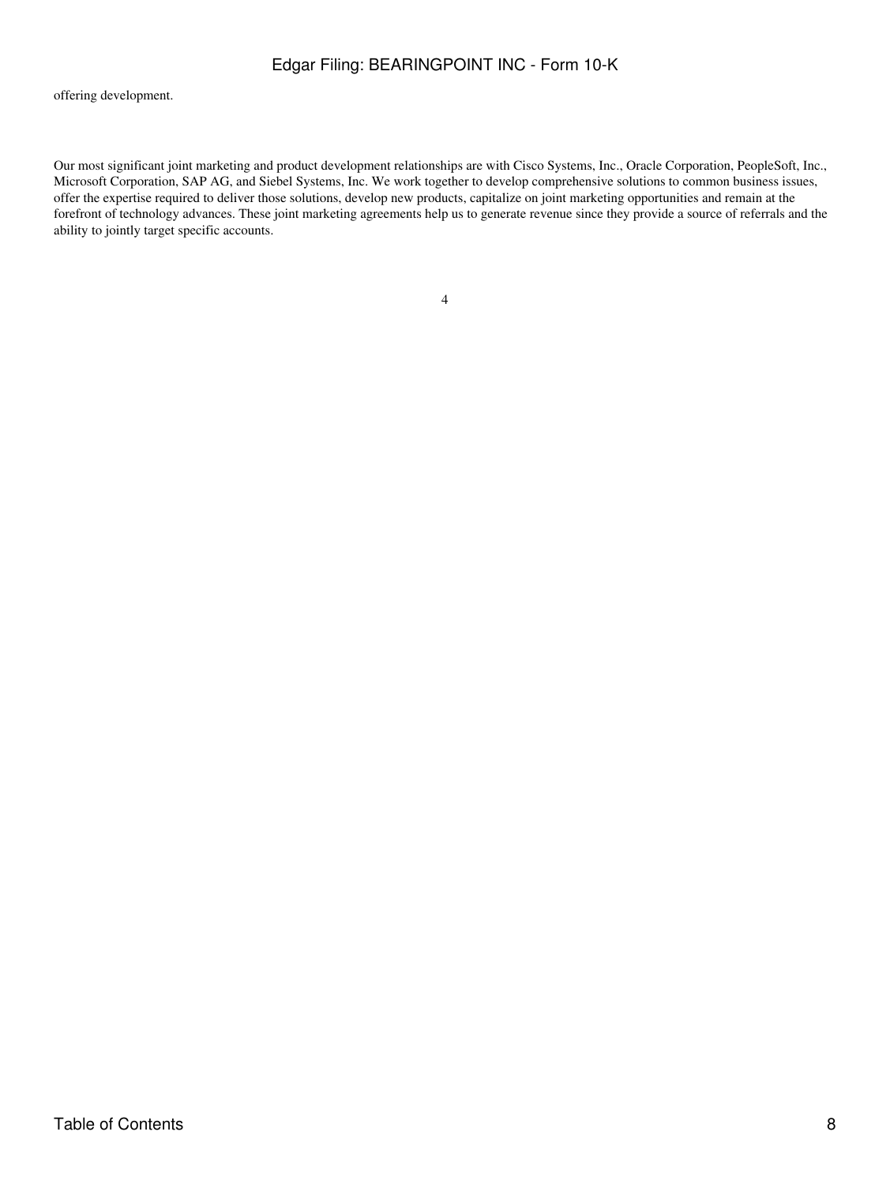offering development.

Our most significant joint marketing and product development relationships are with Cisco Systems, Inc., Oracle Corporation, PeopleSoft, Inc., Microsoft Corporation, SAP AG, and Siebel Systems, Inc. We work together to develop comprehensive solutions to common business issues, offer the expertise required to deliver those solutions, develop new products, capitalize on joint marketing opportunities and remain at the forefront of technology advances. These joint marketing agreements help us to generate revenue since they provide a source of referrals and the ability to jointly target specific accounts.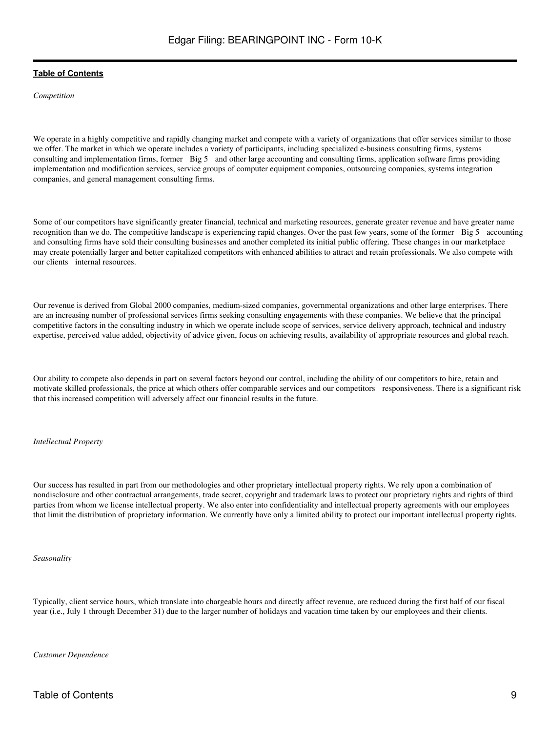*Competition*

We operate in a highly competitive and rapidly changing market and compete with a variety of organizations that offer services similar to those we offer. The market in which we operate includes a variety of participants, including specialized e-business consulting firms, systems consulting and implementation firms, former Big 5 and other large accounting and consulting firms, application software firms providing implementation and modification services, service groups of computer equipment companies, outsourcing companies, systems integration companies, and general management consulting firms.

Some of our competitors have significantly greater financial, technical and marketing resources, generate greater revenue and have greater name recognition than we do. The competitive landscape is experiencing rapid changes. Over the past few years, some of the former Big 5 accounting and consulting firms have sold their consulting businesses and another completed its initial public offering. These changes in our marketplace may create potentially larger and better capitalized competitors with enhanced abilities to attract and retain professionals. We also compete with our clients internal resources.

Our revenue is derived from Global 2000 companies, medium-sized companies, governmental organizations and other large enterprises. There are an increasing number of professional services firms seeking consulting engagements with these companies. We believe that the principal competitive factors in the consulting industry in which we operate include scope of services, service delivery approach, technical and industry expertise, perceived value added, objectivity of advice given, focus on achieving results, availability of appropriate resources and global reach.

Our ability to compete also depends in part on several factors beyond our control, including the ability of our competitors to hire, retain and motivate skilled professionals, the price at which others offer comparable services and our competitors responsiveness. There is a significant risk that this increased competition will adversely affect our financial results in the future.

*Intellectual Property*

Our success has resulted in part from our methodologies and other proprietary intellectual property rights. We rely upon a combination of nondisclosure and other contractual arrangements, trade secret, copyright and trademark laws to protect our proprietary rights and rights of third parties from whom we license intellectual property. We also enter into confidentiality and intellectual property agreements with our employees that limit the distribution of proprietary information. We currently have only a limited ability to protect our important intellectual property rights.

*Seasonality*

Typically, client service hours, which translate into chargeable hours and directly affect revenue, are reduced during the first half of our fiscal year (i.e., July 1 through December 31) due to the larger number of holidays and vacation time taken by our employees and their clients.

*Customer Dependence*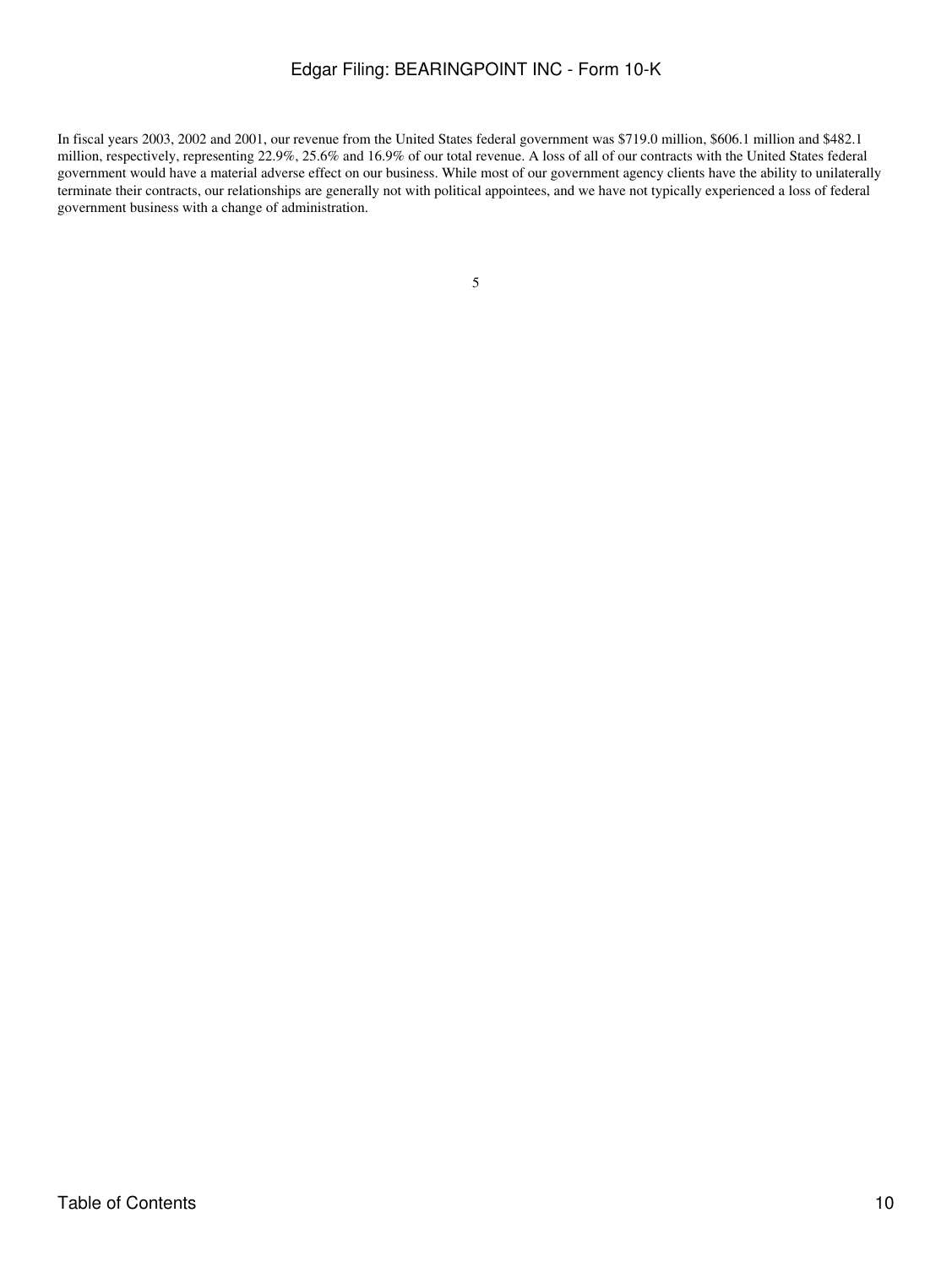In fiscal years 2003, 2002 and 2001, our revenue from the United States federal government was $719.0 million, $606.1 million and $482.1 million, respectively, representing 22.9%, 25.6% and 16.9% of our total revenue. A loss of all of our contracts with the United States federal government would have a material adverse effect on our business. While most of our government agency clients have the ability to unilaterally terminate their contracts, our relationships are generally not with political appointees, and we have not typically experienced a loss of federal government business with a change of administration.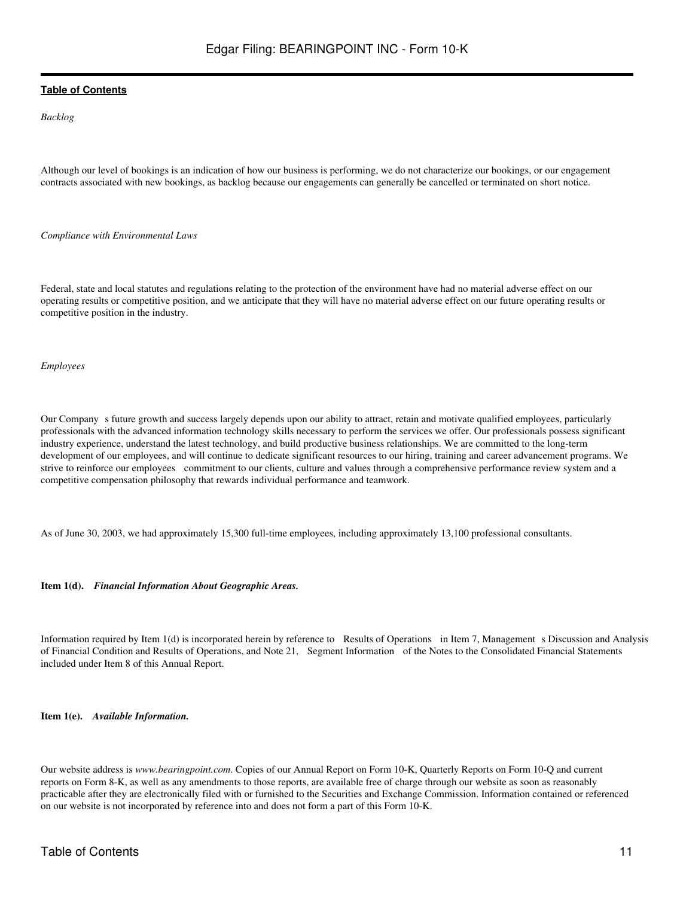*Backlog*

Although our level of bookings is an indication of how our business is performing, we do not characterize our bookings, or our engagement contracts associated with new bookings, as backlog because our engagements can generally be cancelled or terminated on short notice.

*Compliance with Environmental Laws*

Federal, state and local statutes and regulations relating to the protection of the environment have had no material adverse effect on our operating results or competitive position, and we anticipate that they will have no material adverse effect on our future operating results or competitive position in the industry.

*Employees*

Our Company s future growth and success largely depends upon our ability to attract, retain and motivate qualified employees, particularly professionals with the advanced information technology skills necessary to perform the services we offer. Our professionals possess significant industry experience, understand the latest technology, and build productive business relationships. We are committed to the long-term development of our employees, and will continue to dedicate significant resources to our hiring, training and career advancement programs. We strive to reinforce our employees commitment to our clients, culture and values through a comprehensive performance review system and a competitive compensation philosophy that rewards individual performance and teamwork.

As of June 30, 2003, we had approximately 15,300 full-time employees, including approximately 13,100 professional consultants.

**Item 1(d).** ***Financial Information About Geographic Areas.***

Information required by Item 1(d) is incorporated herein by reference to Results of Operations in Item 7, Management s Discussion and Analysis of Financial Condition and Results of Operations, and Note 21, Segment Information of the Notes to the Consolidated Financial Statements included under Item 8 of this Annual Report.

**Item 1(e).** ***Available Information.***

Our website address is *www.bearingpoint.com*. Copies of our Annual Report on Form 10-K, Quarterly Reports on Form 10-Q and current reports on Form 8-K, as well as any amendments to those reports, are available free of charge through our website as soon as reasonably practicable after they are electronically filed with or furnished to the Securities and Exchange Commission. Information contained or referenced on our website is not incorporated by reference into and does not form a part of this Form 10-K.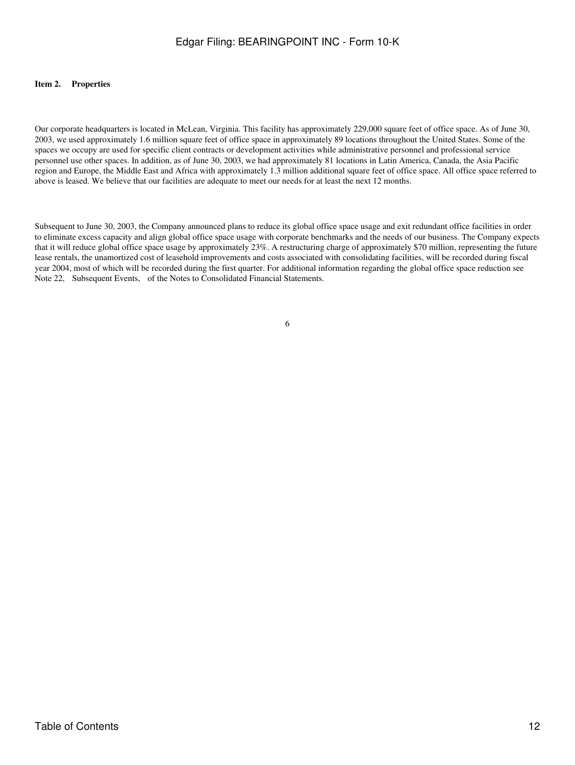**Item 2. Properties**

Our corporate headquarters is located in McLean, Virginia. This facility has approximately 229,000 square feet of office space. As of June 30, 2003, we used approximately 1.6 million square feet of office space in approximately 89 locations throughout the United States. Some of the spaces we occupy are used for specific client contracts or development activities while administrative personnel and professional service personnel use other spaces. In addition, as of June 30, 2003, we had approximately 81 locations in Latin America, Canada, the Asia Pacific region and Europe, the Middle East and Africa with approximately 1.3 million additional square feet of office space. All office space referred to above is leased. We believe that our facilities are adequate to meet our needs for at least the next 12 months.

Subsequent to June 30, 2003, the Company announced plans to reduce its global office space usage and exit redundant office facilities in order to eliminate excess capacity and align global office space usage with corporate benchmarks and the needs of our business. The Company expects that it will reduce global office space usage by approximately 23%. A restructuring charge of approximately $70 million, representing the future lease rentals, the unamortized cost of leasehold improvements and costs associated with consolidating facilities, will be recorded during fiscal year 2004, most of which will be recorded during the first quarter. For additional information regarding the global office space reduction see Note 22, Subsequent Events, of the Notes to Consolidated Financial Statements.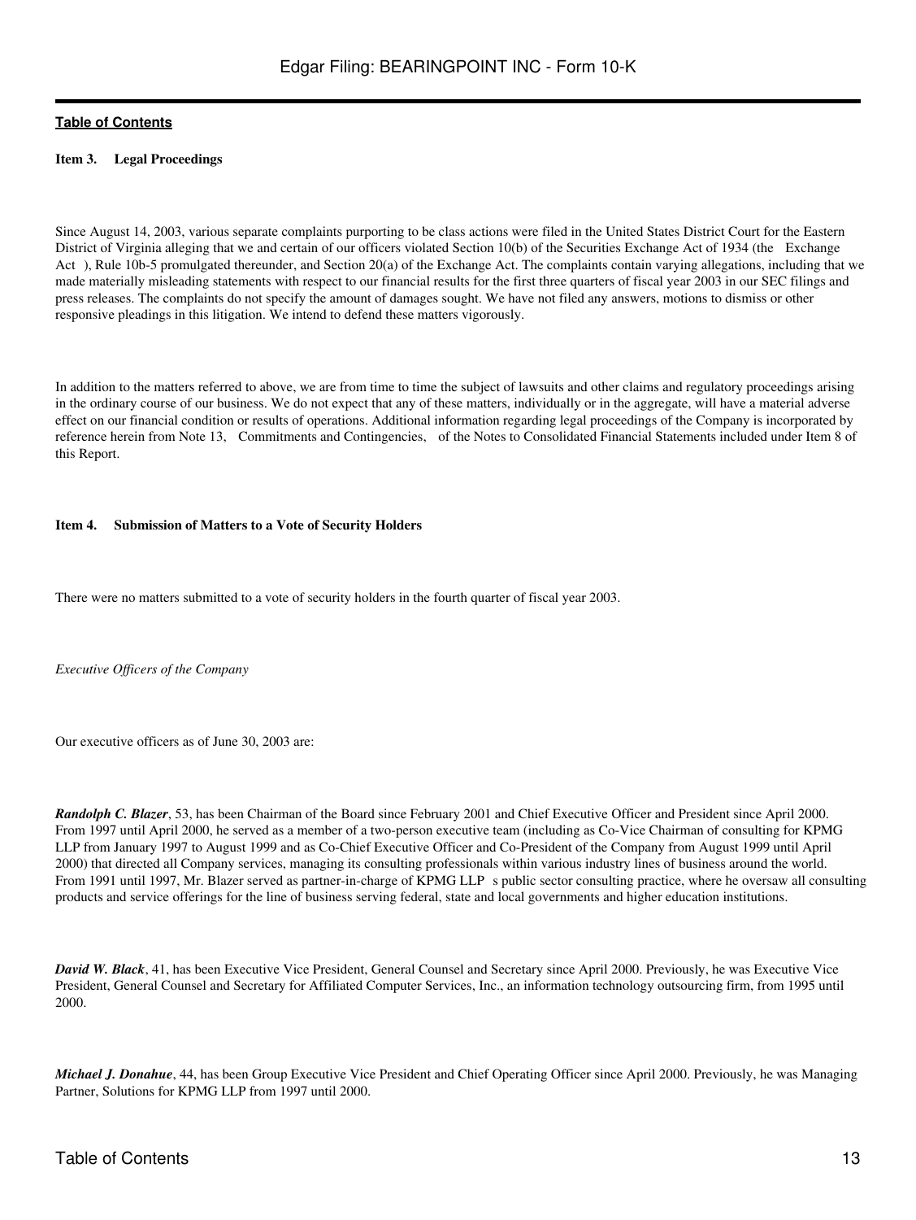**Item 3. Legal Proceedings**

Since August 14, 2003, various separate complaints purporting to be class actions were filed in the United States District Court for the Eastern District of Virginia alleging that we and certain of our officers violated Section 10(b) of the Securities Exchange Act of 1934 (the Exchange Act ), Rule 10b-5 promulgated thereunder, and Section 20(a) of the Exchange Act. The complaints contain varying allegations, including that we made materially misleading statements with respect to our financial results for the first three quarters of fiscal year 2003 in our SEC filings and press releases. The complaints do not specify the amount of damages sought. We have not filed any answers, motions to dismiss or other responsive pleadings in this litigation. We intend to defend these matters vigorously.

In addition to the matters referred to above, we are from time to time the subject of lawsuits and other claims and regulatory proceedings arising in the ordinary course of our business. We do not expect that any of these matters, individually or in the aggregate, will have a material adverse effect on our financial condition or results of operations. Additional information regarding legal proceedings of the Company is incorporated by reference herein from Note 13, Commitments and Contingencies, of the Notes to Consolidated Financial Statements included under Item 8 of this Report.

**Item 4. Submission of Matters to a Vote of Security Holders**

There were no matters submitted to a vote of security holders in the fourth quarter of fiscal year 2003.

*Executive Officers of the Company*

Our executive officers as of June 30, 2003 are:

***Randolph C. Blazer***, 53, has been Chairman of the Board since February 2001 and Chief Executive Officer and President since April 2000. From 1997 until April 2000, he served as a member of a two-person executive team (including as Co-Vice Chairman of consulting for KPMG LLP from January 1997 to August 1999 and as Co-Chief Executive Officer and Co-President of the Company from August 1999 until April 2000) that directed all Company services, managing its consulting professionals within various industry lines of business around the world. From 1991 until 1997, Mr. Blazer served as partner-in-charge of KPMG LLP s public sector consulting practice, where he oversaw all consulting products and service offerings for the line of business serving federal, state and local governments and higher education institutions.

***David W. Black***, 41, has been Executive Vice President, General Counsel and Secretary since April 2000. Previously, he was Executive Vice President, General Counsel and Secretary for Affiliated Computer Services, Inc., an information technology outsourcing firm, from 1995 until 2000.

***Michael J. Donahue***, 44, has been Group Executive Vice President and Chief Operating Officer since April 2000. Previously, he was Managing Partner, Solutions for KPMG LLP from 1997 until 2000.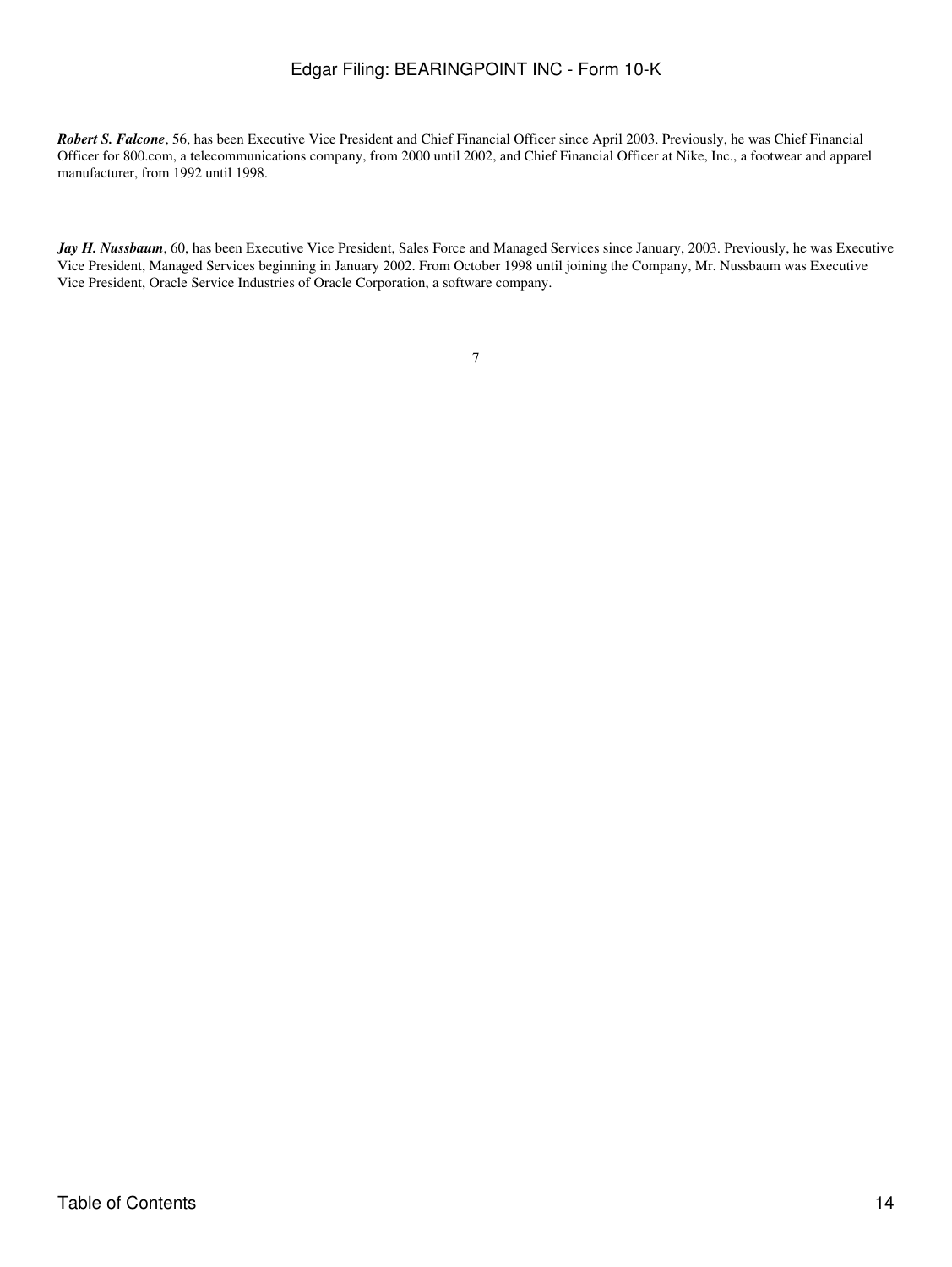***Robert S. Falcone***, 56, has been Executive Vice President and Chief Financial Officer since April 2003. Previously, he was Chief Financial Officer for 800.com, a telecommunications company, from 2000 until 2002, and Chief Financial Officer at Nike, Inc., a footwear and apparel manufacturer, from 1992 until 1998.

***Jay H. Nussbaum***, 60, has been Executive Vice President, Sales Force and Managed Services since January, 2003. Previously, he was Executive Vice President, Managed Services beginning in January 2002. From October 1998 until joining the Company, Mr. Nussbaum was Executive Vice President, Oracle Service Industries of Oracle Corporation, a software company.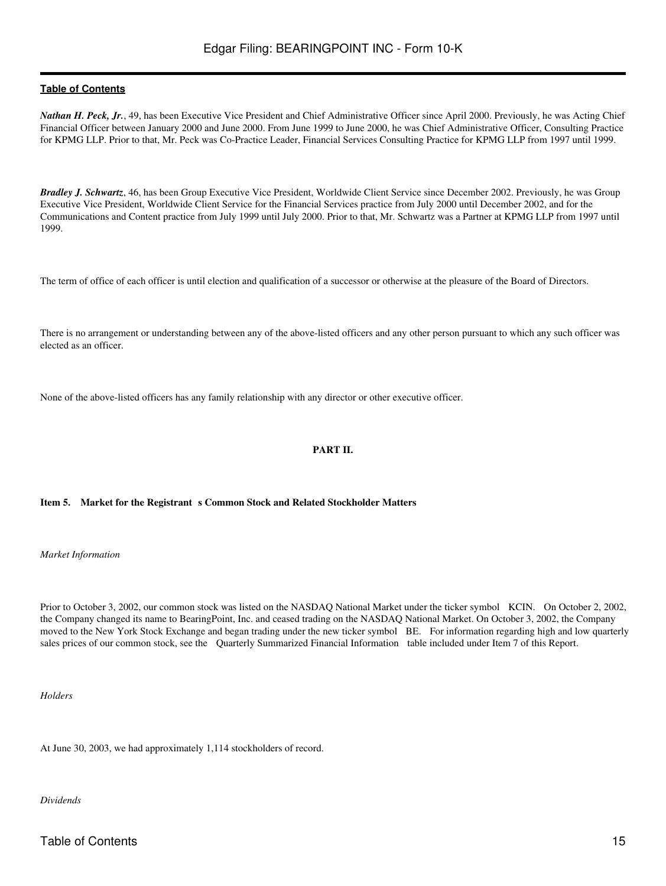**Table of Contents**

***Nathan H. Peck, Jr.***, 49, has been Executive Vice President and Chief Administrative Officer since April 2000. Previously, he was Acting Chief Financial Officer between January 2000 and June 2000. From June 1999 to June 2000, he was Chief Administrative Officer, Consulting Practice for KPMG LLP. Prior to that, Mr. Peck was Co-Practice Leader, Financial Services Consulting Practice for KPMG LLP from 1997 until 1999.

***Bradley J. Schwartz***, 46, has been Group Executive Vice President, Worldwide Client Service since December 2002. Previously, he was Group Executive Vice President, Worldwide Client Service for the Financial Services practice from July 2000 until December 2002, and for the Communications and Content practice from July 1999 until July 2000. Prior to that, Mr. Schwartz was a Partner at KPMG LLP from 1997 until 1999.

The term of office of each officer is until election and qualification of a successor or otherwise at the pleasure of the Board of Directors.

There is no arrangement or understanding between any of the above-listed officers and any other person pursuant to which any such officer was elected as an officer.

None of the above-listed officers has any family relationship with any director or other executive officer.

## PART II.

### Item 5. Market for the Registrant s Common Stock and Related Stockholder Matters

*Market Information*

Prior to October 3, 2002, our common stock was listed on the NASDAQ National Market under the ticker symbol KCIN. On October 2, 2002, the Company changed its name to BearingPoint, Inc. and ceased trading on the NASDAQ National Market. On October 3, 2002, the Company moved to the New York Stock Exchange and began trading under the new ticker symbol BE. For information regarding high and low quarterly sales prices of our common stock, see the Quarterly Summarized Financial Information table included under Item 7 of this Report.

*Holders*

At June 30, 2003, we had approximately 1,114 stockholders of record.

*Dividends*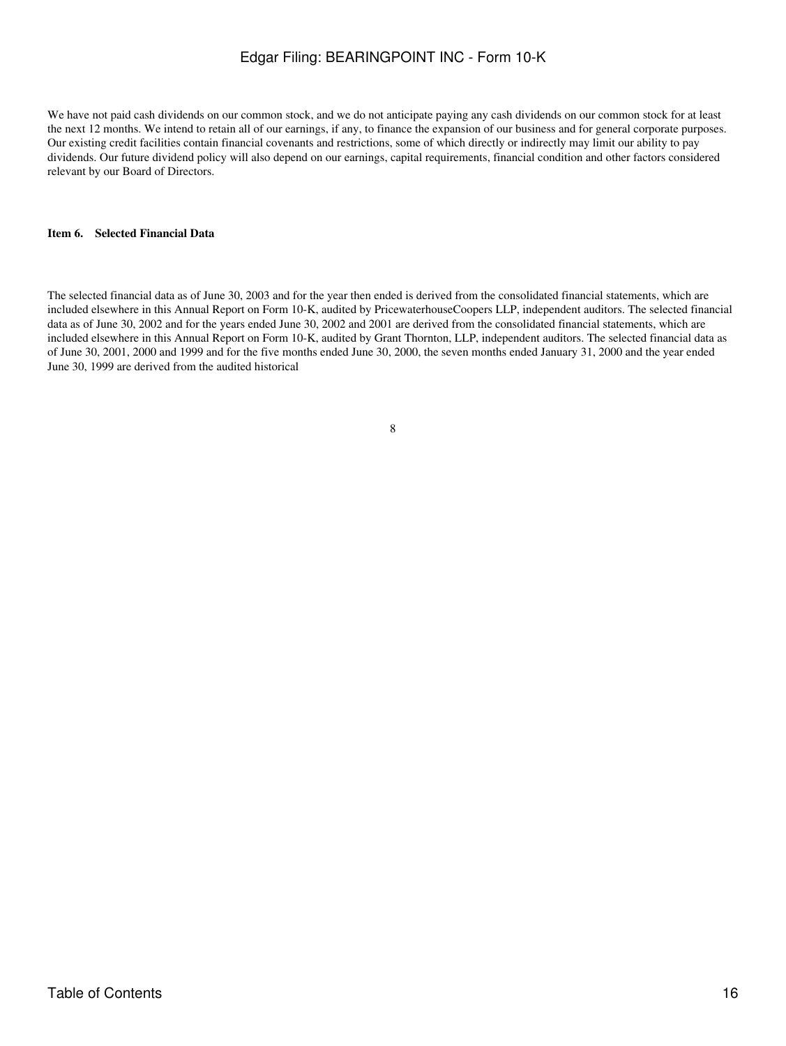We have not paid cash dividends on our common stock, and we do not anticipate paying any cash dividends on our common stock for at least the next 12 months. We intend to retain all of our earnings, if any, to finance the expansion of our business and for general corporate purposes. Our existing credit facilities contain financial covenants and restrictions, some of which directly or indirectly may limit our ability to pay dividends. Our future dividend policy will also depend on our earnings, capital requirements, financial condition and other factors considered relevant by our Board of Directors.

**Item 6. Selected Financial Data**

The selected financial data as of June 30, 2003 and for the year then ended is derived from the consolidated financial statements, which are included elsewhere in this Annual Report on Form 10-K, audited by PricewaterhouseCoopers LLP, independent auditors. The selected financial data as of June 30, 2002 and for the years ended June 30, 2002 and 2001 are derived from the consolidated financial statements, which are included elsewhere in this Annual Report on Form 10-K, audited by Grant Thornton, LLP, independent auditors. The selected financial data as of June 30, 2001, 2000 and 1999 and for the five months ended June 30, 2000, the seven months ended January 31, 2000 and the year ended June 30, 1999 are derived from the audited historical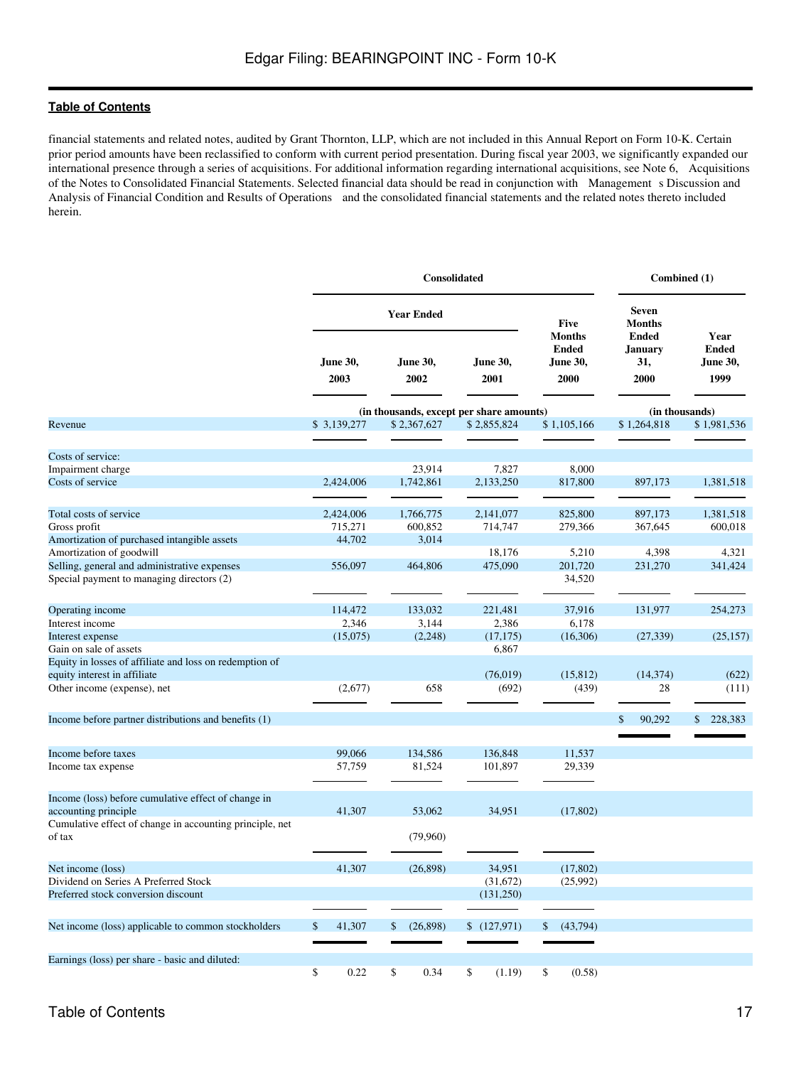financial statements and related notes, audited by Grant Thornton, LLP, which are not included in this Annual Report on Form 10-K. Certain prior period amounts have been reclassified to conform with current period presentation. During fiscal year 2003, we significantly expanded our international presence through a series of acquisitions. For additional information regarding international acquisitions, see Note 6, Acquisitions of the Notes to Consolidated Financial Statements. Selected financial data should be read in conjunction with Management s Discussion and Analysis of Financial Condition and Results of Operations and the consolidated financial statements and the related notes thereto included herein.

| | Consolidated | | | | Combined (1) | |
|---|---|---|---|---|---|---|
| | Year Ended | | | Five Months Ended June 30, 2000 | Seven Months Ended January 31, 2000 | Year Ended June 30, 1999 |
| | June 30, 2003 | June 30, 2002 | June 30, 2001 | | | |
| | (in thousands, except per share amounts) | | | | (in thousands) | |
| Revenue | $ 3,139,277 | $ 2,367,627 | $ 2,855,824 | $ 1,105,166 | $ 1,264,818 | $ 1,981,536 |
| Costs of service: | | | | | | |
| Impairment charge | | 23,914 | 7,827 | 8,000 | | |
| Costs of service | 2,424,006 | 1,742,861 | 2,133,250 | 817,800 | 897,173 | 1,381,518 |
| Total costs of service | 2,424,006 | 1,766,775 | 2,141,077 | 825,800 | 897,173 | 1,381,518 |
| Gross profit | 715,271 | 600,852 | 714,747 | 279,366 | 367,645 | 600,018 |
| Amortization of purchased intangible assets | 44,702 | 3,014 | | | | |
| Amortization of goodwill | | | 18,176 | 5,210 | 4,398 | 4,321 |
| Selling, general and administrative expenses | 556,097 | 464,806 | 475,090 | 201,720 | 231,270 | 341,424 |
| Special payment to managing directors (2) | | | | 34,520 | | |
| Operating income | 114,472 | 133,032 | 221,481 | 37,916 | 131,977 | 254,273 |
| Interest income | 2,346 | 3,144 | 2,386 | 6,178 | | |
| Interest expense | (15,075) | (2,248) | (17,175) | (16,306) | (27,339) | (25,157) |
| Gain on sale of assets | | | 6,867 | | | |
| Equity in losses of affiliate and loss on redemption of equity interest in affiliate | | | (76,019) | (15,812) | (14,374) | (622) |
| Other income (expense), net | (2,677) | 658 | (692) | (439) | 28 | (111) |
| Income before partner distributions and benefits (1) | | | | | $ 90,292 | $ 228,383 |
| Income before taxes | 99,066 | 134,586 | 136,848 | 11,537 | | |
| Income tax expense | 57,759 | 81,524 | 101,897 | 29,339 | | |
| Income (loss) before cumulative effect of change in accounting principle | 41,307 | 53,062 | 34,951 | (17,802) | | |
| Cumulative effect of change in accounting principle, net of tax | | (79,960) | | | | |
| Net income (loss) | 41,307 | (26,898) | 34,951 | (17,802) | | |
| Dividend on Series A Preferred Stock | | | (31,672) | (25,992) | | |
| Preferred stock conversion discount | | | (131,250) | | | |
| Net income (loss) applicable to common stockholders | $ 41,307 | $ (26,898) | $ (127,971) | $ (43,794) | | |
| Earnings (loss) per share - basic and diluted: | | | | | | |
| | $ 0.22 | $ 0.34 | $ (1.19) | $ (0.58) | | |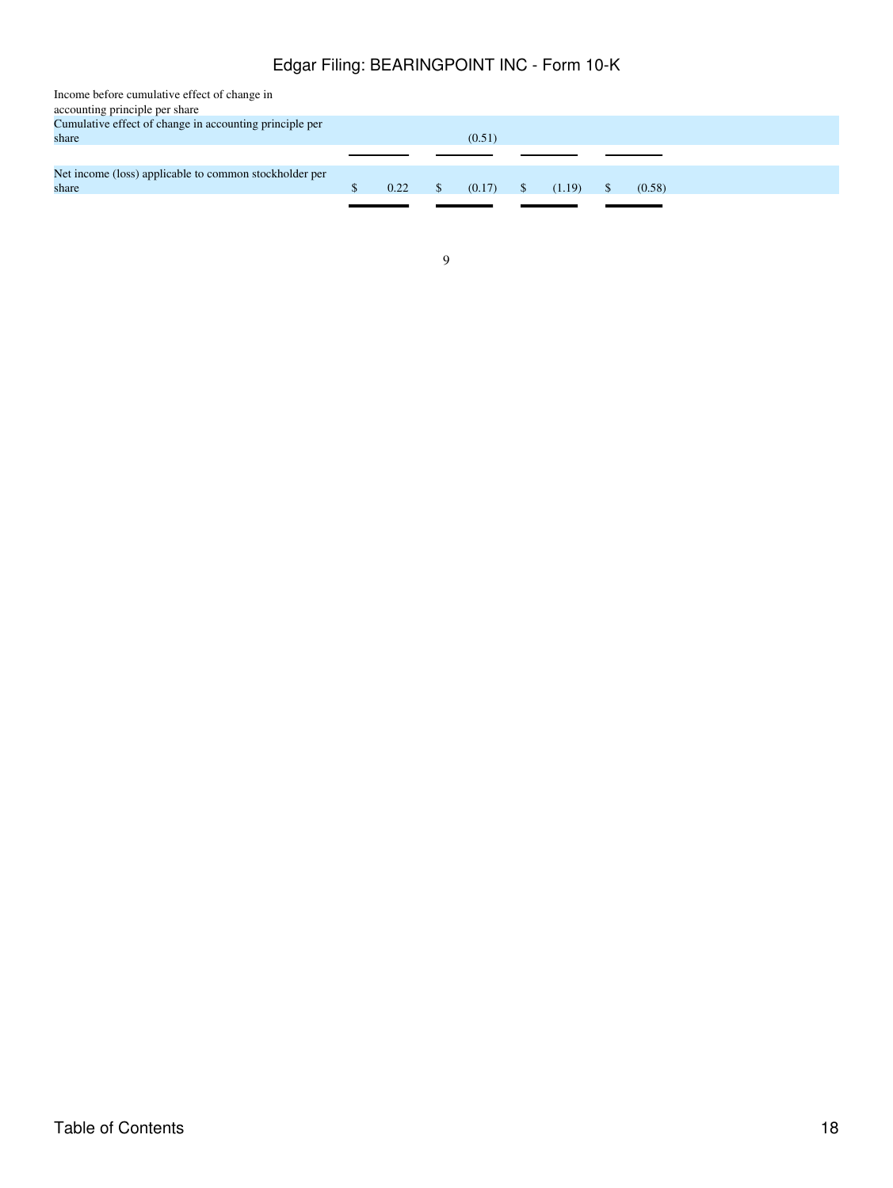| | | | | |
|---|---|---|---|---|
| Income before cumulative effect of change in accounting principle per share | | | | |
| Cumulative effect of change in accounting principle per share | | (0.51) | | |
| Net income (loss) applicable to common stockholder per share | $ 0.22 | $ (0.17) | $ (1.19) | $ (0.58) |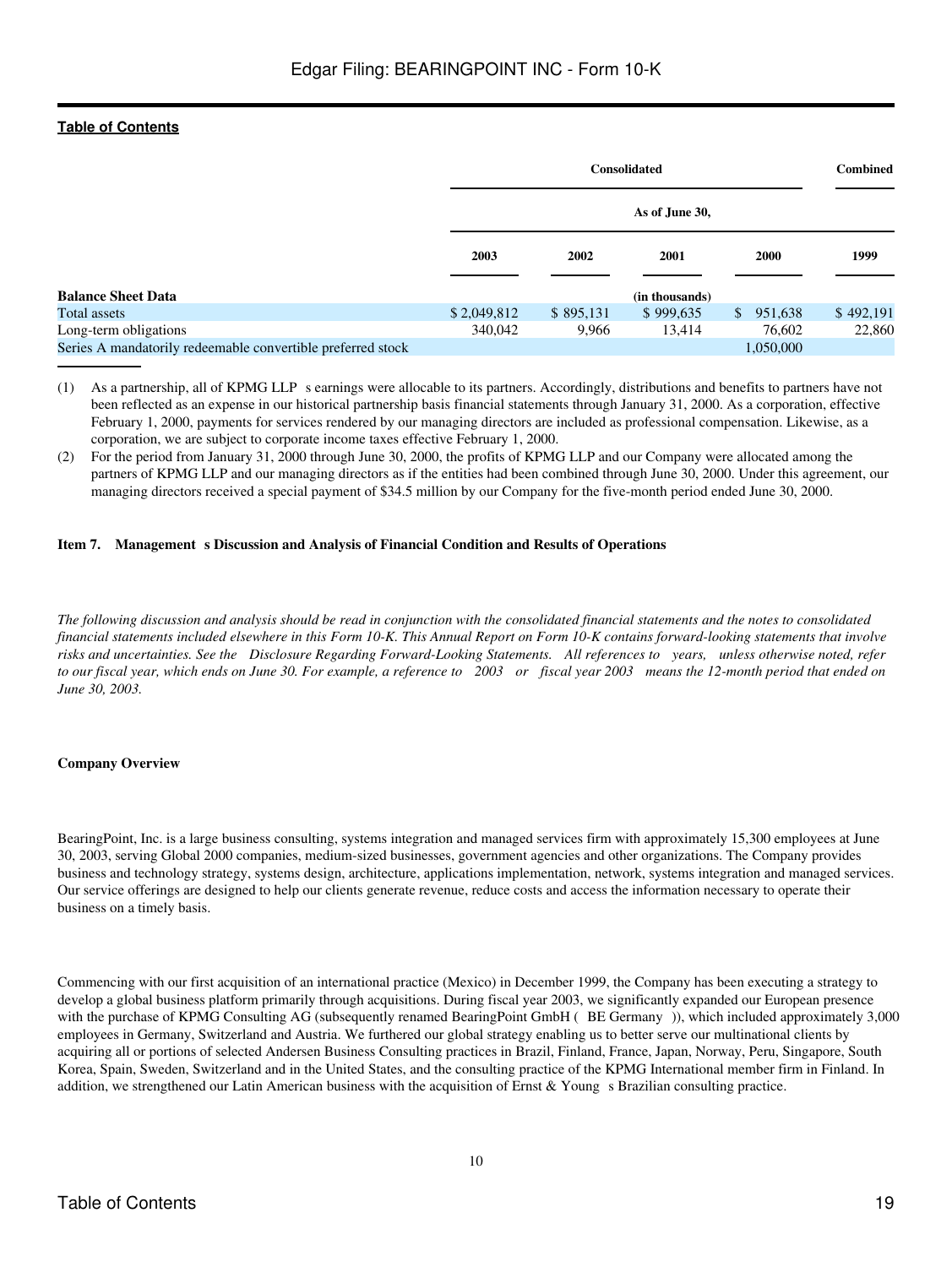| | Consolidated | | | | Combined |
|---|---|---|---|---|---|
| | As of June 30, | | | | |
| | 2003 | 2002 | 2001 | 2000 | 1999 |
| **Balance Sheet Data** | | | (in thousands) | | |
| Total assets | $ 2,049,812 | $ 895,131 | $ 999,635 | $ 951,638 | $ 492,191 |
| Long-term obligations | 340,042 | 9,966 | 13,414 | 76,602 | 22,860 |
| Series A mandatorily redeemable convertible preferred stock | | | | 1,050,000 | |

(1) As a partnership, all of KPMG LLP s earnings were allocable to its partners. Accordingly, distributions and benefits to partners have not been reflected as an expense in our historical partnership basis financial statements through January 31, 2000. As a corporation, effective February 1, 2000, payments for services rendered by our managing directors are included as professional compensation. Likewise, as a corporation, we are subject to corporate income taxes effective February 1, 2000.

(2) For the period from January 31, 2000 through June 30, 2000, the profits of KPMG LLP and our Company were allocated among the partners of KPMG LLP and our managing directors as if the entities had been combined through June 30, 2000. Under this agreement, our managing directors received a special payment of $34.5 million by our Company for the five-month period ended June 30, 2000.

**Item 7. Management s Discussion and Analysis of Financial Condition and Results of Operations**

*The following discussion and analysis should be read in conjunction with the consolidated financial statements and the notes to consolidated financial statements included elsewhere in this Form 10-K. This Annual Report on Form 10-K contains forward-looking statements that involve risks and uncertainties. See the Disclosure Regarding Forward-Looking Statements. All references to years, unless otherwise noted, refer to our fiscal year, which ends on June 30. For example, a reference to 2003 or fiscal year 2003 means the 12-month period that ended on June 30, 2003.*

**Company Overview**

BearingPoint, Inc. is a large business consulting, systems integration and managed services firm with approximately 15,300 employees at June 30, 2003, serving Global 2000 companies, medium-sized businesses, government agencies and other organizations. The Company provides business and technology strategy, systems design, architecture, applications implementation, network, systems integration and managed services. Our service offerings are designed to help our clients generate revenue, reduce costs and access the information necessary to operate their business on a timely basis.

Commencing with our first acquisition of an international practice (Mexico) in December 1999, the Company has been executing a strategy to develop a global business platform primarily through acquisitions. During fiscal year 2003, we significantly expanded our European presence with the purchase of KPMG Consulting AG (subsequently renamed BearingPoint GmbH ( BE Germany )), which included approximately 3,000 employees in Germany, Switzerland and Austria. We furthered our global strategy enabling us to better serve our multinational clients by acquiring all or portions of selected Andersen Business Consulting practices in Brazil, Finland, France, Japan, Norway, Peru, Singapore, South Korea, Spain, Sweden, Switzerland and in the United States, and the consulting practice of the KPMG International member firm in Finland. In addition, we strengthened our Latin American business with the acquisition of Ernst & Young s Brazilian consulting practice.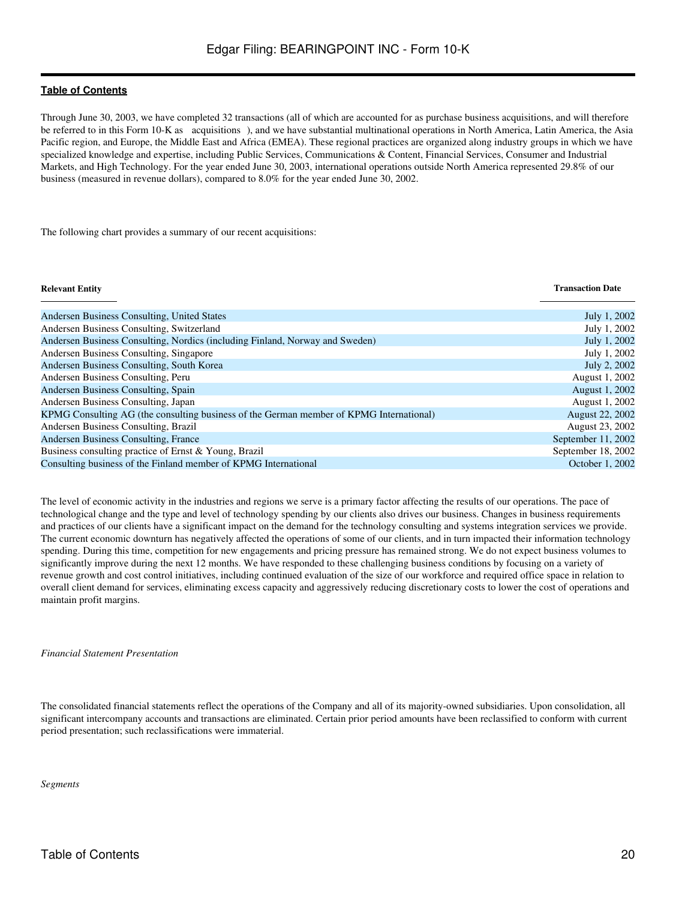Through June 30, 2003, we have completed 32 transactions (all of which are accounted for as purchase business acquisitions, and will therefore be referred to in this Form 10-K as acquisitions ), and we have substantial multinational operations in North America, Latin America, the Asia Pacific region, and Europe, the Middle East and Africa (EMEA). These regional practices are organized along industry groups in which we have specialized knowledge and expertise, including Public Services, Communications & Content, Financial Services, Consumer and Industrial Markets, and High Technology. For the year ended June 30, 2003, international operations outside North America represented 29.8% of our business (measured in revenue dollars), compared to 8.0% for the year ended June 30, 2002.

The following chart provides a summary of our recent acquisitions:

| Relevant Entity | Transaction Date |
|---|---|
| Andersen Business Consulting, United States | July 1, 2002 |
| Andersen Business Consulting, Switzerland | July 1, 2002 |
| Andersen Business Consulting, Nordics (including Finland, Norway and Sweden) | July 1, 2002 |
| Andersen Business Consulting, Singapore | July 1, 2002 |
| Andersen Business Consulting, South Korea | July 2, 2002 |
| Andersen Business Consulting, Peru | August 1, 2002 |
| Andersen Business Consulting, Spain | August 1, 2002 |
| Andersen Business Consulting, Japan | August 1, 2002 |
| KPMG Consulting AG (the consulting business of the German member of KPMG International) | August 22, 2002 |
| Andersen Business Consulting, Brazil | August 23, 2002 |
| Andersen Business Consulting, France | September 11, 2002 |
| Business consulting practice of Ernst & Young, Brazil | September 18, 2002 |
| Consulting business of the Finland member of KPMG International | October 1, 2002 |

The level of economic activity in the industries and regions we serve is a primary factor affecting the results of our operations. The pace of technological change and the type and level of technology spending by our clients also drives our business. Changes in business requirements and practices of our clients have a significant impact on the demand for the technology consulting and systems integration services we provide. The current economic downturn has negatively affected the operations of some of our clients, and in turn impacted their information technology spending. During this time, competition for new engagements and pricing pressure has remained strong. We do not expect business volumes to significantly improve during the next 12 months. We have responded to these challenging business conditions by focusing on a variety of revenue growth and cost control initiatives, including continued evaluation of the size of our workforce and required office space in relation to overall client demand for services, eliminating excess capacity and aggressively reducing discretionary costs to lower the cost of operations and maintain profit margins.

*Financial Statement Presentation*

The consolidated financial statements reflect the operations of the Company and all of its majority-owned subsidiaries. Upon consolidation, all significant intercompany accounts and transactions are eliminated. Certain prior period amounts have been reclassified to conform with current period presentation; such reclassifications were immaterial.

*Segments*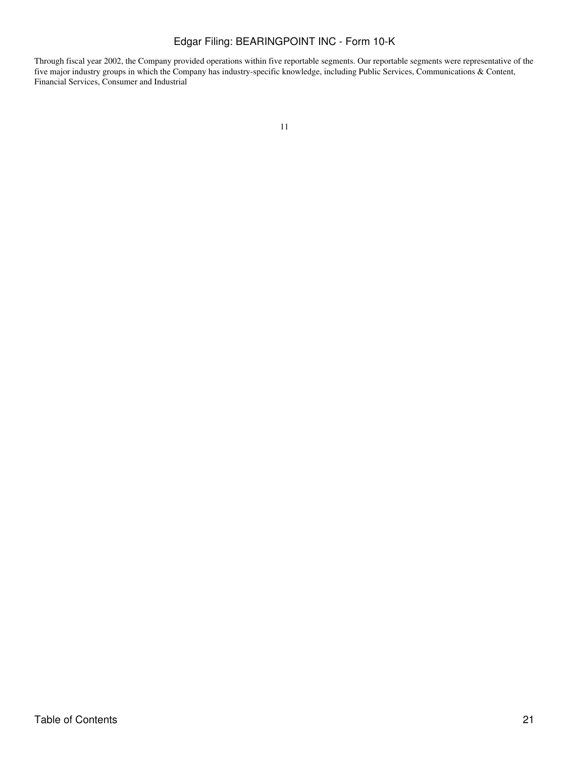Through fiscal year 2002, the Company provided operations within five reportable segments. Our reportable segments were representative of the five major industry groups in which the Company has industry-specific knowledge, including Public Services, Communications & Content, Financial Services, Consumer and Industrial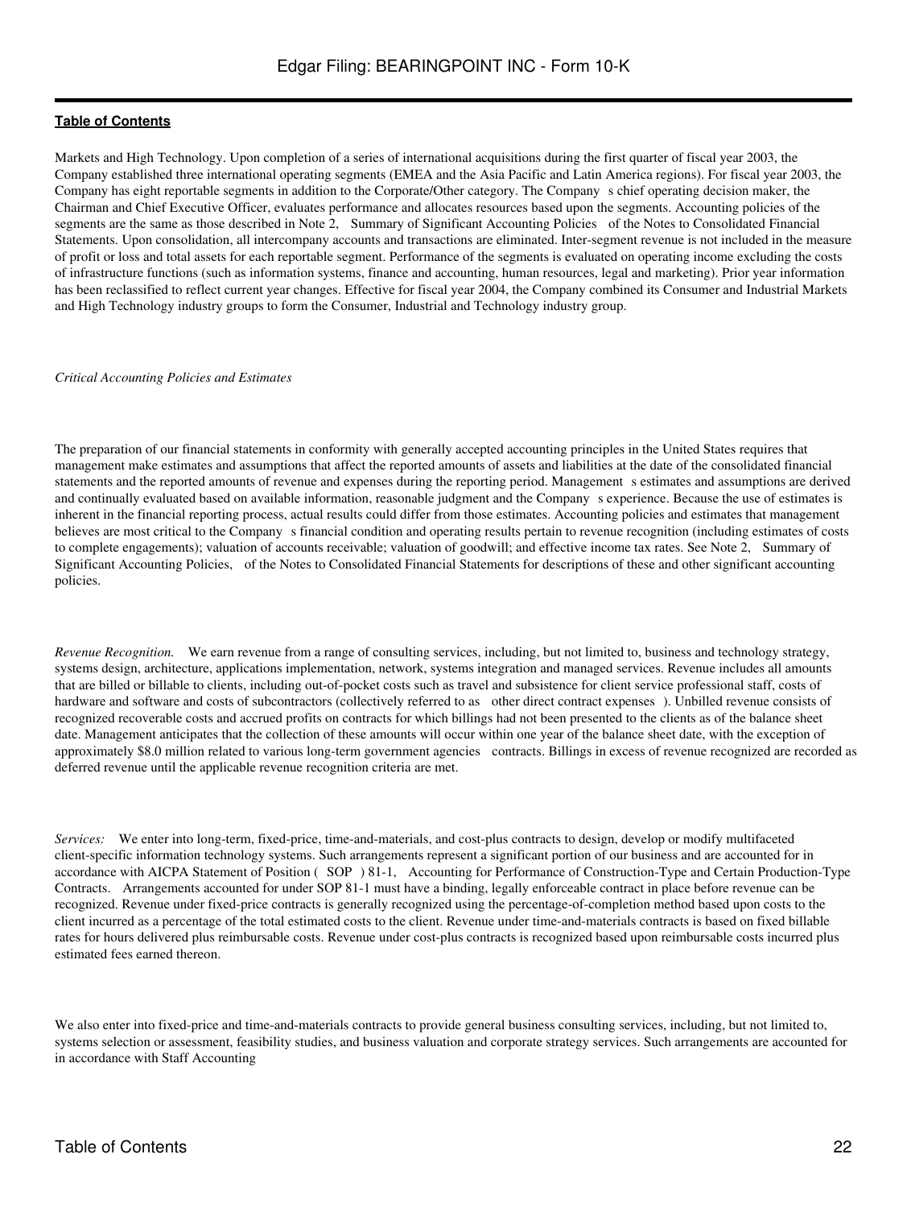Markets and High Technology. Upon completion of a series of international acquisitions during the first quarter of fiscal year 2003, the Company established three international operating segments (EMEA and the Asia Pacific and Latin America regions). For fiscal year 2003, the Company has eight reportable segments in addition to the Corporate/Other category. The Company s chief operating decision maker, the Chairman and Chief Executive Officer, evaluates performance and allocates resources based upon the segments. Accounting policies of the segments are the same as those described in Note 2, Summary of Significant Accounting Policies of the Notes to Consolidated Financial Statements. Upon consolidation, all intercompany accounts and transactions are eliminated. Inter-segment revenue is not included in the measure of profit or loss and total assets for each reportable segment. Performance of the segments is evaluated on operating income excluding the costs of infrastructure functions (such as information systems, finance and accounting, human resources, legal and marketing). Prior year information has been reclassified to reflect current year changes. Effective for fiscal year 2004, the Company combined its Consumer and Industrial Markets and High Technology industry groups to form the Consumer, Industrial and Technology industry group.

*Critical Accounting Policies and Estimates*

The preparation of our financial statements in conformity with generally accepted accounting principles in the United States requires that management make estimates and assumptions that affect the reported amounts of assets and liabilities at the date of the consolidated financial statements and the reported amounts of revenue and expenses during the reporting period. Management s estimates and assumptions are derived and continually evaluated based on available information, reasonable judgment and the Company s experience. Because the use of estimates is inherent in the financial reporting process, actual results could differ from those estimates. Accounting policies and estimates that management believes are most critical to the Company s financial condition and operating results pertain to revenue recognition (including estimates of costs to complete engagements); valuation of accounts receivable; valuation of goodwill; and effective income tax rates. See Note 2, Summary of Significant Accounting Policies, of the Notes to Consolidated Financial Statements for descriptions of these and other significant accounting policies.

*Revenue Recognition.* We earn revenue from a range of consulting services, including, but not limited to, business and technology strategy, systems design, architecture, applications implementation, network, systems integration and managed services. Revenue includes all amounts that are billed or billable to clients, including out-of-pocket costs such as travel and subsistence for client service professional staff, costs of hardware and software and costs of subcontractors (collectively referred to as other direct contract expenses ). Unbilled revenue consists of recognized recoverable costs and accrued profits on contracts for which billings had not been presented to the clients as of the balance sheet date. Management anticipates that the collection of these amounts will occur within one year of the balance sheet date, with the exception of approximately $8.0 million related to various long-term government agencies contracts. Billings in excess of revenue recognized are recorded as deferred revenue until the applicable revenue recognition criteria are met.

*Services:* We enter into long-term, fixed-price, time-and-materials, and cost-plus contracts to design, develop or modify multifaceted client-specific information technology systems. Such arrangements represent a significant portion of our business and are accounted for in accordance with AICPA Statement of Position ( SOP ) 81-1, Accounting for Performance of Construction-Type and Certain Production-Type Contracts. Arrangements accounted for under SOP 81-1 must have a binding, legally enforceable contract in place before revenue can be recognized. Revenue under fixed-price contracts is generally recognized using the percentage-of-completion method based upon costs to the client incurred as a percentage of the total estimated costs to the client. Revenue under time-and-materials contracts is based on fixed billable rates for hours delivered plus reimbursable costs. Revenue under cost-plus contracts is recognized based upon reimbursable costs incurred plus estimated fees earned thereon.

We also enter into fixed-price and time-and-materials contracts to provide general business consulting services, including, but not limited to, systems selection or assessment, feasibility studies, and business valuation and corporate strategy services. Such arrangements are accounted for in accordance with Staff Accounting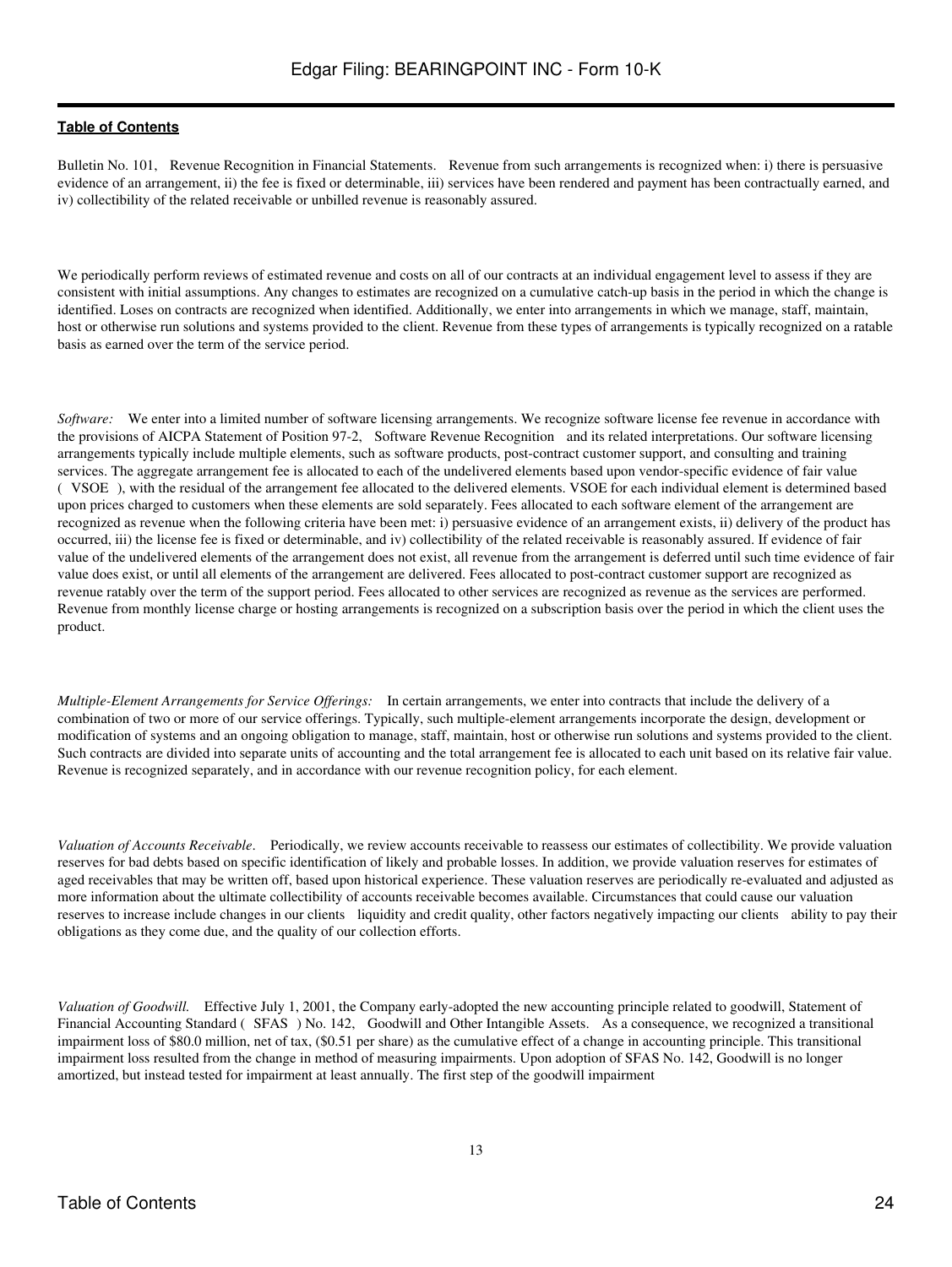Bulletin No. 101, Revenue Recognition in Financial Statements. Revenue from such arrangements is recognized when: i) there is persuasive evidence of an arrangement, ii) the fee is fixed or determinable, iii) services have been rendered and payment has been contractually earned, and iv) collectibility of the related receivable or unbilled revenue is reasonably assured.

We periodically perform reviews of estimated revenue and costs on all of our contracts at an individual engagement level to assess if they are consistent with initial assumptions. Any changes to estimates are recognized on a cumulative catch-up basis in the period in which the change is identified. Losses on contracts are recognized when identified. Additionally, we enter into arrangements in which we manage, staff, maintain, host or otherwise run solutions and systems provided to the client. Revenue from these types of arrangements is typically recognized on a ratable basis as earned over the term of the service period.

*Software:* We enter into a limited number of software licensing arrangements. We recognize software license fee revenue in accordance with the provisions of AICPA Statement of Position 97-2, Software Revenue Recognition and its related interpretations. Our software licensing arrangements typically include multiple elements, such as software products, post-contract customer support, and consulting and training services. The aggregate arrangement fee is allocated to each of the undelivered elements based upon vendor-specific evidence of fair value ( VSOE ), with the residual of the arrangement fee allocated to the delivered elements. VSOE for each individual element is determined based upon prices charged to customers when these elements are sold separately. Fees allocated to each software element of the arrangement are recognized as revenue when the following criteria have been met: i) persuasive evidence of an arrangement exists, ii) delivery of the product has occurred, iii) the license fee is fixed or determinable, and iv) collectibility of the related receivable is reasonably assured. If evidence of fair value of the undelivered elements of the arrangement does not exist, all revenue from the arrangement is deferred until such time evidence of fair value does exist, or until all elements of the arrangement are delivered. Fees allocated to post-contract customer support are recognized as revenue ratably over the term of the support period. Fees allocated to other services are recognized as revenue as the services are performed. Revenue from monthly license charge or hosting arrangements is recognized on a subscription basis over the period in which the client uses the product.

*Multiple-Element Arrangements for Service Offerings:* In certain arrangements, we enter into contracts that include the delivery of a combination of two or more of our service offerings. Typically, such multiple-element arrangements incorporate the design, development or modification of systems and an ongoing obligation to manage, staff, maintain, host or otherwise run solutions and systems provided to the client. Such contracts are divided into separate units of accounting and the total arrangement fee is allocated to each unit based on its relative fair value. Revenue is recognized separately, and in accordance with our revenue recognition policy, for each element.

*Valuation of Accounts Receivable*. Periodically, we review accounts receivable to reassess our estimates of collectibility. We provide valuation reserves for bad debts based on specific identification of likely and probable losses. In addition, we provide valuation reserves for estimates of aged receivables that may be written off, based upon historical experience. These valuation reserves are periodically re-evaluated and adjusted as more information about the ultimate collectibility of accounts receivable becomes available. Circumstances that could cause our valuation reserves to increase include changes in our clients liquidity and credit quality, other factors negatively impacting our clients ability to pay their obligations as they come due, and the quality of our collection efforts.

*Valuation of Goodwill.* Effective July 1, 2001, the Company early-adopted the new accounting principle related to goodwill, Statement of Financial Accounting Standard ( SFAS ) No. 142, Goodwill and Other Intangible Assets. As a consequence, we recognized a transitional impairment loss of $80.0 million, net of tax, ($0.51 per share) as the cumulative effect of a change in accounting principle. This transitional impairment loss resulted from the change in method of measuring impairments. Upon adoption of SFAS No. 142, Goodwill is no longer amortized, but instead tested for impairment at least annually. The first step of the goodwill impairment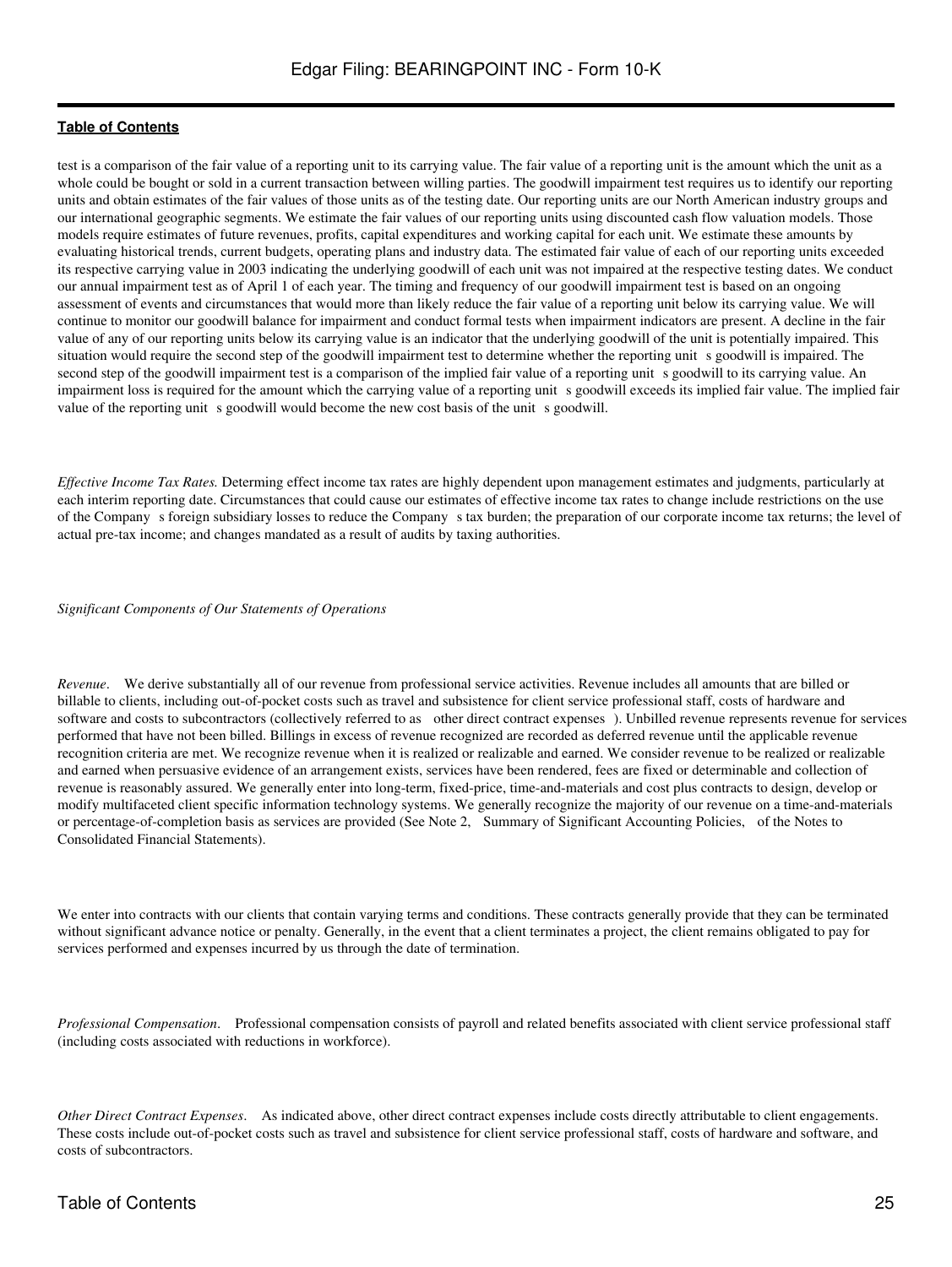test is a comparison of the fair value of a reporting unit to its carrying value. The fair value of a reporting unit is the amount which the unit as a whole could be bought or sold in a current transaction between willing parties. The goodwill impairment test requires us to identify our reporting units and obtain estimates of the fair values of those units as of the testing date. Our reporting units are our North American industry groups and our international geographic segments. We estimate the fair values of our reporting units using discounted cash flow valuation models. Those models require estimates of future revenues, profits, capital expenditures and working capital for each unit. We estimate these amounts by evaluating historical trends, current budgets, operating plans and industry data. The estimated fair value of each of our reporting units exceeded its respective carrying value in 2003 indicating the underlying goodwill of each unit was not impaired at the respective testing dates. We conduct our annual impairment test as of April 1 of each year. The timing and frequency of our goodwill impairment test is based on an ongoing assessment of events and circumstances that would more than likely reduce the fair value of a reporting unit below its carrying value. We will continue to monitor our goodwill balance for impairment and conduct formal tests when impairment indicators are present. A decline in the fair value of any of our reporting units below its carrying value is an indicator that the underlying goodwill of the unit is potentially impaired. This situation would require the second step of the goodwill impairment test to determine whether the reporting unit s goodwill is impaired. The second step of the goodwill impairment test is a comparison of the implied fair value of a reporting unit s goodwill to its carrying value. An impairment loss is required for the amount which the carrying value of a reporting unit s goodwill exceeds its implied fair value. The implied fair value of the reporting unit s goodwill would become the new cost basis of the unit s goodwill.

*Effective Income Tax Rates.* Determing effect income tax rates are highly dependent upon management estimates and judgments, particularly at each interim reporting date. Circumstances that could cause our estimates of effective income tax rates to change include restrictions on the use of the Company s foreign subsidiary losses to reduce the Company s tax burden; the preparation of our corporate income tax returns; the level of actual pre-tax income; and changes mandated as a result of audits by taxing authorities.

*Significant Components of Our Statements of Operations*

*Revenue*. We derive substantially all of our revenue from professional service activities. Revenue includes all amounts that are billed or billable to clients, including out-of-pocket costs such as travel and subsistence for client service professional staff, costs of hardware and software and costs to subcontractors (collectively referred to as other direct contract expenses ). Unbilled revenue represents revenue for services performed that have not been billed. Billings in excess of revenue recognized are recorded as deferred revenue until the applicable revenue recognition criteria are met. We recognize revenue when it is realized or realizable and earned. We consider revenue to be realized or realizable and earned when persuasive evidence of an arrangement exists, services have been rendered, fees are fixed or determinable and collection of revenue is reasonably assured. We generally enter into long-term, fixed-price, time-and-materials and cost plus contracts to design, develop or modify multifaceted client specific information technology systems. We generally recognize the majority of our revenue on a time-and-materials or percentage-of-completion basis as services are provided (See Note 2, Summary of Significant Accounting Policies, of the Notes to Consolidated Financial Statements).

We enter into contracts with our clients that contain varying terms and conditions. These contracts generally provide that they can be terminated without significant advance notice or penalty. Generally, in the event that a client terminates a project, the client remains obligated to pay for services performed and expenses incurred by us through the date of termination.

*Professional Compensation*. Professional compensation consists of payroll and related benefits associated with client service professional staff (including costs associated with reductions in workforce).

*Other Direct Contract Expenses*. As indicated above, other direct contract expenses include costs directly attributable to client engagements. These costs include out-of-pocket costs such as travel and subsistence for client service professional staff, costs of hardware and software, and costs of subcontractors.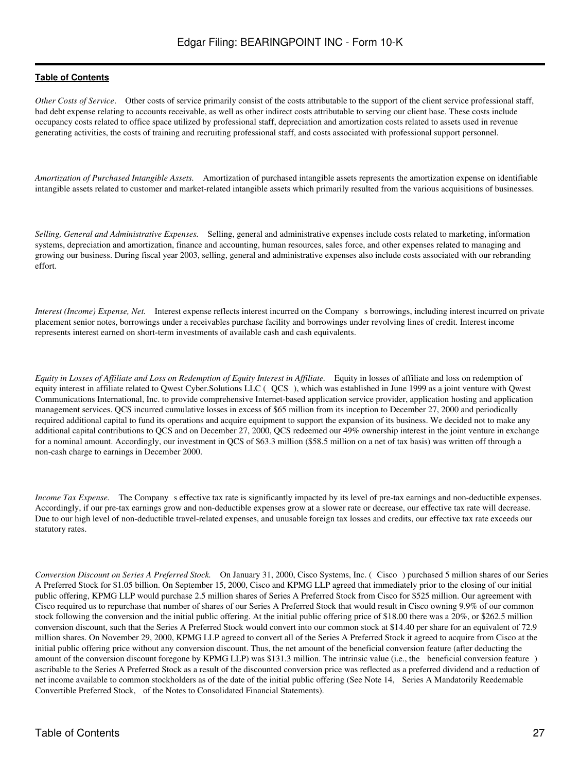**Table of Contents**

*Other Costs of Service*. Other costs of service primarily consist of the costs attributable to the support of the client service professional staff, bad debt expense relating to accounts receivable, as well as other indirect costs attributable to serving our client base. These costs include occupancy costs related to office space utilized by professional staff, depreciation and amortization costs related to assets used in revenue generating activities, the costs of training and recruiting professional staff, and costs associated with professional support personnel.

*Amortization of Purchased Intangible Assets.* Amortization of purchased intangible assets represents the amortization expense on identifiable intangible assets related to customer and market-related intangible assets which primarily resulted from the various acquisitions of businesses.

*Selling, General and Administrative Expenses.* Selling, general and administrative expenses include costs related to marketing, information systems, depreciation and amortization, finance and accounting, human resources, sales force, and other expenses related to managing and growing our business. During fiscal year 2003, selling, general and administrative expenses also include costs associated with our rebranding effort.

*Interest (Income) Expense, Net.* Interest expense reflects interest incurred on the Company s borrowings, including interest incurred on private placement senior notes, borrowings under a receivables purchase facility and borrowings under revolving lines of credit. Interest income represents interest earned on short-term investments of available cash and cash equivalents.

*Equity in Losses of Affiliate and Loss on Redemption of Equity Interest in Affiliate.* Equity in losses of affiliate and loss on redemption of equity interest in affiliate related to Qwest Cyber.Solutions LLC ( QCS ), which was established in June 1999 as a joint venture with Qwest Communications International, Inc. to provide comprehensive Internet-based application service provider, application hosting and application management services. QCS incurred cumulative losses in excess of $65 million from its inception to December 27, 2000 and periodically required additional capital to fund its operations and acquire equipment to support the expansion of its business. We decided not to make any additional capital contributions to QCS and on December 27, 2000, QCS redeemed our 49% ownership interest in the joint venture in exchange for a nominal amount. Accordingly, our investment in QCS of $63.3 million ($58.5 million on a net of tax basis) was written off through a non-cash charge to earnings in December 2000.

*Income Tax Expense.* The Company s effective tax rate is significantly impacted by its level of pre-tax earnings and non-deductible expenses. Accordingly, if our pre-tax earnings grow and non-deductible expenses grow at a slower rate or decrease, our effective tax rate will decrease. Due to our high level of non-deductible travel-related expenses, and unusable foreign tax losses and credits, our effective tax rate exceeds our statutory rates.

*Conversion Discount on Series A Preferred Stock.* On January 31, 2000, Cisco Systems, Inc. ( Cisco ) purchased 5 million shares of our Series A Preferred Stock for $1.05 billion. On September 15, 2000, Cisco and KPMG LLP agreed that immediately prior to the closing of our initial public offering, KPMG LLP would purchase 2.5 million shares of Series A Preferred Stock from Cisco for $525 million. Our agreement with Cisco required us to repurchase that number of shares of our Series A Preferred Stock that would result in Cisco owning 9.9% of our common stock following the conversion and the initial public offering. At the initial public offering price of $18.00 there was a 20%, or $262.5 million conversion discount, such that the Series A Preferred Stock would convert into our common stock at $14.40 per share for an equivalent of 72.9 million shares. On November 29, 2000, KPMG LLP agreed to convert all of the Series A Preferred Stock it agreed to acquire from Cisco at the initial public offering price without any conversion discount. Thus, the net amount of the beneficial conversion feature (after deducting the amount of the conversion discount foregone by KPMG LLP) was $131.3 million. The intrinsic value (i.e., the beneficial conversion feature ) ascribable to the Series A Preferred Stock as a result of the discounted conversion price was reflected as a preferred dividend and a reduction of net income available to common stockholders as of the date of the initial public offering (See Note 14, Series A Mandatorily Reedemable Convertible Preferred Stock, of the Notes to Consolidated Financial Statements).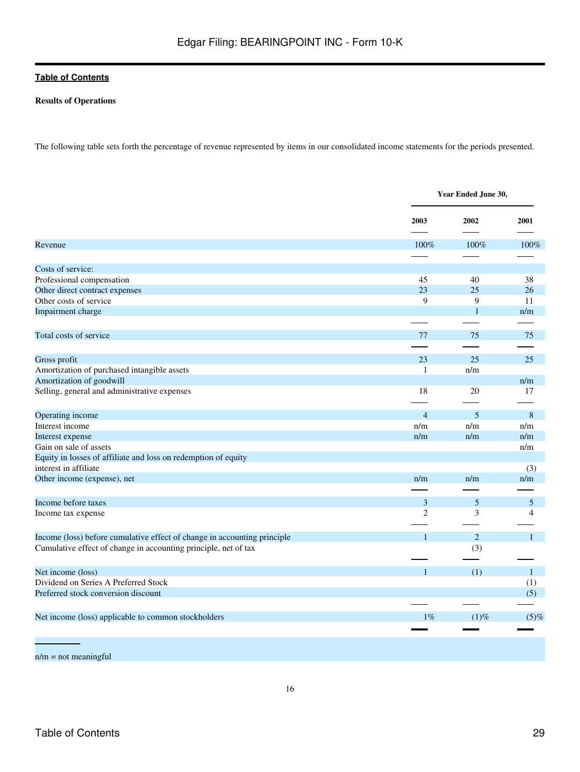[Table of Contents](#)

**Results of Operations**

The following table sets forth the percentage of revenue represented by items in our consolidated income statements for the periods presented.

| | Year Ended June 30, | | |
|---|---|---|---|
| | 2003 | 2002 | 2001 |
| Revenue | 100% | 100% | 100% |
| Costs of service: | | | |
| Professional compensation | 45 | 40 | 38 |
| Other direct contract expenses | 23 | 25 | 26 |
| Other costs of service | 9 | 9 | 11 |
| Impairment charge | | 1 | n/m |
| Total costs of service | 77 | 75 | 75 |
| Gross profit | 23 | 25 | 25 |
| Amortization of purchased intangible assets | 1 | n/m | |
| Amortization of goodwill | | | n/m |
| Selling, general and administrative expenses | 18 | 20 | 17 |
| Operating income | 4 | 5 | 8 |
| Interest income | n/m | n/m | n/m |
| Interest expense | n/m | n/m | n/m |
| Gain on sale of assets | | | n/m |
| Equity in losses of affiliate and loss on redemption of equity interest in affiliate | | | (3) |
| Other income (expense), net | n/m | n/m | n/m |
| Income before taxes | 3 | 5 | 5 |
| Income tax expense | 2 | 3 | 4 |
| Income (loss) before cumulative effect of change in accounting principle | 1 | 2 | 1 |
| Cumulative effect of change in accounting principle, net of tax | | (3) | |
| Net income (loss) | 1 | (1) | 1 |
| Dividend on Series A Preferred Stock | | | (1) |
| Preferred stock conversion discount | | | (5) |
| Net income (loss) applicable to common stockholders | 1% | (1)% | (5)% |

n/m = not meaningful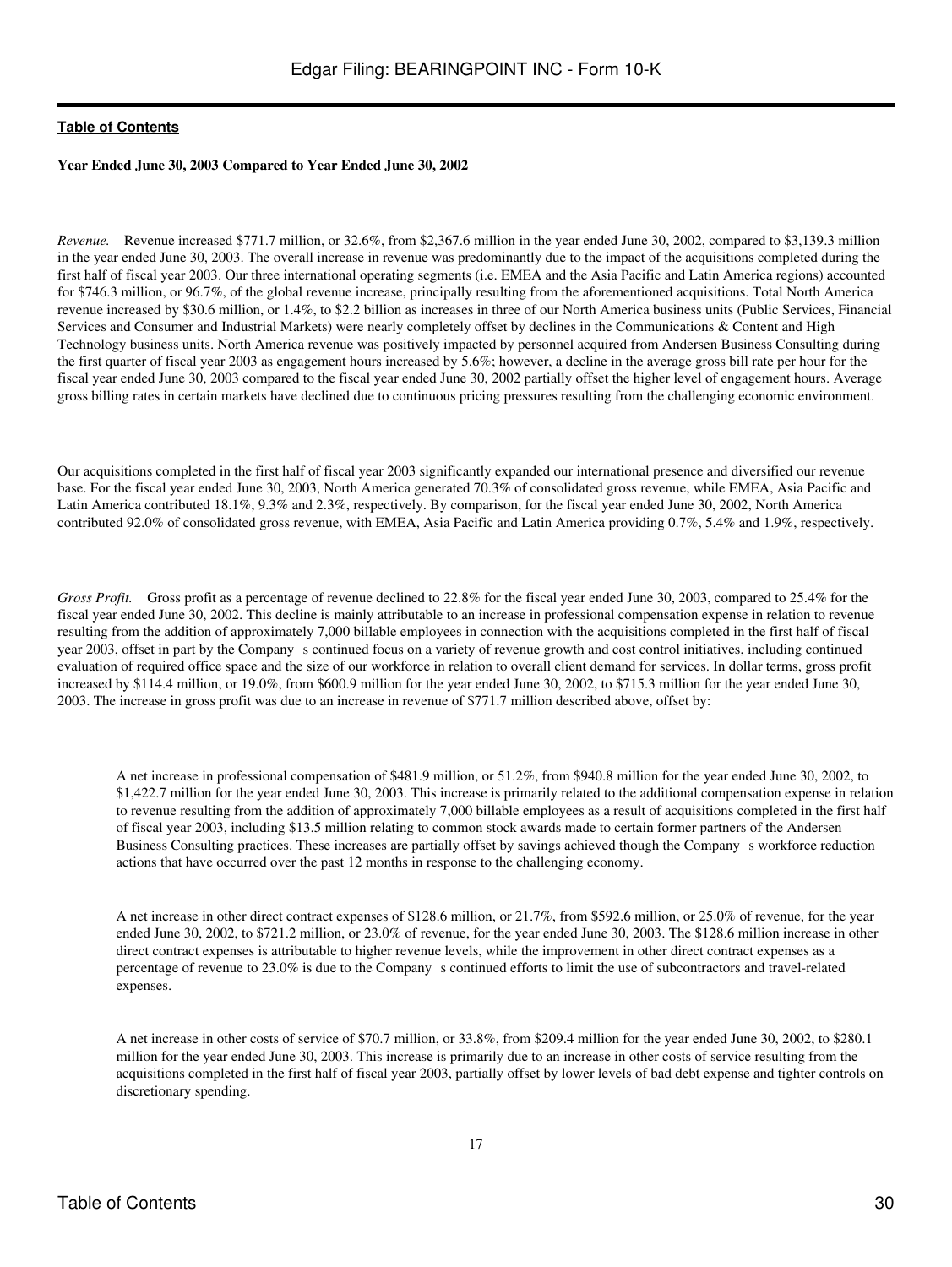[Table of Contents](#)

**Year Ended June 30, 2003 Compared to Year Ended June 30, 2002**

*Revenue.* Revenue increased $771.7 million, or 32.6%, from $2,367.6 million in the year ended June 30, 2002, compared to $3,139.3 million in the year ended June 30, 2003. The overall increase in revenue was predominantly due to the impact of the acquisitions completed during the first half of fiscal year 2003. Our three international operating segments (i.e. EMEA and the Asia Pacific and Latin America regions) accounted for $746.3 million, or 96.7%, of the global revenue increase, principally resulting from the aforementioned acquisitions. Total North America revenue increased by $30.6 million, or 1.4%, to $2.2 billion as increases in three of our North America business units (Public Services, Financial Services and Consumer and Industrial Markets) were nearly completely offset by declines in the Communications & Content and High Technology business units. North America revenue was positively impacted by personnel acquired from Andersen Business Consulting during the first quarter of fiscal year 2003 as engagement hours increased by 5.6%; however, a decline in the average gross bill rate per hour for the fiscal year ended June 30, 2003 compared to the fiscal year ended June 30, 2002 partially offset the higher level of engagement hours. Average gross billing rates in certain markets have declined due to continuous pricing pressures resulting from the challenging economic environment.

Our acquisitions completed in the first half of fiscal year 2003 significantly expanded our international presence and diversified our revenue base. For the fiscal year ended June 30, 2003, North America generated 70.3% of consolidated gross revenue, while EMEA, Asia Pacific and Latin America contributed 18.1%, 9.3% and 2.3%, respectively. By comparison, for the fiscal year ended June 30, 2002, North America contributed 92.0% of consolidated gross revenue, with EMEA, Asia Pacific and Latin America providing 0.7%, 5.4% and 1.9%, respectively.

*Gross Profit.* Gross profit as a percentage of revenue declined to 22.8% for the fiscal year ended June 30, 2003, compared to 25.4% for the fiscal year ended June 30, 2002. This decline is mainly attributable to an increase in professional compensation expense in relation to revenue resulting from the addition of approximately 7,000 billable employees in connection with the acquisitions completed in the first half of fiscal year 2003, offset in part by the Company s continued focus on a variety of revenue growth and cost control initiatives, including continued evaluation of required office space and the size of our workforce in relation to overall client demand for services. In dollar terms, gross profit increased by $114.4 million, or 19.0%, from $600.9 million for the year ended June 30, 2002, to $715.3 million for the year ended June 30, 2003. The increase in gross profit was due to an increase in revenue of $771.7 million described above, offset by:

- A net increase in professional compensation of $481.9 million, or 51.2%, from $940.8 million for the year ended June 30, 2002, to $1,422.7 million for the year ended June 30, 2003. This increase is primarily related to the additional compensation expense in relation to revenue resulting from the addition of approximately 7,000 billable employees as a result of acquisitions completed in the first half of fiscal year 2003, including $13.5 million relating to common stock awards made to certain former partners of the Andersen Business Consulting practices. These increases are partially offset by savings achieved though the Company s workforce reduction actions that have occurred over the past 12 months in response to the challenging economy.

- A net increase in other direct contract expenses of $128.6 million, or 21.7%, from $592.6 million, or 25.0% of revenue, for the year ended June 30, 2002, to $721.2 million, or 23.0% of revenue, for the year ended June 30, 2003. The $128.6 million increase in other direct contract expenses is attributable to higher revenue levels, while the improvement in other direct contract expenses as a percentage of revenue to 23.0% is due to the Company s continued efforts to limit the use of subcontractors and travel-related expenses.

- A net increase in other costs of service of $70.7 million, or 33.8%, from $209.4 million for the year ended June 30, 2002, to $280.1 million for the year ended June 30, 2003. This increase is primarily due to an increase in other costs of service resulting from the acquisitions completed in the first half of fiscal year 2003, partially offset by lower levels of bad debt expense and tighter controls on discretionary spending.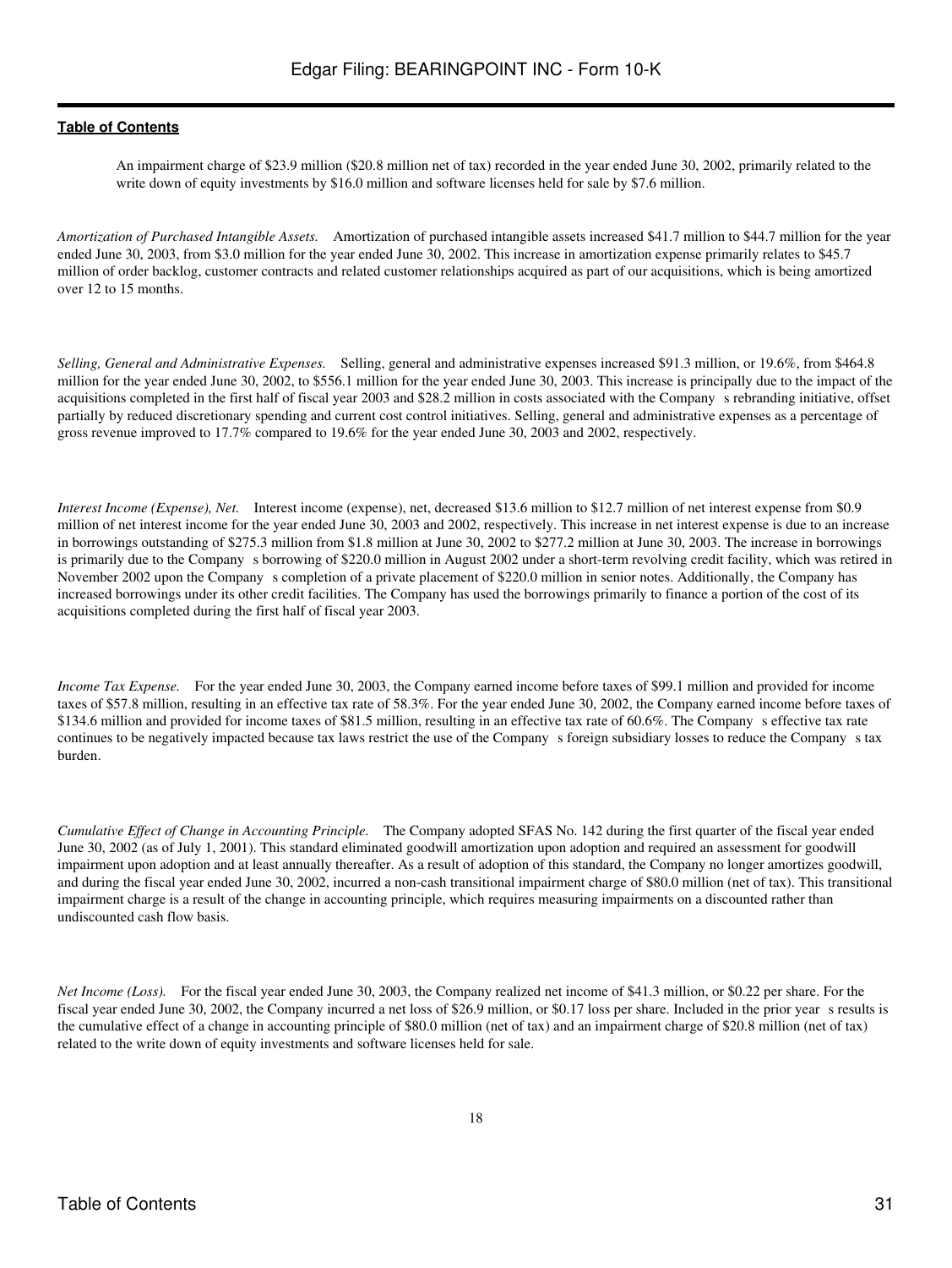An impairment charge of $23.9 million ($20.8 million net of tax) recorded in the year ended June 30, 2002, primarily related to the write down of equity investments by $16.0 million and software licenses held for sale by $7.6 million.

*Amortization of Purchased Intangible Assets.* Amortization of purchased intangible assets increased $41.7 million to $44.7 million for the year ended June 30, 2003, from $3.0 million for the year ended June 30, 2002. This increase in amortization expense primarily relates to $45.7 million of order backlog, customer contracts and related customer relationships acquired as part of our acquisitions, which is being amortized over 12 to 15 months.

*Selling, General and Administrative Expenses.* Selling, general and administrative expenses increased $91.3 million, or 19.6%, from $464.8 million for the year ended June 30, 2002, to $556.1 million for the year ended June 30, 2003. This increase is principally due to the impact of the acquisitions completed in the first half of fiscal year 2003 and $28.2 million in costs associated with the Company s rebranding initiative, offset partially by reduced discretionary spending and current cost control initiatives. Selling, general and administrative expenses as a percentage of gross revenue improved to 17.7% compared to 19.6% for the year ended June 30, 2003 and 2002, respectively.

*Interest Income (Expense), Net.* Interest income (expense), net, decreased $13.6 million to $12.7 million of net interest expense from $0.9 million of net interest income for the year ended June 30, 2003 and 2002, respectively. This increase in net interest expense is due to an increase in borrowings outstanding of $275.3 million from $1.8 million at June 30, 2002 to $277.2 million at June 30, 2003. The increase in borrowings is primarily due to the Company s borrowing of $220.0 million in August 2002 under a short-term revolving credit facility, which was retired in November 2002 upon the Company s completion of a private placement of $220.0 million in senior notes. Additionally, the Company has increased borrowings under its other credit facilities. The Company has used the borrowings primarily to finance a portion of the cost of its acquisitions completed during the first half of fiscal year 2003.

*Income Tax Expense.* For the year ended June 30, 2003, the Company earned income before taxes of $99.1 million and provided for income taxes of $57.8 million, resulting in an effective tax rate of 58.3%. For the year ended June 30, 2002, the Company earned income before taxes of $134.6 million and provided for income taxes of $81.5 million, resulting in an effective tax rate of 60.6%. The Company s effective tax rate continues to be negatively impacted because tax laws restrict the use of the Company s foreign subsidiary losses to reduce the Company s tax burden.

*Cumulative Effect of Change in Accounting Principle.* The Company adopted SFAS No. 142 during the first quarter of the fiscal year ended June 30, 2002 (as of July 1, 2001). This standard eliminated goodwill amortization upon adoption and required an assessment for goodwill impairment upon adoption and at least annually thereafter. As a result of adoption of this standard, the Company no longer amortizes goodwill, and during the fiscal year ended June 30, 2002, incurred a non-cash transitional impairment charge of $80.0 million (net of tax). This transitional impairment charge is a result of the change in accounting principle, which requires measuring impairments on a discounted rather than undiscounted cash flow basis.

*Net Income (Loss).* For the fiscal year ended June 30, 2003, the Company realized net income of $41.3 million, or $0.22 per share. For the fiscal year ended June 30, 2002, the Company incurred a net loss of $26.9 million, or $0.17 loss per share. Included in the prior year s results is the cumulative effect of a change in accounting principle of $80.0 million (net of tax) and an impairment charge of $20.8 million (net of tax) related to the write down of equity investments and software licenses held for sale.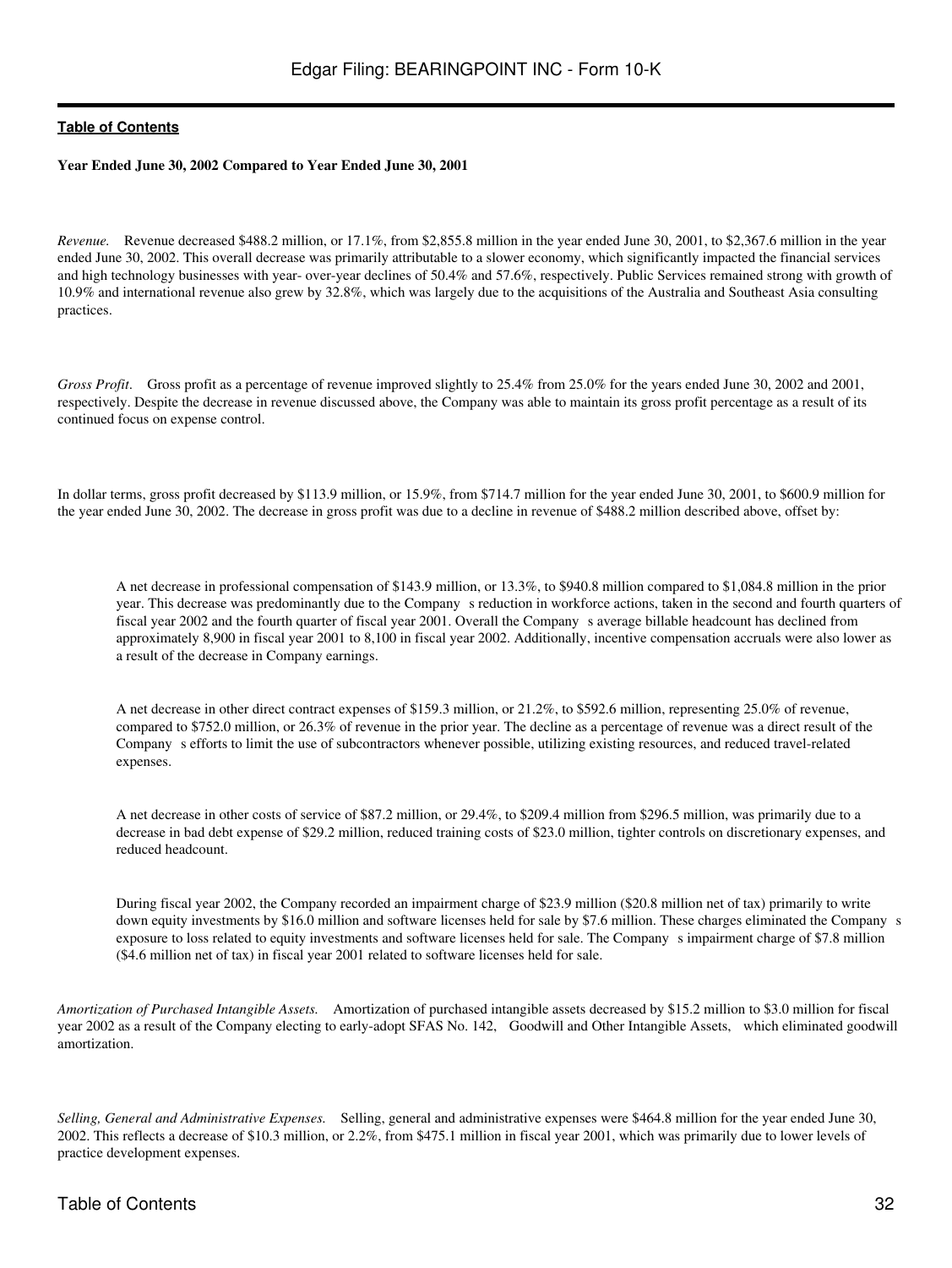**Year Ended June 30, 2002 Compared to Year Ended June 30, 2001**

*Revenue.* Revenue decreased $488.2 million, or 17.1%, from $2,855.8 million in the year ended June 30, 2001, to $2,367.6 million in the year ended June 30, 2002. This overall decrease was primarily attributable to a slower economy, which significantly impacted the financial services and high technology businesses with year- over-year declines of 50.4% and 57.6%, respectively. Public Services remained strong with growth of 10.9% and international revenue also grew by 32.8%, which was largely due to the acquisitions of the Australia and Southeast Asia consulting practices.

*Gross Profit*. Gross profit as a percentage of revenue improved slightly to 25.4% from 25.0% for the years ended June 30, 2002 and 2001, respectively. Despite the decrease in revenue discussed above, the Company was able to maintain its gross profit percentage as a result of its continued focus on expense control.

In dollar terms, gross profit decreased by $113.9 million, or 15.9%, from $714.7 million for the year ended June 30, 2001, to $600.9 million for the year ended June 30, 2002. The decrease in gross profit was due to a decline in revenue of $488.2 million described above, offset by:

- A net decrease in professional compensation of $143.9 million, or 13.3%, to $940.8 million compared to $1,084.8 million in the prior year. This decrease was predominantly due to the Company s reduction in workforce actions, taken in the second and fourth quarters of fiscal year 2002 and the fourth quarter of fiscal year 2001. Overall the Company s average billable headcount has declined from approximately 8,900 in fiscal year 2001 to 8,100 in fiscal year 2002. Additionally, incentive compensation accruals were also lower as a result of the decrease in Company earnings.

- A net decrease in other direct contract expenses of $159.3 million, or 21.2%, to $592.6 million, representing 25.0% of revenue, compared to $752.0 million, or 26.3% of revenue in the prior year. The decline as a percentage of revenue was a direct result of the Company s efforts to limit the use of subcontractors whenever possible, utilizing existing resources, and reduced travel-related expenses.

- A net decrease in other costs of service of $87.2 million, or 29.4%, to $209.4 million from $296.5 million, was primarily due to a decrease in bad debt expense of $29.2 million, reduced training costs of $23.0 million, tighter controls on discretionary expenses, and reduced headcount.

- During fiscal year 2002, the Company recorded an impairment charge of $23.9 million ($20.8 million net of tax) primarily to write down equity investments by $16.0 million and software licenses held for sale by $7.6 million. These charges eliminated the Company s exposure to loss related to equity investments and software licenses held for sale. The Company s impairment charge of $7.8 million ($4.6 million net of tax) in fiscal year 2001 related to software licenses held for sale.

*Amortization of Purchased Intangible Assets.* Amortization of purchased intangible assets decreased by $15.2 million to $3.0 million for fiscal year 2002 as a result of the Company electing to early-adopt SFAS No. 142, Goodwill and Other Intangible Assets, which eliminated goodwill amortization.

*Selling, General and Administrative Expenses.* Selling, general and administrative expenses were $464.8 million for the year ended June 30, 2002. This reflects a decrease of $10.3 million, or 2.2%, from $475.1 million in fiscal year 2001, which was primarily due to lower levels of practice development expenses.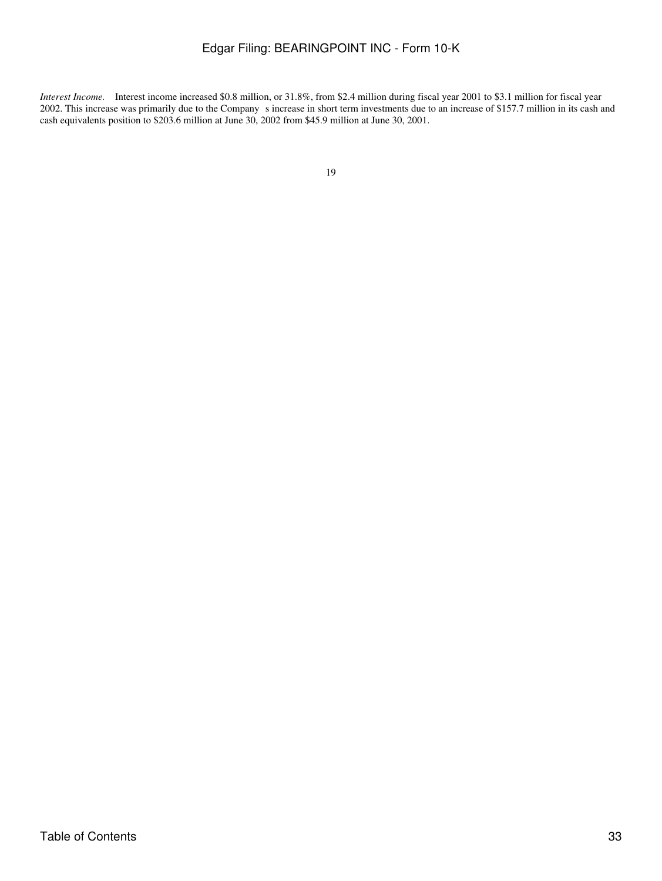*Interest Income.* Interest income increased $0.8 million, or 31.8%, from $2.4 million during fiscal year 2001 to $3.1 million for fiscal year 2002. This increase was primarily due to the Company s increase in short term investments due to an increase of $157.7 million in its cash and cash equivalents position to $203.6 million at June 30, 2002 from $45.9 million at June 30, 2001.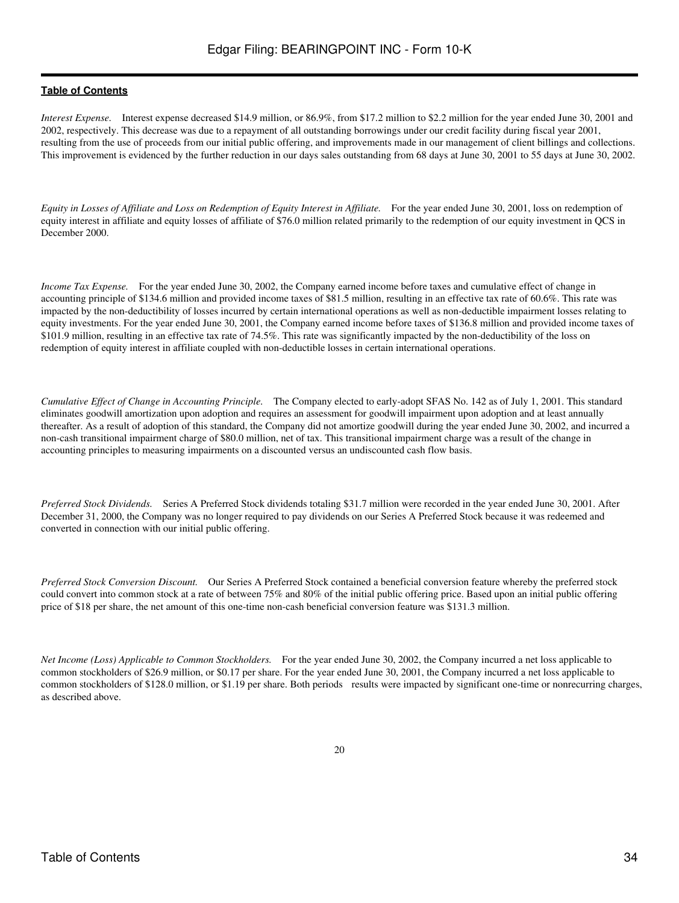*Interest Expense.* Interest expense decreased $14.9 million, or 86.9%, from $17.2 million to $2.2 million for the year ended June 30, 2001 and 2002, respectively. This decrease was due to a repayment of all outstanding borrowings under our credit facility during fiscal year 2001, resulting from the use of proceeds from our initial public offering, and improvements made in our management of client billings and collections. This improvement is evidenced by the further reduction in our days sales outstanding from 68 days at June 30, 2001 to 55 days at June 30, 2002.

*Equity in Losses of Affiliate and Loss on Redemption of Equity Interest in Affiliate.* For the year ended June 30, 2001, loss on redemption of equity interest in affiliate and equity losses of affiliate of $76.0 million related primarily to the redemption of our equity investment in QCS in December 2000.

*Income Tax Expense.* For the year ended June 30, 2002, the Company earned income before taxes and cumulative effect of change in accounting principle of $134.6 million and provided income taxes of $81.5 million, resulting in an effective tax rate of 60.6%. This rate was impacted by the non-deductibility of losses incurred by certain international operations as well as non-deductible impairment losses relating to equity investments. For the year ended June 30, 2001, the Company earned income before taxes of $136.8 million and provided income taxes of $101.9 million, resulting in an effective tax rate of 74.5%. This rate was significantly impacted by the non-deductibility of the loss on redemption of equity interest in affiliate coupled with non-deductible losses in certain international operations.

*Cumulative Effect of Change in Accounting Principle.* The Company elected to early-adopt SFAS No. 142 as of July 1, 2001. This standard eliminates goodwill amortization upon adoption and requires an assessment for goodwill impairment upon adoption and at least annually thereafter. As a result of adoption of this standard, the Company did not amortize goodwill during the year ended June 30, 2002, and incurred a non-cash transitional impairment charge of $80.0 million, net of tax. This transitional impairment charge was a result of the change in accounting principles to measuring impairments on a discounted versus an undiscounted cash flow basis.

*Preferred Stock Dividends.* Series A Preferred Stock dividends totaling $31.7 million were recorded in the year ended June 30, 2001. After December 31, 2000, the Company was no longer required to pay dividends on our Series A Preferred Stock because it was redeemed and converted in connection with our initial public offering.

*Preferred Stock Conversion Discount.* Our Series A Preferred Stock contained a beneficial conversion feature whereby the preferred stock could convert into common stock at a rate of between 75% and 80% of the initial public offering price. Based upon an initial public offering price of $18 per share, the net amount of this one-time non-cash beneficial conversion feature was $131.3 million.

*Net Income (Loss) Applicable to Common Stockholders.* For the year ended June 30, 2002, the Company incurred a net loss applicable to common stockholders of $26.9 million, or $0.17 per share. For the year ended June 30, 2001, the Company incurred a net loss applicable to common stockholders of $128.0 million, or $1.19 per share. Both periods results were impacted by significant one-time or nonrecurring charges, as described above.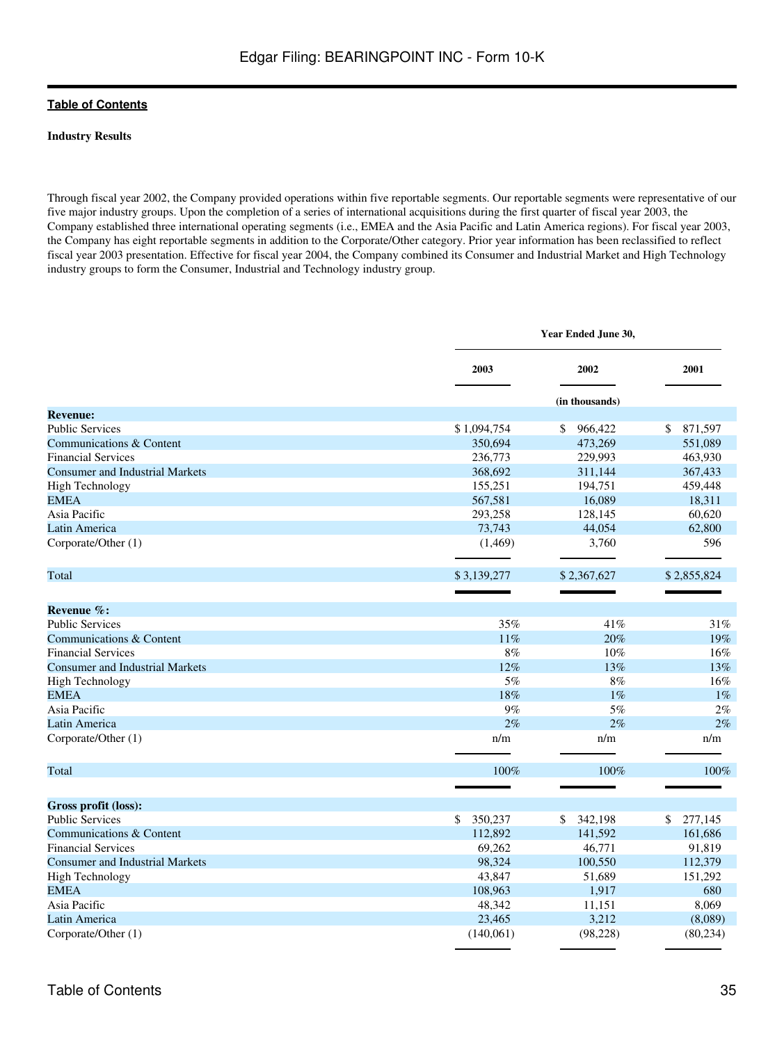**Industry Results**

Through fiscal year 2002, the Company provided operations within five reportable segments. Our reportable segments were representative of our five major industry groups. Upon the completion of a series of international acquisitions during the first quarter of fiscal year 2003, the Company established three international operating segments (i.e., EMEA and the Asia Pacific and Latin America regions). For fiscal year 2003, the Company has eight reportable segments in addition to the Corporate/Other category. Prior year information has been reclassified to reflect fiscal year 2003 presentation. Effective for fiscal year 2004, the Company combined its Consumer and Industrial Market and High Technology industry groups to form the Consumer, Industrial and Technology industry group.

| | Year Ended June 30, | | |
|---|---|---|---|
| | 2003 | 2002 | 2001 |
| | | (in thousands) | |
| **Revenue:** | | | |
| Public Services | $ 1,094,754 | $ 966,422 | $ 871,597 |
| Communications & Content | 350,694 | 473,269 | 551,089 |
| Financial Services | 236,773 | 229,993 | 463,930 |
| Consumer and Industrial Markets | 368,692 | 311,144 | 367,433 |
| High Technology | 155,251 | 194,751 | 459,448 |
| EMEA | 567,581 | 16,089 | 18,311 |
| Asia Pacific | 293,258 | 128,145 | 60,620 |
| Latin America | 73,743 | 44,054 | 62,800 |
| Corporate/Other (1) | (1,469) | 3,760 | 596 |
| Total | $ 3,139,277 | $ 2,367,627 | $ 2,855,824 |
| **Revenue %:** | | | |
| Public Services | 35% | 41% | 31% |
| Communications & Content | 11% | 20% | 19% |
| Financial Services | 8% | 10% | 16% |
| Consumer and Industrial Markets | 12% | 13% | 13% |
| High Technology | 5% | 8% | 16% |
| EMEA | 18% | 1% | 1% |
| Asia Pacific | 9% | 5% | 2% |
| Latin America | 2% | 2% | 2% |
| Corporate/Other (1) | n/m | n/m | n/m |
| Total | 100% | 100% | 100% |
| **Gross profit (loss):** | | | |
| Public Services | $ 350,237 | $ 342,198 | $ 277,145 |
| Communications & Content | 112,892 | 141,592 | 161,686 |
| Financial Services | 69,262 | 46,771 | 91,819 |
| Consumer and Industrial Markets | 98,324 | 100,550 | 112,379 |
| High Technology | 43,847 | 51,689 | 151,292 |
| EMEA | 108,963 | 1,917 | 680 |
| Asia Pacific | 48,342 | 11,151 | 8,069 |
| Latin America | 23,465 | 3,212 | (8,089) |
| Corporate/Other (1) | (140,061) | (98,228) | (80,234) |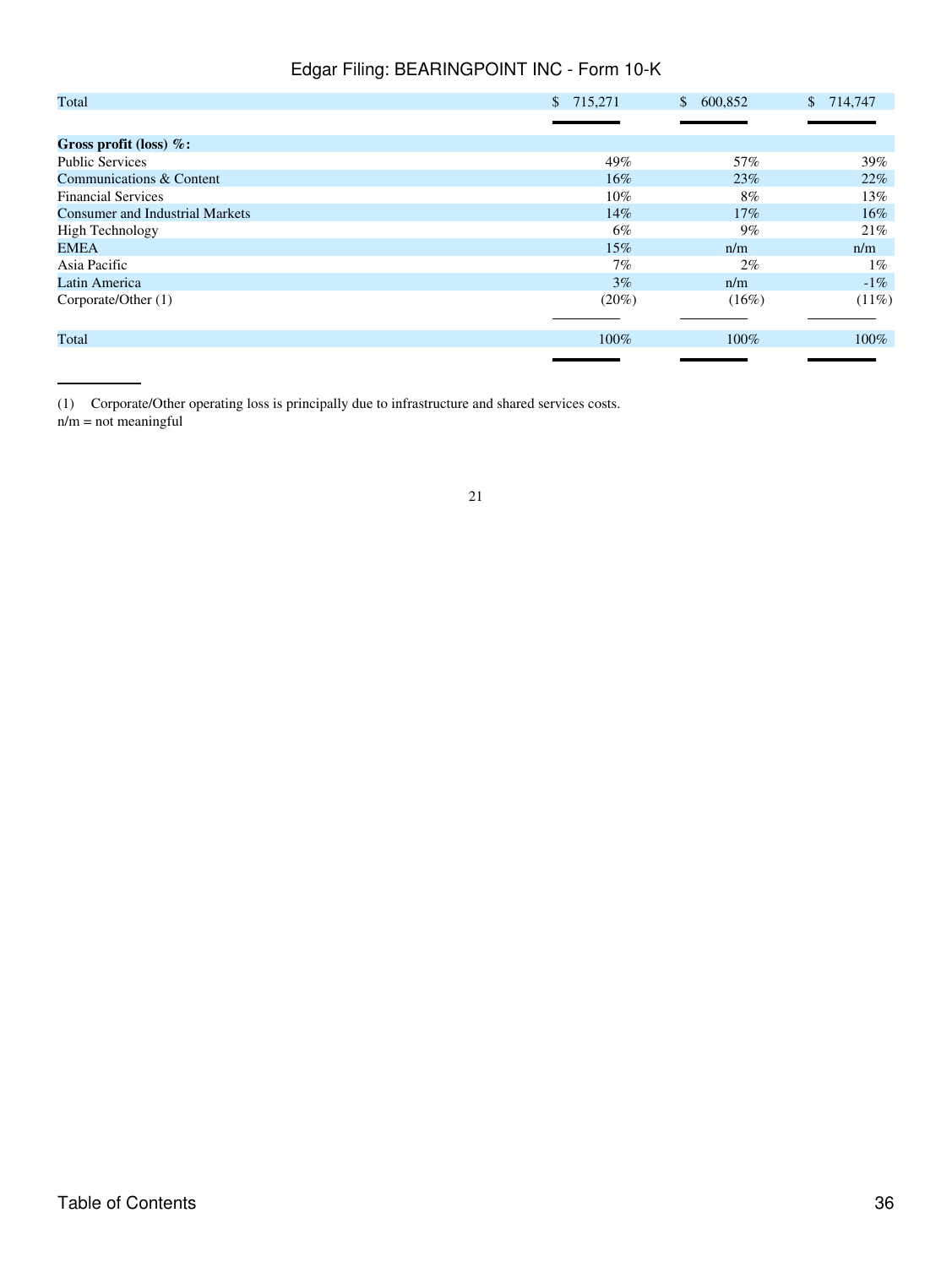| | | | |
|---|---|---|---|
| Total | $ 715,271 | $ 600,852 | $ 714,747 |
| **Gross profit (loss) %:** | | | |
| Public Services | 49% | 57% | 39% |
| Communications & Content | 16% | 23% | 22% |
| Financial Services | 10% | 8% | 13% |
| Consumer and Industrial Markets | 14% | 17% | 16% |
| High Technology | 6% | 9% | 21% |
| EMEA | 15% | n/m | n/m |
| Asia Pacific | 7% | 2% | 1% |
| Latin America | 3% | n/m | -1% |
| Corporate/Other (1) | (20%) | (16%) | (11%) |
| Total | 100% | 100% | 100% |

(1) Corporate/Other operating loss is principally due to infrastructure and shared services costs.

n/m = not meaningful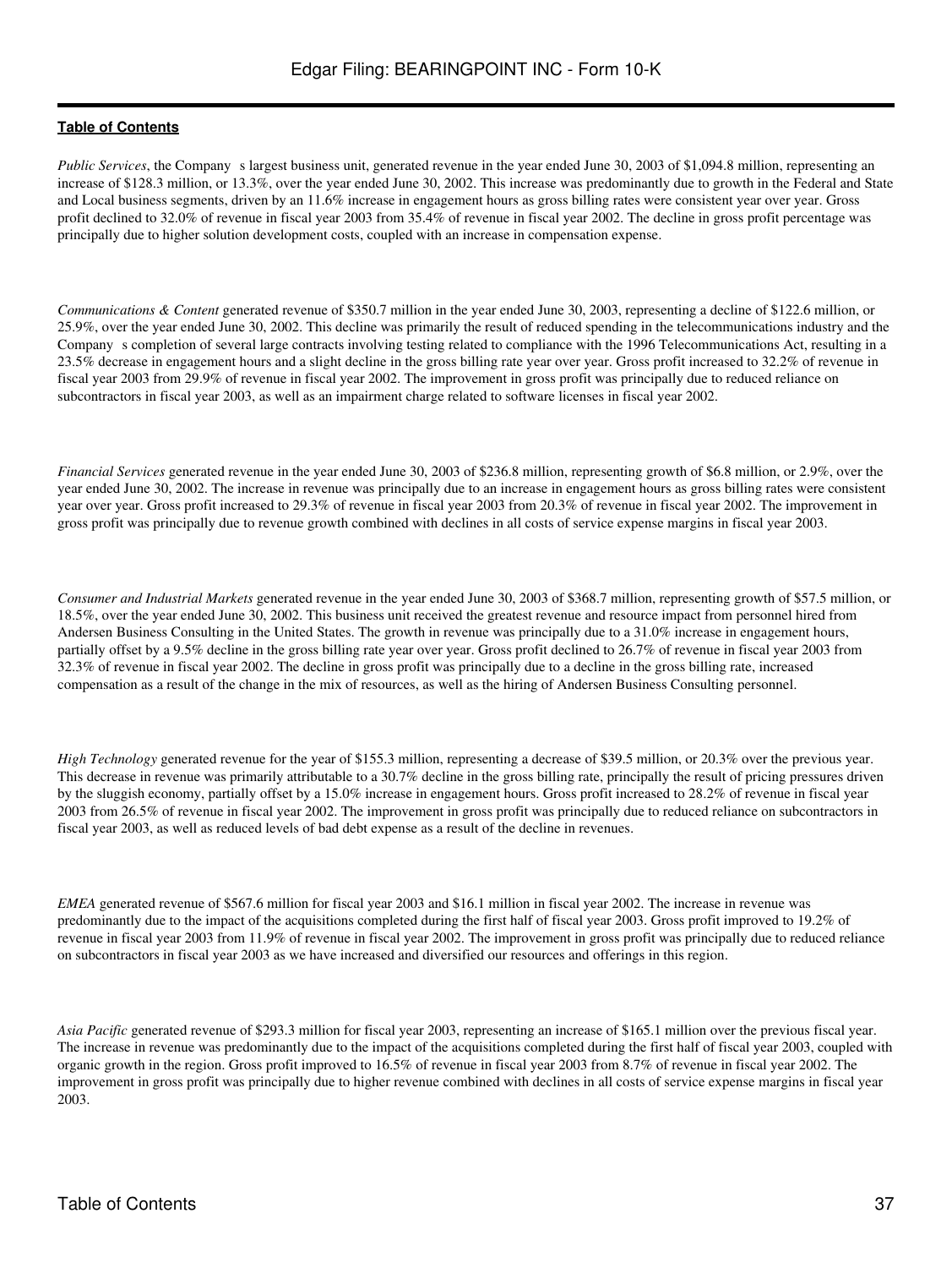*Public Services*, the Company s largest business unit, generated revenue in the year ended June 30, 2003 of $1,094.8 million, representing an increase of $128.3 million, or 13.3%, over the year ended June 30, 2002. This increase was predominantly due to growth in the Federal and State and Local business segments, driven by an 11.6% increase in engagement hours as gross billing rates were consistent year over year. Gross profit declined to 32.0% of revenue in fiscal year 2003 from 35.4% of revenue in fiscal year 2002. The decline in gross profit percentage was principally due to higher solution development costs, coupled with an increase in compensation expense.

*Communications & Content* generated revenue of $350.7 million in the year ended June 30, 2003, representing a decline of $122.6 million, or 25.9%, over the year ended June 30, 2002. This decline was primarily the result of reduced spending in the telecommunications industry and the Company s completion of several large contracts involving testing related to compliance with the 1996 Telecommunications Act, resulting in a 23.5% decrease in engagement hours and a slight decline in the gross billing rate year over year. Gross profit increased to 32.2% of revenue in fiscal year 2003 from 29.9% of revenue in fiscal year 2002. The improvement in gross profit was principally due to reduced reliance on subcontractors in fiscal year 2003, as well as an impairment charge related to software licenses in fiscal year 2002.

*Financial Services* generated revenue in the year ended June 30, 2003 of $236.8 million, representing growth of $6.8 million, or 2.9%, over the year ended June 30, 2002. The increase in revenue was principally due to an increase in engagement hours as gross billing rates were consistent year over year. Gross profit increased to 29.3% of revenue in fiscal year 2003 from 20.3% of revenue in fiscal year 2002. The improvement in gross profit was principally due to revenue growth combined with declines in all costs of service expense margins in fiscal year 2003.

*Consumer and Industrial Markets* generated revenue in the year ended June 30, 2003 of $368.7 million, representing growth of $57.5 million, or 18.5%, over the year ended June 30, 2002. This business unit received the greatest revenue and resource impact from personnel hired from Andersen Business Consulting in the United States. The growth in revenue was principally due to a 31.0% increase in engagement hours, partially offset by a 9.5% decline in the gross billing rate year over year. Gross profit declined to 26.7% of revenue in fiscal year 2003 from 32.3% of revenue in fiscal year 2002. The decline in gross profit was principally due to a decline in the gross billing rate, increased compensation as a result of the change in the mix of resources, as well as the hiring of Andersen Business Consulting personnel.

*High Technology* generated revenue for the year of $155.3 million, representing a decrease of $39.5 million, or 20.3% over the previous year. This decrease in revenue was primarily attributable to a 30.7% decline in the gross billing rate, principally the result of pricing pressures driven by the sluggish economy, partially offset by a 15.0% increase in engagement hours. Gross profit increased to 28.2% of revenue in fiscal year 2003 from 26.5% of revenue in fiscal year 2002. The improvement in gross profit was principally due to reduced reliance on subcontractors in fiscal year 2003, as well as reduced levels of bad debt expense as a result of the decline in revenues.

*EMEA* generated revenue of $567.6 million for fiscal year 2003 and $16.1 million in fiscal year 2002. The increase in revenue was predominantly due to the impact of the acquisitions completed during the first half of fiscal year 2003. Gross profit improved to 19.2% of revenue in fiscal year 2003 from 11.9% of revenue in fiscal year 2002. The improvement in gross profit was principally due to reduced reliance on subcontractors in fiscal year 2003 as we have increased and diversified our resources and offerings in this region.

*Asia Pacific* generated revenue of $293.3 million for fiscal year 2003, representing an increase of $165.1 million over the previous fiscal year. The increase in revenue was predominantly due to the impact of the acquisitions completed during the first half of fiscal year 2003, coupled with organic growth in the region. Gross profit improved to 16.5% of revenue in fiscal year 2003 from 8.7% of revenue in fiscal year 2002. The improvement in gross profit was principally due to higher revenue combined with declines in all costs of service expense margins in fiscal year 2003.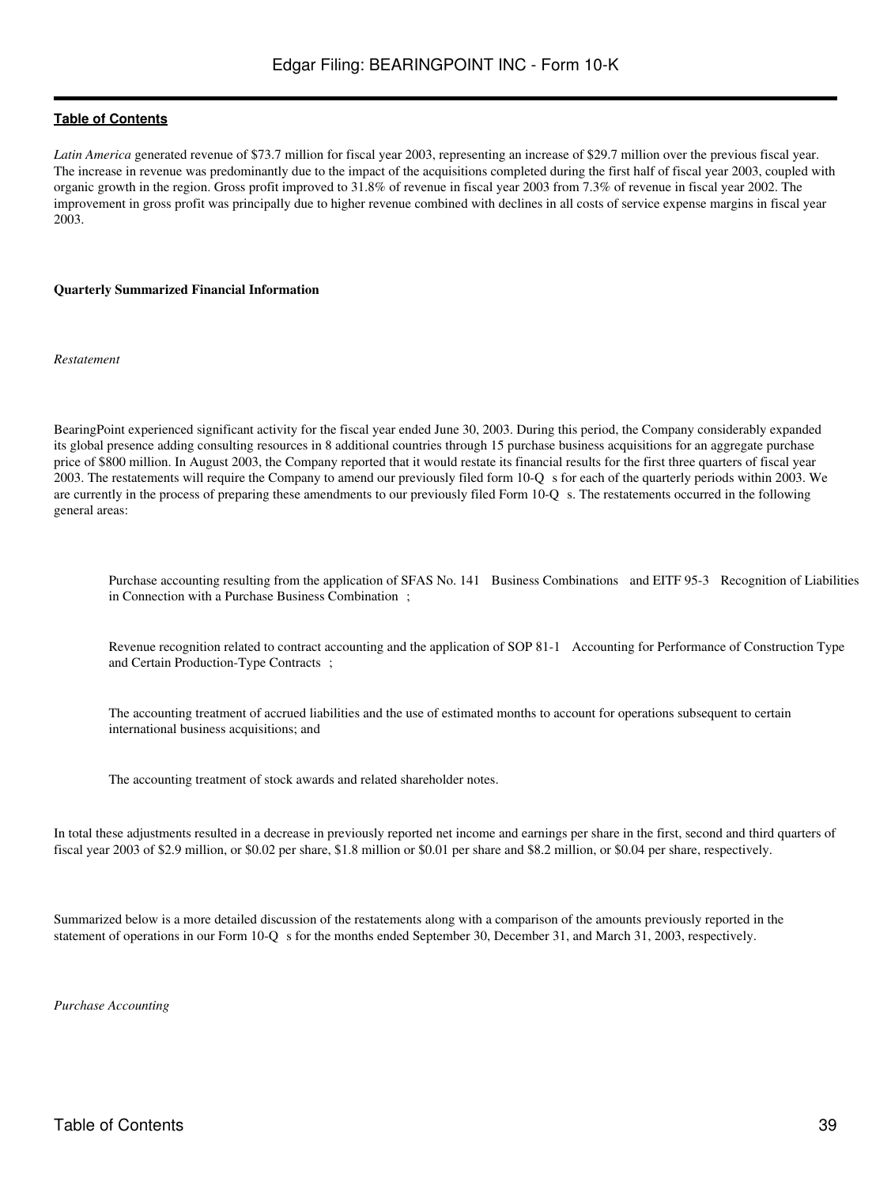*Latin America* generated revenue of $73.7 million for fiscal year 2003, representing an increase of $29.7 million over the previous fiscal year. The increase in revenue was predominantly due to the impact of the acquisitions completed during the first half of fiscal year 2003, coupled with organic growth in the region. Gross profit improved to 31.8% of revenue in fiscal year 2003 from 7.3% of revenue in fiscal year 2002. The improvement in gross profit was principally due to higher revenue combined with declines in all costs of service expense margins in fiscal year 2003.

**Quarterly Summarized Financial Information**

*Restatement*

BearingPoint experienced significant activity for the fiscal year ended June 30, 2003. During this period, the Company considerably expanded its global presence adding consulting resources in 8 additional countries through 15 purchase business acquisitions for an aggregate purchase price of $800 million. In August 2003, the Company reported that it would restate its financial results for the first three quarters of fiscal year 2003. The restatements will require the Company to amend our previously filed form 10-Q s for each of the quarterly periods within 2003. We are currently in the process of preparing these amendments to our previously filed Form 10-Q s. The restatements occurred in the following general areas:

- Purchase accounting resulting from the application of SFAS No. 141 Business Combinations and EITF 95-3 Recognition of Liabilities in Connection with a Purchase Business Combination ;
- Revenue recognition related to contract accounting and the application of SOP 81-1 Accounting for Performance of Construction Type and Certain Production-Type Contracts ;
- The accounting treatment of accrued liabilities and the use of estimated months to account for operations subsequent to certain international business acquisitions; and
- The accounting treatment of stock awards and related shareholder notes.

In total these adjustments resulted in a decrease in previously reported net income and earnings per share in the first, second and third quarters of fiscal year 2003 of $2.9 million, or $0.02 per share, $1.8 million or $0.01 per share and $8.2 million, or $0.04 per share, respectively.

Summarized below is a more detailed discussion of the restatements along with a comparison of the amounts previously reported in the statement of operations in our Form 10-Q s for the months ended September 30, December 31, and March 31, 2003, respectively.

*Purchase Accounting*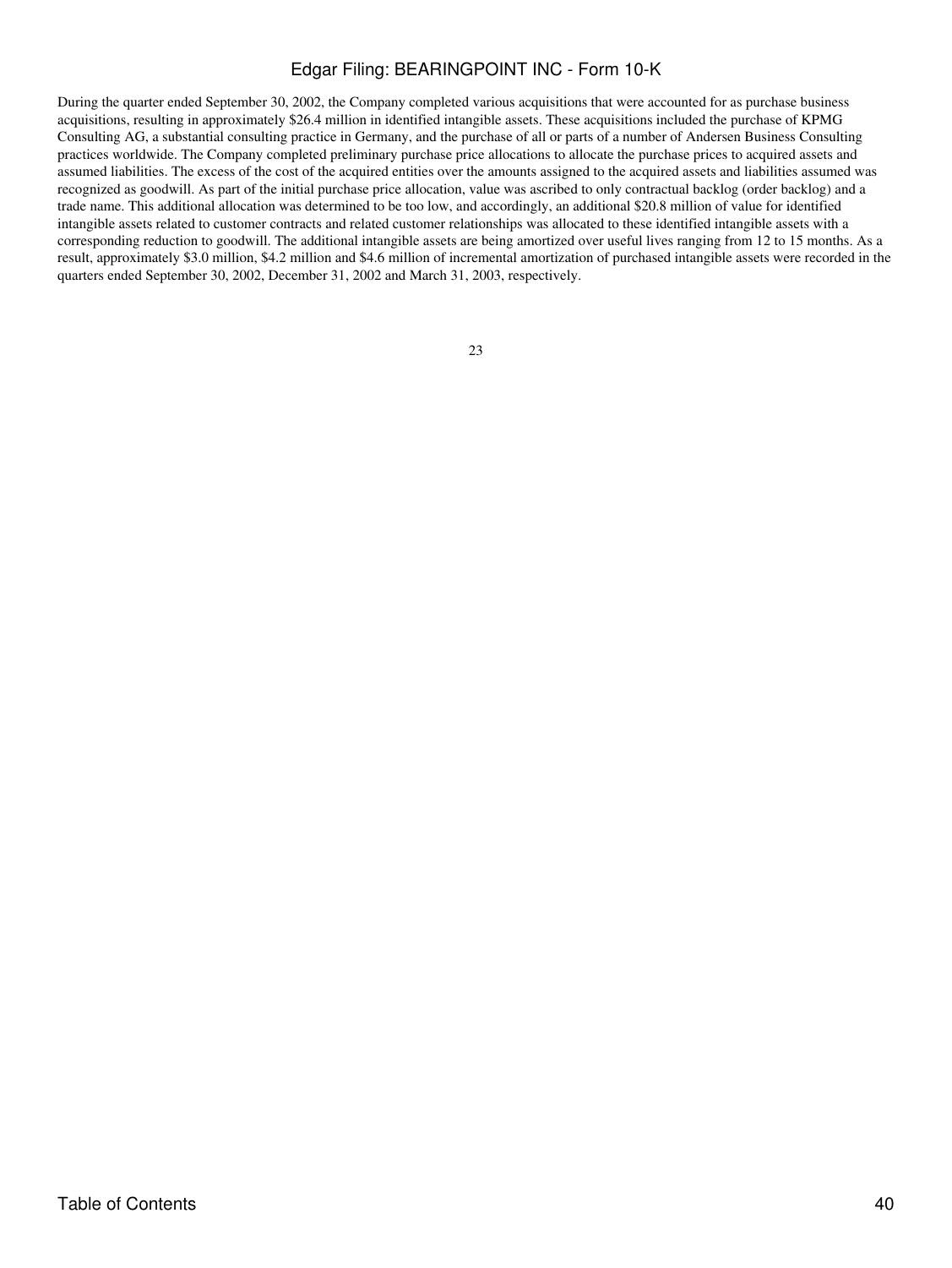During the quarter ended September 30, 2002, the Company completed various acquisitions that were accounted for as purchase business acquisitions, resulting in approximately $26.4 million in identified intangible assets. These acquisitions included the purchase of KPMG Consulting AG, a substantial consulting practice in Germany, and the purchase of all or parts of a number of Andersen Business Consulting practices worldwide. The Company completed preliminary purchase price allocations to allocate the purchase prices to acquired assets and assumed liabilities. The excess of the cost of the acquired entities over the amounts assigned to the acquired assets and liabilities assumed was recognized as goodwill. As part of the initial purchase price allocation, value was ascribed to only contractual backlog (order backlog) and a trade name. This additional allocation was determined to be too low, and accordingly, an additional $20.8 million of value for identified intangible assets related to customer contracts and related customer relationships was allocated to these identified intangible assets with a corresponding reduction to goodwill. The additional intangible assets are being amortized over useful lives ranging from 12 to 15 months. As a result, approximately $3.0 million, $4.2 million and $4.6 million of incremental amortization of purchased intangible assets were recorded in the quarters ended September 30, 2002, December 31, 2002 and March 31, 2003, respectively.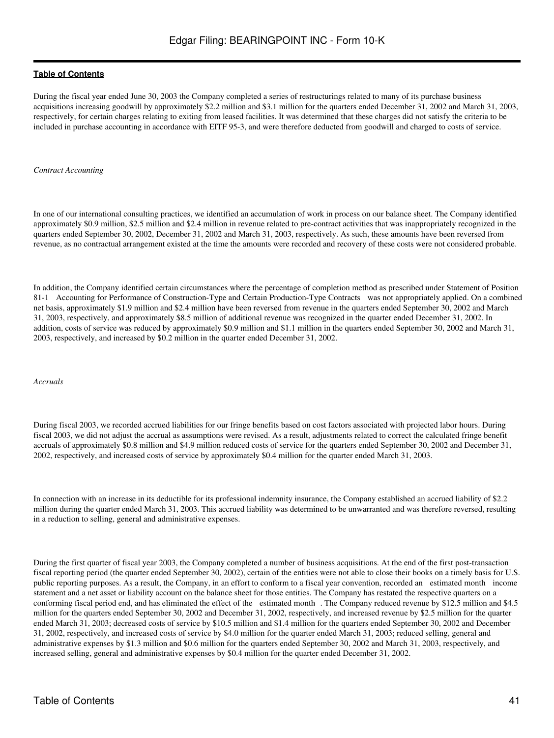[Table of Contents](#)

During the fiscal year ended June 30, 2003 the Company completed a series of restructurings related to many of its purchase business acquisitions increasing goodwill by approximately $2.2 million and $3.1 million for the quarters ended December 31, 2002 and March 31, 2003, respectively, for certain charges relating to exiting from leased facilities. It was determined that these charges did not satisfy the criteria to be included in purchase accounting in accordance with EITF 95-3, and were therefore deducted from goodwill and charged to costs of service.

*Contract Accounting*

In one of our international consulting practices, we identified an accumulation of work in process on our balance sheet. The Company identified approximately $0.9 million, $2.5 million and $2.4 million in revenue related to pre-contract activities that was inappropriately recognized in the quarters ended September 30, 2002, December 31, 2002 and March 31, 2003, respectively. As such, these amounts have been reversed from revenue, as no contractual arrangement existed at the time the amounts were recorded and recovery of these costs were not considered probable.

In addition, the Company identified certain circumstances where the percentage of completion method as prescribed under Statement of Position 81-1 Accounting for Performance of Construction-Type and Certain Production-Type Contracts was not appropriately applied. On a combined net basis, approximately $1.9 million and $2.4 million have been reversed from revenue in the quarters ended September 30, 2002 and March 31, 2003, respectively, and approximately $8.5 million of additional revenue was recognized in the quarter ended December 31, 2002. In addition, costs of service was reduced by approximately $0.9 million and $1.1 million in the quarters ended September 30, 2002 and March 31, 2003, respectively, and increased by $0.2 million in the quarter ended December 31, 2002.

*Accruals*

During fiscal 2003, we recorded accrued liabilities for our fringe benefits based on cost factors associated with projected labor hours. During fiscal 2003, we did not adjust the accrual as assumptions were revised. As a result, adjustments related to correct the calculated fringe benefit accruals of approximately $0.8 million and $4.9 million reduced costs of service for the quarters ended September 30, 2002 and December 31, 2002, respectively, and increased costs of service by approximately $0.4 million for the quarter ended March 31, 2003.

In connection with an increase in its deductible for its professional indemnity insurance, the Company established an accrued liability of $2.2 million during the quarter ended March 31, 2003. This accrued liability was determined to be unwarranted and was therefore reversed, resulting in a reduction to selling, general and administrative expenses.

During the first quarter of fiscal year 2003, the Company completed a number of business acquisitions. At the end of the first post-transaction fiscal reporting period (the quarter ended September 30, 2002), certain of the entities were not able to close their books on a timely basis for U.S. public reporting purposes. As a result, the Company, in an effort to conform to a fiscal year convention, recorded an estimated month income statement and a net asset or liability account on the balance sheet for those entities. The Company has restated the respective quarters on a conforming fiscal period end, and has eliminated the effect of the estimated month . The Company reduced revenue by $12.5 million and $4.5 million for the quarters ended September 30, 2002 and December 31, 2002, respectively, and increased revenue by $2.5 million for the quarter ended March 31, 2003; decreased costs of service by $10.5 million and $1.4 million for the quarters ended September 30, 2002 and December 31, 2002, respectively, and increased costs of service by $4.0 million for the quarter ended March 31, 2003; reduced selling, general and administrative expenses by $1.3 million and $0.6 million for the quarters ended September 30, 2002 and March 31, 2003, respectively, and increased selling, general and administrative expenses by $0.4 million for the quarter ended December 31, 2002.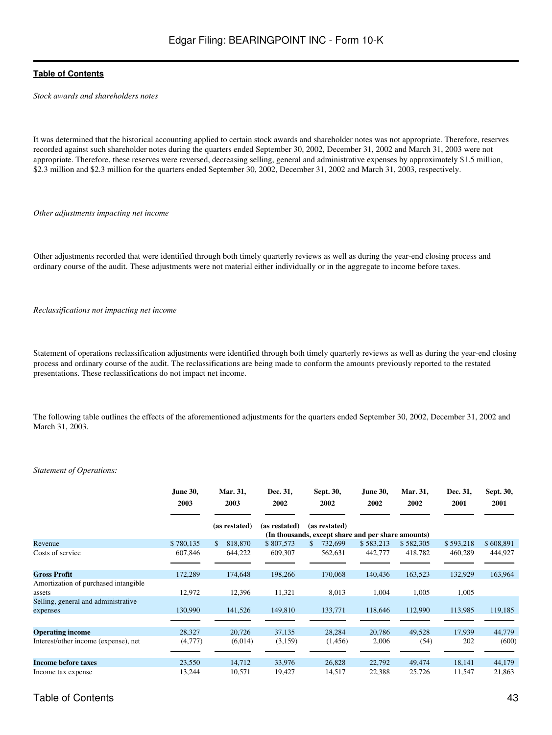*Stock awards and shareholders notes*

It was determined that the historical accounting applied to certain stock awards and shareholder notes was not appropriate. Therefore, reserves recorded against such shareholder notes during the quarters ended September 30, 2002, December 31, 2002 and March 31, 2003 were not appropriate. Therefore, these reserves were reversed, decreasing selling, general and administrative expenses by approximately $1.5 million, $2.3 million and $2.3 million for the quarters ended September 30, 2002, December 31, 2002 and March 31, 2003, respectively.

*Other adjustments impacting net income*

Other adjustments recorded that were identified through both timely quarterly reviews as well as during the year-end closing process and ordinary course of the audit. These adjustments were not material either individually or in the aggregate to income before taxes.

*Reclassifications not impacting net income*

Statement of operations reclassification adjustments were identified through both timely quarterly reviews as well as during the year-end closing process and ordinary course of the audit. The reclassifications are being made to conform the amounts previously reported to the restated presentations. These reclassifications do not impact net income.

The following table outlines the effects of the aforementioned adjustments for the quarters ended September 30, 2002, December 31, 2002 and March 31, 2003.

*Statement of Operations:*

| | June 30, 2003 | Mar. 31, 2003 | Dec. 31, 2002 | Sept. 30, 2002 | June 30, 2002 | Mar. 31, 2002 | Dec. 31, 2001 | Sept. 30, 2001 |
|---|---|---|---|---|---|---|---|---|
| | | (as restated) | (as restated) | (as restated) | | | | |
| | (In thousands, except share and per share amounts) | | | | | | | |
| Revenue | $ 780,135 | $ 818,870 | $ 807,573 | $ 732,699 | $ 583,213 | $ 582,305 | $ 593,218 | $ 608,891 |
| Costs of service | 607,846 | 644,222 | 609,307 | 562,631 | 442,777 | 418,782 | 460,289 | 444,927 |
| **Gross Profit** | 172,289 | 174,648 | 198,266 | 170,068 | 140,436 | 163,523 | 132,929 | 163,964 |
| Amortization of purchased intangible assets | 12,972 | 12,396 | 11,321 | 8,013 | 1,004 | 1,005 | 1,005 | |
| Selling, general and administrative expenses | 130,990 | 141,526 | 149,810 | 133,771 | 118,646 | 112,990 | 113,985 | 119,185 |
| **Operating income** | 28,327 | 20,726 | 37,135 | 28,284 | 20,786 | 49,528 | 17,939 | 44,779 |
| Interest/other income (expense), net | (4,777) | (6,014) | (3,159) | (1,456) | 2,006 | (54) | 202 | (600) |
| **Income before taxes** | 23,550 | 14,712 | 33,976 | 26,828 | 22,792 | 49,474 | 18,141 | 44,179 |
| Income tax expense | 13,244 | 10,571 | 19,427 | 14,517 | 22,388 | 25,726 | 11,547 | 21,863 |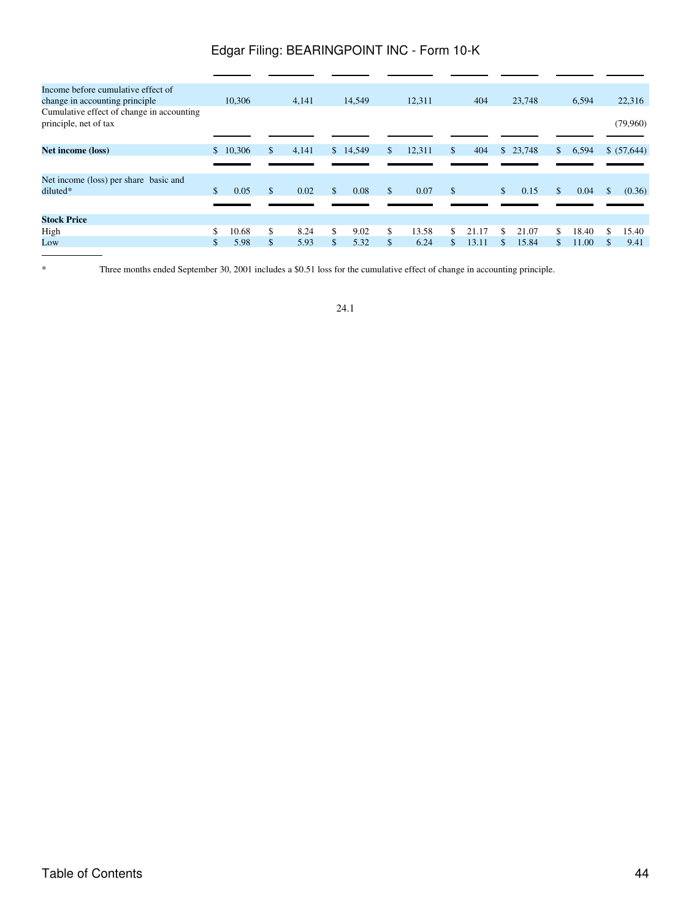| | | | | | | | | |
|---|---|---|---|---|---|---|---|---|
| Income before cumulative effect of change in accounting principle | 10,306 | 4,141 | 14,549 | 12,311 | 404 | 23,748 | 6,594 | 22,316 |
| Cumulative effect of change in accounting principle, net of tax | | | | | | | | (79,960) |
| **Net income (loss)** | $ 10,306 | $ 4,141 | $ 14,549 | $ 12,311 | $ 404 | $ 23,748 | $ 6,594 | $ (57,644) |
| Net income (loss) per share basic and diluted* | $ 0.05 | $ 0.02 | $ 0.08 | $ 0.07 | $ | $ 0.15 | $ 0.04 | $ (0.36) |
| **Stock Price** | | | | | | | | |
| High | $ 10.68 | $ 8.24 | $ 9.02 | $ 13.58 | $ 21.17 | $ 21.07 | $ 18.40 | $ 15.40 |
| Low | $ 5.98 | $ 5.93 | $ 5.32 | $ 6.24 | $ 13.11 | $ 15.84 | $ 11.00 | $ 9.41 |

\* Three months ended September 30, 2001 includes a $0.51 loss for the cumulative effect of change in accounting principle.

24.1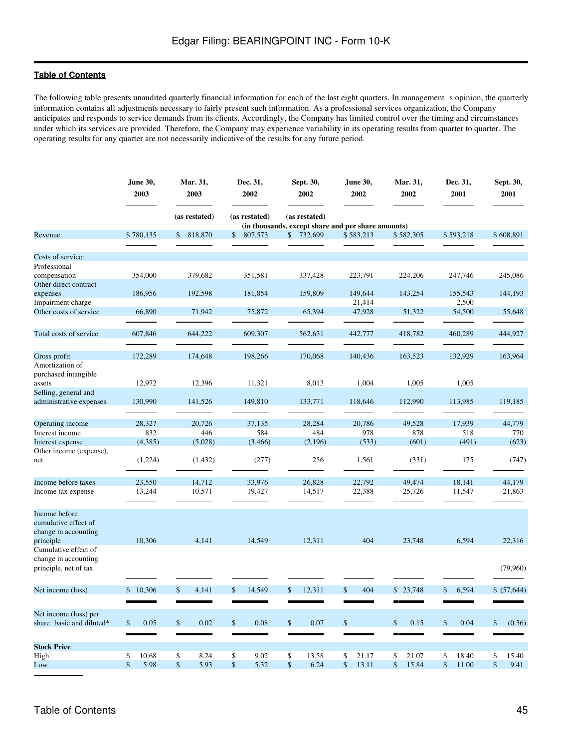The following table presents unaudited quarterly financial information for each of the last eight quarters. In management s opinion, the quarterly information contains all adjustments necessary to fairly present such information. As a professional services organization, the Company anticipates and responds to service demands from its clients. Accordingly, the Company has limited control over the timing and circumstances under which its services are provided. Therefore, the Company may experience variability in its operating results from quarter to quarter. The operating results for any quarter are not necessarily indicative of the results for any future period.

| | June 30, 2003 | Mar. 31, 2003 | Dec. 31, 2002 | Sept. 30, 2002 | June 30, 2002 | Mar. 31, 2002 | Dec. 31, 2001 | Sept. 30, 2001 |
|---|---|---|---|---|---|---|---|---|
| | | (as restated) | (as restated) | (as restated) | | | | |
| | (in thousands, except share and per share amounts) | | | | | | | |
| Revenue | $ 780,135 | $ 818,870 | $ 807,573 | $ 732,699 | $ 583,213 | $ 582,305 | $ 593,218 | $ 608,891 |
| Costs of service: | | | | | | | | |
| Professional compensation | 354,000 | 379,682 | 351,581 | 337,428 | 223,791 | 224,206 | 247,746 | 245,086 |
| Other direct contract expenses | 186,956 | 192,598 | 181,854 | 159,809 | 149,644 | 143,254 | 155,543 | 144,193 |
| Impairment charge | | | | | 21,414 | | 2,500 | |
| Other costs of service | 66,890 | 71,942 | 75,872 | 65,394 | 47,928 | 51,322 | 54,500 | 55,648 |
| Total costs of service | 607,846 | 644,222 | 609,307 | 562,631 | 442,777 | 418,782 | 460,289 | 444,927 |
| Gross profit | 172,289 | 174,648 | 198,266 | 170,068 | 140,436 | 163,523 | 132,929 | 163,964 |
| Amortization of purchased intangible assets | 12,972 | 12,396 | 11,321 | 8,013 | 1,004 | 1,005 | 1,005 | |
| Selling, general and administrative expenses | 130,990 | 141,526 | 149,810 | 133,771 | 118,646 | 112,990 | 113,985 | 119,185 |
| Operating income | 28,327 | 20,726 | 37,135 | 28,284 | 20,786 | 49,528 | 17,939 | 44,779 |
| Interest income | 832 | 446 | 584 | 484 | 978 | 878 | 518 | 770 |
| Interest expense | (4,385) | (5,028) | (3,466) | (2,196) | (533) | (601) | (491) | (623) |
| Other income (expense), net | (1,224) | (1,432) | (277) | 256 | 1,561 | (331) | 175 | (747) |
| Income before taxes | 23,550 | 14,712 | 33,976 | 26,828 | 22,792 | 49,474 | 18,141 | 44,179 |
| Income tax expense | 13,244 | 10,571 | 19,427 | 14,517 | 22,388 | 25,726 | 11,547 | 21,863 |
| Income before cumulative effect of change in accounting principle | 10,306 | 4,141 | 14,549 | 12,311 | 404 | 23,748 | 6,594 | 22,316 |
| Cumulative effect of change in accounting principle, net of tax | | | | | | | | (79,960) |
| Net income (loss) | $ 10,306 | $ 4,141 | $ 14,549 | $ 12,311 | $ 404 | $ 23,748 | $ 6,594 | $ (57,644) |
| Net income (loss) per share basic and diluted* | $ 0.05 | $ 0.02 | $ 0.08 | $ 0.07 | $ | $ 0.15 | $ 0.04 | $ (0.36) |
| **Stock Price** | | | | | | | | |
| High | $ 10.68 | $ 8.24 | $ 9.02 | $ 13.58 | $ 21.17 | $ 21.07 | $ 18.40 | $ 15.40 |
| Low | $ 5.98 | $ 5.93 | $ 5.32 | $ 6.24 | $ 13.11 | $ 15.84 | $ 11.00 | $ 9.41 |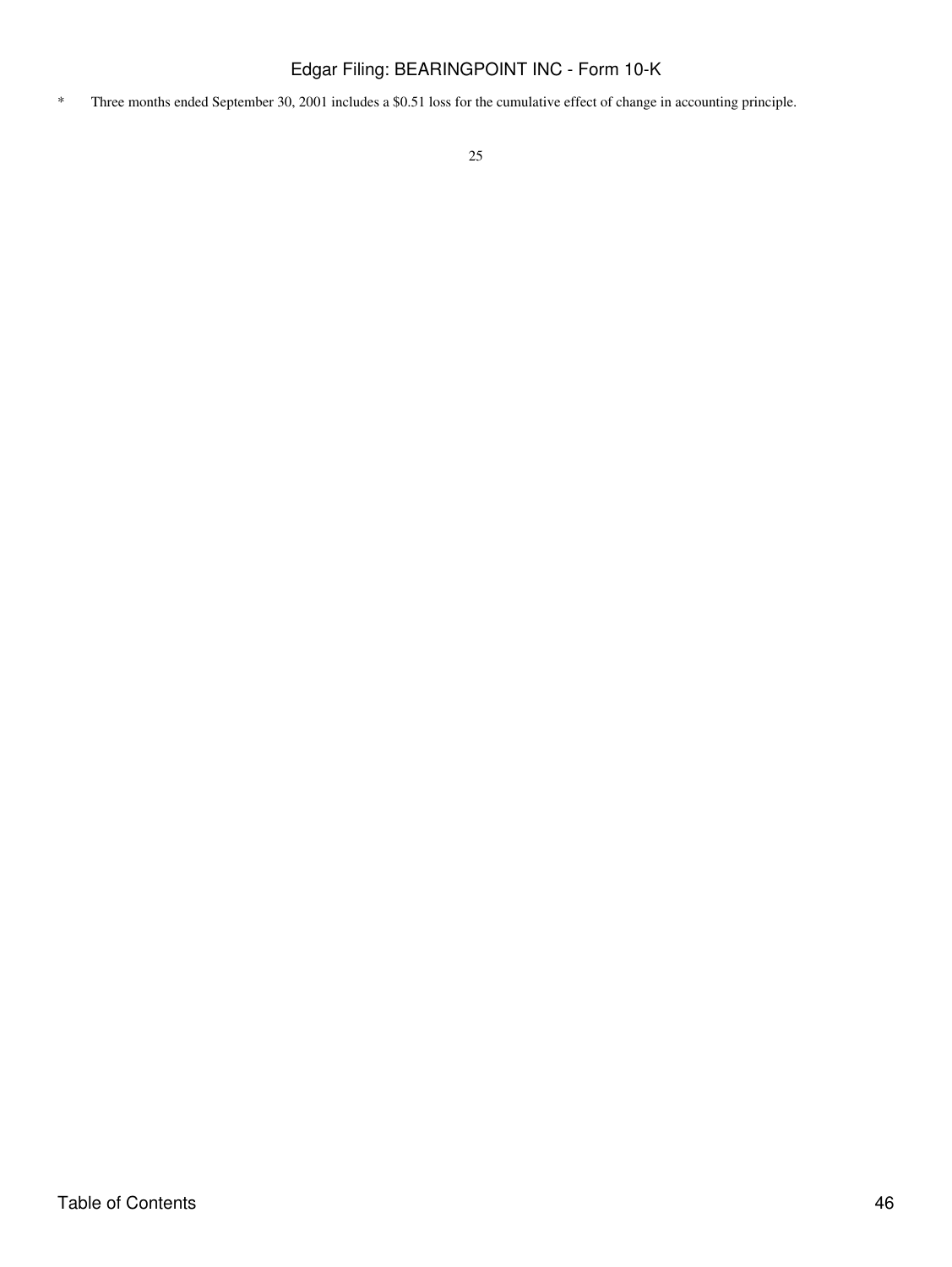* Three months ended September 30, 2001 includes a $0.51 loss for the cumulative effect of change in accounting principle.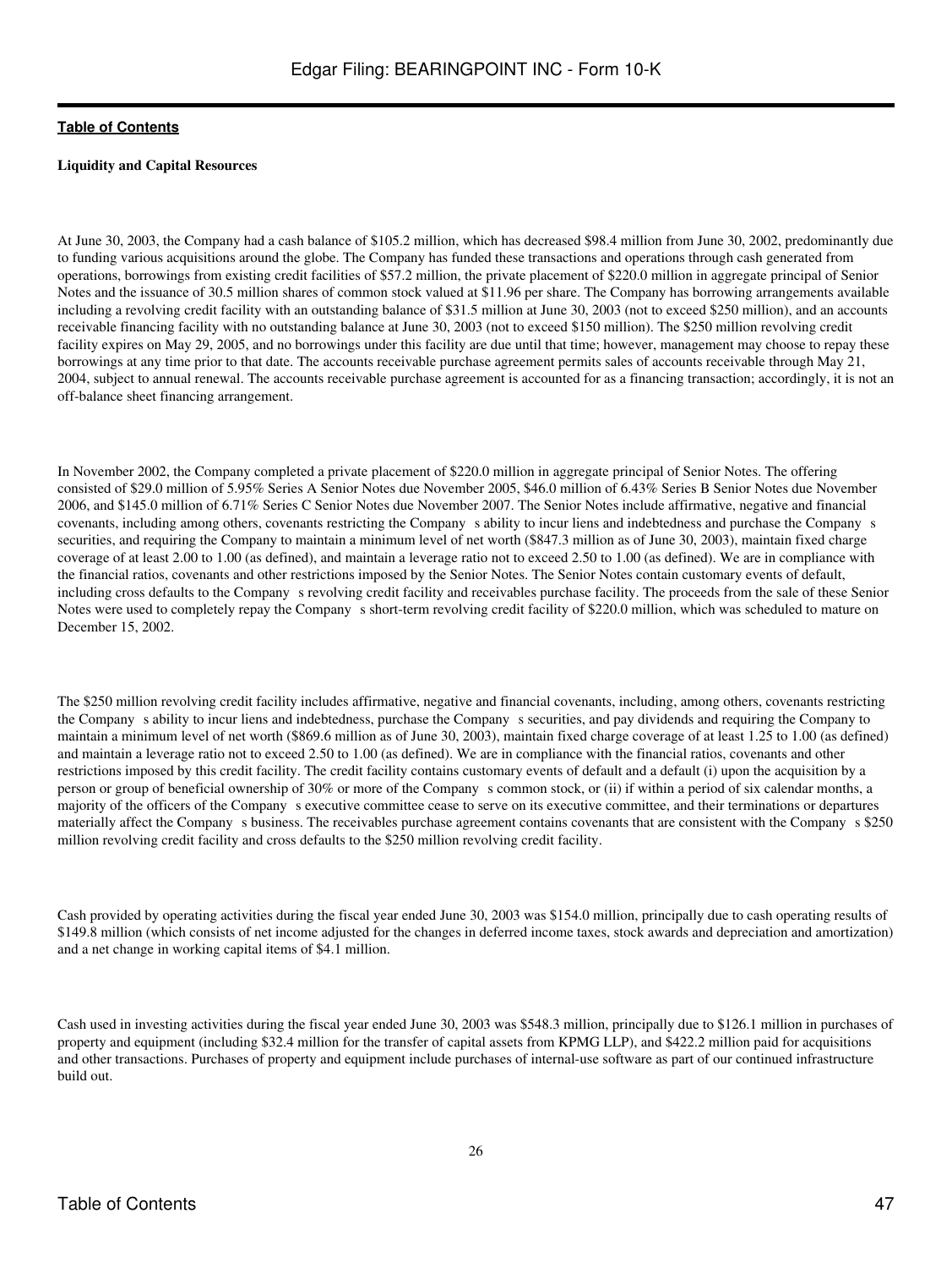**Liquidity and Capital Resources**

At June 30, 2003, the Company had a cash balance of $105.2 million, which has decreased $98.4 million from June 30, 2002, predominantly due to funding various acquisitions around the globe. The Company has funded these transactions and operations through cash generated from operations, borrowings from existing credit facilities of $57.2 million, the private placement of $220.0 million in aggregate principal of Senior Notes and the issuance of 30.5 million shares of common stock valued at $11.96 per share. The Company has borrowing arrangements available including a revolving credit facility with an outstanding balance of $31.5 million at June 30, 2003 (not to exceed $250 million), and an accounts receivable financing facility with no outstanding balance at June 30, 2003 (not to exceed $150 million). The $250 million revolving credit facility expires on May 29, 2005, and no borrowings under this facility are due until that time; however, management may choose to repay these borrowings at any time prior to that date. The accounts receivable purchase agreement permits sales of accounts receivable through May 21, 2004, subject to annual renewal. The accounts receivable purchase agreement is accounted for as a financing transaction; accordingly, it is not an off-balance sheet financing arrangement.

In November 2002, the Company completed a private placement of $220.0 million in aggregate principal of Senior Notes. The offering consisted of $29.0 million of 5.95% Series A Senior Notes due November 2005, $46.0 million of 6.43% Series B Senior Notes due November 2006, and $145.0 million of 6.71% Series C Senior Notes due November 2007. The Senior Notes include affirmative, negative and financial covenants, including among others, covenants restricting the Company s ability to incur liens and indebtedness and purchase the Company s securities, and requiring the Company to maintain a minimum level of net worth ($847.3 million as of June 30, 2003), maintain fixed charge coverage of at least 2.00 to 1.00 (as defined), and maintain a leverage ratio not to exceed 2.50 to 1.00 (as defined). We are in compliance with the financial ratios, covenants and other restrictions imposed by the Senior Notes. The Senior Notes contain customary events of default, including cross defaults to the Company s revolving credit facility and receivables purchase facility. The proceeds from the sale of these Senior Notes were used to completely repay the Company s short-term revolving credit facility of $220.0 million, which was scheduled to mature on December 15, 2002.

The $250 million revolving credit facility includes affirmative, negative and financial covenants, including, among others, covenants restricting the Company s ability to incur liens and indebtedness, purchase the Company s securities, and pay dividends and requiring the Company to maintain a minimum level of net worth ($869.6 million as of June 30, 2003), maintain fixed charge coverage of at least 1.25 to 1.00 (as defined) and maintain a leverage ratio not to exceed 2.50 to 1.00 (as defined). We are in compliance with the financial ratios, covenants and other restrictions imposed by this credit facility. The credit facility contains customary events of default and a default (i) upon the acquisition by a person or group of beneficial ownership of 30% or more of the Company s common stock, or (ii) if within a period of six calendar months, a majority of the officers of the Company s executive committee cease to serve on its executive committee, and their terminations or departures materially affect the Company s business. The receivables purchase agreement contains covenants that are consistent with the Company s $250 million revolving credit facility and cross defaults to the $250 million revolving credit facility.

Cash provided by operating activities during the fiscal year ended June 30, 2003 was $154.0 million, principally due to cash operating results of $149.8 million (which consists of net income adjusted for the changes in deferred income taxes, stock awards and depreciation and amortization) and a net change in working capital items of $4.1 million.

Cash used in investing activities during the fiscal year ended June 30, 2003 was $548.3 million, principally due to $126.1 million in purchases of property and equipment (including $32.4 million for the transfer of capital assets from KPMG LLP), and $422.2 million paid for acquisitions and other transactions. Purchases of property and equipment include purchases of internal-use software as part of our continued infrastructure build out.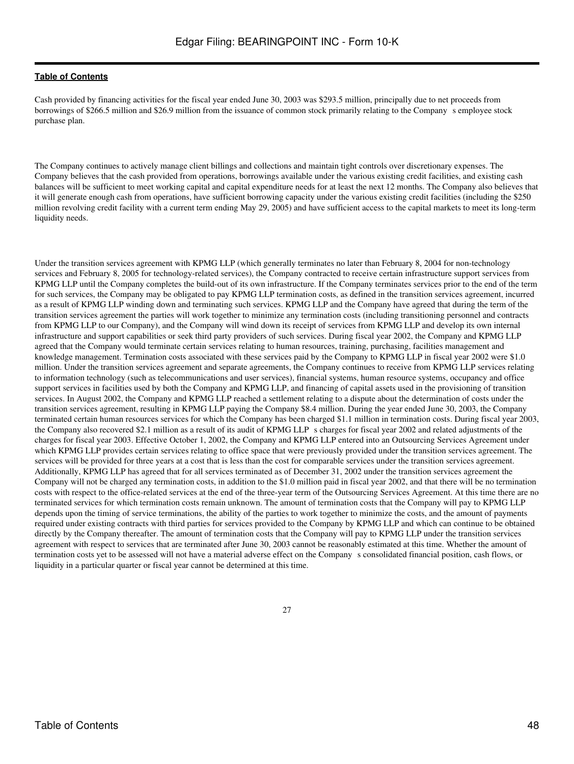Cash provided by financing activities for the fiscal year ended June 30, 2003 was $293.5 million, principally due to net proceeds from borrowings of $266.5 million and $26.9 million from the issuance of common stock primarily relating to the Company s employee stock purchase plan.

The Company continues to actively manage client billings and collections and maintain tight controls over discretionary expenses. The Company believes that the cash provided from operations, borrowings available under the various existing credit facilities, and existing cash balances will be sufficient to meet working capital and capital expenditure needs for at least the next 12 months. The Company also believes that it will generate enough cash from operations, have sufficient borrowing capacity under the various existing credit facilities (including the $250 million revolving credit facility with a current term ending May 29, 2005) and have sufficient access to the capital markets to meet its long-term liquidity needs.

Under the transition services agreement with KPMG LLP (which generally terminates no later than February 8, 2004 for non-technology services and February 8, 2005 for technology-related services), the Company contracted to receive certain infrastructure support services from KPMG LLP until the Company completes the build-out of its own infrastructure. If the Company terminates services prior to the end of the term for such services, the Company may be obligated to pay KPMG LLP termination costs, as defined in the transition services agreement, incurred as a result of KPMG LLP winding down and terminating such services. KPMG LLP and the Company have agreed that during the term of the transition services agreement the parties will work together to minimize any termination costs (including transitioning personnel and contracts from KPMG LLP to our Company), and the Company will wind down its receipt of services from KPMG LLP and develop its own internal infrastructure and support capabilities or seek third party providers of such services. During fiscal year 2002, the Company and KPMG LLP agreed that the Company would terminate certain services relating to human resources, training, purchasing, facilities management and knowledge management. Termination costs associated with these services paid by the Company to KPMG LLP in fiscal year 2002 were $1.0 million. Under the transition services agreement and separate agreements, the Company continues to receive from KPMG LLP services relating to information technology (such as telecommunications and user services), financial systems, human resource systems, occupancy and office support services in facilities used by both the Company and KPMG LLP, and financing of capital assets used in the provisioning of transition services. In August 2002, the Company and KPMG LLP reached a settlement relating to a dispute about the determination of costs under the transition services agreement, resulting in KPMG LLP paying the Company $8.4 million. During the year ended June 30, 2003, the Company terminated certain human resources services for which the Company has been charged $1.1 million in termination costs. During fiscal year 2003, the Company also recovered $2.1 million as a result of its audit of KPMG LLP s charges for fiscal year 2002 and related adjustments of the charges for fiscal year 2003. Effective October 1, 2002, the Company and KPMG LLP entered into an Outsourcing Services Agreement under which KPMG LLP provides certain services relating to office space that were previously provided under the transition services agreement. The services will be provided for three years at a cost that is less than the cost for comparable services under the transition services agreement. Additionally, KPMG LLP has agreed that for all services terminated as of December 31, 2002 under the transition services agreement the Company will not be charged any termination costs, in addition to the $1.0 million paid in fiscal year 2002, and that there will be no termination costs with respect to the office-related services at the end of the three-year term of the Outsourcing Services Agreement. At this time there are no terminated services for which termination costs remain unknown. The amount of termination costs that the Company will pay to KPMG LLP depends upon the timing of service terminations, the ability of the parties to work together to minimize the costs, and the amount of payments required under existing contracts with third parties for services provided to the Company by KPMG LLP and which can continue to be obtained directly by the Company thereafter. The amount of termination costs that the Company will pay to KPMG LLP under the transition services agreement with respect to services that are terminated after June 30, 2003 cannot be reasonably estimated at this time. Whether the amount of termination costs yet to be assessed will not have a material adverse effect on the Company s consolidated financial position, cash flows, or liquidity in a particular quarter or fiscal year cannot be determined at this time.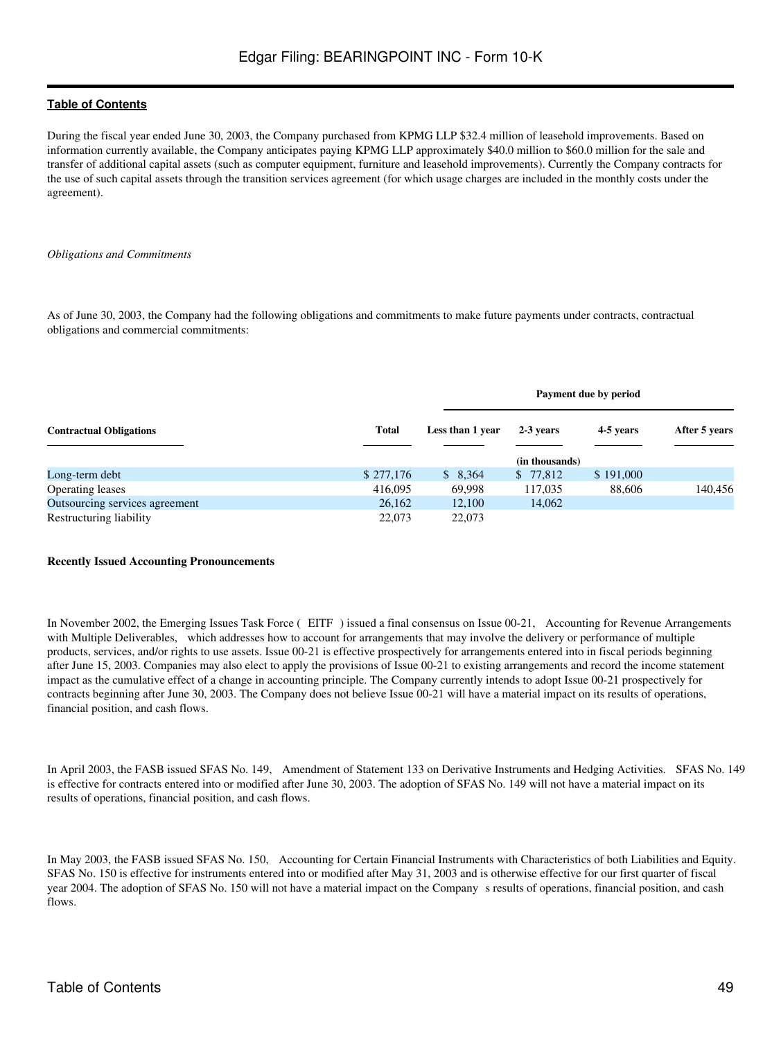During the fiscal year ended June 30, 2003, the Company purchased from KPMG LLP $32.4 million of leasehold improvements. Based on information currently available, the Company anticipates paying KPMG LLP approximately $40.0 million to $60.0 million for the sale and transfer of additional capital assets (such as computer equipment, furniture and leasehold improvements). Currently the Company contracts for the use of such capital assets through the transition services agreement (for which usage charges are included in the monthly costs under the agreement).

*Obligations and Commitments*

As of June 30, 2003, the Company had the following obligations and commitments to make future payments under contracts, contractual obligations and commercial commitments:

| | | Payment due by period | | | |
|---|---|---|---|---|---|
| **Contractual Obligations** | **Total** | **Less than 1 year** | **2-3 years** | **4-5 years** | **After 5 years** |
| | | | (in thousands) | | |
| Long-term debt | $ 277,176 | $ 8,364 | $ 77,812 | $ 191,000 | |
| Operating leases | 416,095 | 69,998 | 117,035 | 88,606 | 140,456 |
| Outsourcing services agreement | 26,162 | 12,100 | 14,062 | | |
| Restructuring liability | 22,073 | 22,073 | | | |

**Recently Issued Accounting Pronouncements**

In November 2002, the Emerging Issues Task Force ( EITF ) issued a final consensus on Issue 00-21, Accounting for Revenue Arrangements with Multiple Deliverables, which addresses how to account for arrangements that may involve the delivery or performance of multiple products, services, and/or rights to use assets. Issue 00-21 is effective prospectively for arrangements entered into in fiscal periods beginning after June 15, 2003. Companies may also elect to apply the provisions of Issue 00-21 to existing arrangements and record the income statement impact as the cumulative effect of a change in accounting principle. The Company currently intends to adopt Issue 00-21 prospectively for contracts beginning after June 30, 2003. The Company does not believe Issue 00-21 will have a material impact on its results of operations, financial position, and cash flows.

In April 2003, the FASB issued SFAS No. 149, Amendment of Statement 133 on Derivative Instruments and Hedging Activities. SFAS No. 149 is effective for contracts entered into or modified after June 30, 2003. The adoption of SFAS No. 149 will not have a material impact on its results of operations, financial position, and cash flows.

In May 2003, the FASB issued SFAS No. 150, Accounting for Certain Financial Instruments with Characteristics of both Liabilities and Equity. SFAS No. 150 is effective for instruments entered into or modified after May 31, 2003 and is otherwise effective for our first quarter of fiscal year 2004. The adoption of SFAS No. 150 will not have a material impact on the Company s results of operations, financial position, and cash flows.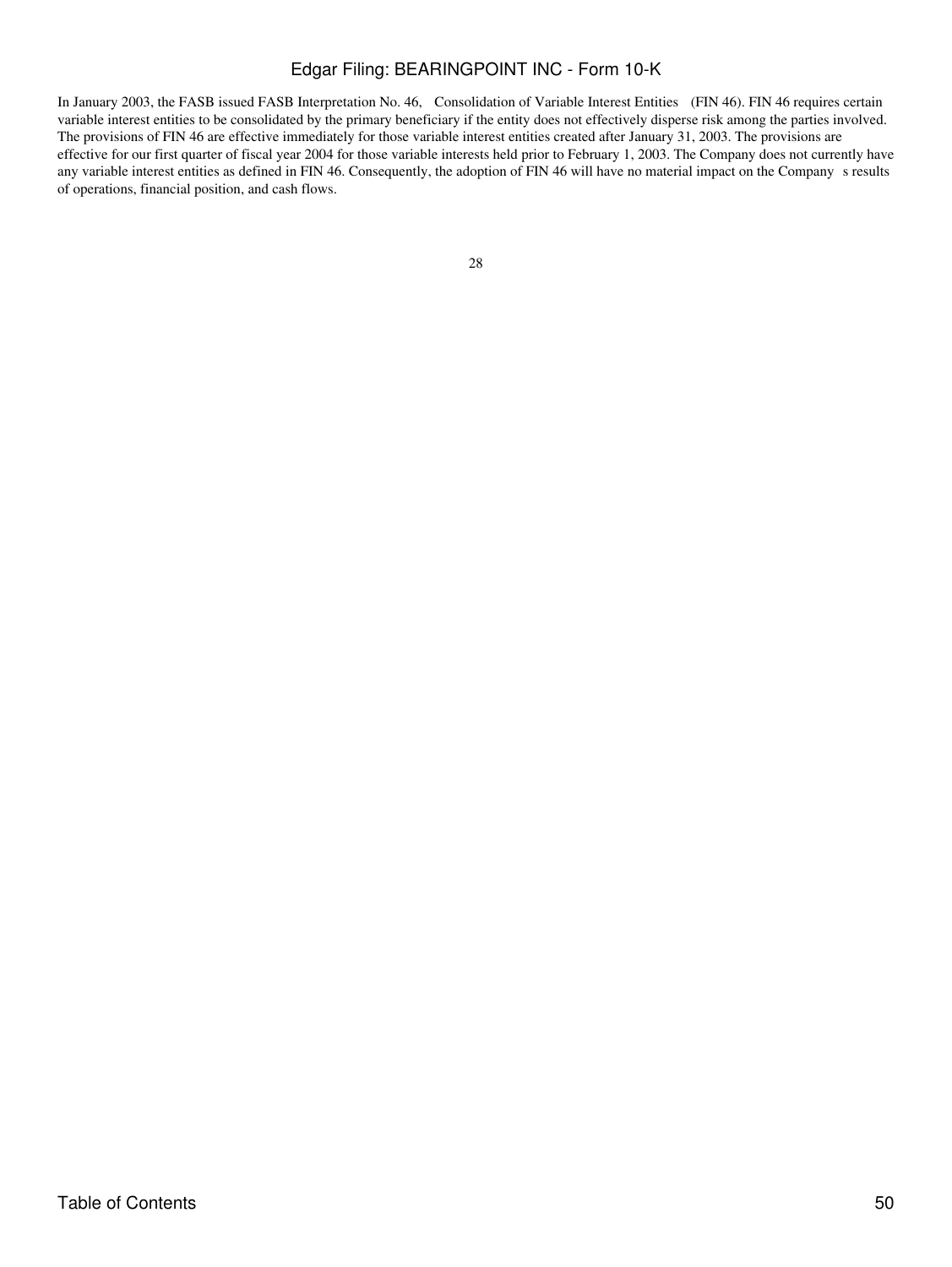In January 2003, the FASB issued FASB Interpretation No. 46, Consolidation of Variable Interest Entities (FIN 46). FIN 46 requires certain variable interest entities to be consolidated by the primary beneficiary if the entity does not effectively disperse risk among the parties involved. The provisions of FIN 46 are effective immediately for those variable interest entities created after January 31, 2003. The provisions are effective for our first quarter of fiscal year 2004 for those variable interests held prior to February 1, 2003. The Company does not currently have any variable interest entities as defined in FIN 46. Consequently, the adoption of FIN 46 will have no material impact on the Company s results of operations, financial position, and cash flows.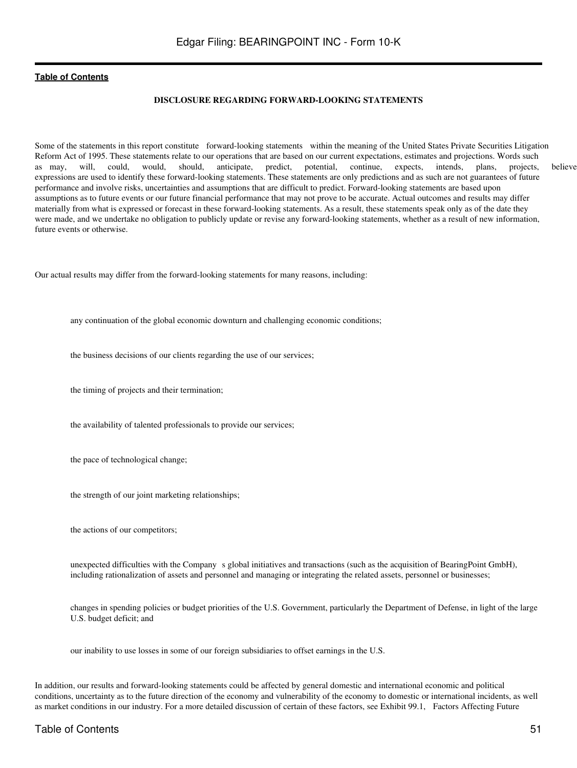**DISCLOSURE REGARDING FORWARD-LOOKING STATEMENTS**

Some of the statements in this report constitute forward-looking statements within the meaning of the United States Private Securities Litigation Reform Act of 1995. These statements relate to our operations that are based on our current expectations, estimates and projections. Words such as may, will, could, would, should, anticipate, predict, potential, continue, expects, intends, plans, projects, believe expressions are used to identify these forward-looking statements. These statements are only predictions and as such are not guarantees of future performance and involve risks, uncertainties and assumptions that are difficult to predict. Forward-looking statements are based upon assumptions as to future events or our future financial performance that may not prove to be accurate. Actual outcomes and results may differ materially from what is expressed or forecast in these forward-looking statements. As a result, these statements speak only as of the date they were made, and we undertake no obligation to publicly update or revise any forward-looking statements, whether as a result of new information, future events or otherwise.

Our actual results may differ from the forward-looking statements for many reasons, including:

- any continuation of the global economic downturn and challenging economic conditions;
- the business decisions of our clients regarding the use of our services;
- the timing of projects and their termination;
- the availability of talented professionals to provide our services;
- the pace of technological change;
- the strength of our joint marketing relationships;
- the actions of our competitors;
- unexpected difficulties with the Company s global initiatives and transactions (such as the acquisition of BearingPoint GmbH), including rationalization of assets and personnel and managing or integrating the related assets, personnel or businesses;
- changes in spending policies or budget priorities of the U.S. Government, particularly the Department of Defense, in light of the large U.S. budget deficit; and
- our inability to use losses in some of our foreign subsidiaries to offset earnings in the U.S.

In addition, our results and forward-looking statements could be affected by general domestic and international economic and political conditions, uncertainty as to the future direction of the economy and vulnerability of the economy to domestic or international incidents, as well as market conditions in our industry. For a more detailed discussion of certain of these factors, see Exhibit 99.1, Factors Affecting Future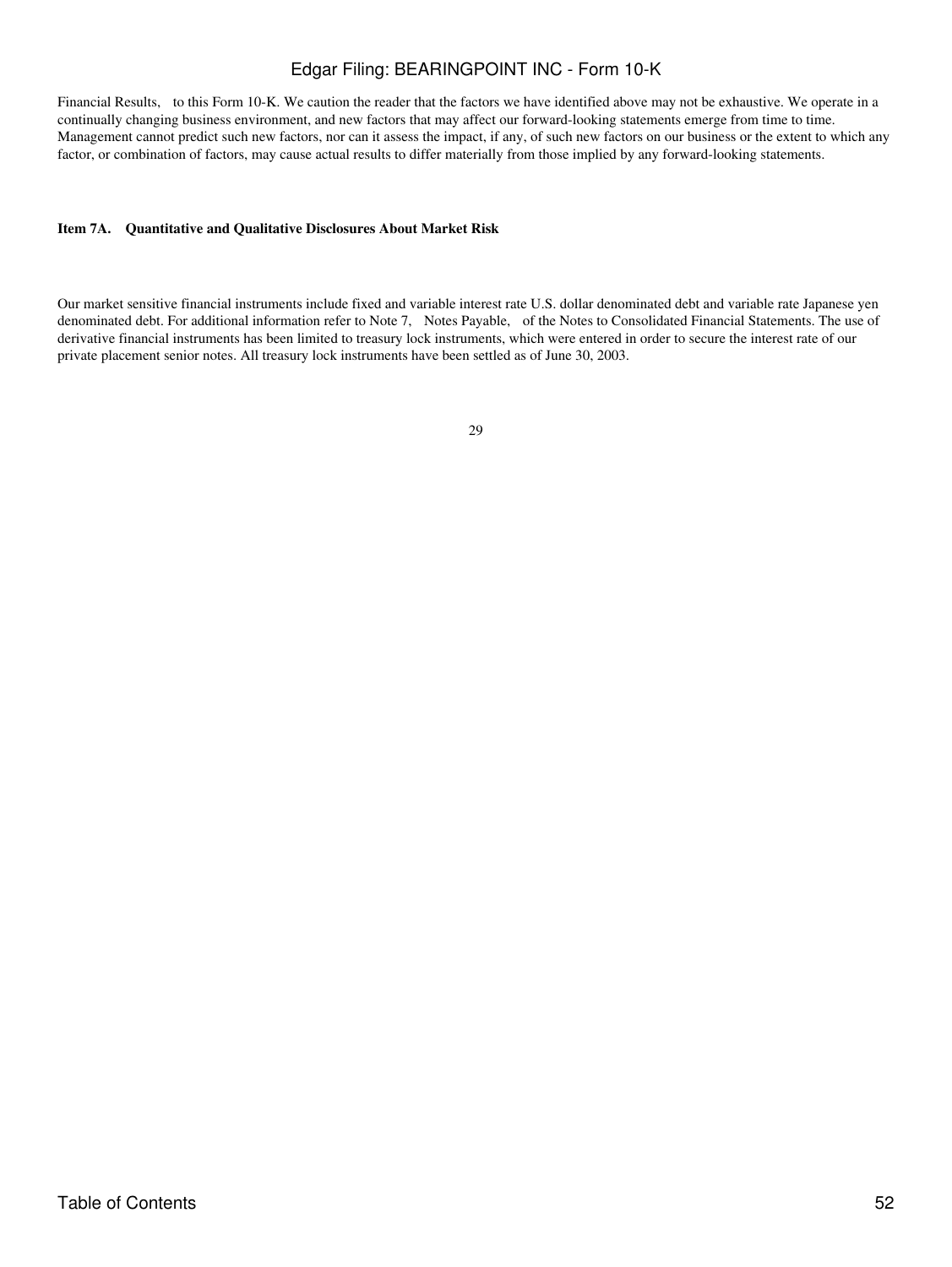Financial Results, to this Form 10-K. We caution the reader that the factors we have identified above may not be exhaustive. We operate in a continually changing business environment, and new factors that may affect our forward-looking statements emerge from time to time. Management cannot predict such new factors, nor can it assess the impact, if any, of such new factors on our business or the extent to which any factor, or combination of factors, may cause actual results to differ materially from those implied by any forward-looking statements.

**Item 7A. Quantitative and Qualitative Disclosures About Market Risk**

Our market sensitive financial instruments include fixed and variable interest rate U.S. dollar denominated debt and variable rate Japanese yen denominated debt. For additional information refer to Note 7, Notes Payable, of the Notes to Consolidated Financial Statements. The use of derivative financial instruments has been limited to treasury lock instruments, which were entered in order to secure the interest rate of our private placement senior notes. All treasury lock instruments have been settled as of June 30, 2003.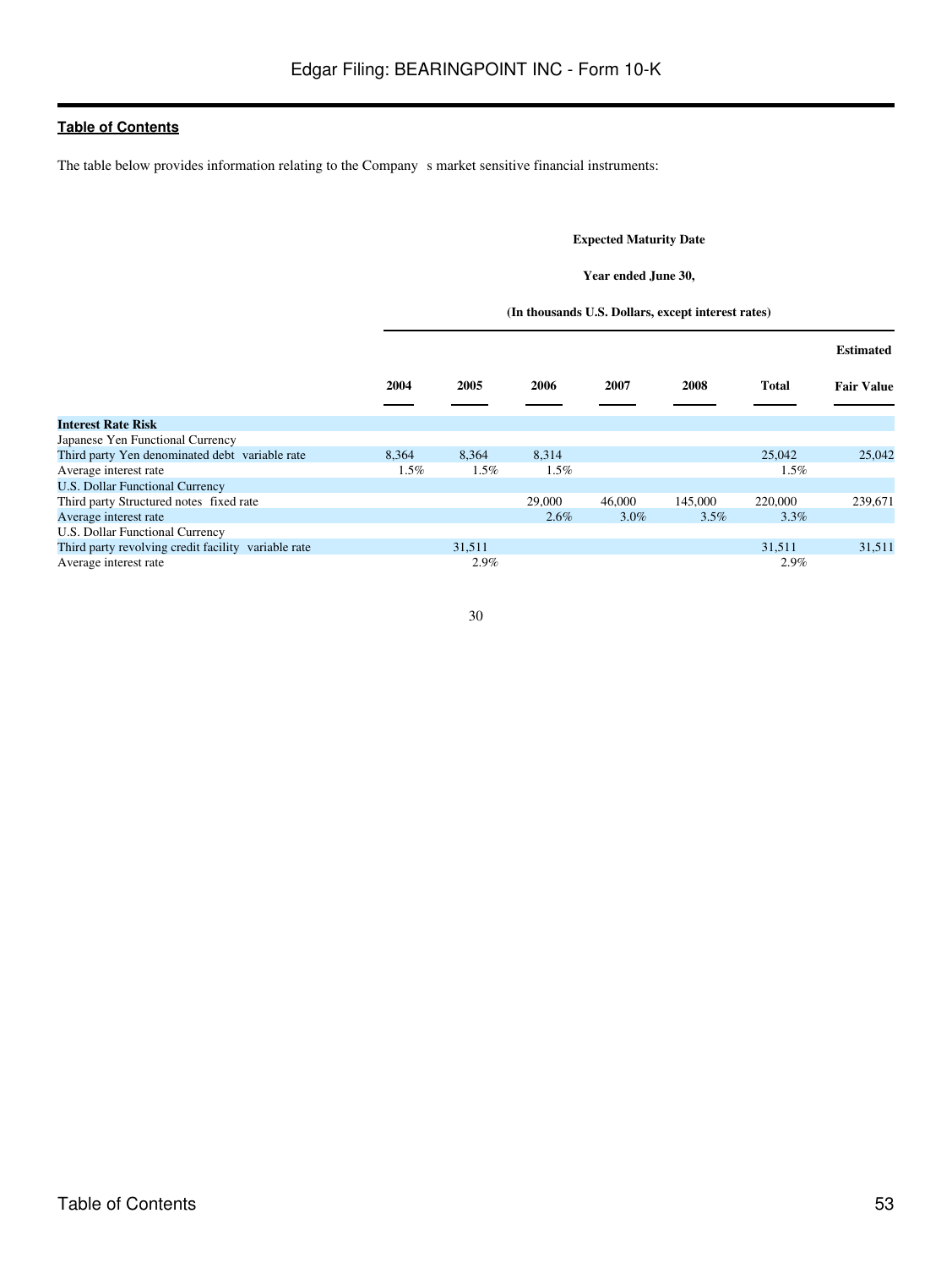The table below provides information relating to the Company s market sensitive financial instruments:

| | Expected Maturity Date | | | | | | |
|---|---|---|---|---|---|---|---|
| | Year ended June 30, | | | | | | |
| | (In thousands U.S. Dollars, except interest rates) | | | | | | |
| | 2004 | 2005 | 2006 | 2007 | 2008 | Total | Estimated Fair Value |
| **Interest Rate Risk** | | | | | | | |
| Japanese Yen Functional Currency | | | | | | | |
| Third party Yen denominated debt variable rate | 8,364 | 8,364 | 8,314 | | | 25,042 | 25,042 |
| Average interest rate | 1.5% | 1.5% | 1.5% | | | 1.5% | |
| U.S. Dollar Functional Currency | | | | | | | |
| Third party Structured notes fixed rate | | | 29,000 | 46,000 | 145,000 | 220,000 | 239,671 |
| Average interest rate | | | 2.6% | 3.0% | 3.5% | 3.3% | |
| U.S. Dollar Functional Currency | | | | | | | |
| Third party revolving credit facility variable rate | | 31,511 | | | | 31,511 | 31,511 |
| Average interest rate | | 2.9% | | | | 2.9% | |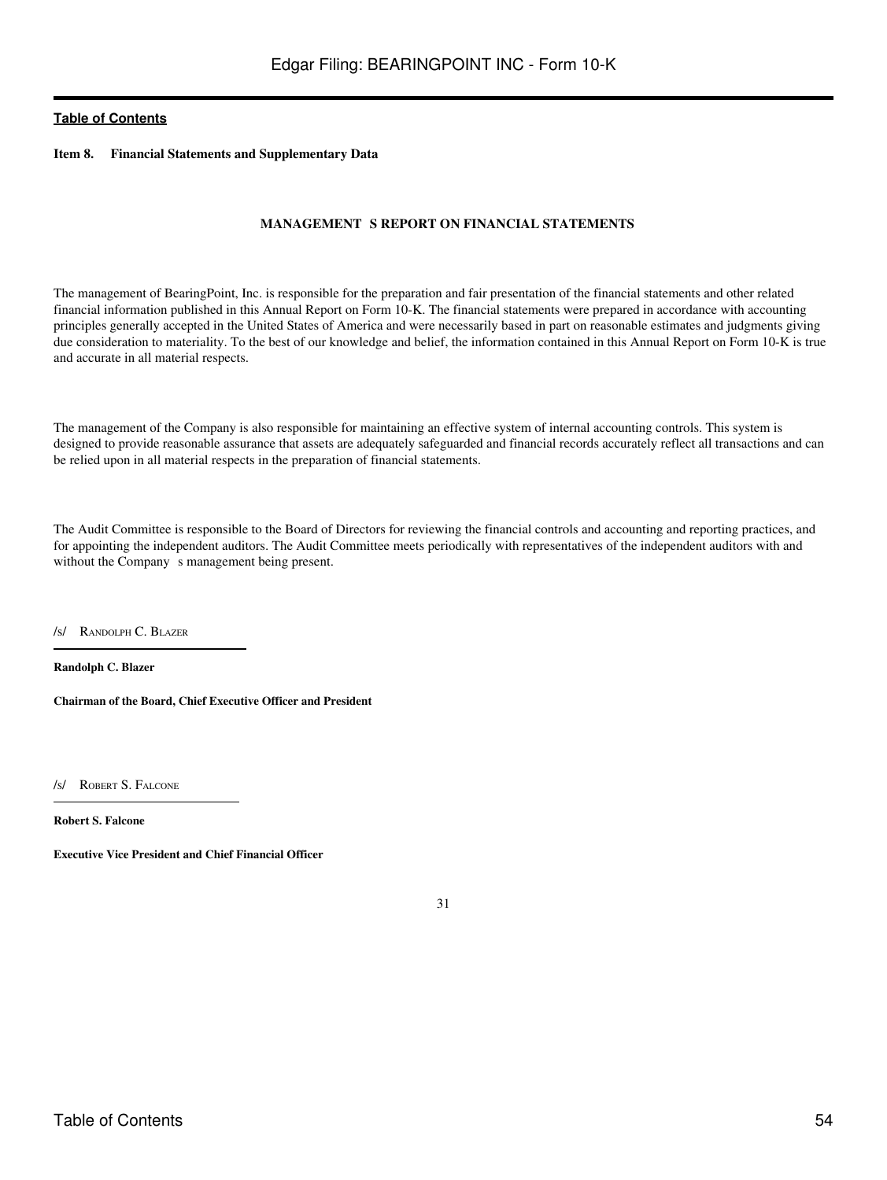**Table of Contents**

**Item 8. Financial Statements and Supplementary Data**

## MANAGEMENT S REPORT ON FINANCIAL STATEMENTS

The management of BearingPoint, Inc. is responsible for the preparation and fair presentation of the financial statements and other related financial information published in this Annual Report on Form 10-K. The financial statements were prepared in accordance with accounting principles generally accepted in the United States of America and were necessarily based in part on reasonable estimates and judgments giving due consideration to materiality. To the best of our knowledge and belief, the information contained in this Annual Report on Form 10-K is true and accurate in all material respects.

The management of the Company is also responsible for maintaining an effective system of internal accounting controls. This system is designed to provide reasonable assurance that assets are adequately safeguarded and financial records accurately reflect all transactions and can be relied upon in all material respects in the preparation of financial statements.

The Audit Committee is responsible to the Board of Directors for reviewing the financial controls and accounting and reporting practices, and for appointing the independent auditors. The Audit Committee meets periodically with representatives of the independent auditors with and without the Company s management being present.

/s/ Randolph C. Blazer

**Randolph C. Blazer**

**Chairman of the Board, Chief Executive Officer and President**

/s/ Robert S. Falcone

**Robert S. Falcone**

**Executive Vice President and Chief Financial Officer**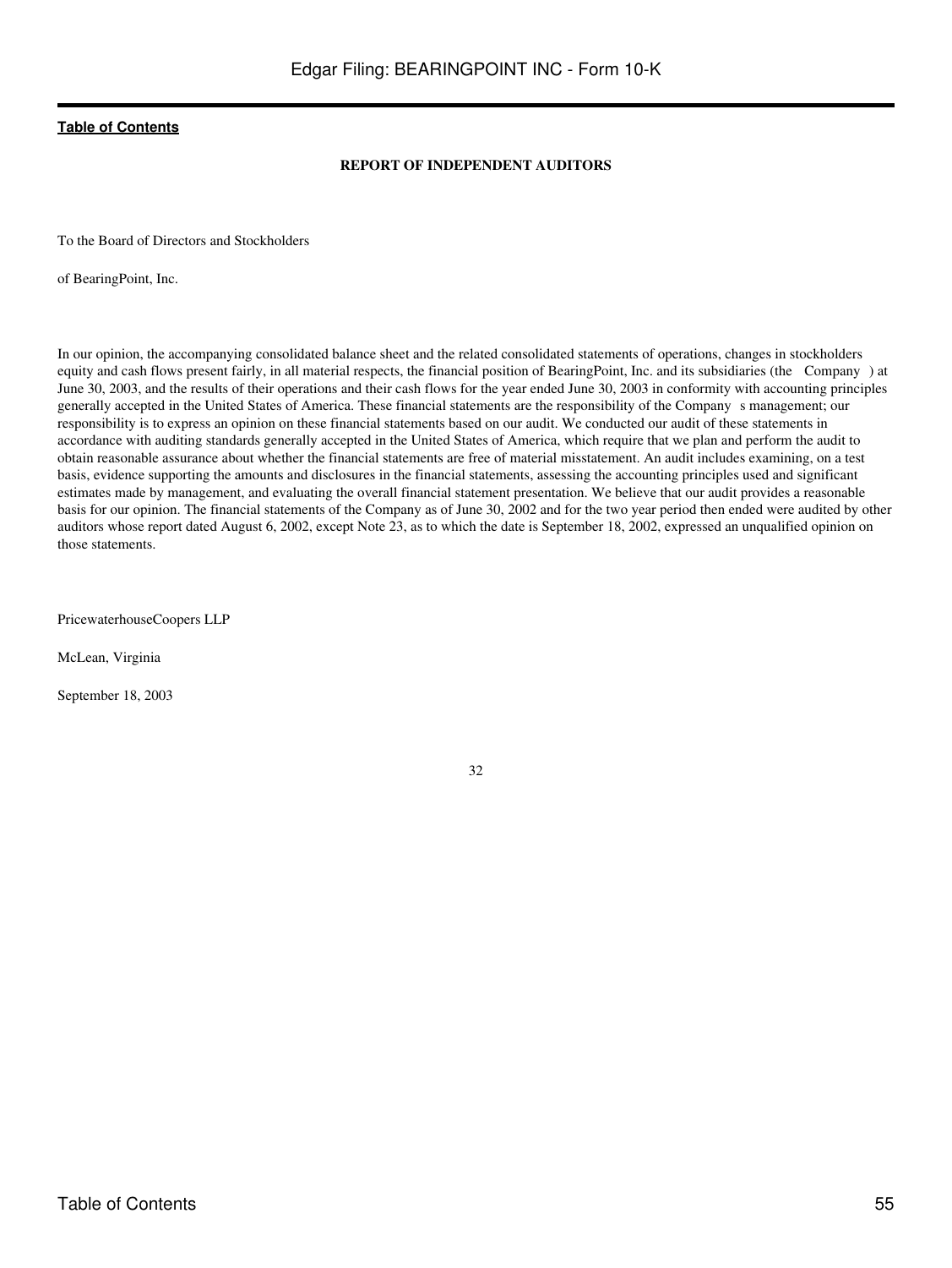[Table of Contents](#)

## REPORT OF INDEPENDENT AUDITORS

To the Board of Directors and Stockholders

of BearingPoint, Inc.

In our opinion, the accompanying consolidated balance sheet and the related consolidated statements of operations, changes in stockholders equity and cash flows present fairly, in all material respects, the financial position of BearingPoint, Inc. and its subsidiaries (the Company ) at June 30, 2003, and the results of their operations and their cash flows for the year ended June 30, 2003 in conformity with accounting principles generally accepted in the United States of America. These financial statements are the responsibility of the Company s management; our responsibility is to express an opinion on these financial statements based on our audit. We conducted our audit of these statements in accordance with auditing standards generally accepted in the United States of America, which require that we plan and perform the audit to obtain reasonable assurance about whether the financial statements are free of material misstatement. An audit includes examining, on a test basis, evidence supporting the amounts and disclosures in the financial statements, assessing the accounting principles used and significant estimates made by management, and evaluating the overall financial statement presentation. We believe that our audit provides a reasonable basis for our opinion. The financial statements of the Company as of June 30, 2002 and for the two year period then ended were audited by other auditors whose report dated August 6, 2002, except Note 23, as to which the date is September 18, 2002, expressed an unqualified opinion on those statements.

PricewaterhouseCoopers LLP

McLean, Virginia

September 18, 2003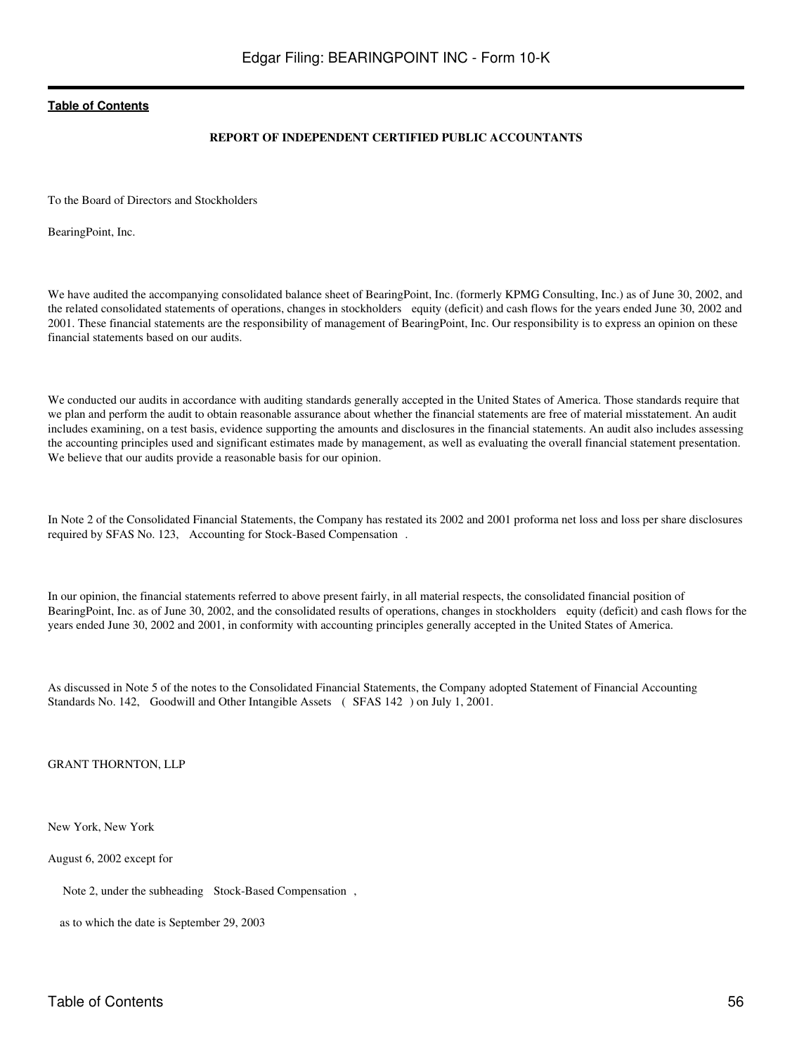[Table of Contents](#)

## REPORT OF INDEPENDENT CERTIFIED PUBLIC ACCOUNTANTS

To the Board of Directors and Stockholders

BearingPoint, Inc.

We have audited the accompanying consolidated balance sheet of BearingPoint, Inc. (formerly KPMG Consulting, Inc.) as of June 30, 2002, and the related consolidated statements of operations, changes in stockholders equity (deficit) and cash flows for the years ended June 30, 2002 and 2001. These financial statements are the responsibility of management of BearingPoint, Inc. Our responsibility is to express an opinion on these financial statements based on our audits.

We conducted our audits in accordance with auditing standards generally accepted in the United States of America. Those standards require that we plan and perform the audit to obtain reasonable assurance about whether the financial statements are free of material misstatement. An audit includes examining, on a test basis, evidence supporting the amounts and disclosures in the financial statements. An audit also includes assessing the accounting principles used and significant estimates made by management, as well as evaluating the overall financial statement presentation. We believe that our audits provide a reasonable basis for our opinion.

In Note 2 of the Consolidated Financial Statements, the Company has restated its 2002 and 2001 proforma net loss and loss per share disclosures required by SFAS No. 123, Accounting for Stock-Based Compensation .

In our opinion, the financial statements referred to above present fairly, in all material respects, the consolidated financial position of BearingPoint, Inc. as of June 30, 2002, and the consolidated results of operations, changes in stockholders equity (deficit) and cash flows for the years ended June 30, 2002 and 2001, in conformity with accounting principles generally accepted in the United States of America.

As discussed in Note 5 of the notes to the Consolidated Financial Statements, the Company adopted Statement of Financial Accounting Standards No. 142, Goodwill and Other Intangible Assets ( SFAS 142 ) on July 1, 2001.

GRANT THORNTON, LLP

New York, New York

August 6, 2002 except for

Note 2, under the subheading Stock-Based Compensation ,

as to which the date is September 29, 2003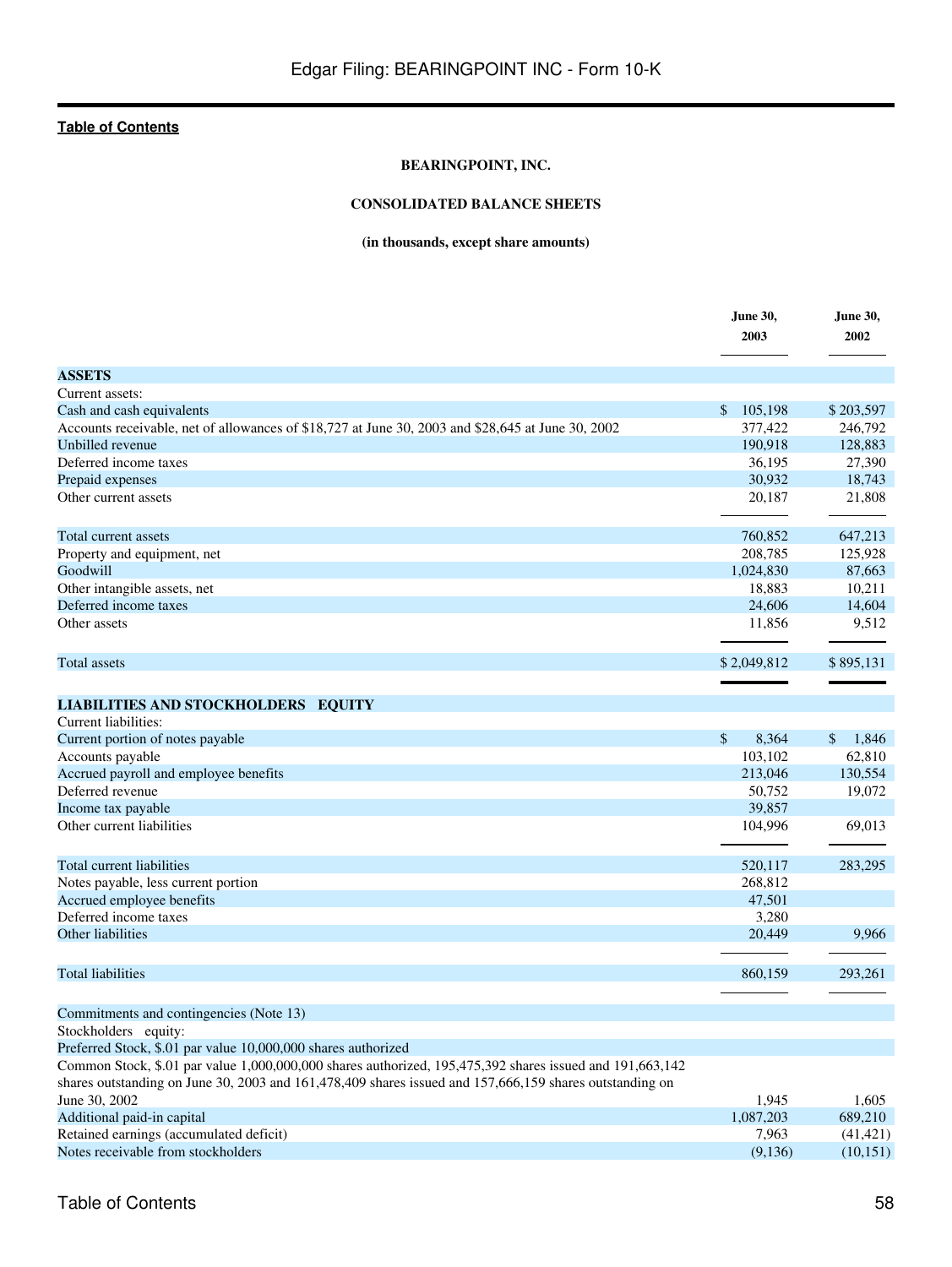[Table of Contents](#)

**BEARINGPOINT, INC.**

**CONSOLIDATED BALANCE SHEETS**

**(in thousands, except share amounts)**

| | June 30, 2003 | June 30, 2002 |
|---|---|---|
| **ASSETS** | | |
| Current assets: | | |
| Cash and cash equivalents | $ 105,198 | $ 203,597 |
| Accounts receivable, net of allowances of $18,727 at June 30, 2003 and $28,645 at June 30, 2002 | 377,422 | 246,792 |
| Unbilled revenue | 190,918 | 128,883 |
| Deferred income taxes | 36,195 | 27,390 |
| Prepaid expenses | 30,932 | 18,743 |
| Other current assets | 20,187 | 21,808 |
| Total current assets | 760,852 | 647,213 |
| Property and equipment, net | 208,785 | 125,928 |
| Goodwill | 1,024,830 | 87,663 |
| Other intangible assets, net | 18,883 | 10,211 |
| Deferred income taxes | 24,606 | 14,604 |
| Other assets | 11,856 | 9,512 |
| Total assets | $ 2,049,812 | $ 895,131 |
| **LIABILITIES AND STOCKHOLDERS EQUITY** | | |
| Current liabilities: | | |
| Current portion of notes payable | $ 8,364 | $ 1,846 |
| Accounts payable | 103,102 | 62,810 |
| Accrued payroll and employee benefits | 213,046 | 130,554 |
| Deferred revenue | 50,752 | 19,072 |
| Income tax payable | 39,857 | |
| Other current liabilities | 104,996 | 69,013 |
| Total current liabilities | 520,117 | 283,295 |
| Notes payable, less current portion | 268,812 | |
| Accrued employee benefits | 47,501 | |
| Deferred income taxes | 3,280 | |
| Other liabilities | 20,449 | 9,966 |
| Total liabilities | 860,159 | 293,261 |
| Commitments and contingencies (Note 13) | | |
| Stockholders equity: | | |
| Preferred Stock, $.01 par value 10,000,000 shares authorized | | |
| Common Stock, $.01 par value 1,000,000,000 shares authorized, 195,475,392 shares issued and 191,663,142 shares outstanding on June 30, 2003 and 161,478,409 shares issued and 157,666,159 shares outstanding on June 30, 2002 | 1,945 | 1,605 |
| Additional paid-in capital | 1,087,203 | 689,210 |
| Retained earnings (accumulated deficit) | 7,963 | (41,421) |
| Notes receivable from stockholders | (9,136) | (10,151) |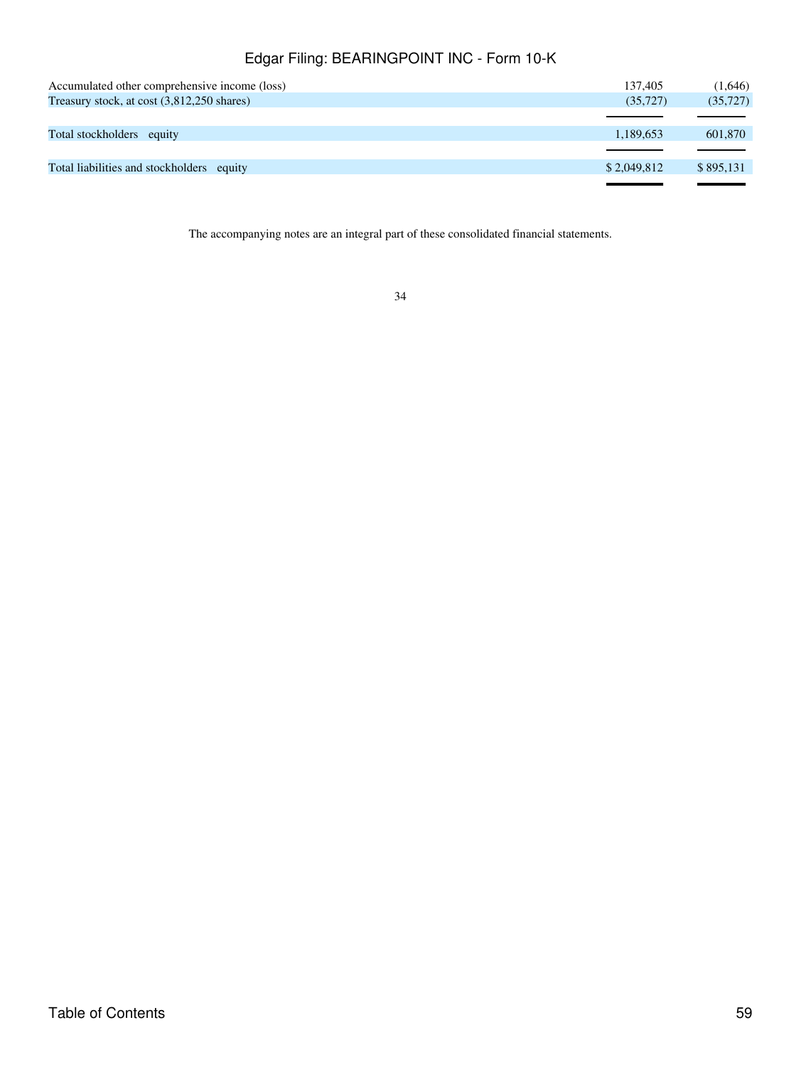| | | |
|---|---|---|
| Accumulated other comprehensive income (loss) | 137,405 | (1,646) |
| Treasury stock, at cost (3,812,250 shares) | (35,727) | (35,727) |
| Total stockholders equity | 1,189,653 | 601,870 |
| Total liabilities and stockholders equity | $ 2,049,812 | $ 895,131 |

The accompanying notes are an integral part of these consolidated financial statements.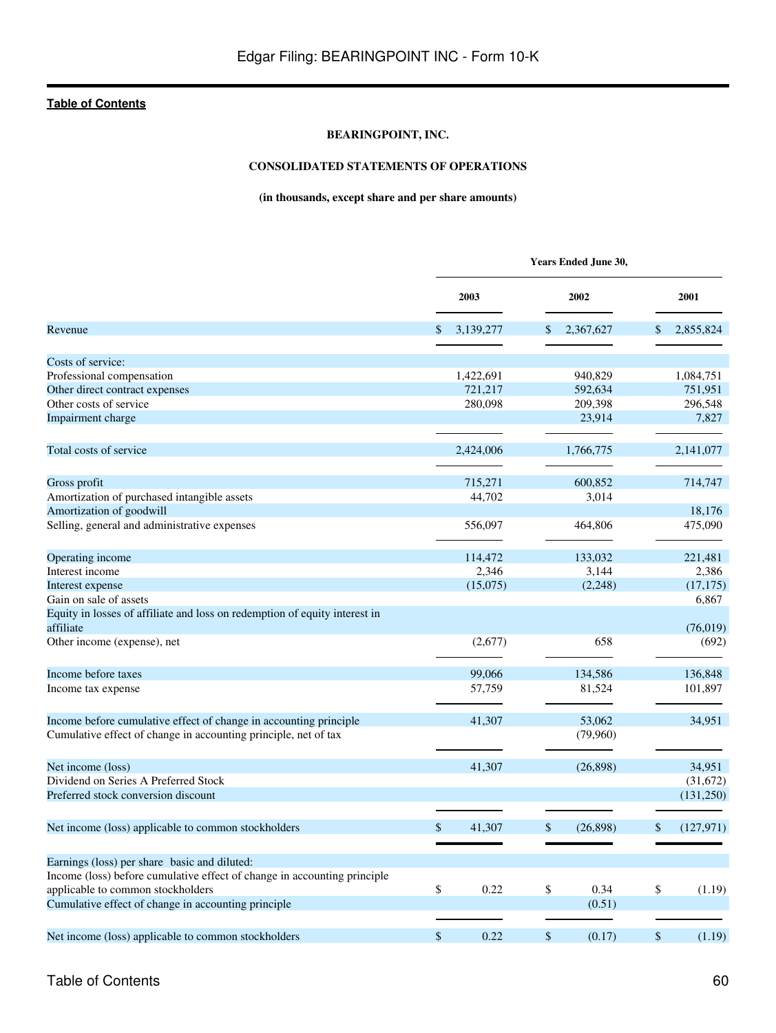**BEARINGPOINT, INC.**

**CONSOLIDATED STATEMENTS OF OPERATIONS**

**(in thousands, except share and per share amounts)**

| | Years Ended June 30, | | |
|---|---|---|---|
| | **2003** | **2002** | **2001** |
| Revenue | $ 3,139,277 | $ 2,367,627 | $ 2,855,824 |
| Costs of service: | | | |
| Professional compensation | 1,422,691 | 940,829 | 1,084,751 |
| Other direct contract expenses | 721,217 | 592,634 | 751,951 |
| Other costs of service | 280,098 | 209,398 | 296,548 |
| Impairment charge | | 23,914 | 7,827 |
| Total costs of service | 2,424,006 | 1,766,775 | 2,141,077 |
| Gross profit | 715,271 | 600,852 | 714,747 |
| Amortization of purchased intangible assets | 44,702 | 3,014 | |
| Amortization of goodwill | | | 18,176 |
| Selling, general and administrative expenses | 556,097 | 464,806 | 475,090 |
| Operating income | 114,472 | 133,032 | 221,481 |
| Interest income | 2,346 | 3,144 | 2,386 |
| Interest expense | (15,075) | (2,248) | (17,175) |
| Gain on sale of assets | | | 6,867 |
| Equity in losses of affiliate and loss on redemption of equity interest in affiliate | | | (76,019) |
| Other income (expense), net | (2,677) | 658 | (692) |
| Income before taxes | 99,066 | 134,586 | 136,848 |
| Income tax expense | 57,759 | 81,524 | 101,897 |
| Income before cumulative effect of change in accounting principle | 41,307 | 53,062 | 34,951 |
| Cumulative effect of change in accounting principle, net of tax | | (79,960) | |
| Net income (loss) | 41,307 | (26,898) | 34,951 |
| Dividend on Series A Preferred Stock | | | (31,672) |
| Preferred stock conversion discount | | | (131,250) |
| Net income (loss) applicable to common stockholders | $ 41,307 | $ (26,898) | $ (127,971) |
| Earnings (loss) per share basic and diluted: | | | |
| Income (loss) before cumulative effect of change in accounting principle applicable to common stockholders | $ 0.22 | $ 0.34 | $ (1.19) |
| Cumulative effect of change in accounting principle | | (0.51) | |
| Net income (loss) applicable to common stockholders | $ 0.22 | $ (0.17) | $ (1.19) |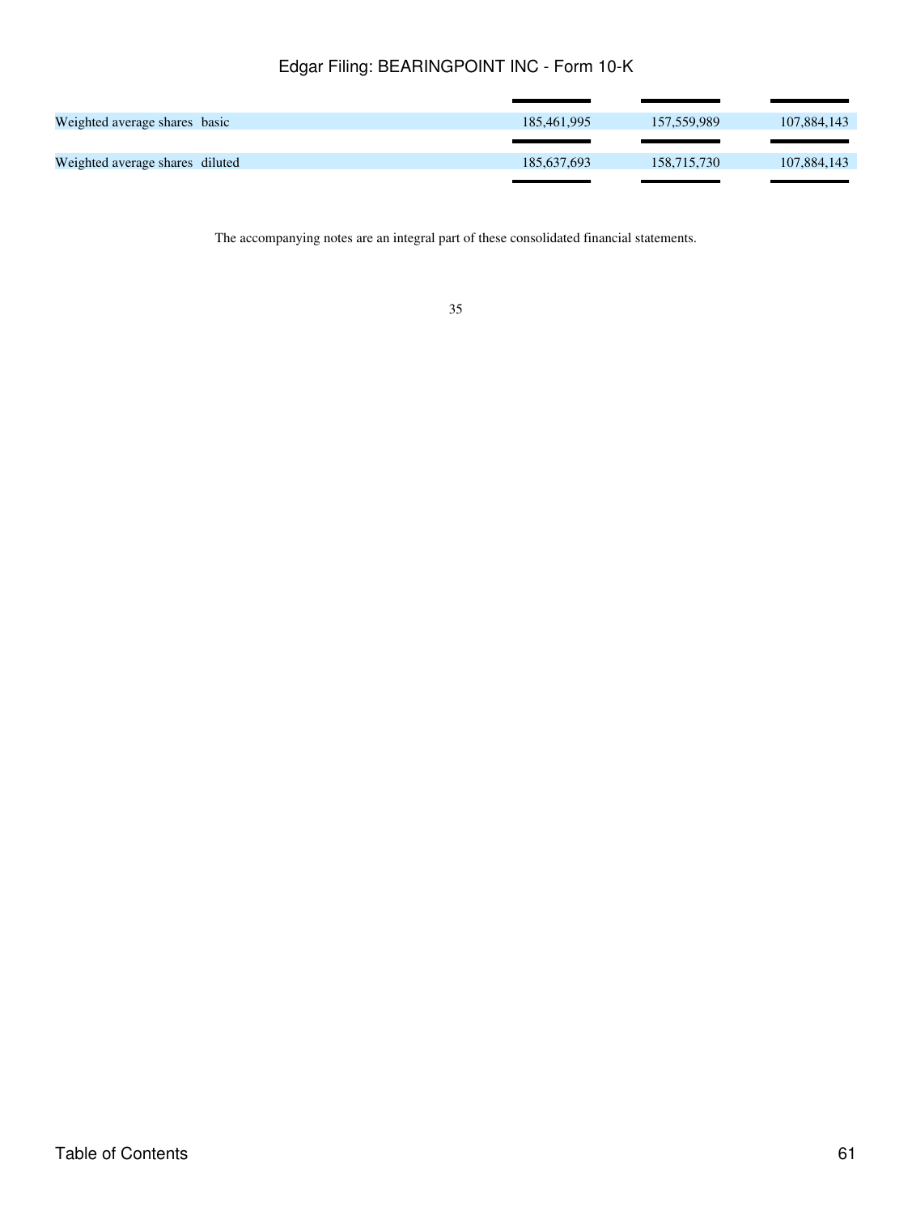| | | | |
|---|---|---|---|
| Weighted average shares basic | 185,461,995 | 157,559,989 | 107,884,143 |
| Weighted average shares diluted | 185,637,693 | 158,715,730 | 107,884,143 |

The accompanying notes are an integral part of these consolidated financial statements.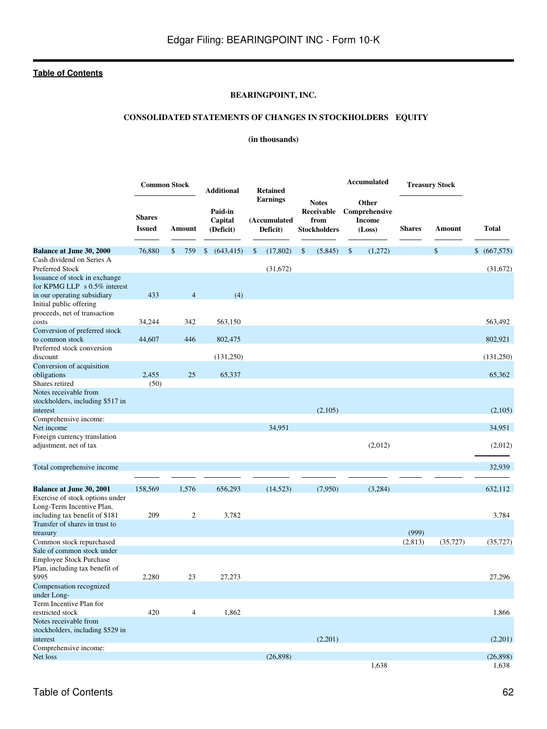**BEARINGPOINT, INC.**

**CONSOLIDATED STATEMENTS OF CHANGES IN STOCKHOLDERS EQUITY**

**(in thousands)**

| | Common Stock | | Additional Paid-in Capital (Deficit) | Retained Earnings (Accumulated Deficit) | Notes Receivable from Stockholders | Accumulated Other Comprehensive Income (Loss) | Treasury Stock | | Total |
|---|---|---|---|---|---|---|---|---|---|
| | Shares Issued | Amount | | | | | Shares | Amount | |
| **Balance at June 30, 2000** | 76,880 | $ 759 | $ (643,415) | $ (17,802) | $ (5,845) | $ (1,272) | | $ | $ (667,575) |
| Cash dividend on Series A Preferred Stock | | | | (31,672) | | | | | (31,672) |
| Issuance of stock in exchange for KPMG LLP s 0.5% interest in our operating subsidiary | 433 | 4 | (4) | | | | | | |
| Initial public offering proceeds, net of transaction costs | 34,244 | 342 | 563,150 | | | | | | 563,492 |
| Conversion of preferred stock to common stock | 44,607 | 446 | 802,475 | | | | | | 802,921 |
| Preferred stock conversion discount | | | (131,250) | | | | | | (131,250) |
| Conversion of acquisition obligations | 2,455 | 25 | 65,337 | | | | | | 65,362 |
| Shares retired | (50) | | | | | | | | |
| Notes receivable from stockholders, including $517 in interest | | | | | (2,105) | | | | (2,105) |
| Comprehensive income: | | | | | | | | | |
| Net income | | | | 34,951 | | | | | 34,951 |
| Foreign currency translation adjustment, net of tax | | | | | | (2,012) | | | (2,012) |
| Total comprehensive income | | | | | | | | | 32,939 |
| **Balance at June 30, 2001** | 158,569 | 1,576 | 656,293 | (14,523) | (7,950) | (3,284) | | | 632,112 |
| Exercise of stock options under Long-Term Incentive Plan, including tax benefit of $181 | 209 | 2 | 3,782 | | | | | | 3,784 |
| Transfer of shares in trust to treasury | | | | | | | (999) | | |
| Common stock repurchased | | | | | | | (2,813) | (35,727) | (35,727) |
| Sale of common stock under Employee Stock Purchase Plan, including tax benefit of $995 | 2,280 | 23 | 27,273 | | | | | | 27,296 |
| Compensation recognized under Long-Term Incentive Plan for restricted stock | 420 | 4 | 1,862 | | | | | | 1,866 |
| Notes receivable from stockholders, including $529 in interest | | | | | (2,201) | | | | (2,201) |
| Comprehensive income: | | | | | | | | | |
| Net loss | | | | (26,898) | | | | | (26,898) |
| | | | | | | 1,638 | | | 1,638 |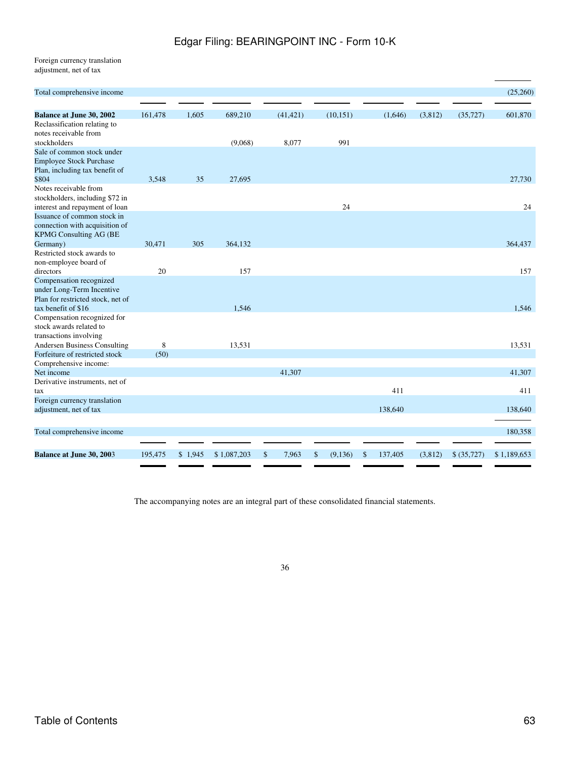| | | | | | | | | | |
|---|---|---|---|---|---|---|---|---|---|
| Foreign currency translation adjustment, net of tax | | | | | | | | | |
| Total comprehensive income | | | | | | | | | (25,260) |
| **Balance at June 30, 2002** | 161,478 | 1,605 | 689,210 | (41,421) | (10,151) | (1,646) | (3,812) | (35,727) | 601,870 |
| Reclassification relating to notes receivable from stockholders | | | (9,068) | 8,077 | 991 | | | | |
| Sale of common stock under Employee Stock Purchase Plan, including tax benefit of $804 | 3,548 | 35 | 27,695 | | | | | | 27,730 |
| Notes receivable from stockholders, including $72 in interest and repayment of loan | | | | | 24 | | | | 24 |
| Issuance of common stock in connection with acquisition of KPMG Consulting AG (BE Germany) | 30,471 | 305 | 364,132 | | | | | | 364,437 |
| Restricted stock awards to non-employee board of directors | 20 | | 157 | | | | | | 157 |
| Compensation recognized under Long-Term Incentive Plan for restricted stock, net of tax benefit of $16 | | | 1,546 | | | | | | 1,546 |
| Compensation recognized for stock awards related to transactions involving Andersen Business Consulting | 8 | | 13,531 | | | | | | 13,531 |
| Forfeiture of restricted stock | (50) | | | | | | | | |
| Comprehensive income: | | | | | | | | | |
| Net income | | | | 41,307 | | | | | 41,307 |
| Derivative instruments, net of tax | | | | | | 411 | | | 411 |
| Foreign currency translation adjustment, net of tax | | | | | | 138,640 | | | 138,640 |
| Total comprehensive income | | | | | | | | | 180,358 |
| **Balance at June 30, 2003** | 195,475 | $ 1,945 | $ 1,087,203 | $ 7,963 | $ (9,136) | $ 137,405 | (3,812) | $ (35,727) | $ 1,189,653 |

The accompanying notes are an integral part of these consolidated financial statements.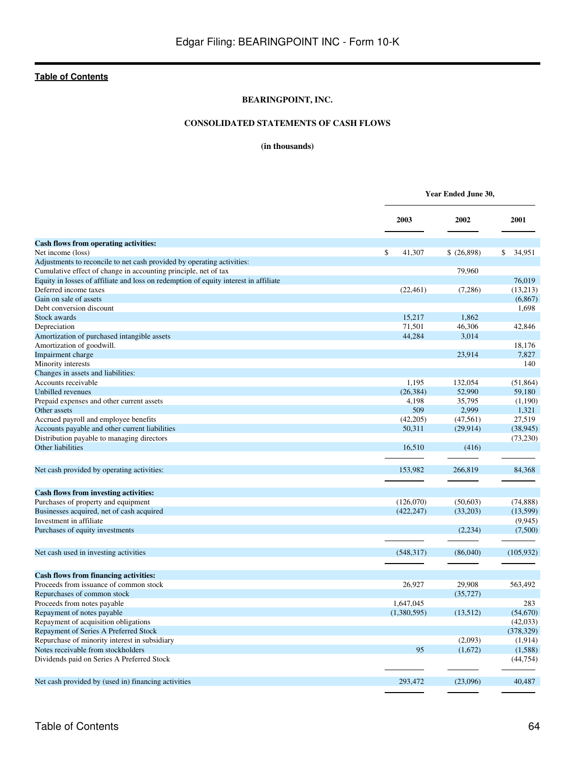**BEARINGPOINT, INC.**

**CONSOLIDATED STATEMENTS OF CASH FLOWS**

**(in thousands)**

| | Year Ended June 30, | | |
|---|---|---|---|
| | **2003** | **2002** | **2001** |
| **Cash flows from operating activities:** | | | |
| Net income (loss) | $ 41,307 | $ (26,898) | $ 34,951 |
| Adjustments to reconcile to net cash provided by operating activities: | | | |
| Cumulative effect of change in accounting principle, net of tax | | 79,960 | |
| Equity in losses of affiliate and loss on redemption of equity interest in affiliate | | | 76,019 |
| Deferred income taxes | (22,461) | (7,286) | (13,213) |
| Gain on sale of assets | | | (6,867) |
| Debt conversion discount | | | 1,698 |
| Stock awards | 15,217 | 1,862 | |
| Depreciation | 71,501 | 46,306 | 42,846 |
| Amortization of purchased intangible assets | 44,284 | 3,014 | |
| Amortization of goodwill. | | | 18,176 |
| Impairment charge | | 23,914 | 7,827 |
| Minority interests | | | 140 |
| Changes in assets and liabilities: | | | |
| Accounts receivable | 1,195 | 132,054 | (51,864) |
| Unbilled revenues | (26,384) | 52,990 | 59,180 |
| Prepaid expenses and other current assets | 4,198 | 35,795 | (1,190) |
| Other assets | 509 | 2,999 | 1,321 |
| Accrued payroll and employee benefits | (42,205) | (47,561) | 27,519 |
| Accounts payable and other current liabilities | 50,311 | (29,914) | (38,945) |
| Distribution payable to managing directors | | | (73,230) |
| Other liabilities | 16,510 | (416) | |
| Net cash provided by operating activities: | 153,982 | 266,819 | 84,368 |
| **Cash flows from investing activities:** | | | |
| Purchases of property and equipment | (126,070) | (50,603) | (74,888) |
| Businesses acquired, net of cash acquired | (422,247) | (33,203) | (13,599) |
| Investment in affiliate | | | (9,945) |
| Purchases of equity investments | | (2,234) | (7,500) |
| Net cash used in investing activities | (548,317) | (86,040) | (105,932) |
| **Cash flows from financing activities:** | | | |
| Proceeds from issuance of common stock | 26,927 | 29,908 | 563,492 |
| Repurchases of common stock | | (35,727) | |
| Proceeds from notes payable | 1,647,045 | | 283 |
| Repayment of notes payable | (1,380,595) | (13,512) | (54,670) |
| Repayment of acquisition obligations | | | (42,033) |
| Repayment of Series A Preferred Stock | | | (378,329) |
| Repurchase of minority interest in subsidiary | | (2,093) | (1,914) |
| Notes receivable from stockholders | 95 | (1,672) | (1,588) |
| Dividends paid on Series A Preferred Stock | | | (44,754) |
| Net cash provided by (used in) financing activities | 293,472 | (23,096) | 40,487 |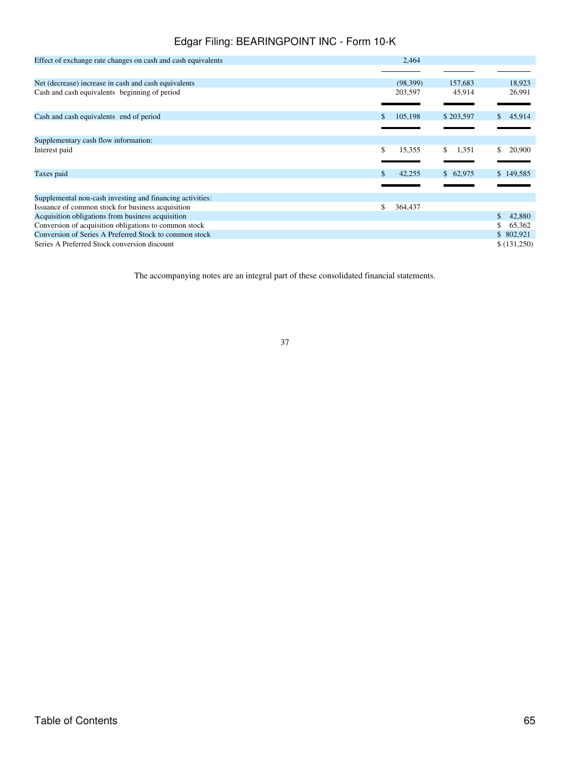| | | | |
|---|---|---|---|
| Effect of exchange rate changes on cash and cash equivalents | 2,464 | | |
| Net (decrease) increase in cash and cash equivalents | (98,399) | 157,683 | 18,923 |
| Cash and cash equivalents beginning of period | 203,597 | 45,914 | 26,991 |
| Cash and cash equivalents end of period | $ 105,198 | $ 203,597 | $ 45,914 |
| Supplementary cash flow information: | | | |
| Interest paid | $ 15,355 | $ 1,351 | $ 20,900 |
| Taxes paid | $ 42,255 | $ 62,975 | $ 149,585 |
| Supplemental non-cash investing and financing activities: | | | |
| Issuance of common stock for business acquisition | $ 364,437 | | |
| Acquisition obligations from business acquisition | | | $ 42,880 |
| Conversion of acquisition obligations to common stock | | | $ 65,362 |
| Conversion of Series A Preferred Stock to common stock | | | $ 802,921 |
| Series A Preferred Stock conversion discount | | | $ (131,250) |

The accompanying notes are an integral part of these consolidated financial statements.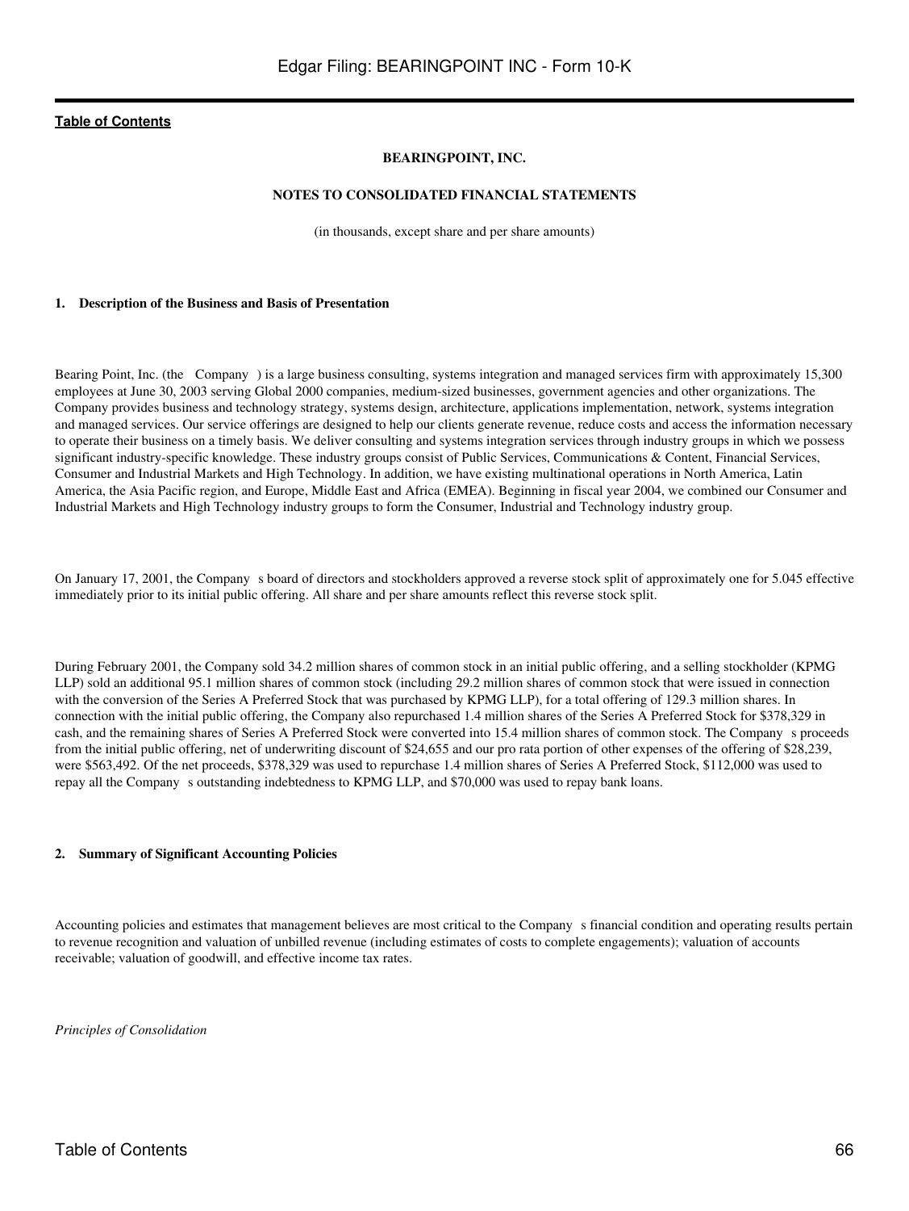[Table of Contents](#)

**BEARINGPOINT, INC.**

**NOTES TO CONSOLIDATED FINANCIAL STATEMENTS**

(in thousands, except share and per share amounts)

#### 1. Description of the Business and Basis of Presentation

Bearing Point, Inc. (the Company ) is a large business consulting, systems integration and managed services firm with approximately 15,300 employees at June 30, 2003 serving Global 2000 companies, medium-sized businesses, government agencies and other organizations. The Company provides business and technology strategy, systems design, architecture, applications implementation, network, systems integration and managed services. Our service offerings are designed to help our clients generate revenue, reduce costs and access the information necessary to operate their business on a timely basis. We deliver consulting and systems integration services through industry groups in which we possess significant industry-specific knowledge. These industry groups consist of Public Services, Communications & Content, Financial Services, Consumer and Industrial Markets and High Technology. In addition, we have existing multinational operations in North America, Latin America, the Asia Pacific region, and Europe, Middle East and Africa (EMEA). Beginning in fiscal year 2004, we combined our Consumer and Industrial Markets and High Technology industry groups to form the Consumer, Industrial and Technology industry group.

On January 17, 2001, the Company s board of directors and stockholders approved a reverse stock split of approximately one for 5.045 effective immediately prior to its initial public offering. All share and per share amounts reflect this reverse stock split.

During February 2001, the Company sold 34.2 million shares of common stock in an initial public offering, and a selling stockholder (KPMG LLP) sold an additional 95.1 million shares of common stock (including 29.2 million shares of common stock that were issued in connection with the conversion of the Series A Preferred Stock that was purchased by KPMG LLP), for a total offering of 129.3 million shares. In connection with the initial public offering, the Company also repurchased 1.4 million shares of the Series A Preferred Stock for $378,329 in cash, and the remaining shares of Series A Preferred Stock were converted into 15.4 million shares of common stock. The Company s proceeds from the initial public offering, net of underwriting discount of $24,655 and our pro rata portion of other expenses of the offering of $28,239, were $563,492. Of the net proceeds, $378,329 was used to repurchase 1.4 million shares of Series A Preferred Stock, $112,000 was used to repay all the Company s outstanding indebtedness to KPMG LLP, and $70,000 was used to repay bank loans.

#### 2. Summary of Significant Accounting Policies

Accounting policies and estimates that management believes are most critical to the Company s financial condition and operating results pertain to revenue recognition and valuation of unbilled revenue (including estimates of costs to complete engagements); valuation of accounts receivable; valuation of goodwill, and effective income tax rates.

*Principles of Consolidation*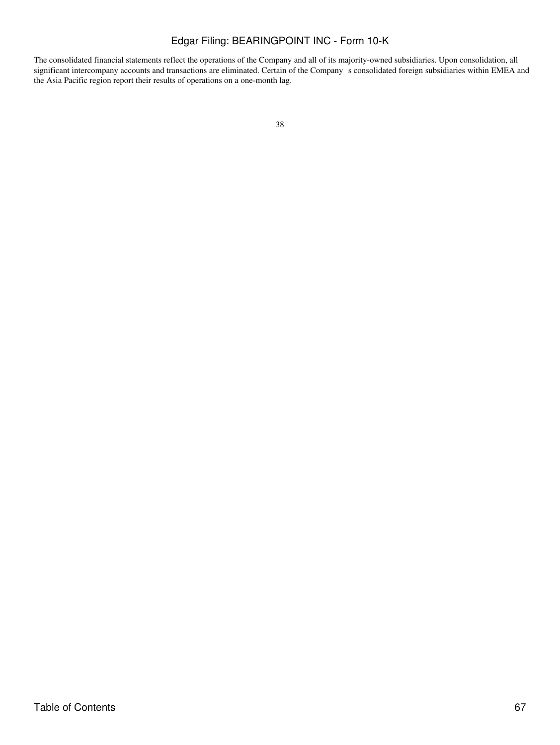The consolidated financial statements reflect the operations of the Company and all of its majority-owned subsidiaries. Upon consolidation, all significant intercompany accounts and transactions are eliminated. Certain of the Company s consolidated foreign subsidiaries within EMEA and the Asia Pacific region report their results of operations on a one-month lag.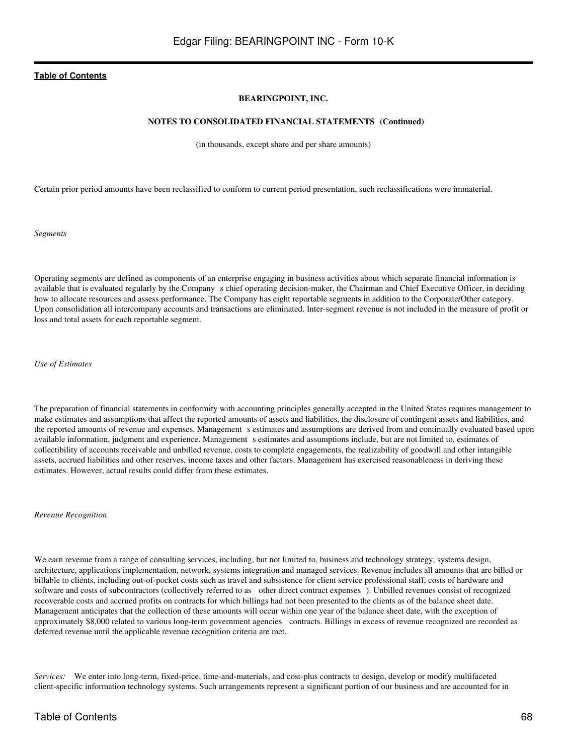**BEARINGPOINT, INC.**

**NOTES TO CONSOLIDATED FINANCIAL STATEMENTS (Continued)**

(in thousands, except share and per share amounts)

Certain prior period amounts have been reclassified to conform to current period presentation, such reclassifications were immaterial.

*Segments*

Operating segments are defined as components of an enterprise engaging in business activities about which separate financial information is available that is evaluated regularly by the Company s chief operating decision-maker, the Chairman and Chief Executive Officer, in deciding how to allocate resources and assess performance. The Company has eight reportable segments in addition to the Corporate/Other category. Upon consolidation all intercompany accounts and transactions are eliminated. Inter-segment revenue is not included in the measure of profit or loss and total assets for each reportable segment.

*Use of Estimates*

The preparation of financial statements in conformity with accounting principles generally accepted in the United States requires management to make estimates and assumptions that affect the reported amounts of assets and liabilities, the disclosure of contingent assets and liabilities, and the reported amounts of revenue and expenses. Management s estimates and assumptions are derived from and continually evaluated based upon available information, judgment and experience. Management s estimates and assumptions include, but are not limited to, estimates of collectibility of accounts receivable and unbilled revenue, costs to complete engagements, the realizability of goodwill and other intangible assets, accrued liabilities and other reserves, income taxes and other factors. Management has exercised reasonableness in deriving these estimates. However, actual results could differ from these estimates.

*Revenue Recognition*

We earn revenue from a range of consulting services, including, but not limited to, business and technology strategy, systems design, architecture, applications implementation, network, systems integration and managed services. Revenue includes all amounts that are billed or billable to clients, including out-of-pocket costs such as travel and subsistence for client service professional staff, costs of hardware and software and costs of subcontractors (collectively referred to as other direct contract expenses ). Unbilled revenues consist of recognized recoverable costs and accrued profits on contracts for which billings had not been presented to the clients as of the balance sheet date. Management anticipates that the collection of these amounts will occur within one year of the balance sheet date, with the exception of approximately $8,000 related to various long-term government agencies contracts. Billings in excess of revenue recognized are recorded as deferred revenue until the applicable revenue recognition criteria are met.

*Services:* We enter into long-term, fixed-price, time-and-materials, and cost-plus contracts to design, develop or modify multifaceted client-specific information technology systems. Such arrangements represent a significant portion of our business and are accounted for in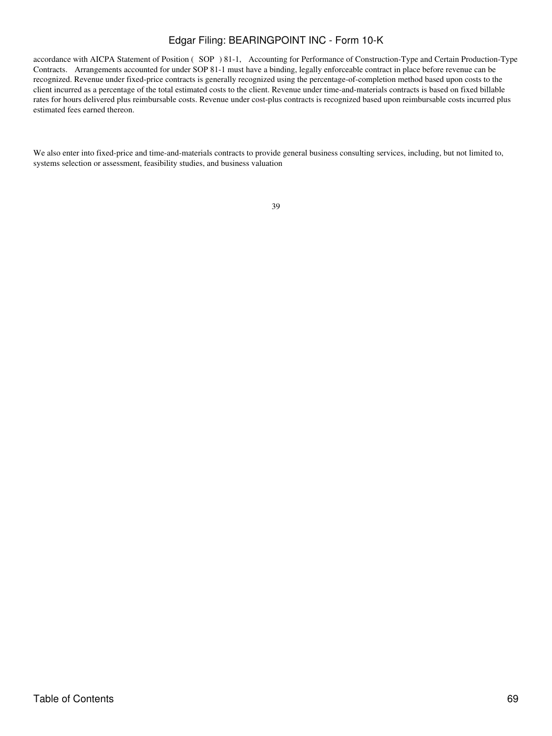accordance with AICPA Statement of Position ( SOP ) 81-1, Accounting for Performance of Construction-Type and Certain Production-Type Contracts. Arrangements accounted for under SOP 81-1 must have a binding, legally enforceable contract in place before revenue can be recognized. Revenue under fixed-price contracts is generally recognized using the percentage-of-completion method based upon costs to the client incurred as a percentage of the total estimated costs to the client. Revenue under time-and-materials contracts is based on fixed billable rates for hours delivered plus reimbursable costs. Revenue under cost-plus contracts is recognized based upon reimbursable costs incurred plus estimated fees earned thereon.

We also enter into fixed-price and time-and-materials contracts to provide general business consulting services, including, but not limited to, systems selection or assessment, feasibility studies, and business valuation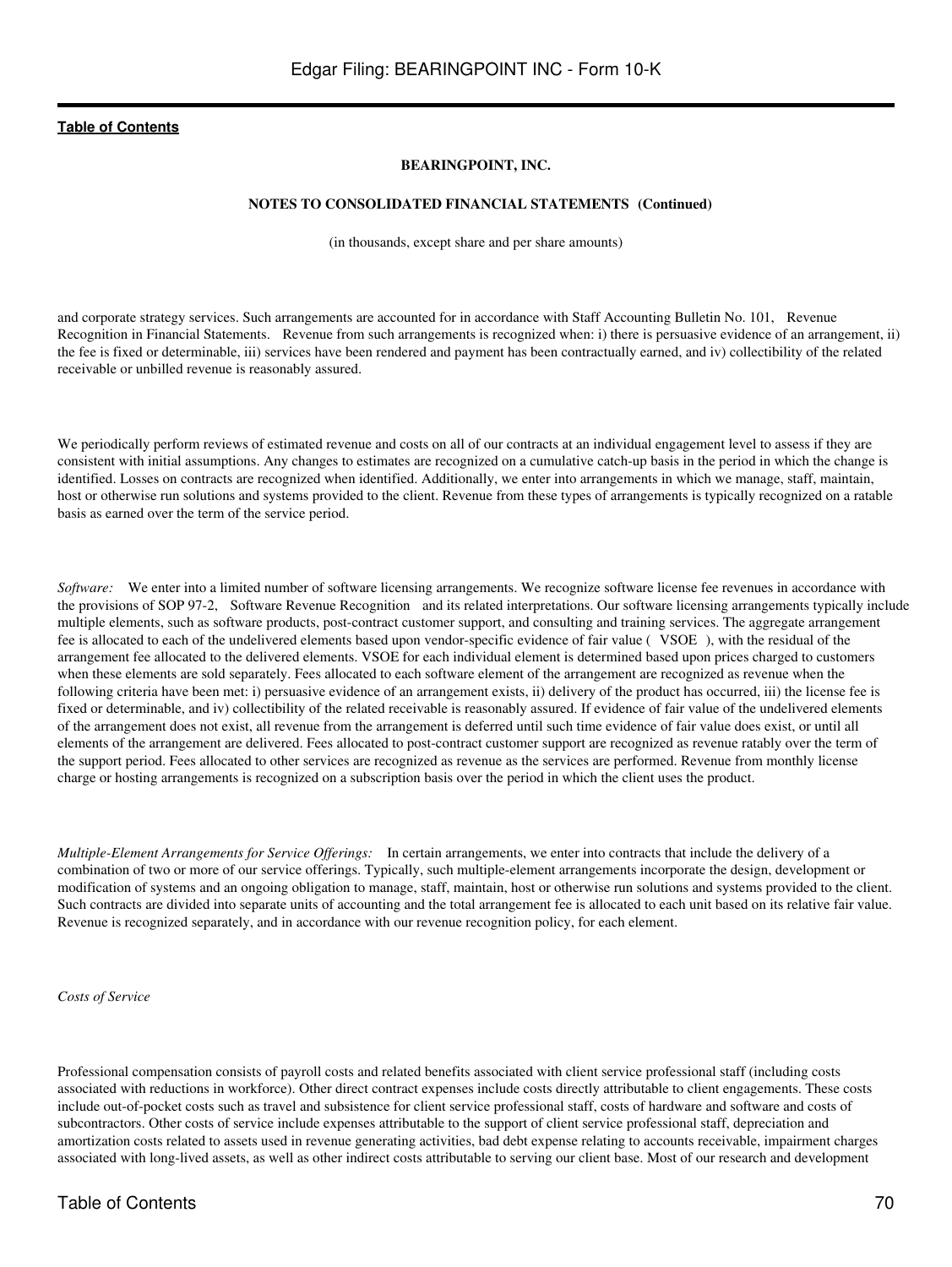**BEARINGPOINT, INC.**

**NOTES TO CONSOLIDATED FINANCIAL STATEMENTS (Continued)**

(in thousands, except share and per share amounts)

and corporate strategy services. Such arrangements are accounted for in accordance with Staff Accounting Bulletin No. 101, Revenue Recognition in Financial Statements. Revenue from such arrangements is recognized when: i) there is persuasive evidence of an arrangement, ii) the fee is fixed or determinable, iii) services have been rendered and payment has been contractually earned, and iv) collectibility of the related receivable or unbilled revenue is reasonably assured.

We periodically perform reviews of estimated revenue and costs on all of our contracts at an individual engagement level to assess if they are consistent with initial assumptions. Any changes to estimates are recognized on a cumulative catch-up basis in the period in which the change is identified. Losses on contracts are recognized when identified. Additionally, we enter into arrangements in which we manage, staff, maintain, host or otherwise run solutions and systems provided to the client. Revenue from these types of arrangements is typically recognized on a ratable basis as earned over the term of the service period.

*Software:* We enter into a limited number of software licensing arrangements. We recognize software license fee revenues in accordance with the provisions of SOP 97-2, Software Revenue Recognition and its related interpretations. Our software licensing arrangements typically include multiple elements, such as software products, post-contract customer support, and consulting and training services. The aggregate arrangement fee is allocated to each of the undelivered elements based upon vendor-specific evidence of fair value ( VSOE ), with the residual of the arrangement fee allocated to the delivered elements. VSOE for each individual element is determined based upon prices charged to customers when these elements are sold separately. Fees allocated to each software element of the arrangement are recognized as revenue when the following criteria have been met: i) persuasive evidence of an arrangement exists, ii) delivery of the product has occurred, iii) the license fee is fixed or determinable, and iv) collectibility of the related receivable is reasonably assured. If evidence of fair value of the undelivered elements of the arrangement does not exist, all revenue from the arrangement is deferred until such time evidence of fair value does exist, or until all elements of the arrangement are delivered. Fees allocated to post-contract customer support are recognized as revenue ratably over the term of the support period. Fees allocated to other services are recognized as revenue as the services are performed. Revenue from monthly license charge or hosting arrangements is recognized on a subscription basis over the period in which the client uses the product.

*Multiple-Element Arrangements for Service Offerings:* In certain arrangements, we enter into contracts that include the delivery of a combination of two or more of our service offerings. Typically, such multiple-element arrangements incorporate the design, development or modification of systems and an ongoing obligation to manage, staff, maintain, host or otherwise run solutions and systems provided to the client. Such contracts are divided into separate units of accounting and the total arrangement fee is allocated to each unit based on its relative fair value. Revenue is recognized separately, and in accordance with our revenue recognition policy, for each element.

*Costs of Service*

Professional compensation consists of payroll costs and related benefits associated with client service professional staff (including costs associated with reductions in workforce). Other direct contract expenses include costs directly attributable to client engagements. These costs include out-of-pocket costs such as travel and subsistence for client service professional staff, costs of hardware and software and costs of subcontractors. Other costs of service include expenses attributable to the support of client service professional staff, depreciation and amortization costs related to assets used in revenue generating activities, bad debt expense relating to accounts receivable, impairment charges associated with long-lived assets, as well as other indirect costs attributable to serving our client base. Most of our research and development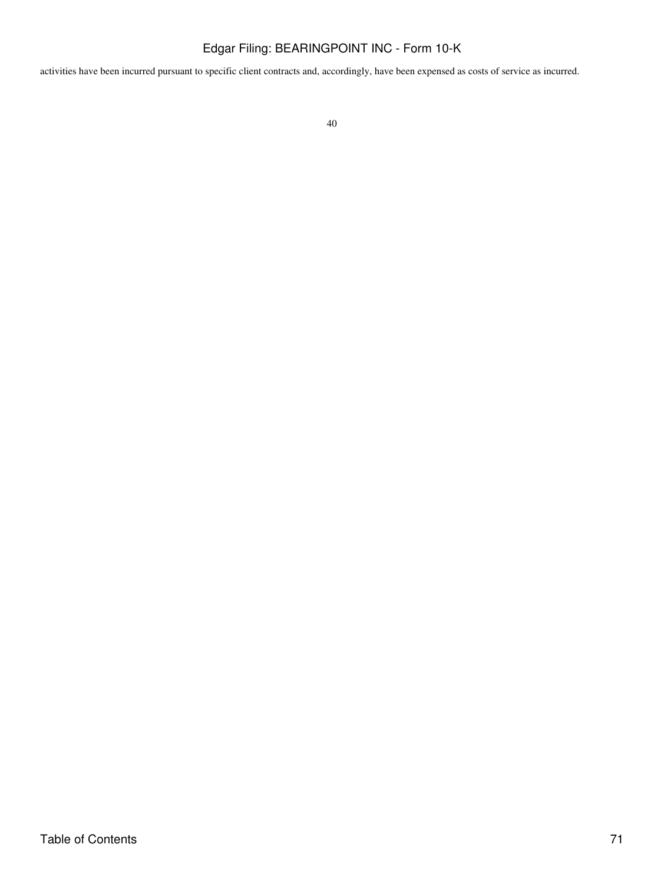activities have been incurred pursuant to specific client contracts and, accordingly, have been expensed as costs of service as incurred.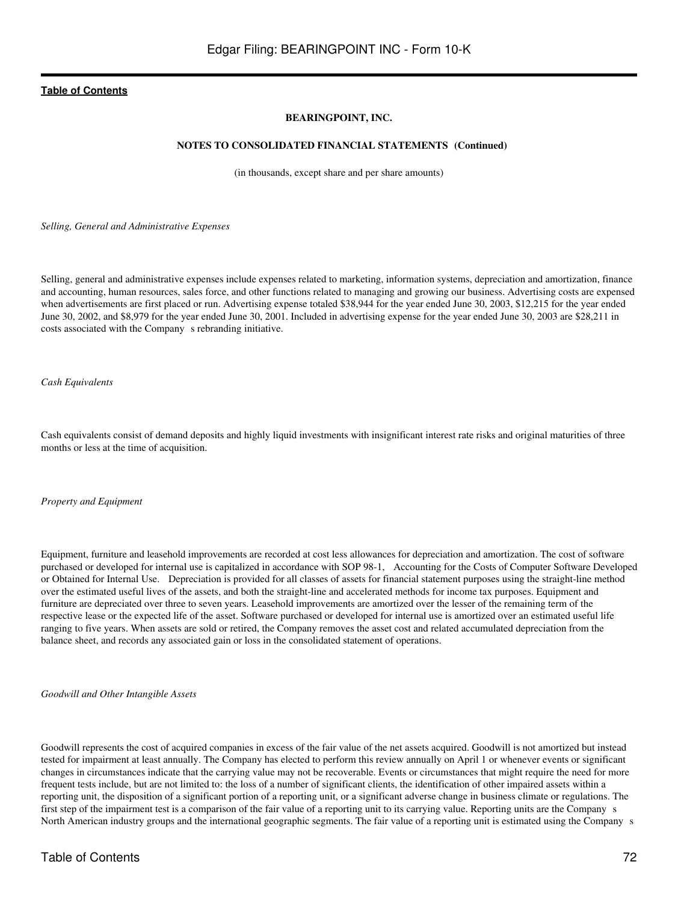**BEARINGPOINT, INC.**

**NOTES TO CONSOLIDATED FINANCIAL STATEMENTS (Continued)**

(in thousands, except share and per share amounts)

*Selling, General and Administrative Expenses*

Selling, general and administrative expenses include expenses related to marketing, information systems, depreciation and amortization, finance and accounting, human resources, sales force, and other functions related to managing and growing our business. Advertising costs are expensed when advertisements are first placed or run. Advertising expense totaled $38,944 for the year ended June 30, 2003, $12,215 for the year ended June 30, 2002, and $8,979 for the year ended June 30, 2001. Included in advertising expense for the year ended June 30, 2003 are $28,211 in costs associated with the Company s rebranding initiative.

*Cash Equivalents*

Cash equivalents consist of demand deposits and highly liquid investments with insignificant interest rate risks and original maturities of three months or less at the time of acquisition.

*Property and Equipment*

Equipment, furniture and leasehold improvements are recorded at cost less allowances for depreciation and amortization. The cost of software purchased or developed for internal use is capitalized in accordance with SOP 98-1, Accounting for the Costs of Computer Software Developed or Obtained for Internal Use. Depreciation is provided for all classes of assets for financial statement purposes using the straight-line method over the estimated useful lives of the assets, and both the straight-line and accelerated methods for income tax purposes. Equipment and furniture are depreciated over three to seven years. Leasehold improvements are amortized over the lesser of the remaining term of the respective lease or the expected life of the asset. Software purchased or developed for internal use is amortized over an estimated useful life ranging to five years. When assets are sold or retired, the Company removes the asset cost and related accumulated depreciation from the balance sheet, and records any associated gain or loss in the consolidated statement of operations.

*Goodwill and Other Intangible Assets*

Goodwill represents the cost of acquired companies in excess of the fair value of the net assets acquired. Goodwill is not amortized but instead tested for impairment at least annually. The Company has elected to perform this review annually on April 1 or whenever events or significant changes in circumstances indicate that the carrying value may not be recoverable. Events or circumstances that might require the need for more frequent tests include, but are not limited to: the loss of a number of significant clients, the identification of other impaired assets within a reporting unit, the disposition of a significant portion of a reporting unit, or a significant adverse change in business climate or regulations. The first step of the impairment test is a comparison of the fair value of a reporting unit to its carrying value. Reporting units are the Company s North American industry groups and the international geographic segments. The fair value of a reporting unit is estimated using the Company s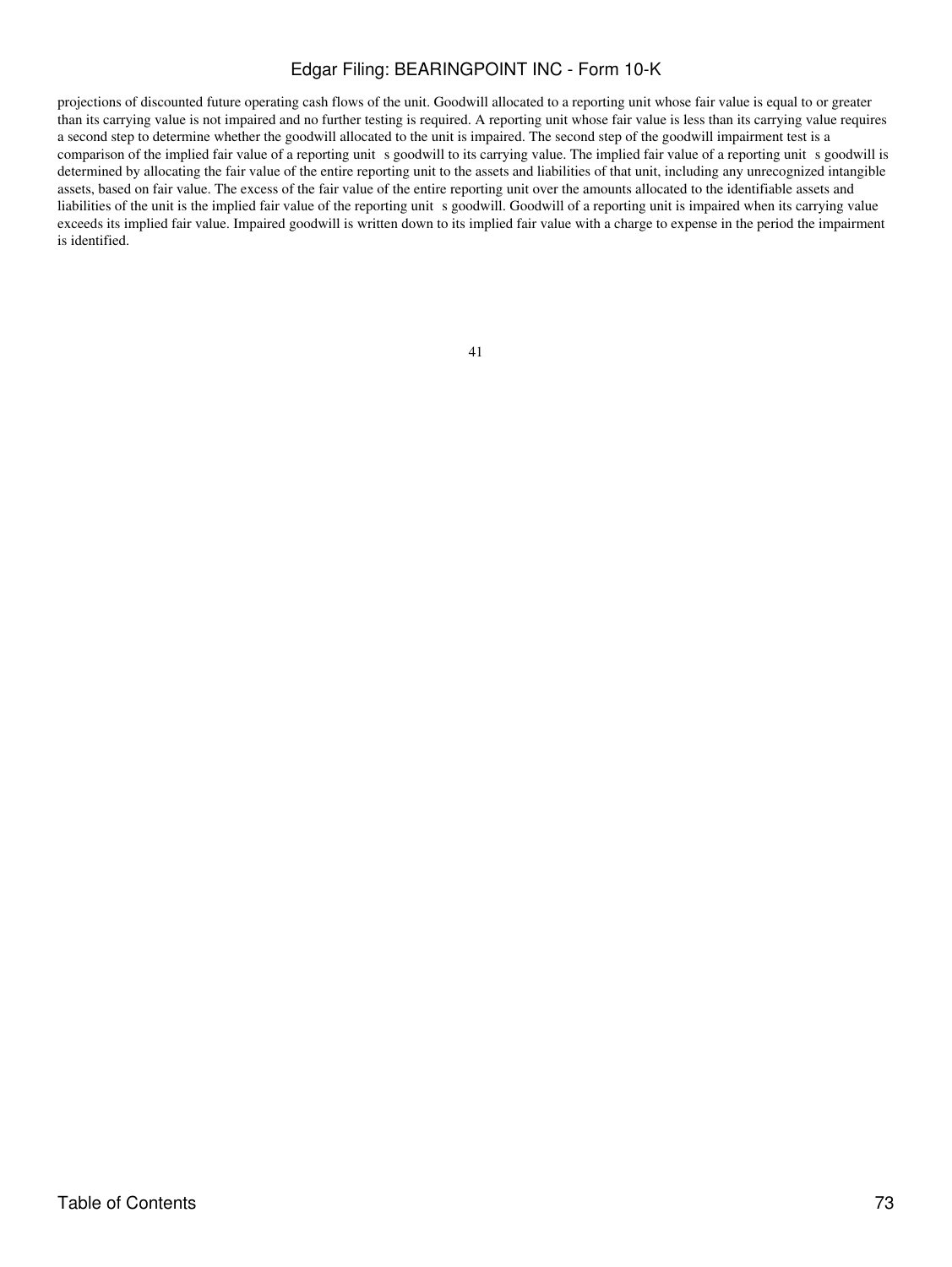projections of discounted future operating cash flows of the unit. Goodwill allocated to a reporting unit whose fair value is equal to or greater than its carrying value is not impaired and no further testing is required. A reporting unit whose fair value is less than its carrying value requires a second step to determine whether the goodwill allocated to the unit is impaired. The second step of the goodwill impairment test is a comparison of the implied fair value of a reporting unit s goodwill to its carrying value. The implied fair value of a reporting unit s goodwill is determined by allocating the fair value of the entire reporting unit to the assets and liabilities of that unit, including any unrecognized intangible assets, based on fair value. The excess of the fair value of the entire reporting unit over the amounts allocated to the identifiable assets and liabilities of the unit is the implied fair value of the reporting unit s goodwill. Goodwill of a reporting unit is impaired when its carrying value exceeds its implied fair value. Impaired goodwill is written down to its implied fair value with a charge to expense in the period the impairment is identified.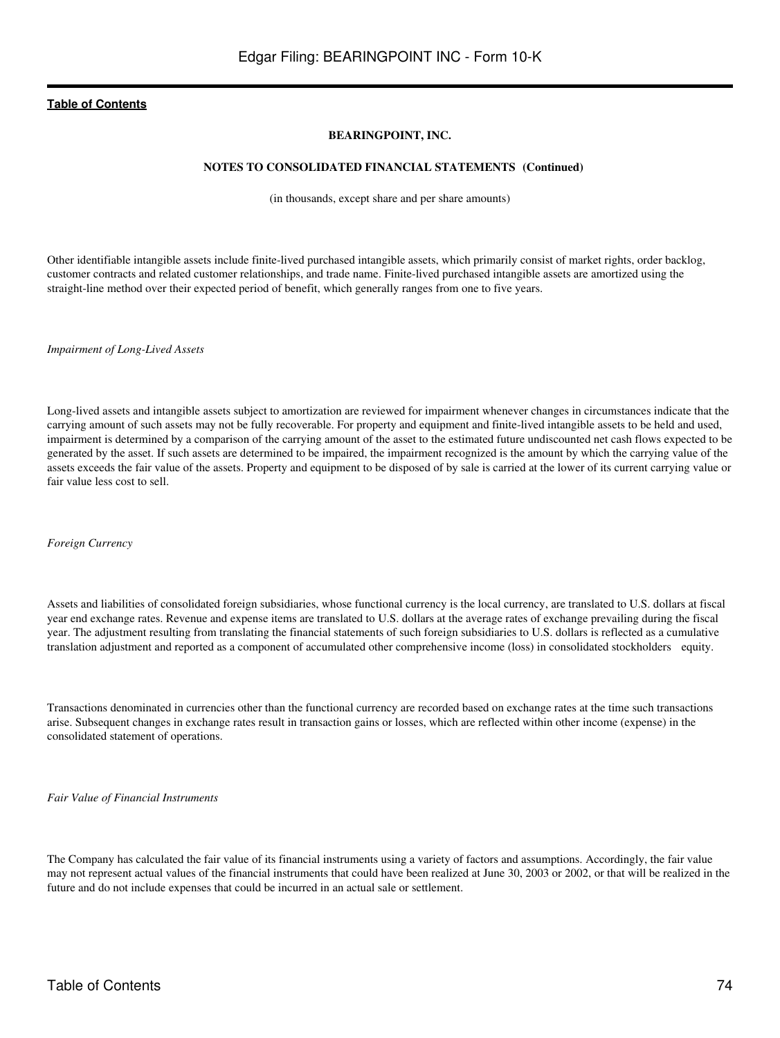**BEARINGPOINT, INC.**

**NOTES TO CONSOLIDATED FINANCIAL STATEMENTS (Continued)**

(in thousands, except share and per share amounts)

Other identifiable intangible assets include finite-lived purchased intangible assets, which primarily consist of market rights, order backlog, customer contracts and related customer relationships, and trade name. Finite-lived purchased intangible assets are amortized using the straight-line method over their expected period of benefit, which generally ranges from one to five years.

*Impairment of Long-Lived Assets*

Long-lived assets and intangible assets subject to amortization are reviewed for impairment whenever changes in circumstances indicate that the carrying amount of such assets may not be fully recoverable. For property and equipment and finite-lived intangible assets to be held and used, impairment is determined by a comparison of the carrying amount of the asset to the estimated future undiscounted net cash flows expected to be generated by the asset. If such assets are determined to be impaired, the impairment recognized is the amount by which the carrying value of the assets exceeds the fair value of the assets. Property and equipment to be disposed of by sale is carried at the lower of its current carrying value or fair value less cost to sell.

*Foreign Currency*

Assets and liabilities of consolidated foreign subsidiaries, whose functional currency is the local currency, are translated to U.S. dollars at fiscal year end exchange rates. Revenue and expense items are translated to U.S. dollars at the average rates of exchange prevailing during the fiscal year. The adjustment resulting from translating the financial statements of such foreign subsidiaries to U.S. dollars is reflected as a cumulative translation adjustment and reported as a component of accumulated other comprehensive income (loss) in consolidated stockholders equity.

Transactions denominated in currencies other than the functional currency are recorded based on exchange rates at the time such transactions arise. Subsequent changes in exchange rates result in transaction gains or losses, which are reflected within other income (expense) in the consolidated statement of operations.

*Fair Value of Financial Instruments*

The Company has calculated the fair value of its financial instruments using a variety of factors and assumptions. Accordingly, the fair value may not represent actual values of the financial instruments that could have been realized at June 30, 2003 or 2002, or that will be realized in the future and do not include expenses that could be incurred in an actual sale or settlement.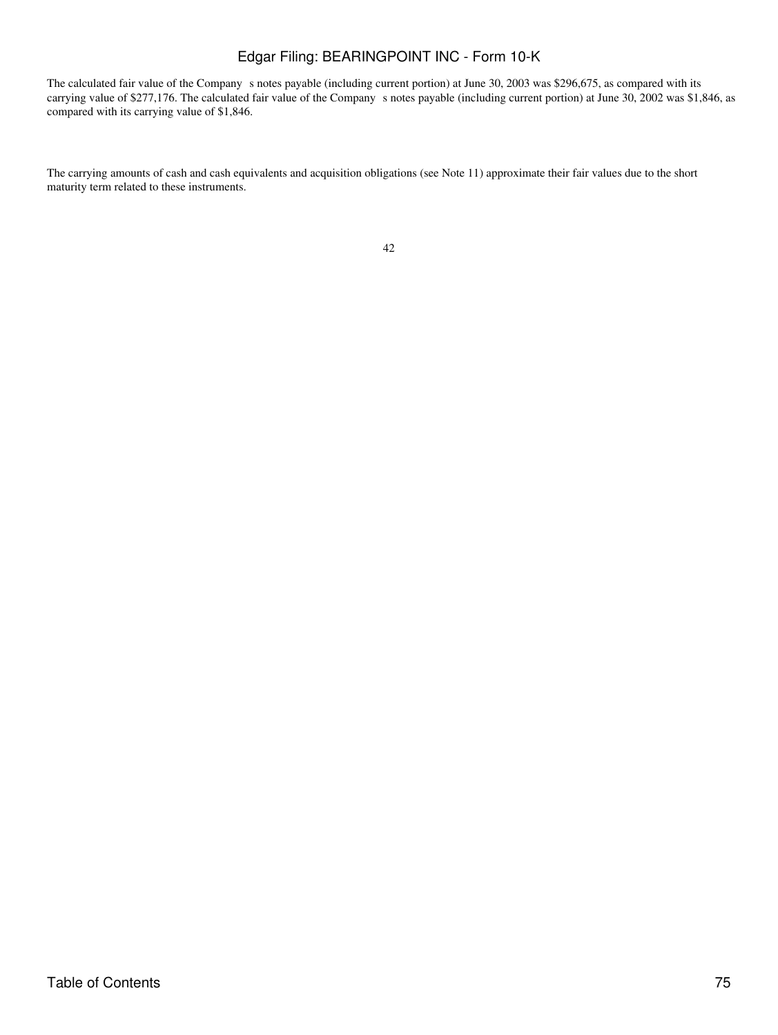The calculated fair value of the Company s notes payable (including current portion) at June 30, 2003 was $296,675, as compared with its carrying value of $277,176. The calculated fair value of the Company s notes payable (including current portion) at June 30, 2002 was $1,846, as compared with its carrying value of $1,846.

The carrying amounts of cash and cash equivalents and acquisition obligations (see Note 11) approximate their fair values due to the short maturity term related to these instruments.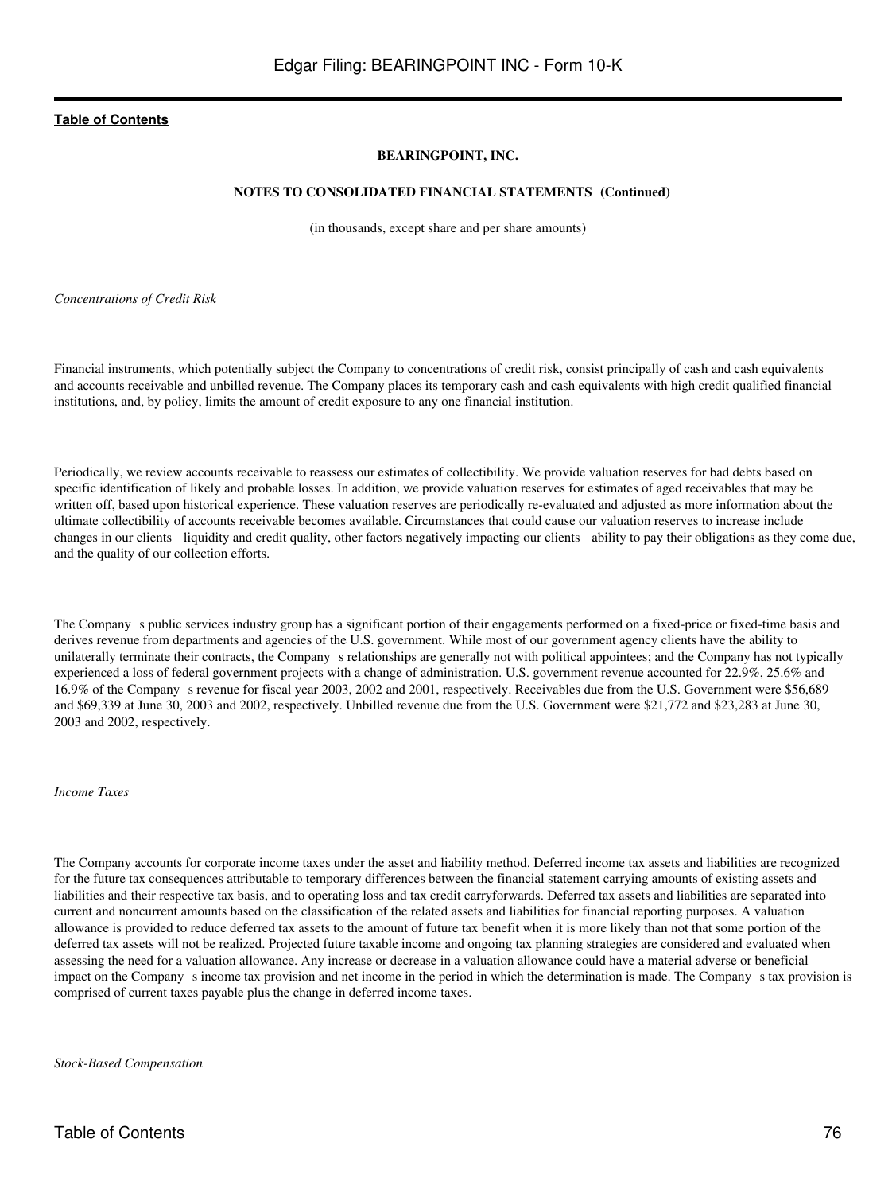**BEARINGPOINT, INC.**

**NOTES TO CONSOLIDATED FINANCIAL STATEMENTS (Continued)**

(in thousands, except share and per share amounts)

*Concentrations of Credit Risk*

Financial instruments, which potentially subject the Company to concentrations of credit risk, consist principally of cash and cash equivalents and accounts receivable and unbilled revenue. The Company places its temporary cash and cash equivalents with high credit qualified financial institutions, and, by policy, limits the amount of credit exposure to any one financial institution.

Periodically, we review accounts receivable to reassess our estimates of collectibility. We provide valuation reserves for bad debts based on specific identification of likely and probable losses. In addition, we provide valuation reserves for estimates of aged receivables that may be written off, based upon historical experience. These valuation reserves are periodically re-evaluated and adjusted as more information about the ultimate collectibility of accounts receivable becomes available. Circumstances that could cause our valuation reserves to increase include changes in our clients liquidity and credit quality, other factors negatively impacting our clients ability to pay their obligations as they come due, and the quality of our collection efforts.

The Company s public services industry group has a significant portion of their engagements performed on a fixed-price or fixed-time basis and derives revenue from departments and agencies of the U.S. government. While most of our government agency clients have the ability to unilaterally terminate their contracts, the Company s relationships are generally not with political appointees; and the Company has not typically experienced a loss of federal government projects with a change of administration. U.S. government revenue accounted for 22.9%, 25.6% and 16.9% of the Company s revenue for fiscal year 2003, 2002 and 2001, respectively. Receivables due from the U.S. Government were $56,689 and $69,339 at June 30, 2003 and 2002, respectively. Unbilled revenue due from the U.S. Government were $21,772 and $23,283 at June 30, 2003 and 2002, respectively.

*Income Taxes*

The Company accounts for corporate income taxes under the asset and liability method. Deferred income tax assets and liabilities are recognized for the future tax consequences attributable to temporary differences between the financial statement carrying amounts of existing assets and liabilities and their respective tax basis, and to operating loss and tax credit carryforwards. Deferred tax assets and liabilities are separated into current and noncurrent amounts based on the classification of the related assets and liabilities for financial reporting purposes. A valuation allowance is provided to reduce deferred tax assets to the amount of future tax benefit when it is more likely than not that some portion of the deferred tax assets will not be realized. Projected future taxable income and ongoing tax planning strategies are considered and evaluated when assessing the need for a valuation allowance. Any increase or decrease in a valuation allowance could have a material adverse or beneficial impact on the Company s income tax provision and net income in the period in which the determination is made. The Company s tax provision is comprised of current taxes payable plus the change in deferred income taxes.

*Stock-Based Compensation*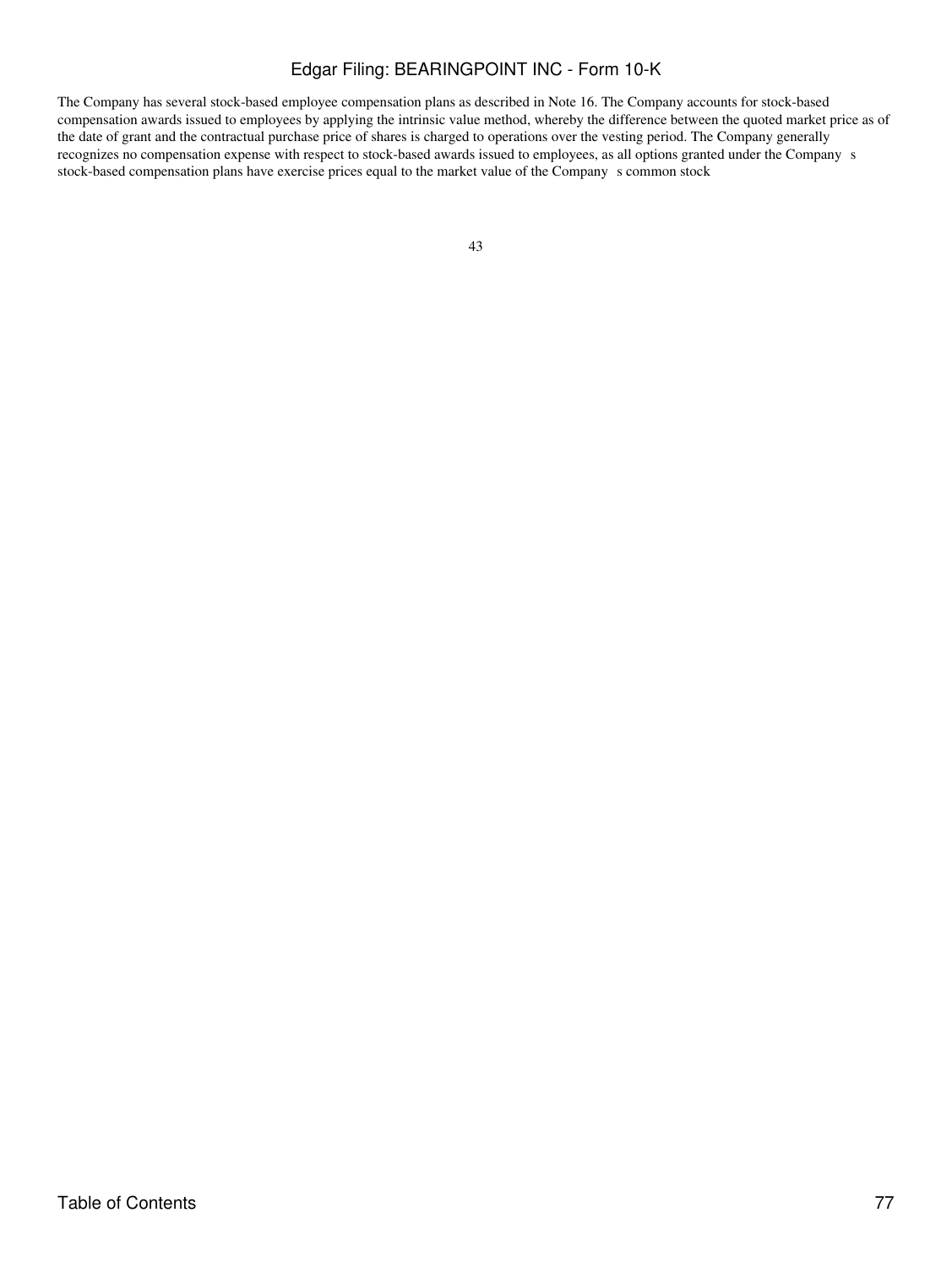The Company has several stock-based employee compensation plans as described in Note 16. The Company accounts for stock-based compensation awards issued to employees by applying the intrinsic value method, whereby the difference between the quoted market price as of the date of grant and the contractual purchase price of shares is charged to operations over the vesting period. The Company generally recognizes no compensation expense with respect to stock-based awards issued to employees, as all options granted under the Company s stock-based compensation plans have exercise prices equal to the market value of the Company s common stock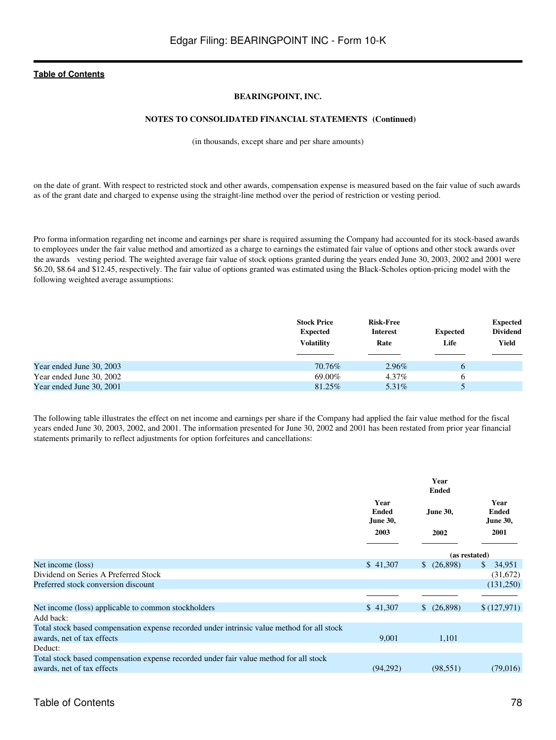**BEARINGPOINT, INC.**

**NOTES TO CONSOLIDATED FINANCIAL STATEMENTS (Continued)**

(in thousands, except share and per share amounts)

on the date of grant. With respect to restricted stock and other awards, compensation expense is measured based on the fair value of such awards as of the grant date and charged to expense using the straight-line method over the period of restriction or vesting period.

Pro forma information regarding net income and earnings per share is required assuming the Company had accounted for its stock-based awards to employees under the fair value method and amortized as a charge to earnings the estimated fair value of options and other stock awards over the awards vesting period. The weighted average fair value of stock options granted during the years ended June 30, 2003, 2002 and 2001 were $6.20, $8.64 and $12.45, respectively. The fair value of options granted was estimated using the Black-Scholes option-pricing model with the following weighted average assumptions:

| | Stock Price Expected Volatility | Risk-Free Interest Rate | Expected Life | Expected Dividend Yield |
|---|---|---|---|---|
| Year ended June 30, 2003 | 70.76% | 2.96% | 6 | |
| Year ended June 30, 2002 | 69.00% | 4.37% | 6 | |
| Year ended June 30, 2001 | 81.25% | 5.31% | 5 | |

The following table illustrates the effect on net income and earnings per share if the Company had applied the fair value method for the fiscal years ended June 30, 2003, 2002, and 2001. The information presented for June 30, 2002 and 2001 has been restated from prior year financial statements primarily to reflect adjustments for option forfeitures and cancellations:

| | Year Ended June 30, 2003 | Year Ended June 30, 2002 | Year Ended June 30, 2001 |
|---|---|---|---|
| | | (as restated) | |
| Net income (loss) | $ 41,307 | $ (26,898) | $ 34,951 |
| Dividend on Series A Preferred Stock | | | (31,672) |
| Preferred stock conversion discount | | | (131,250) |
| Net income (loss) applicable to common stockholders | $ 41,307 | $ (26,898) | $ (127,971) |
| Add back: | | | |
| Total stock based compensation expense recorded under intrinsic value method for all stock awards, net of tax effects | 9,001 | 1,101 | |
| Deduct: | | | |
| Total stock based compensation expense recorded under fair value method for all stock awards, net of tax effects | (94,292) | (98,551) | (79,016) |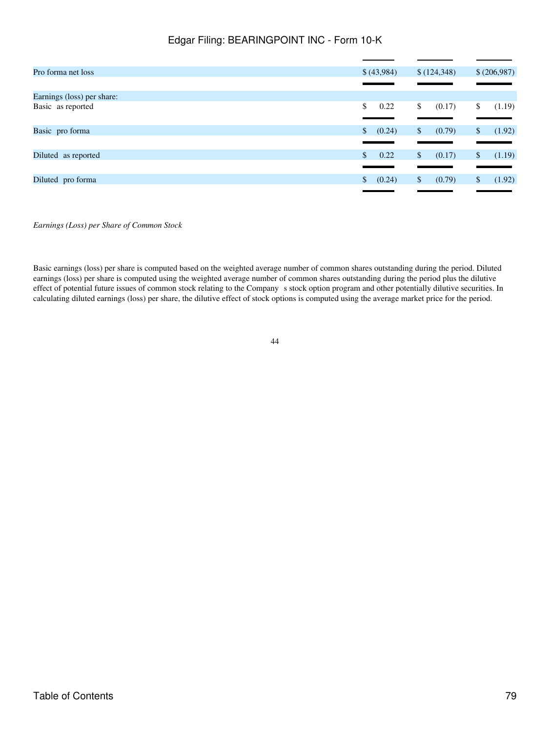| | | | |
|---|---|---|---|
| Pro forma net loss | $ (43,984) | $ (124,348) | $ (206,987) |
| Earnings (loss) per share: | | | |
| Basic as reported | $ 0.22 | $ (0.17) | $ (1.19) |
| Basic pro forma | $ (0.24) | $ (0.79) | $ (1.92) |
| Diluted as reported | $ 0.22 | $ (0.17) | $ (1.19) |
| Diluted pro forma | $ (0.24) | $ (0.79) | $ (1.92) |

*Earnings (Loss) per Share of Common Stock*

Basic earnings (loss) per share is computed based on the weighted average number of common shares outstanding during the period. Diluted earnings (loss) per share is computed using the weighted average number of common shares outstanding during the period plus the dilutive effect of potential future issues of common stock relating to the Company s stock option program and other potentially dilutive securities. In calculating diluted earnings (loss) per share, the dilutive effect of stock options is computed using the average market price for the period.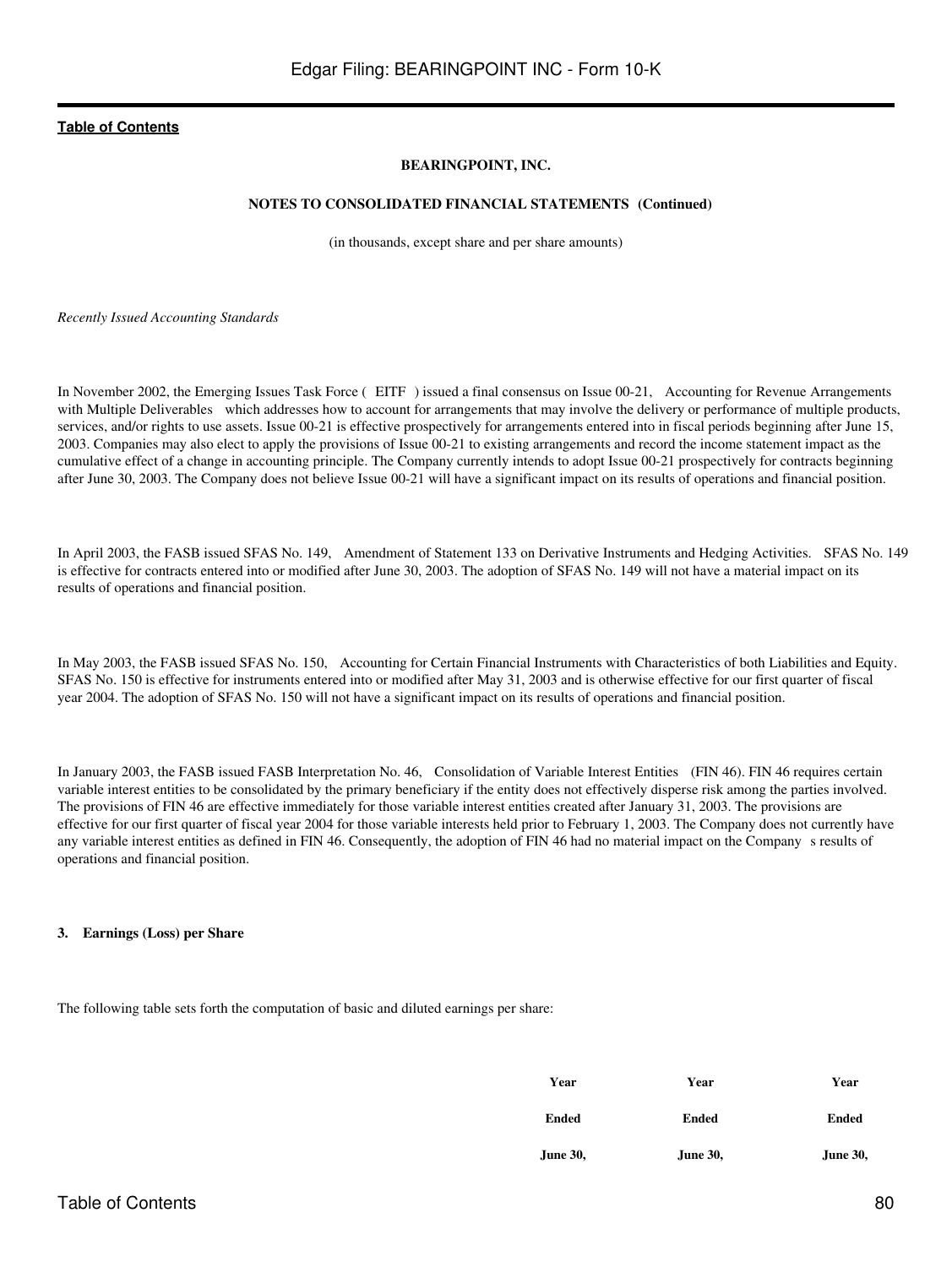**BEARINGPOINT, INC.**

**NOTES TO CONSOLIDATED FINANCIAL STATEMENTS (Continued)**

(in thousands, except share and per share amounts)

*Recently Issued Accounting Standards*

In November 2002, the Emerging Issues Task Force ( EITF ) issued a final consensus on Issue 00-21, Accounting for Revenue Arrangements with Multiple Deliverables which addresses how to account for arrangements that may involve the delivery or performance of multiple products, services, and/or rights to use assets. Issue 00-21 is effective prospectively for arrangements entered into in fiscal periods beginning after June 15, 2003. Companies may also elect to apply the provisions of Issue 00-21 to existing arrangements and record the income statement impact as the cumulative effect of a change in accounting principle. The Company currently intends to adopt Issue 00-21 prospectively for contracts beginning after June 30, 2003. The Company does not believe Issue 00-21 will have a significant impact on its results of operations and financial position.

In April 2003, the FASB issued SFAS No. 149, Amendment of Statement 133 on Derivative Instruments and Hedging Activities. SFAS No. 149 is effective for contracts entered into or modified after June 30, 2003. The adoption of SFAS No. 149 will not have a material impact on its results of operations and financial position.

In May 2003, the FASB issued SFAS No. 150, Accounting for Certain Financial Instruments with Characteristics of both Liabilities and Equity. SFAS No. 150 is effective for instruments entered into or modified after May 31, 2003 and is otherwise effective for our first quarter of fiscal year 2004. The adoption of SFAS No. 150 will not have a significant impact on its results of operations and financial position.

In January 2003, the FASB issued FASB Interpretation No. 46, Consolidation of Variable Interest Entities (FIN 46). FIN 46 requires certain variable interest entities to be consolidated by the primary beneficiary if the entity does not effectively disperse risk among the parties involved. The provisions of FIN 46 are effective immediately for those variable interest entities created after January 31, 2003. The provisions are effective for our first quarter of fiscal year 2004 for those variable interests held prior to February 1, 2003. The Company does not currently have any variable interest entities as defined in FIN 46. Consequently, the adoption of FIN 46 had no material impact on the Company s results of operations and financial position.

**3. Earnings (Loss) per Share**

The following table sets forth the computation of basic and diluted earnings per share:

| | Year Ended June 30, | Year Ended June 30, | Year Ended June 30, |
|---|---|---|---|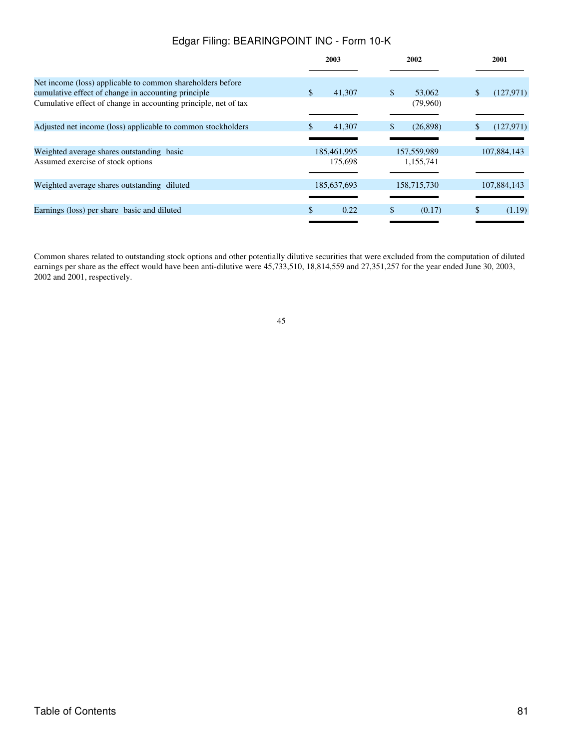| | 2003 | 2002 | 2001 |
|---|---|---|---|
| Net income (loss) applicable to common shareholders before cumulative effect of change in accounting principle | $ 41,307 | $ 53,062 | $ (127,971) |
| Cumulative effect of change in accounting principle, net of tax | | (79,960) | |
| Adjusted net income (loss) applicable to common stockholders | $ 41,307 | $ (26,898) | $ (127,971) |
| Weighted average shares outstanding basic | 185,461,995 | 157,559,989 | 107,884,143 |
| Assumed exercise of stock options | 175,698 | 1,155,741 | |
| Weighted average shares outstanding diluted | 185,637,693 | 158,715,730 | 107,884,143 |
| Earnings (loss) per share basic and diluted | $ 0.22 | $ (0.17) | $ (1.19) |

Common shares related to outstanding stock options and other potentially dilutive securities that were excluded from the computation of diluted earnings per share as the effect would have been anti-dilutive were 45,733,510, 18,814,559 and 27,351,257 for the year ended June 30, 2003, 2002 and 2001, respectively.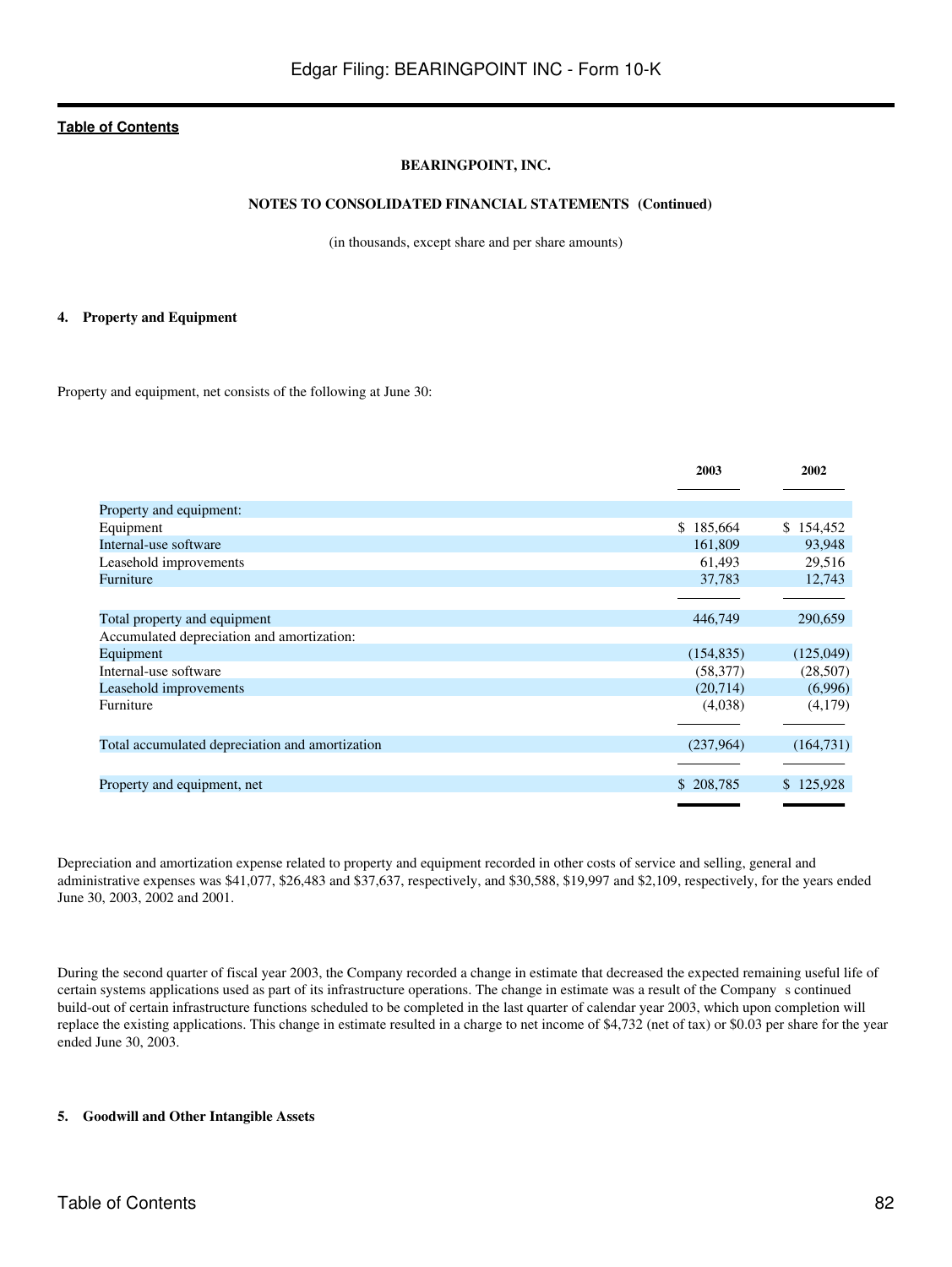**BEARINGPOINT, INC.**

**NOTES TO CONSOLIDATED FINANCIAL STATEMENTS (Continued)**

(in thousands, except share and per share amounts)

## 4. Property and Equipment

Property and equipment, net consists of the following at June 30:

| | 2003 | 2002 |
|---|---|---|
| Property and equipment: | | |
| Equipment | $ 185,664 | $ 154,452 |
| Internal-use software | 161,809 | 93,948 |
| Leasehold improvements | 61,493 | 29,516 |
| Furniture | 37,783 | 12,743 |
| Total property and equipment | 446,749 | 290,659 |
| Accumulated depreciation and amortization: | | |
| Equipment | (154,835) | (125,049) |
| Internal-use software | (58,377) | (28,507) |
| Leasehold improvements | (20,714) | (6,996) |
| Furniture | (4,038) | (4,179) |
| Total accumulated depreciation and amortization | (237,964) | (164,731) |
| Property and equipment, net | $ 208,785 | $ 125,928 |

Depreciation and amortization expense related to property and equipment recorded in other costs of service and selling, general and administrative expenses was $41,077, $26,483 and $37,637, respectively, and $30,588, $19,997 and $2,109, respectively, for the years ended June 30, 2003, 2002 and 2001.

During the second quarter of fiscal year 2003, the Company recorded a change in estimate that decreased the expected remaining useful life of certain systems applications used as part of its infrastructure operations. The change in estimate was a result of the Company s continued build-out of certain infrastructure functions scheduled to be completed in the last quarter of calendar year 2003, which upon completion will replace the existing applications. This change in estimate resulted in a charge to net income of $4,732 (net of tax) or $0.03 per share for the year ended June 30, 2003.

## 5. Goodwill and Other Intangible Assets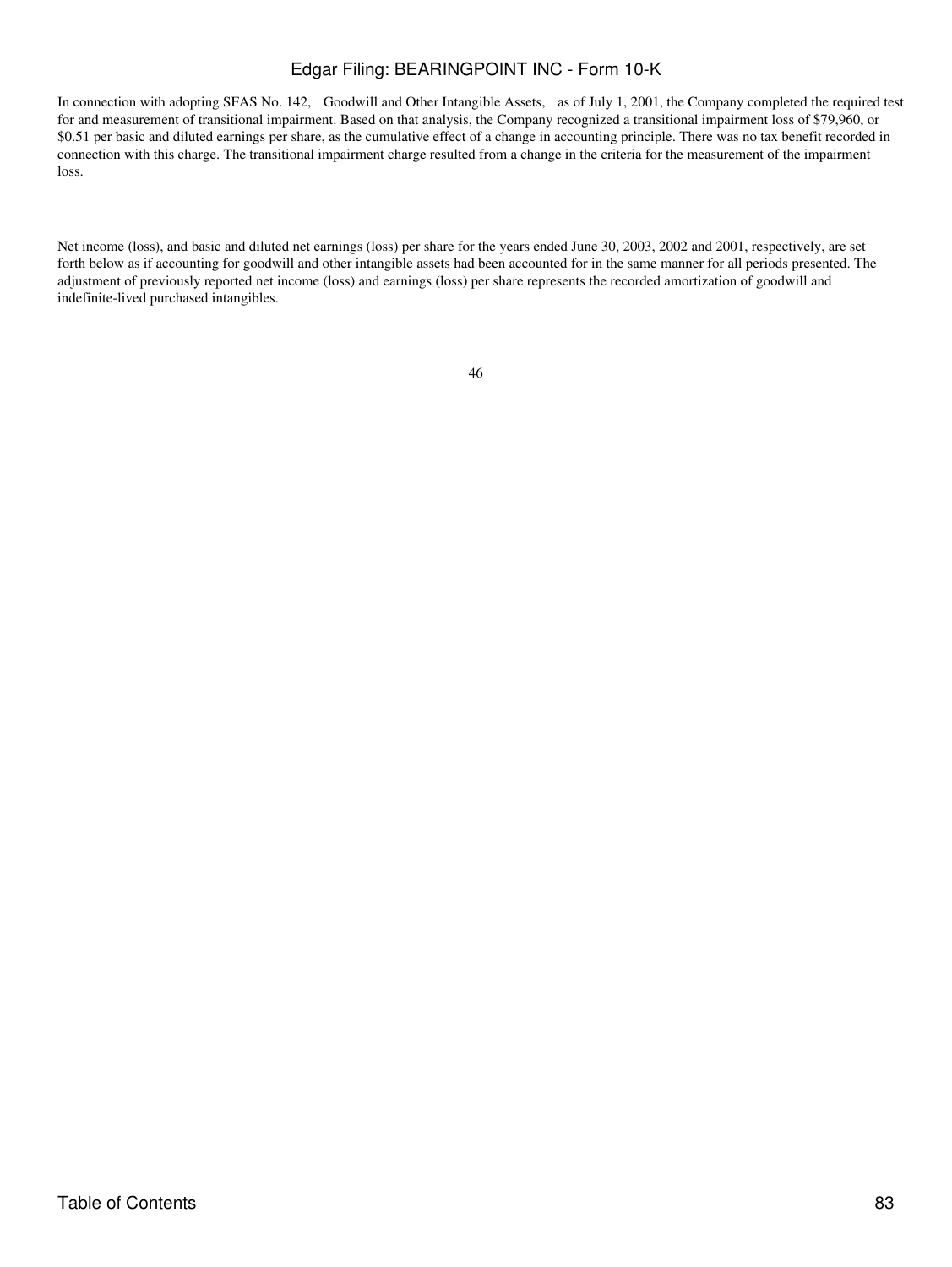In connection with adopting SFAS No. 142, Goodwill and Other Intangible Assets, as of July 1, 2001, the Company completed the required test for and measurement of transitional impairment. Based on that analysis, the Company recognized a transitional impairment loss of $79,960, or $0.51 per basic and diluted earnings per share, as the cumulative effect of a change in accounting principle. There was no tax benefit recorded in connection with this charge. The transitional impairment charge resulted from a change in the criteria for the measurement of the impairment loss.

Net income (loss), and basic and diluted net earnings (loss) per share for the years ended June 30, 2003, 2002 and 2001, respectively, are set forth below as if accounting for goodwill and other intangible assets had been accounted for in the same manner for all periods presented. The adjustment of previously reported net income (loss) and earnings (loss) per share represents the recorded amortization of goodwill and indefinite-lived purchased intangibles.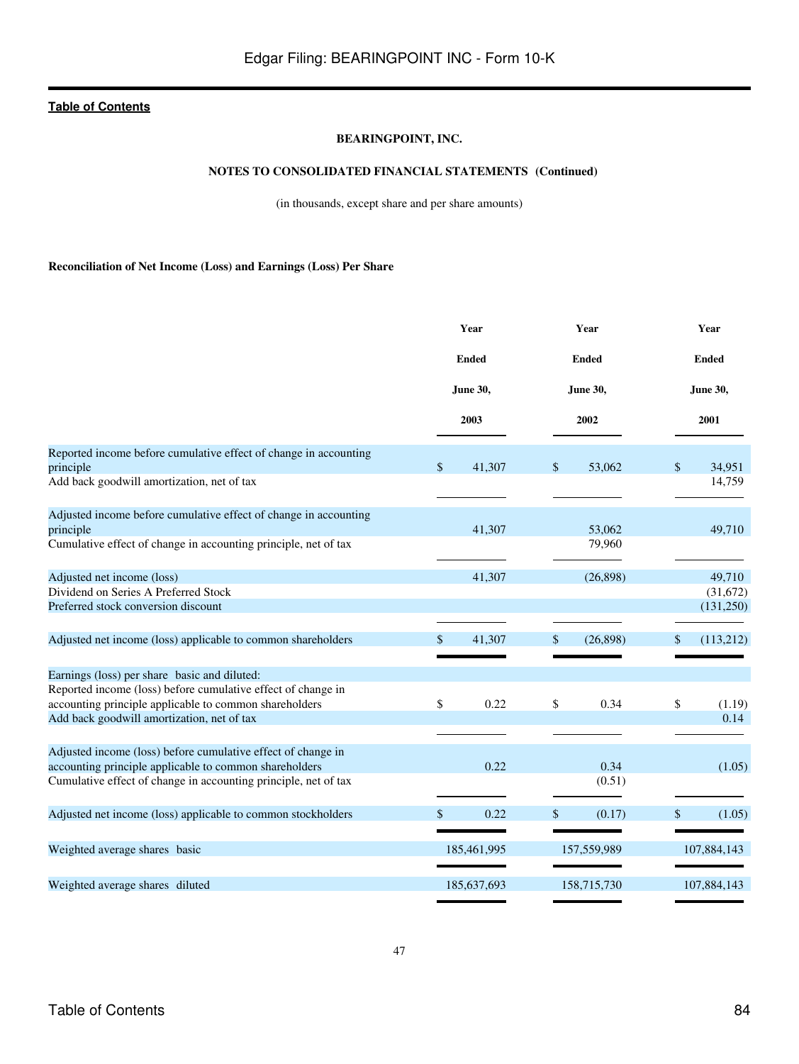**BEARINGPOINT, INC.**

**NOTES TO CONSOLIDATED FINANCIAL STATEMENTS (Continued)**

(in thousands, except share and per share amounts)

**Reconciliation of Net Income (Loss) and Earnings (Loss) Per Share**

| | Year Ended June 30, 2003 | Year Ended June 30, 2002 | Year Ended June 30, 2001 |
|---|---|---|---|
| Reported income before cumulative effect of change in accounting principle | $ 41,307 | $ 53,062 | $ 34,951 |
| Add back goodwill amortization, net of tax | | | 14,759 |
| Adjusted income before cumulative effect of change in accounting principle | 41,307 | 53,062 | 49,710 |
| Cumulative effect of change in accounting principle, net of tax | | 79,960 | |
| Adjusted net income (loss) | 41,307 | (26,898) | 49,710 |
| Dividend on Series A Preferred Stock | | | (31,672) |
| Preferred stock conversion discount | | | (131,250) |
| Adjusted net income (loss) applicable to common shareholders | $ 41,307 | $ (26,898) | $ (113,212) |
| Earnings (loss) per share basic and diluted: | | | |
| Reported income (loss) before cumulative effect of change in accounting principle applicable to common shareholders | $ 0.22 | $ 0.34 | $ (1.19) |
| Add back goodwill amortization, net of tax | | | 0.14 |
| Adjusted income (loss) before cumulative effect of change in accounting principle applicable to common shareholders | 0.22 | 0.34 | (1.05) |
| Cumulative effect of change in accounting principle, net of tax | | (0.51) | |
| Adjusted net income (loss) applicable to common stockholders | $ 0.22 | $ (0.17) | $ (1.05) |
| Weighted average shares basic | 185,461,995 | 157,559,989 | 107,884,143 |
| Weighted average shares diluted | 185,637,693 | 158,715,730 | 107,884,143 |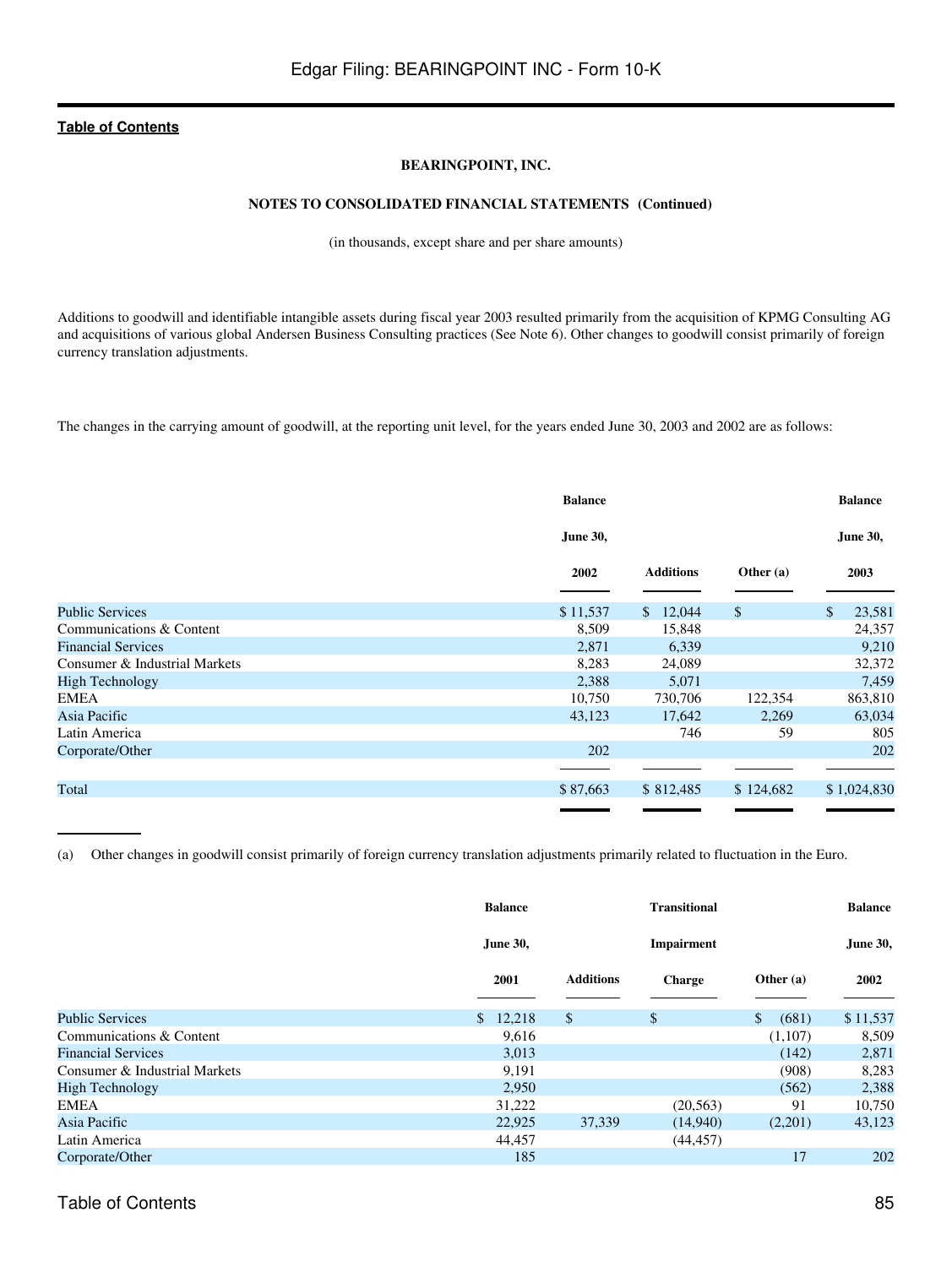**BEARINGPOINT, INC.**

**NOTES TO CONSOLIDATED FINANCIAL STATEMENTS (Continued)**

(in thousands, except share and per share amounts)

Additions to goodwill and identifiable intangible assets during fiscal year 2003 resulted primarily from the acquisition of KPMG Consulting AG and acquisitions of various global Andersen Business Consulting practices (See Note 6). Other changes to goodwill consist primarily of foreign currency translation adjustments.

The changes in the carrying amount of goodwill, at the reporting unit level, for the years ended June 30, 2003 and 2002 are as follows:

| | Balance June 30, 2002 | Additions | Other (a) | Balance June 30, 2003 |
|---|---|---|---|---|
| Public Services | $ 11,537 | $ 12,044 | $ | $ 23,581 |
| Communications & Content | 8,509 | 15,848 | | 24,357 |
| Financial Services | 2,871 | 6,339 | | 9,210 |
| Consumer & Industrial Markets | 8,283 | 24,089 | | 32,372 |
| High Technology | 2,388 | 5,071 | | 7,459 |
| EMEA | 10,750 | 730,706 | 122,354 | 863,810 |
| Asia Pacific | 43,123 | 17,642 | 2,269 | 63,034 |
| Latin America | | 746 | 59 | 805 |
| Corporate/Other | 202 | | | 202 |
| Total | $ 87,663 | $ 812,485 | $ 124,682 | $ 1,024,830 |

(a) Other changes in goodwill consist primarily of foreign currency translation adjustments primarily related to fluctuation in the Euro.

| | Balance June 30, 2001 | Additions | Transitional Impairment Charge | Other (a) | Balance June 30, 2002 |
|---|---|---|---|---|---|
| Public Services | $ 12,218 | $ | $ | $ (681) | $ 11,537 |
| Communications & Content | 9,616 | | | (1,107) | 8,509 |
| Financial Services | 3,013 | | | (142) | 2,871 |
| Consumer & Industrial Markets | 9,191 | | | (908) | 8,283 |
| High Technology | 2,950 | | | (562) | 2,388 |
| EMEA | 31,222 | | (20,563) | 91 | 10,750 |
| Asia Pacific | 22,925 | 37,339 | (14,940) | (2,201) | 43,123 |
| Latin America | 44,457 | | (44,457) | | |
| Corporate/Other | 185 | | | 17 | 202 |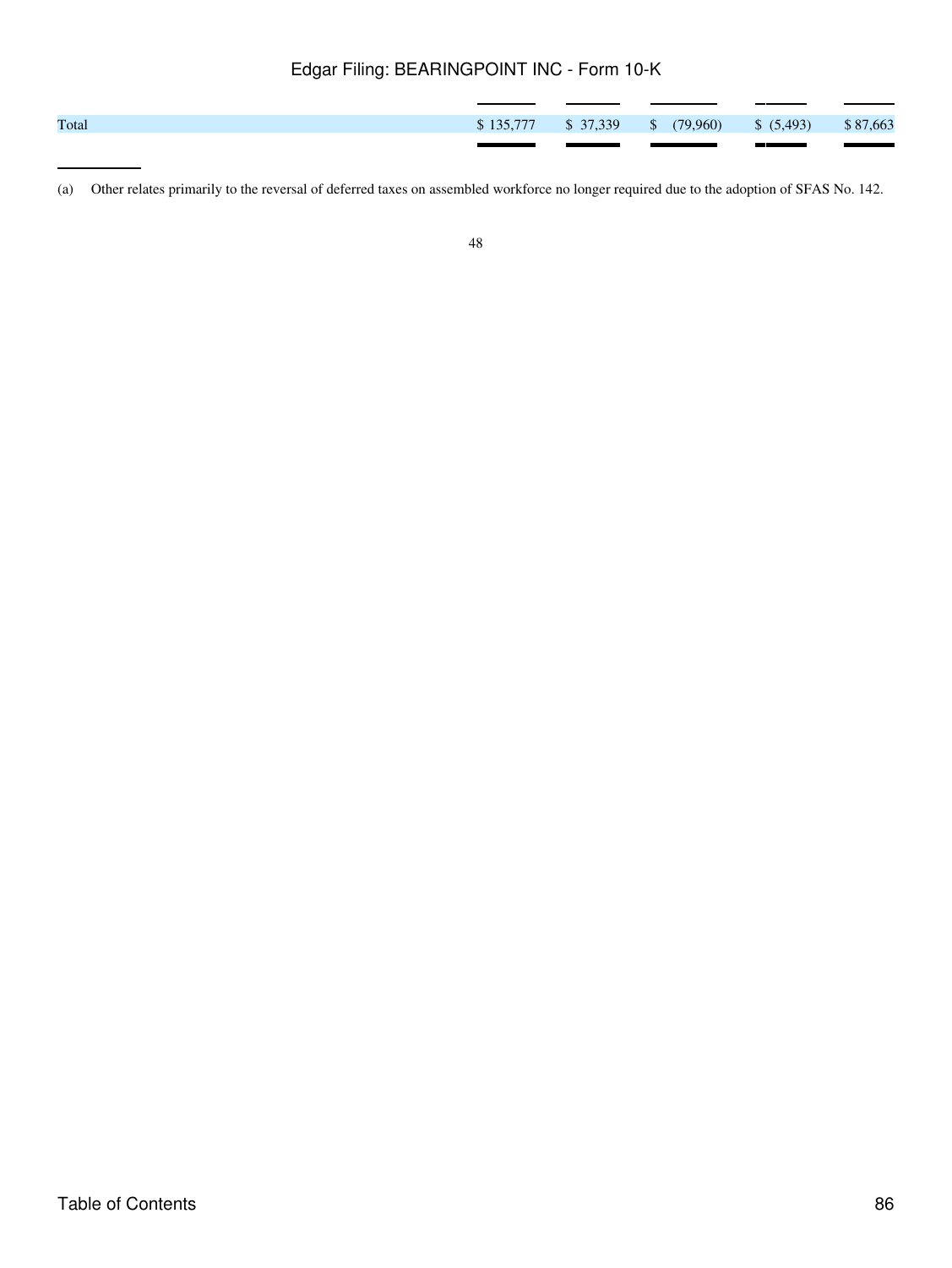| | | | | | |
|---|---|---|---|---|---|
| Total | $ 135,777 | $ 37,339 | $ (79,960) | $ (5,493) | $ 87,663 |

(a) Other relates primarily to the reversal of deferred taxes on assembled workforce no longer required due to the adoption of SFAS No. 142.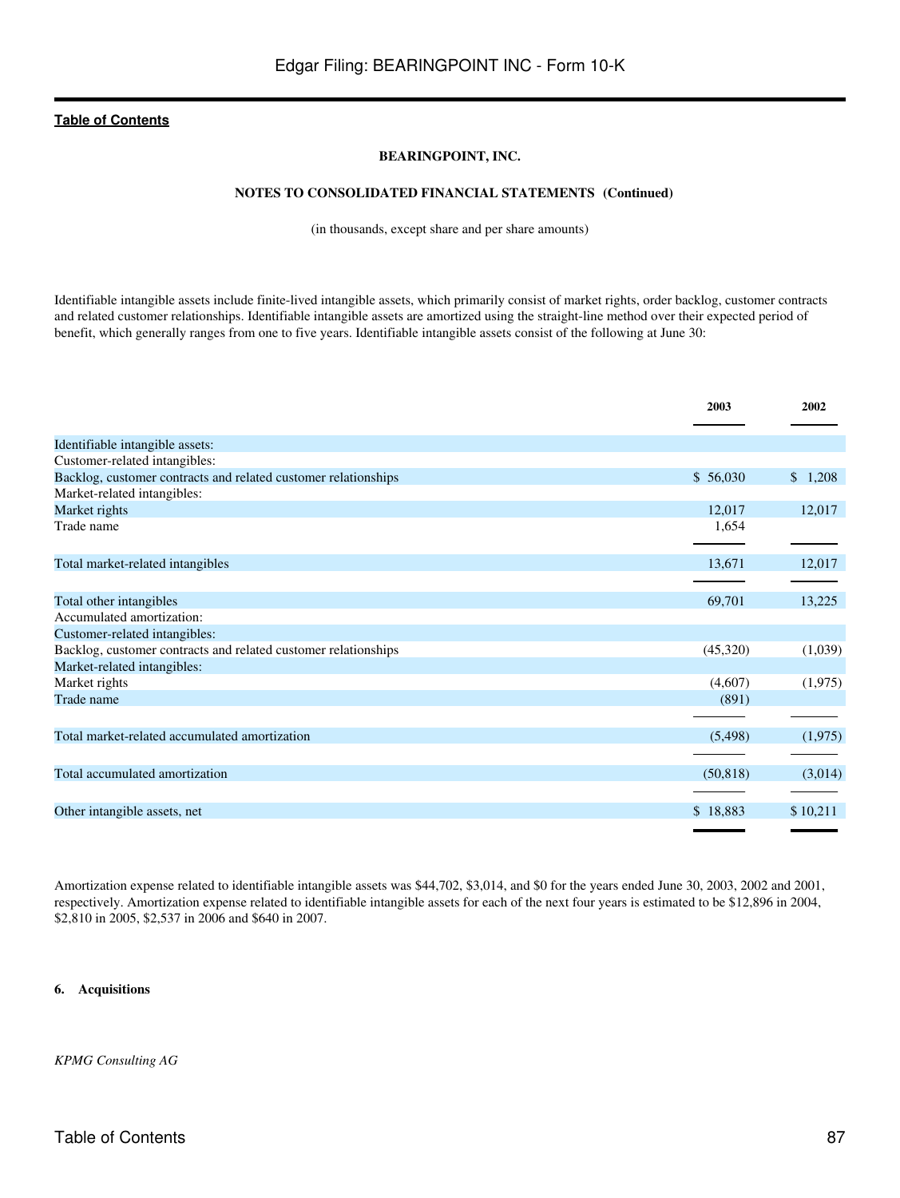**BEARINGPOINT, INC.**

**NOTES TO CONSOLIDATED FINANCIAL STATEMENTS (Continued)**

(in thousands, except share and per share amounts)

Identifiable intangible assets include finite-lived intangible assets, which primarily consist of market rights, order backlog, customer contracts and related customer relationships. Identifiable intangible assets are amortized using the straight-line method over their expected period of benefit, which generally ranges from one to five years. Identifiable intangible assets consist of the following at June 30:

| | 2003 | 2002 |
|---|---|---|
| Identifiable intangible assets: | | |
| Customer-related intangibles: | | |
| Backlog, customer contracts and related customer relationships | $ 56,030 | $ 1,208 |
| Market-related intangibles: | | |
| Market rights | 12,017 | 12,017 |
| Trade name | 1,654 | |
| Total market-related intangibles | 13,671 | 12,017 |
| Total other intangibles | 69,701 | 13,225 |
| Accumulated amortization: | | |
| Customer-related intangibles: | | |
| Backlog, customer contracts and related customer relationships | (45,320) | (1,039) |
| Market-related intangibles: | | |
| Market rights | (4,607) | (1,975) |
| Trade name | (891) | |
| Total market-related accumulated amortization | (5,498) | (1,975) |
| Total accumulated amortization | (50,818) | (3,014) |
| Other intangible assets, net | $ 18,883 | $ 10,211 |

Amortization expense related to identifiable intangible assets was $44,702, $3,014, and $0 for the years ended June 30, 2003, 2002 and 2001, respectively. Amortization expense related to identifiable intangible assets for each of the next four years is estimated to be $12,896 in 2004, $2,810 in 2005, $2,537 in 2006 and $640 in 2007.

**6. Acquisitions**

*KPMG Consulting AG*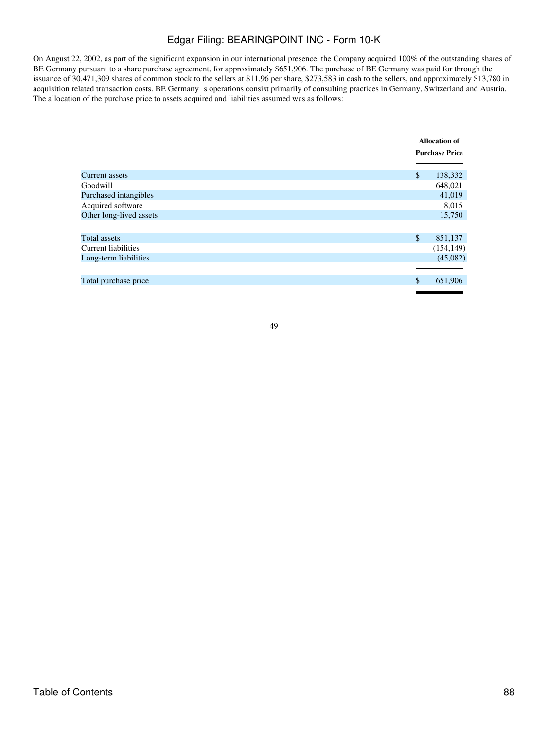On August 22, 2002, as part of the significant expansion in our international presence, the Company acquired 100% of the outstanding shares of BE Germany pursuant to a share purchase agreement, for approximately $651,906. The purchase of BE Germany was paid for through the issuance of 30,471,309 shares of common stock to the sellers at $11.96 per share, $273,583 in cash to the sellers, and approximately $13,780 in acquisition related transaction costs. BE Germany s operations consist primarily of consulting practices in Germany, Switzerland and Austria. The allocation of the purchase price to assets acquired and liabilities assumed was as follows:

| | Allocation of Purchase Price |
|---|---|
| Current assets | $ 138,332 |
| Goodwill | 648,021 |
| Purchased intangibles | 41,019 |
| Acquired software | 8,015 |
| Other long-lived assets | 15,750 |
| Total assets | $ 851,137 |
| Current liabilities | (154,149) |
| Long-term liabilities | (45,082) |
| Total purchase price | $ 651,906 |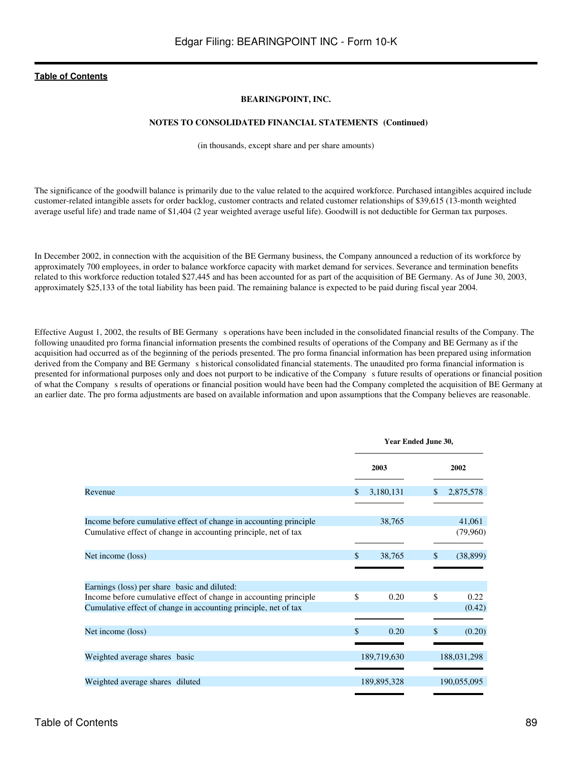**BEARINGPOINT, INC.**

**NOTES TO CONSOLIDATED FINANCIAL STATEMENTS (Continued)**

(in thousands, except share and per share amounts)

The significance of the goodwill balance is primarily due to the value related to the acquired workforce. Purchased intangibles acquired include customer-related intangible assets for order backlog, customer contracts and related customer relationships of $39,615 (13-month weighted average useful life) and trade name of $1,404 (2 year weighted average useful life). Goodwill is not deductible for German tax purposes.

In December 2002, in connection with the acquisition of the BE Germany business, the Company announced a reduction of its workforce by approximately 700 employees, in order to balance workforce capacity with market demand for services. Severance and termination benefits related to this workforce reduction totaled $27,445 and has been accounted for as part of the acquisition of BE Germany. As of June 30, 2003, approximately $25,133 of the total liability has been paid. The remaining balance is expected to be paid during fiscal year 2004.

Effective August 1, 2002, the results of BE Germany s operations have been included in the consolidated financial results of the Company. The following unaudited pro forma financial information presents the combined results of operations of the Company and BE Germany as if the acquisition had occurred as of the beginning of the periods presented. The pro forma financial information has been prepared using information derived from the Company and BE Germany s historical consolidated financial statements. The unaudited pro forma financial information is presented for informational purposes only and does not purport to be indicative of the Company s future results of operations or financial position of what the Company s results of operations or financial position would have been had the Company completed the acquisition of BE Germany at an earlier date. The pro forma adjustments are based on available information and upon assumptions that the Company believes are reasonable.

| | Year Ended June 30, | |
|---|---|---|
| | 2003 | 2002 |
| Revenue | $ 3,180,131 | $ 2,875,578 |
| Income before cumulative effect of change in accounting principle | 38,765 | 41,061 |
| Cumulative effect of change in accounting principle, net of tax | | (79,960) |
| Net income (loss) | $ 38,765 | $ (38,899) |
| Earnings (loss) per share basic and diluted: | | |
| Income before cumulative effect of change in accounting principle | $ 0.20 | $ 0.22 |
| Cumulative effect of change in accounting principle, net of tax | | (0.42) |
| Net income (loss) | $ 0.20 | $ (0.20) |
| Weighted average shares basic | 189,719,630 | 188,031,298 |
| Weighted average shares diluted | 189,895,328 | 190,055,095 |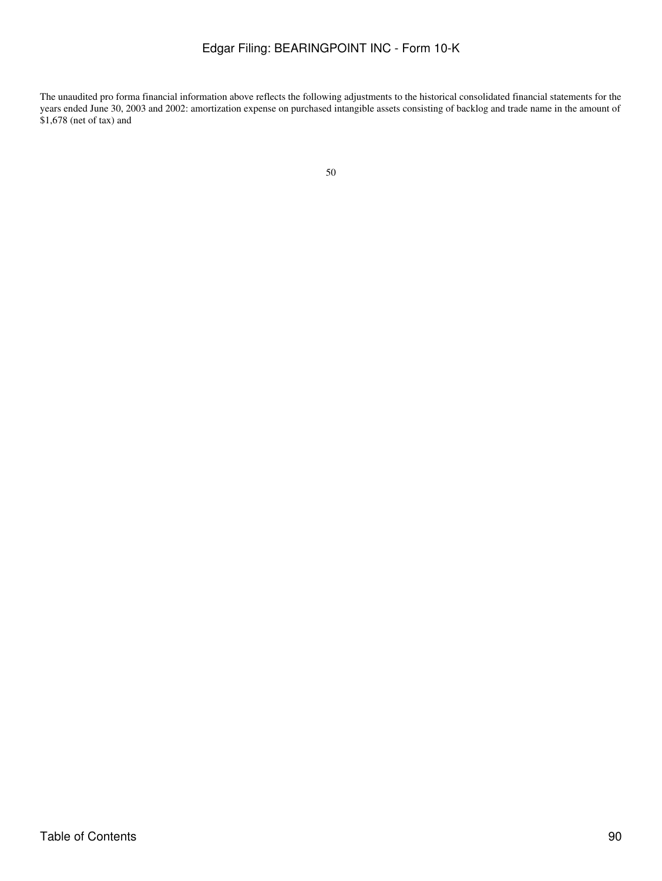The unaudited pro forma financial information above reflects the following adjustments to the historical consolidated financial statements for the years ended June 30, 2003 and 2002: amortization expense on purchased intangible assets consisting of backlog and trade name in the amount of $1,678 (net of tax) and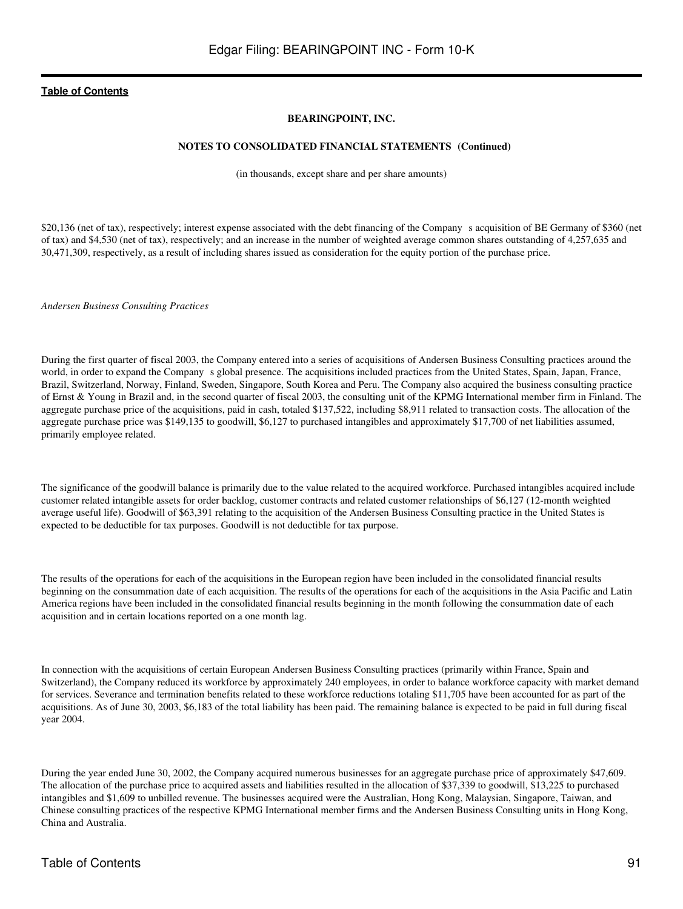**BEARINGPOINT, INC.**

**NOTES TO CONSOLIDATED FINANCIAL STATEMENTS (Continued)**

(in thousands, except share and per share amounts)

$20,136 (net of tax), respectively; interest expense associated with the debt financing of the Company s acquisition of BE Germany of $360 (net of tax) and $4,530 (net of tax), respectively; and an increase in the number of weighted average common shares outstanding of 4,257,635 and 30,471,309, respectively, as a result of including shares issued as consideration for the equity portion of the purchase price.

*Andersen Business Consulting Practices*

During the first quarter of fiscal 2003, the Company entered into a series of acquisitions of Andersen Business Consulting practices around the world, in order to expand the Company s global presence. The acquisitions included practices from the United States, Spain, Japan, France, Brazil, Switzerland, Norway, Finland, Sweden, Singapore, South Korea and Peru. The Company also acquired the business consulting practice of Ernst & Young in Brazil and, in the second quarter of fiscal 2003, the consulting unit of the KPMG International member firm in Finland. The aggregate purchase price of the acquisitions, paid in cash, totaled $137,522, including $8,911 related to transaction costs. The allocation of the aggregate purchase price was $149,135 to goodwill, $6,127 to purchased intangibles and approximately $17,700 of net liabilities assumed, primarily employee related.

The significance of the goodwill balance is primarily due to the value related to the acquired workforce. Purchased intangibles acquired include customer related intangible assets for order backlog, customer contracts and related customer relationships of $6,127 (12-month weighted average useful life). Goodwill of $63,391 relating to the acquisition of the Andersen Business Consulting practice in the United States is expected to be deductible for tax purposes. Goodwill is not deductible for tax purpose.

The results of the operations for each of the acquisitions in the European region have been included in the consolidated financial results beginning on the consummation date of each acquisition. The results of the operations for each of the acquisitions in the Asia Pacific and Latin America regions have been included in the consolidated financial results beginning in the month following the consummation date of each acquisition and in certain locations reported on a one month lag.

In connection with the acquisitions of certain European Andersen Business Consulting practices (primarily within France, Spain and Switzerland), the Company reduced its workforce by approximately 240 employees, in order to balance workforce capacity with market demand for services. Severance and termination benefits related to these workforce reductions totaling $11,705 have been accounted for as part of the acquisitions. As of June 30, 2003, $6,183 of the total liability has been paid. The remaining balance is expected to be paid in full during fiscal year 2004.

During the year ended June 30, 2002, the Company acquired numerous businesses for an aggregate purchase price of approximately $47,609. The allocation of the purchase price to acquired assets and liabilities resulted in the allocation of $37,339 to goodwill, $13,225 to purchased intangibles and $1,609 to unbilled revenue. The businesses acquired were the Australian, Hong Kong, Malaysian, Singapore, Taiwan, and Chinese consulting practices of the respective KPMG International member firms and the Andersen Business Consulting units in Hong Kong, China and Australia.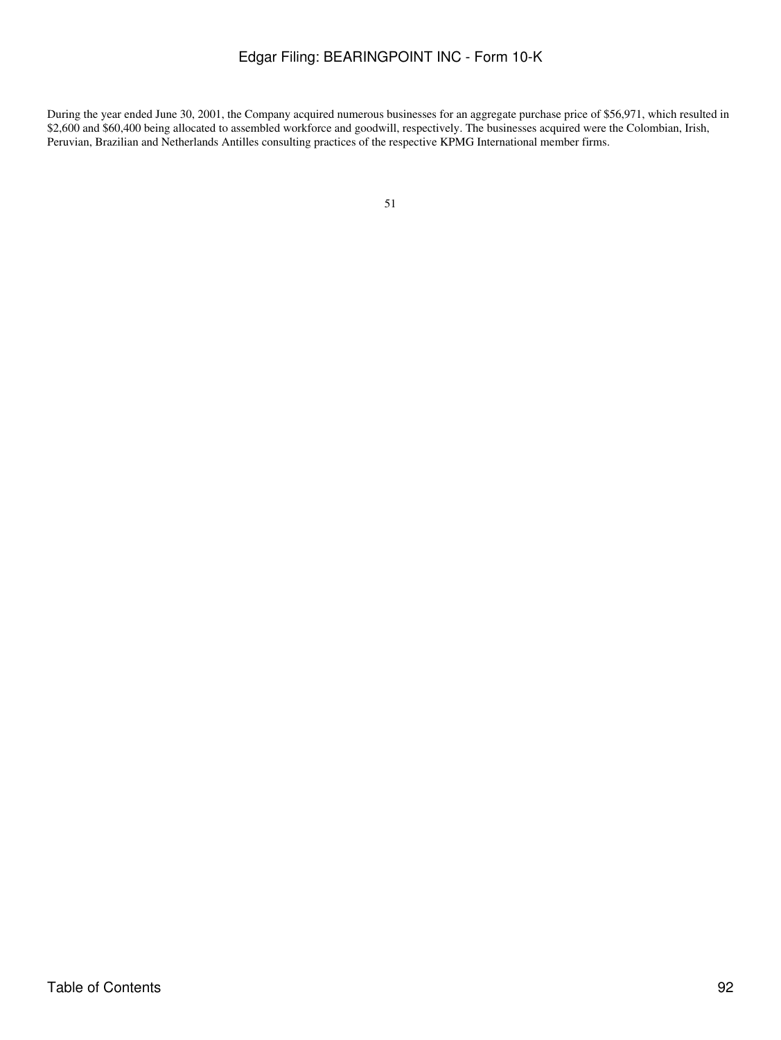During the year ended June 30, 2001, the Company acquired numerous businesses for an aggregate purchase price of $56,971, which resulted in $2,600 and $60,400 being allocated to assembled workforce and goodwill, respectively. The businesses acquired were the Colombian, Irish, Peruvian, Brazilian and Netherlands Antilles consulting practices of the respective KPMG International member firms.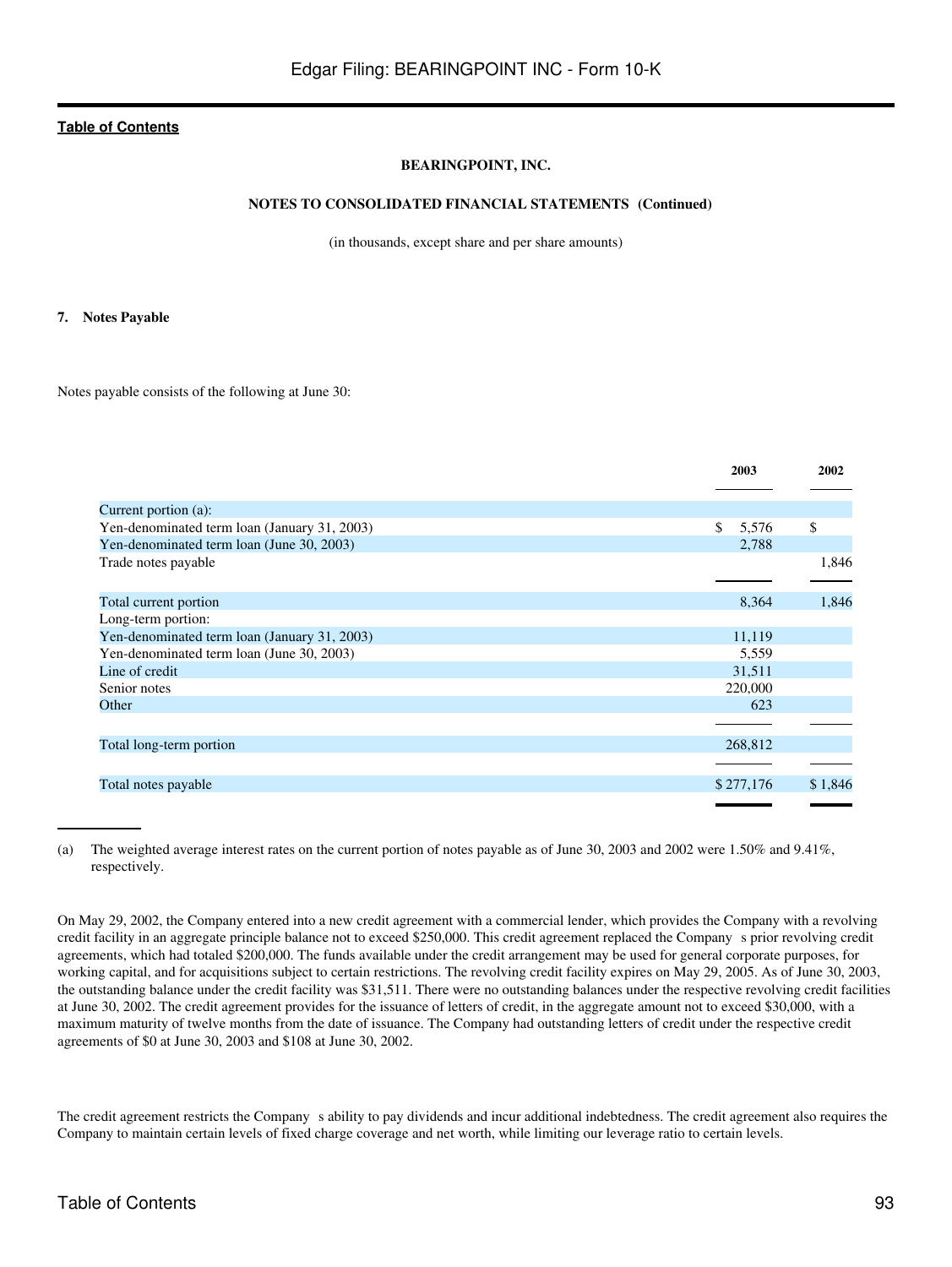**BEARINGPOINT, INC.**

**NOTES TO CONSOLIDATED FINANCIAL STATEMENTS (Continued)**

(in thousands, except share and per share amounts)

## 7. Notes Payable

Notes payable consists of the following at June 30:

| | 2003 | 2002 |
|---|---|---|
| Current portion (a): | | |
| Yen-denominated term loan (January 31, 2003) | $ 5,576 | $ |
| Yen-denominated term loan (June 30, 2003) | 2,788 | |
| Trade notes payable | | 1,846 |
| Total current portion | 8,364 | 1,846 |
| Long-term portion: | | |
| Yen-denominated term loan (January 31, 2003) | 11,119 | |
| Yen-denominated term loan (June 30, 2003) | 5,559 | |
| Line of credit | 31,511 | |
| Senior notes | 220,000 | |
| Other | 623 | |
| Total long-term portion | 268,812 | |
| Total notes payable | $ 277,176 | $ 1,846 |

(a) The weighted average interest rates on the current portion of notes payable as of June 30, 2003 and 2002 were 1.50% and 9.41%, respectively.

On May 29, 2002, the Company entered into a new credit agreement with a commercial lender, which provides the Company with a revolving credit facility in an aggregate principle balance not to exceed $250,000. This credit agreement replaced the Company s prior revolving credit agreements, which had totaled $200,000. The funds available under the credit arrangement may be used for general corporate purposes, for working capital, and for acquisitions subject to certain restrictions. The revolving credit facility expires on May 29, 2005. As of June 30, 2003, the outstanding balance under the credit facility was $31,511. There were no outstanding balances under the respective revolving credit facilities at June 30, 2002. The credit agreement provides for the issuance of letters of credit, in the aggregate amount not to exceed $30,000, with a maximum maturity of twelve months from the date of issuance. The Company had outstanding letters of credit under the respective credit agreements of $0 at June 30, 2003 and $108 at June 30, 2002.

The credit agreement restricts the Company s ability to pay dividends and incur additional indebtedness. The credit agreement also requires the Company to maintain certain levels of fixed charge coverage and net worth, while limiting our leverage ratio to certain levels.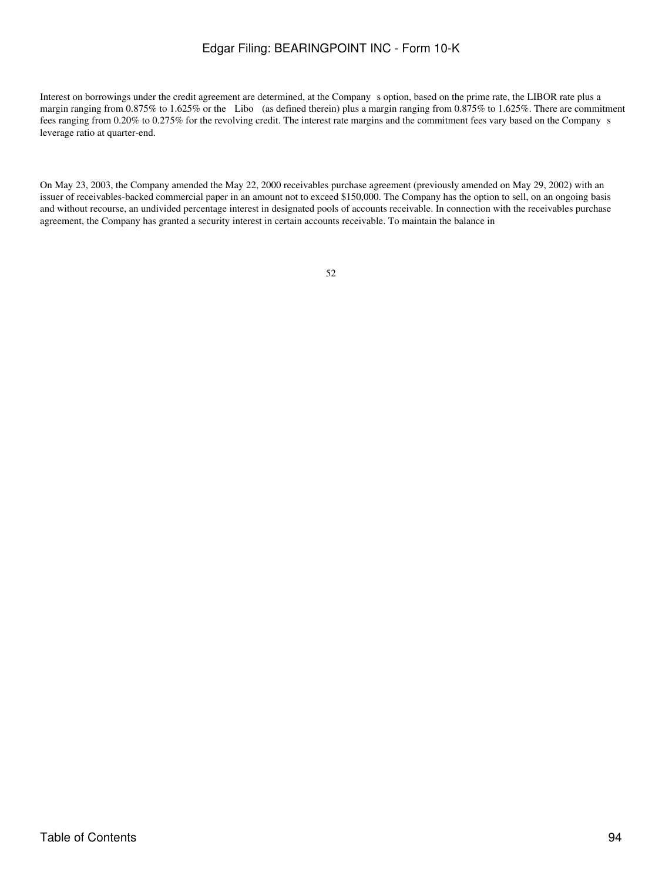Interest on borrowings under the credit agreement are determined, at the Company s option, based on the prime rate, the LIBOR rate plus a margin ranging from 0.875% to 1.625% or the Libo (as defined therein) plus a margin ranging from 0.875% to 1.625%. There are commitment fees ranging from 0.20% to 0.275% for the revolving credit. The interest rate margins and the commitment fees vary based on the Company s leverage ratio at quarter-end.

On May 23, 2003, the Company amended the May 22, 2000 receivables purchase agreement (previously amended on May 29, 2002) with an issuer of receivables-backed commercial paper in an amount not to exceed $150,000. The Company has the option to sell, on an ongoing basis and without recourse, an undivided percentage interest in designated pools of accounts receivable. In connection with the receivables purchase agreement, the Company has granted a security interest in certain accounts receivable. To maintain the balance in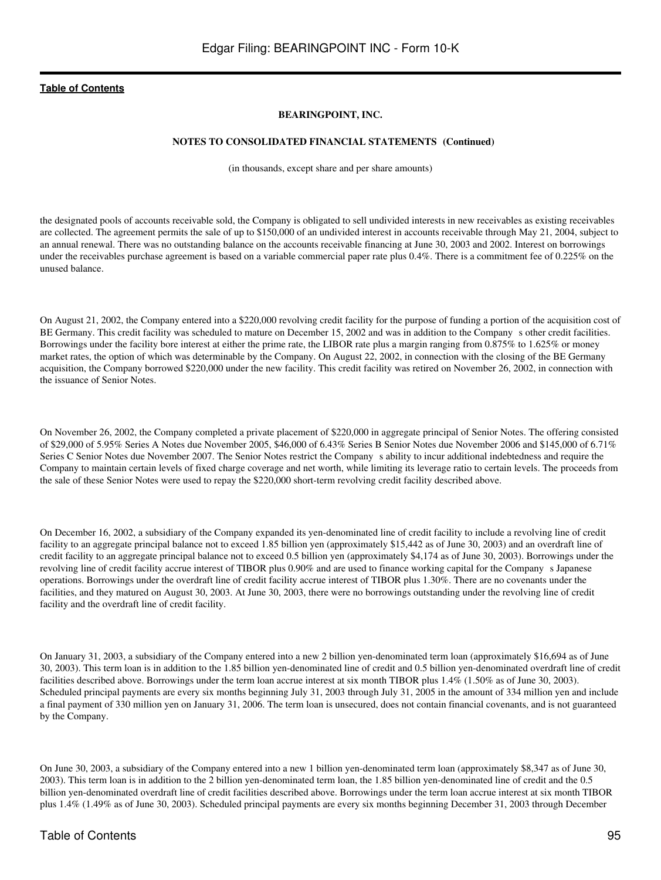**BEARINGPOINT, INC.**

**NOTES TO CONSOLIDATED FINANCIAL STATEMENTS (Continued)**

(in thousands, except share and per share amounts)

the designated pools of accounts receivable sold, the Company is obligated to sell undivided interests in new receivables as existing receivables are collected. The agreement permits the sale of up to $150,000 of an undivided interest in accounts receivable through May 21, 2004, subject to an annual renewal. There was no outstanding balance on the accounts receivable financing at June 30, 2003 and 2002. Interest on borrowings under the receivables purchase agreement is based on a variable commercial paper rate plus 0.4%. There is a commitment fee of 0.225% on the unused balance.

On August 21, 2002, the Company entered into a $220,000 revolving credit facility for the purpose of funding a portion of the acquisition cost of BE Germany. This credit facility was scheduled to mature on December 15, 2002 and was in addition to the Company s other credit facilities. Borrowings under the facility bore interest at either the prime rate, the LIBOR rate plus a margin ranging from 0.875% to 1.625% or money market rates, the option of which was determinable by the Company. On August 22, 2002, in connection with the closing of the BE Germany acquisition, the Company borrowed $220,000 under the new facility. This credit facility was retired on November 26, 2002, in connection with the issuance of Senior Notes.

On November 26, 2002, the Company completed a private placement of $220,000 in aggregate principal of Senior Notes. The offering consisted of $29,000 of 5.95% Series A Notes due November 2005, $46,000 of 6.43% Series B Senior Notes due November 2006 and $145,000 of 6.71% Series C Senior Notes due November 2007. The Senior Notes restrict the Company s ability to incur additional indebtedness and require the Company to maintain certain levels of fixed charge coverage and net worth, while limiting its leverage ratio to certain levels. The proceeds from the sale of these Senior Notes were used to repay the $220,000 short-term revolving credit facility described above.

On December 16, 2002, a subsidiary of the Company expanded its yen-denominated line of credit facility to include a revolving line of credit facility to an aggregate principal balance not to exceed 1.85 billion yen (approximately $15,442 as of June 30, 2003) and an overdraft line of credit facility to an aggregate principal balance not to exceed 0.5 billion yen (approximately $4,174 as of June 30, 2003). Borrowings under the revolving line of credit facility accrue interest of TIBOR plus 0.90% and are used to finance working capital for the Company s Japanese operations. Borrowings under the overdraft line of credit facility accrue interest of TIBOR plus 1.30%. There are no covenants under the facilities, and they matured on August 30, 2003. At June 30, 2003, there were no borrowings outstanding under the revolving line of credit facility and the overdraft line of credit facility.

On January 31, 2003, a subsidiary of the Company entered into a new 2 billion yen-denominated term loan (approximately $16,694 as of June 30, 2003). This term loan is in addition to the 1.85 billion yen-denominated line of credit and 0.5 billion yen-denominated overdraft line of credit facilities described above. Borrowings under the term loan accrue interest at six month TIBOR plus 1.4% (1.50% as of June 30, 2003). Scheduled principal payments are every six months beginning July 31, 2003 through July 31, 2005 in the amount of 334 million yen and include a final payment of 330 million yen on January 31, 2006. The term loan is unsecured, does not contain financial covenants, and is not guaranteed by the Company.

On June 30, 2003, a subsidiary of the Company entered into a new 1 billion yen-denominated term loan (approximately $8,347 as of June 30, 2003). This term loan is in addition to the 2 billion yen-denominated term loan, the 1.85 billion yen-denominated line of credit and the 0.5 billion yen-denominated overdraft line of credit facilities described above. Borrowings under the term loan accrue interest at six month TIBOR plus 1.4% (1.49% as of June 30, 2003). Scheduled principal payments are every six months beginning December 31, 2003 through December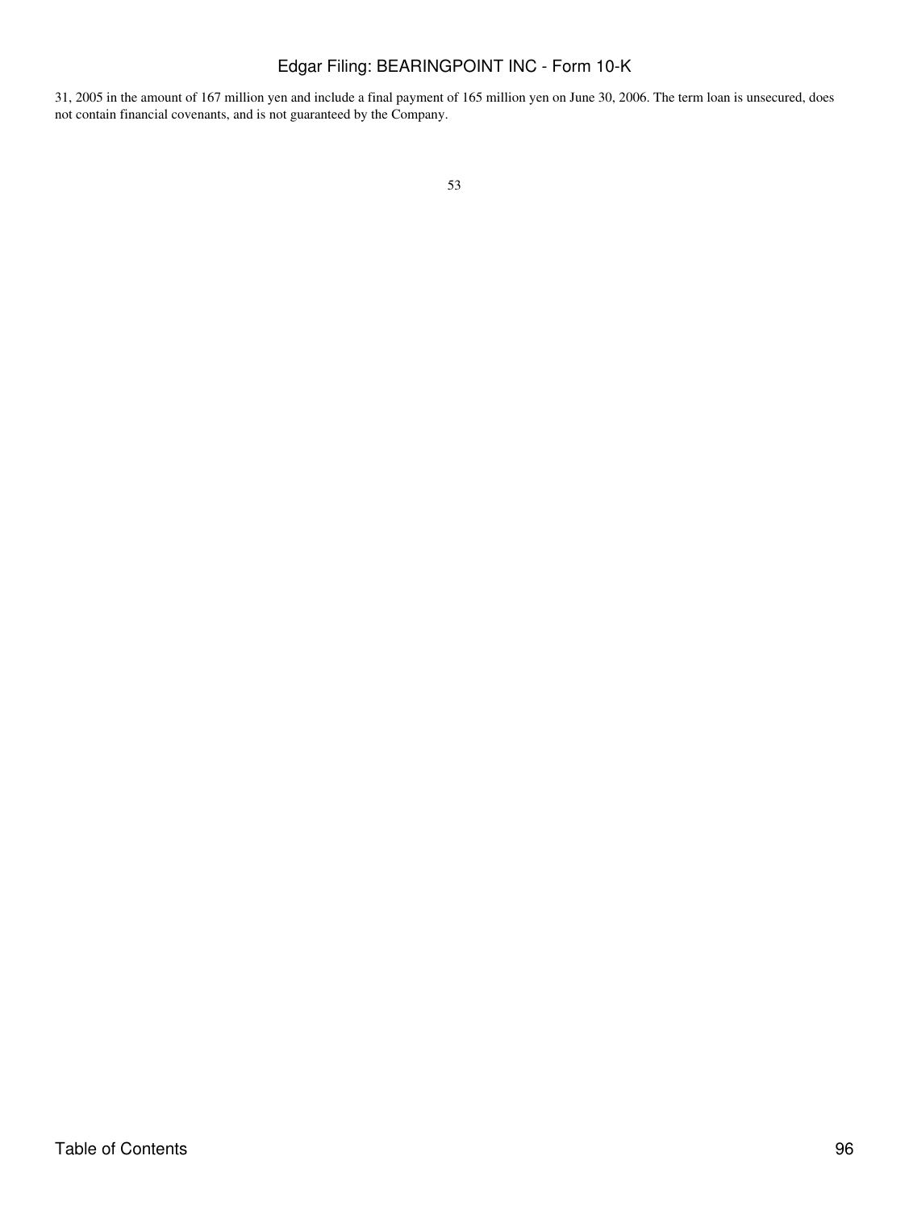31, 2005 in the amount of 167 million yen and include a final payment of 165 million yen on June 30, 2006. The term loan is unsecured, does not contain financial covenants, and is not guaranteed by the Company.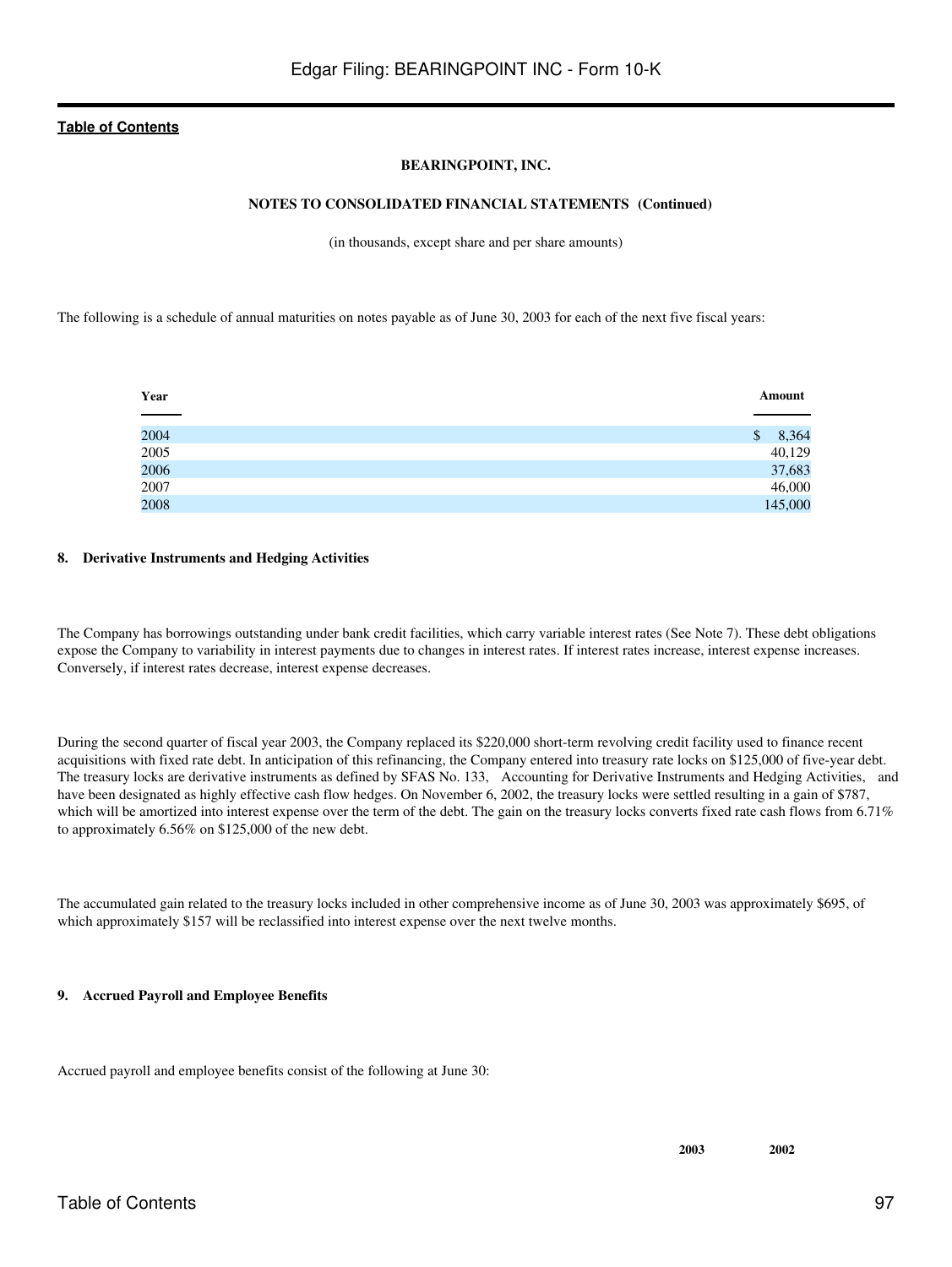**BEARINGPOINT, INC.**

**NOTES TO CONSOLIDATED FINANCIAL STATEMENTS (Continued)**

(in thousands, except share and per share amounts)

The following is a schedule of annual maturities on notes payable as of June 30, 2003 for each of the next five fiscal years:

| Year | Amount |
| --- | --- |
| 2004 | $ 8,364 |
| 2005 | 40,129 |
| 2006 | 37,683 |
| 2007 | 46,000 |
| 2008 | 145,000 |

**8. Derivative Instruments and Hedging Activities**

The Company has borrowings outstanding under bank credit facilities, which carry variable interest rates (See Note 7). These debt obligations expose the Company to variability in interest payments due to changes in interest rates. If interest rates increase, interest expense increases. Conversely, if interest rates decrease, interest expense decreases.

During the second quarter of fiscal year 2003, the Company replaced its $220,000 short-term revolving credit facility used to finance recent acquisitions with fixed rate debt. In anticipation of this refinancing, the Company entered into treasury rate locks on $125,000 of five-year debt. The treasury locks are derivative instruments as defined by SFAS No. 133, Accounting for Derivative Instruments and Hedging Activities, and have been designated as highly effective cash flow hedges. On November 6, 2002, the treasury locks were settled resulting in a gain of $787, which will be amortized into interest expense over the term of the debt. The gain on the treasury locks converts fixed rate cash flows from 6.71% to approximately 6.56% on $125,000 of the new debt.

The accumulated gain related to the treasury locks included in other comprehensive income as of June 30, 2003 was approximately $695, of which approximately $157 will be reclassified into interest expense over the next twelve months.

**9. Accrued Payroll and Employee Benefits**

Accrued payroll and employee benefits consist of the following at June 30:

| | 2003 | 2002 |
| --- | --- | --- |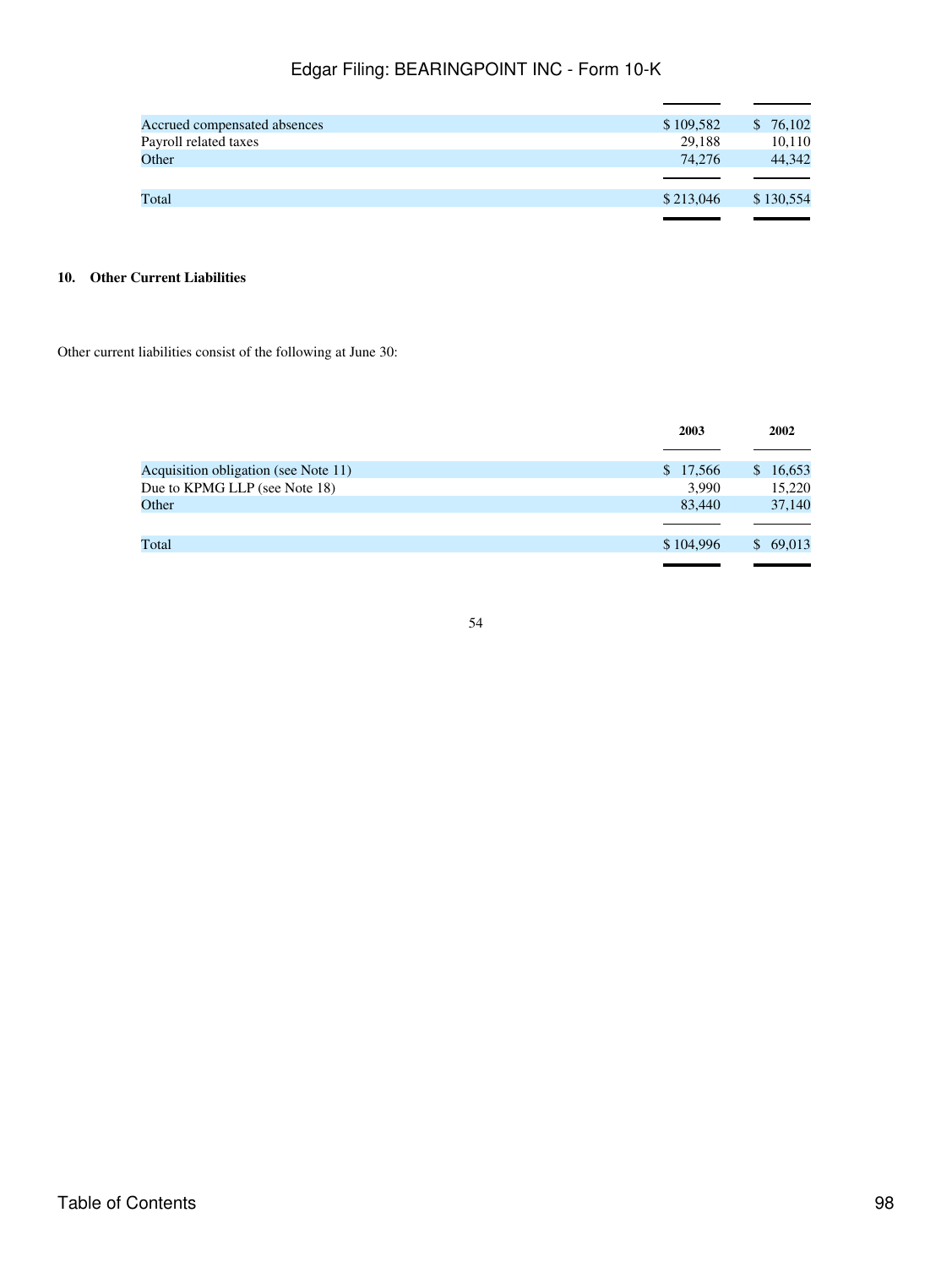| | | |
|---|---|---|
| Accrued compensated absences | $ 109,582 | $ 76,102 |
| Payroll related taxes | 29,188 | 10,110 |
| Other | 74,276 | 44,342 |
| Total | $ 213,046 | $ 130,554 |

**10. Other Current Liabilities**

Other current liabilities consist of the following at June 30:

| | 2003 | 2002 |
|---|---|---|
| Acquisition obligation (see Note 11) | $ 17,566 | $ 16,653 |
| Due to KPMG LLP (see Note 18) | 3,990 | 15,220 |
| Other | 83,440 | 37,140 |
| Total | $ 104,996 | $ 69,013 |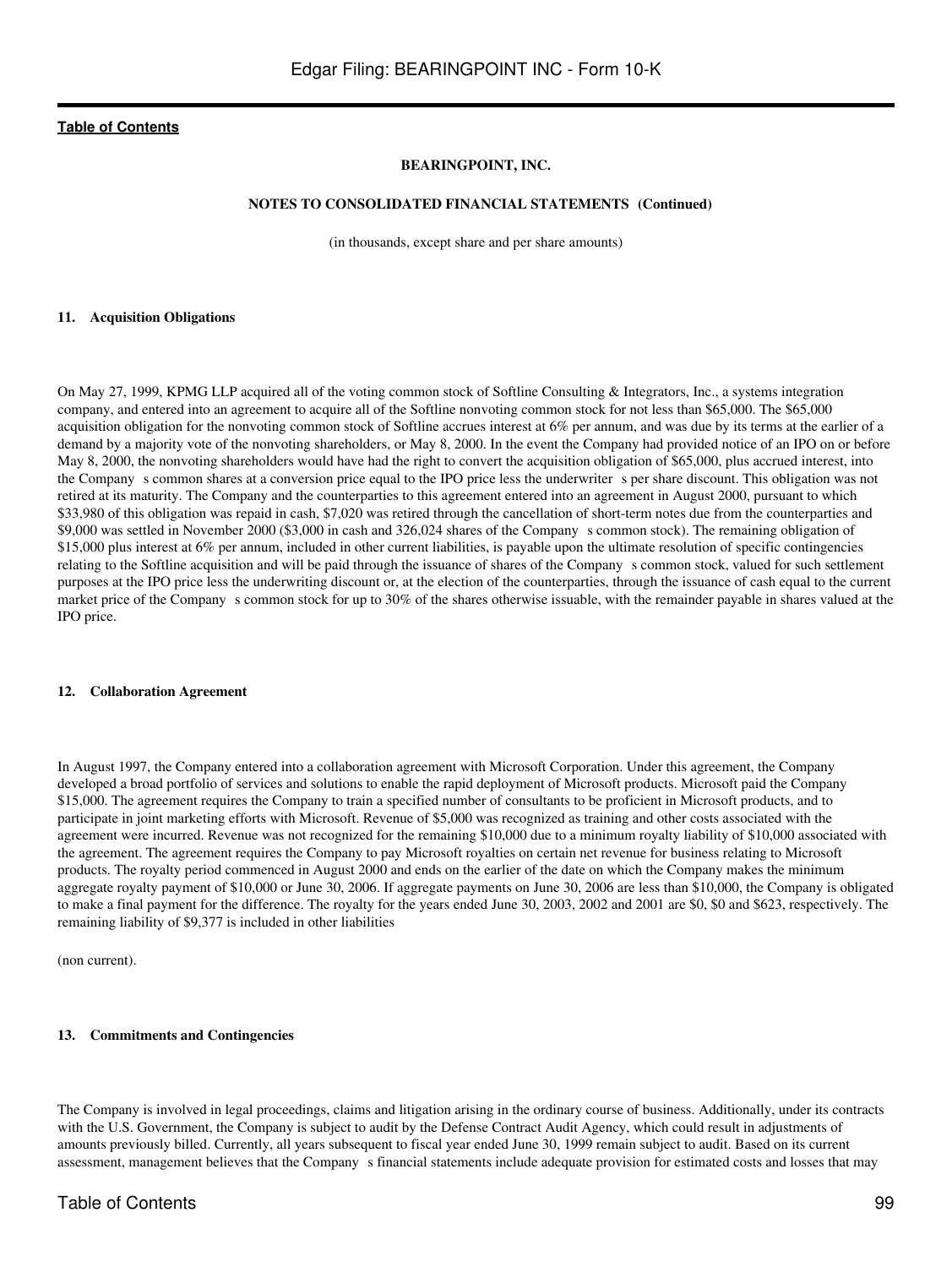**BEARINGPOINT, INC.**

**NOTES TO CONSOLIDATED FINANCIAL STATEMENTS (Continued)**

(in thousands, except share and per share amounts)

#### 11. Acquisition Obligations

On May 27, 1999, KPMG LLP acquired all of the voting common stock of Softline Consulting & Integrators, Inc., a systems integration company, and entered into an agreement to acquire all of the Softline nonvoting common stock for not less than $65,000. The $65,000 acquisition obligation for the nonvoting common stock of Softline accrues interest at 6% per annum, and was due by its terms at the earlier of a demand by a majority vote of the nonvoting shareholders, or May 8, 2000. In the event the Company had provided notice of an IPO on or before May 8, 2000, the nonvoting shareholders would have had the right to convert the acquisition obligation of $65,000, plus accrued interest, into the Company s common shares at a conversion price equal to the IPO price less the underwriter s per share discount. This obligation was not retired at its maturity. The Company and the counterparties to this agreement entered into an agreement in August 2000, pursuant to which $33,980 of this obligation was repaid in cash, $7,020 was retired through the cancellation of short-term notes due from the counterparties and $9,000 was settled in November 2000 ($3,000 in cash and 326,024 shares of the Company s common stock). The remaining obligation of $15,000 plus interest at 6% per annum, included in other current liabilities, is payable upon the ultimate resolution of specific contingencies relating to the Softline acquisition and will be paid through the issuance of shares of the Company s common stock, valued for such settlement purposes at the IPO price less the underwriting discount or, at the election of the counterparties, through the issuance of cash equal to the current market price of the Company s common stock for up to 30% of the shares otherwise issuable, with the remainder payable in shares valued at the IPO price.

#### 12. Collaboration Agreement

In August 1997, the Company entered into a collaboration agreement with Microsoft Corporation. Under this agreement, the Company developed a broad portfolio of services and solutions to enable the rapid deployment of Microsoft products. Microsoft paid the Company $15,000. The agreement requires the Company to train a specified number of consultants to be proficient in Microsoft products, and to participate in joint marketing efforts with Microsoft. Revenue of $5,000 was recognized as training and other costs associated with the agreement were incurred. Revenue was not recognized for the remaining $10,000 due to a minimum royalty liability of $10,000 associated with the agreement. The agreement requires the Company to pay Microsoft royalties on certain net revenue for business relating to Microsoft products. The royalty period commenced in August 2000 and ends on the earlier of the date on which the Company makes the minimum aggregate royalty payment of $10,000 or June 30, 2006. If aggregate payments on June 30, 2006 are less than $10,000, the Company is obligated to make a final payment for the difference. The royalty for the years ended June 30, 2003, 2002 and 2001 are $0, $0 and $623, respectively. The remaining liability of $9,377 is included in other liabilities

(non current).

#### 13. Commitments and Contingencies

The Company is involved in legal proceedings, claims and litigation arising in the ordinary course of business. Additionally, under its contracts with the U.S. Government, the Company is subject to audit by the Defense Contract Audit Agency, which could result in adjustments of amounts previously billed. Currently, all years subsequent to fiscal year ended June 30, 1999 remain subject to audit. Based on its current assessment, management believes that the Company s financial statements include adequate provision for estimated costs and losses that may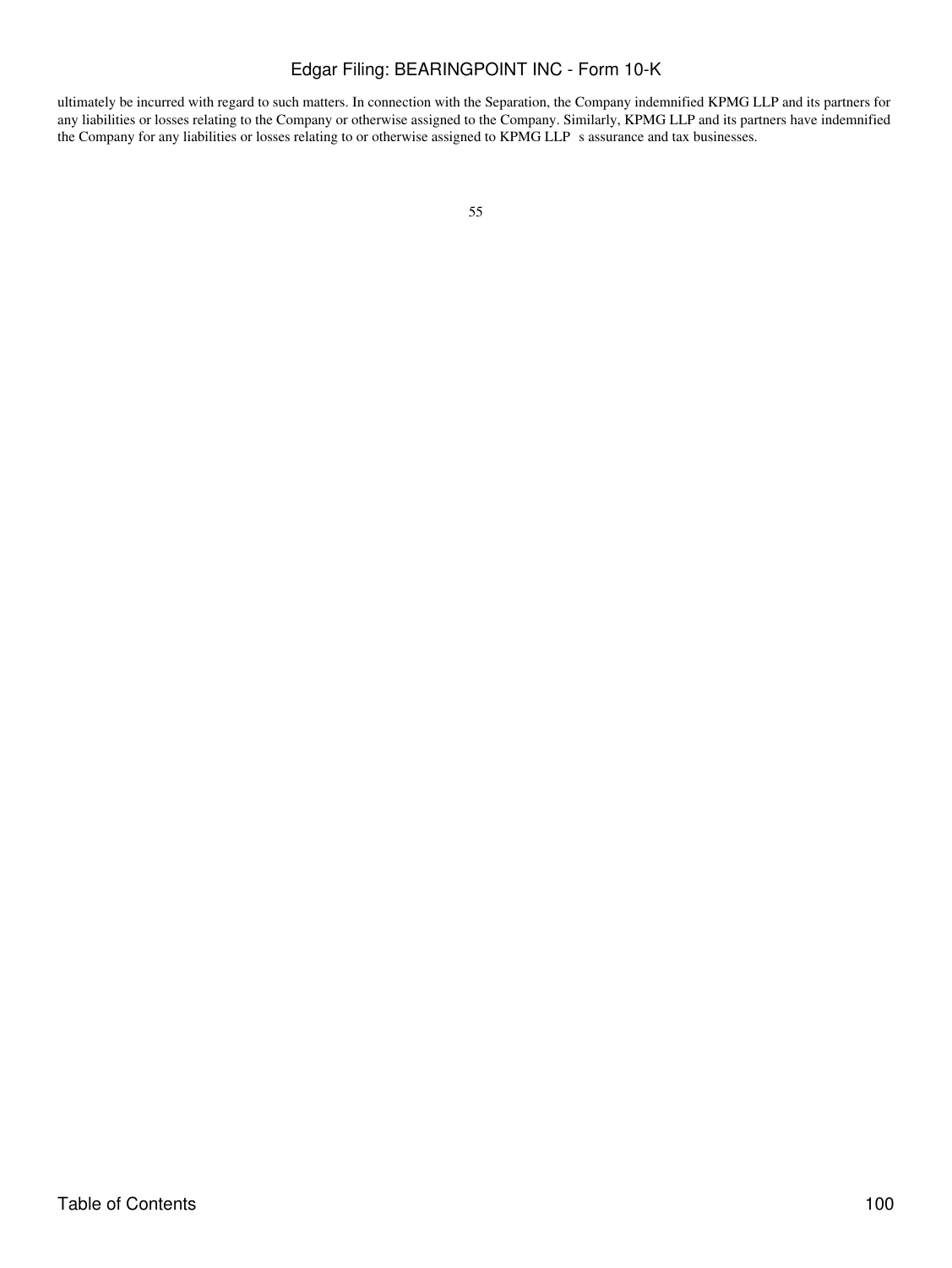ultimately be incurred with regard to such matters. In connection with the Separation, the Company indemnified KPMG LLP and its partners for any liabilities or losses relating to the Company or otherwise assigned to the Company. Similarly, KPMG LLP and its partners have indemnified the Company for any liabilities or losses relating to or otherwise assigned to KPMG LLP s assurance and tax businesses.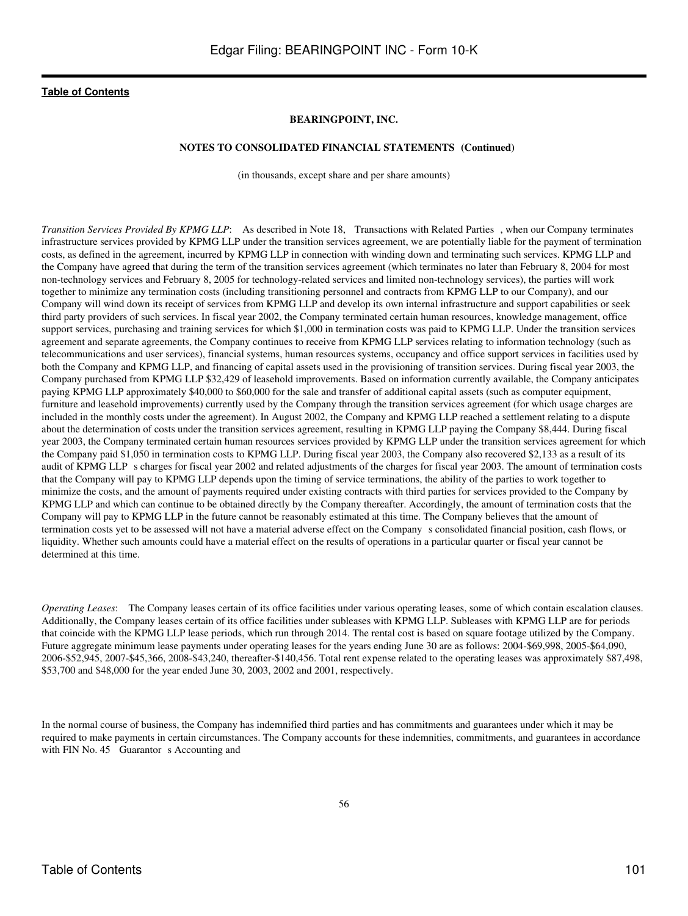**BEARINGPOINT, INC.**

**NOTES TO CONSOLIDATED FINANCIAL STATEMENTS (Continued)**

(in thousands, except share and per share amounts)

*Transition Services Provided By KPMG LLP*: As described in Note 18, Transactions with Related Parties, when our Company terminates infrastructure services provided by KPMG LLP under the transition services agreement, we are potentially liable for the payment of termination costs, as defined in the agreement, incurred by KPMG LLP in connection with winding down and terminating such services. KPMG LLP and the Company have agreed that during the term of the transition services agreement (which terminates no later than February 8, 2004 for most non-technology services and February 8, 2005 for technology-related services and limited non-technology services), the parties will work together to minimize any termination costs (including transitioning personnel and contracts from KPMG LLP to our Company), and our Company will wind down its receipt of services from KPMG LLP and develop its own internal infrastructure and support capabilities or seek third party providers of such services. In fiscal year 2002, the Company terminated certain human resources, knowledge management, office support services, purchasing and training services for which $1,000 in termination costs was paid to KPMG LLP. Under the transition services agreement and separate agreements, the Company continues to receive from KPMG LLP services relating to information technology (such as telecommunications and user services), financial systems, human resources systems, occupancy and office support services in facilities used by both the Company and KPMG LLP, and financing of capital assets used in the provisioning of transition services. During fiscal year 2003, the Company purchased from KPMG LLP $32,429 of leasehold improvements. Based on information currently available, the Company anticipates paying KPMG LLP approximately $40,000 to $60,000 for the sale and transfer of additional capital assets (such as computer equipment, furniture and leasehold improvements) currently used by the Company through the transition services agreement (for which usage charges are included in the monthly costs under the agreement). In August 2002, the Company and KPMG LLP reached a settlement relating to a dispute about the determination of costs under the transition services agreement, resulting in KPMG LLP paying the Company $8,444. During fiscal year 2003, the Company terminated certain human resources services provided by KPMG LLP under the transition services agreement for which the Company paid $1,050 in termination costs to KPMG LLP. During fiscal year 2003, the Company also recovered $2,133 as a result of its audit of KPMG LLP s charges for fiscal year 2002 and related adjustments of the charges for fiscal year 2003. The amount of termination costs that the Company will pay to KPMG LLP depends upon the timing of service terminations, the ability of the parties to work together to minimize the costs, and the amount of payments required under existing contracts with third parties for services provided to the Company by KPMG LLP and which can continue to be obtained directly by the Company thereafter. Accordingly, the amount of termination costs that the Company will pay to KPMG LLP in the future cannot be reasonably estimated at this time. The Company believes that the amount of termination costs yet to be assessed will not have a material adverse effect on the Company s consolidated financial position, cash flows, or liquidity. Whether such amounts could have a material effect on the results of operations in a particular quarter or fiscal year cannot be determined at this time.

*Operating Leases*: The Company leases certain of its office facilities under various operating leases, some of which contain escalation clauses. Additionally, the Company leases certain of its office facilities under subleases with KPMG LLP. Subleases with KPMG LLP are for periods that coincide with the KPMG LLP lease periods, which run through 2014. The rental cost is based on square footage utilized by the Company. Future aggregate minimum lease payments under operating leases for the years ending June 30 are as follows: 2004-$69,998, 2005-$64,090, 2006-$52,945, 2007-$45,366, 2008-$43,240, thereafter-$140,456. Total rent expense related to the operating leases was approximately $87,498, $53,700 and $48,000 for the year ended June 30, 2003, 2002 and 2001, respectively.

In the normal course of business, the Company has indemnified third parties and has commitments and guarantees under which it may be required to make payments in certain circumstances. The Company accounts for these indemnities, commitments, and guarantees in accordance with FIN No. 45 Guarantor s Accounting and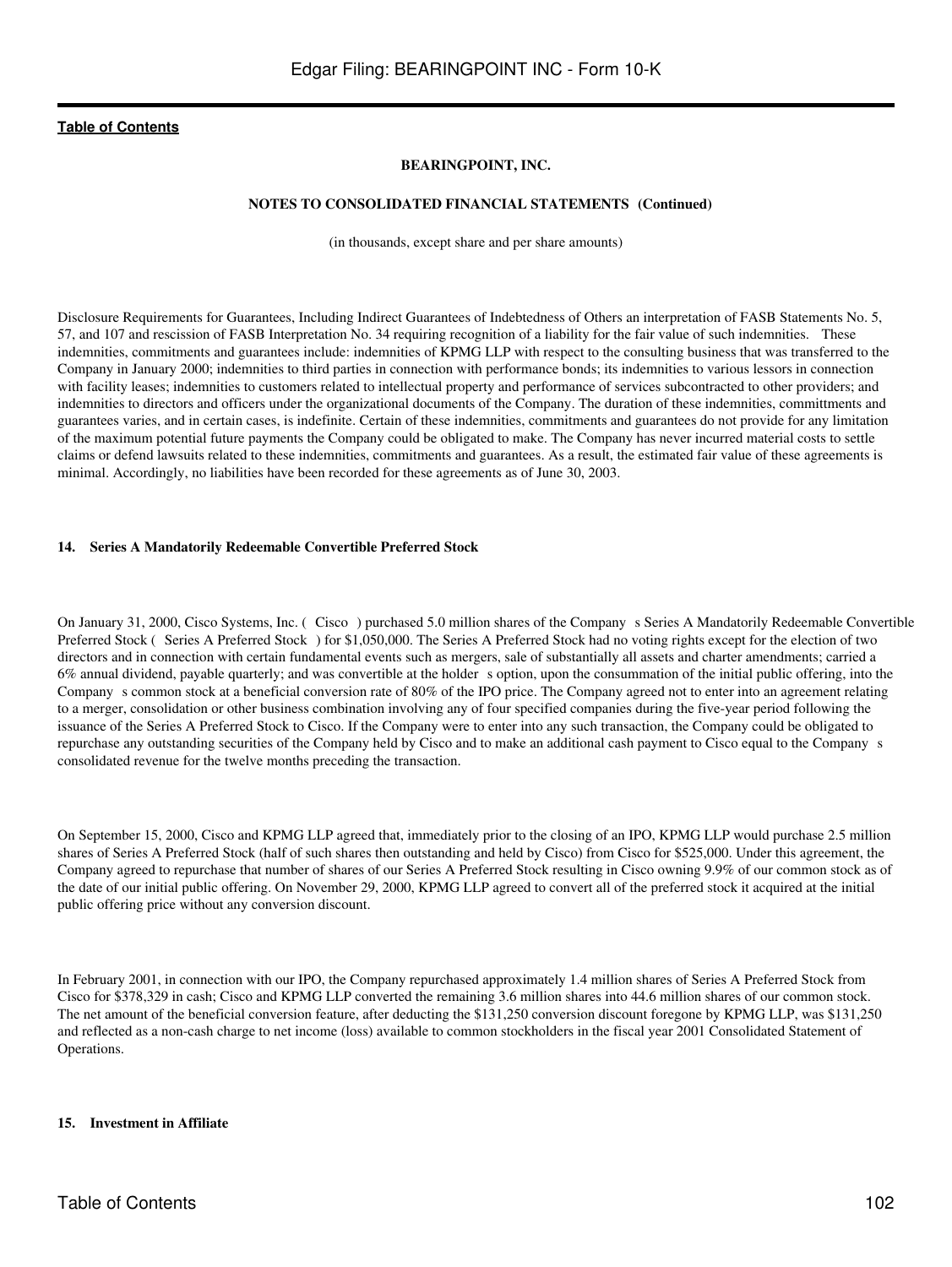**BEARINGPOINT, INC.**

**NOTES TO CONSOLIDATED FINANCIAL STATEMENTS (Continued)**

(in thousands, except share and per share amounts)

Disclosure Requirements for Guarantees, Including Indirect Guarantees of Indebtedness of Others an interpretation of FASB Statements No. 5, 57, and 107 and rescission of FASB Interpretation No. 34 requiring recognition of a liability for the fair value of such indemnities. These indemnities, commitments and guarantees include: indemnities of KPMG LLP with respect to the consulting business that was transferred to the Company in January 2000; indemnities to third parties in connection with performance bonds; its indemnities to various lessors in connection with facility leases; indemnities to customers related to intellectual property and performance of services subcontracted to other providers; and indemnities to directors and officers under the organizational documents of the Company. The duration of these indemnities, committments and guarantees varies, and in certain cases, is indefinite. Certain of these indemnities, commitments and guarantees do not provide for any limitation of the maximum potential future payments the Company could be obligated to make. The Company has never incurred material costs to settle claims or defend lawsuits related to these indemnities, commitments and guarantees. As a result, the estimated fair value of these agreements is minimal. Accordingly, no liabilities have been recorded for these agreements as of June 30, 2003.

**14. Series A Mandatorily Redeemable Convertible Preferred Stock**

On January 31, 2000, Cisco Systems, Inc. ( Cisco ) purchased 5.0 million shares of the Company s Series A Mandatorily Redeemable Convertible Preferred Stock ( Series A Preferred Stock ) for $1,050,000. The Series A Preferred Stock had no voting rights except for the election of two directors and in connection with certain fundamental events such as mergers, sale of substantially all assets and charter amendments; carried a 6% annual dividend, payable quarterly; and was convertible at the holder s option, upon the consummation of the initial public offering, into the Company s common stock at a beneficial conversion rate of 80% of the IPO price. The Company agreed not to enter into an agreement relating to a merger, consolidation or other business combination involving any of four specified companies during the five-year period following the issuance of the Series A Preferred Stock to Cisco. If the Company were to enter into any such transaction, the Company could be obligated to repurchase any outstanding securities of the Company held by Cisco and to make an additional cash payment to Cisco equal to the Company s consolidated revenue for the twelve months preceding the transaction.

On September 15, 2000, Cisco and KPMG LLP agreed that, immediately prior to the closing of an IPO, KPMG LLP would purchase 2.5 million shares of Series A Preferred Stock (half of such shares then outstanding and held by Cisco) from Cisco for $525,000. Under this agreement, the Company agreed to repurchase that number of shares of our Series A Preferred Stock resulting in Cisco owning 9.9% of our common stock as of the date of our initial public offering. On November 29, 2000, KPMG LLP agreed to convert all of the preferred stock it acquired at the initial public offering price without any conversion discount.

In February 2001, in connection with our IPO, the Company repurchased approximately 1.4 million shares of Series A Preferred Stock from Cisco for $378,329 in cash; Cisco and KPMG LLP converted the remaining 3.6 million shares into 44.6 million shares of our common stock. The net amount of the beneficial conversion feature, after deducting the $131,250 conversion discount foregone by KPMG LLP, was $131,250 and reflected as a non-cash charge to net income (loss) available to common stockholders in the fiscal year 2001 Consolidated Statement of Operations.

**15. Investment in Affiliate**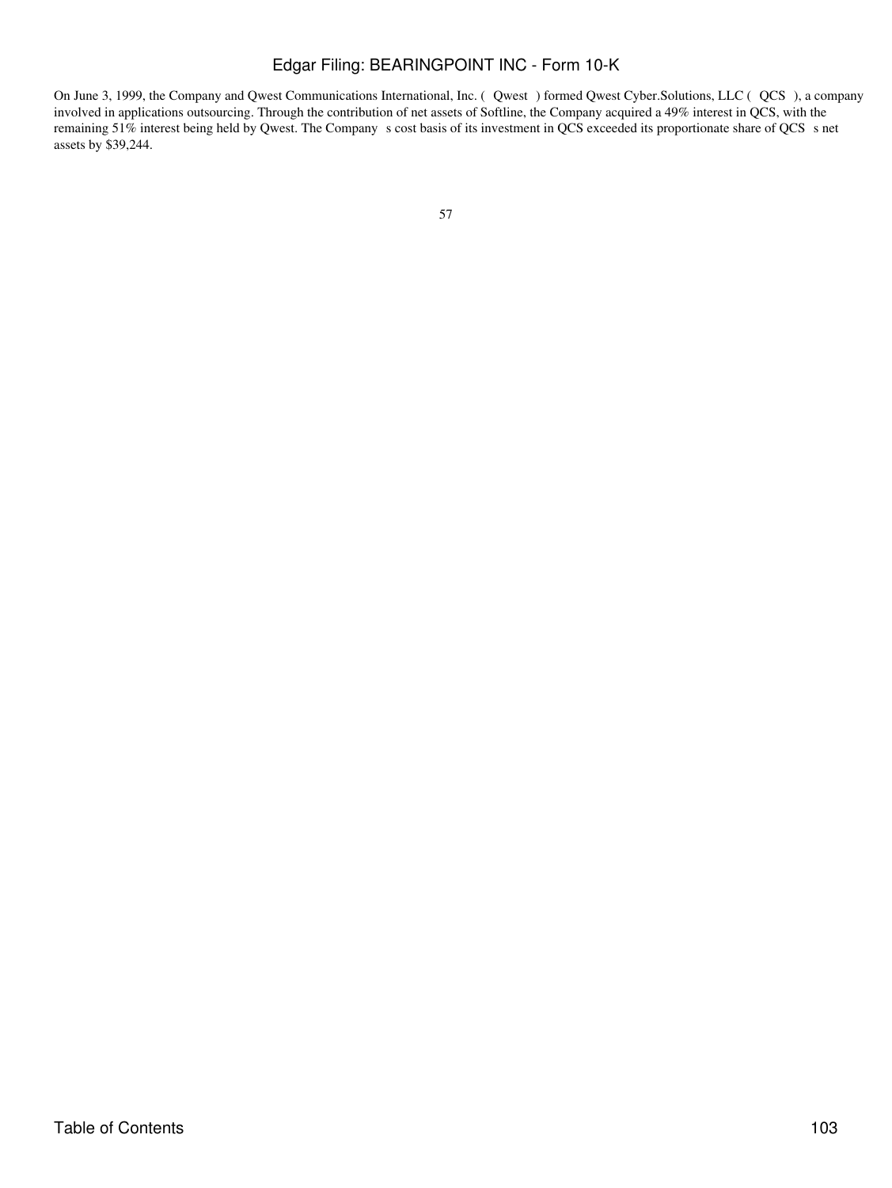On June 3, 1999, the Company and Qwest Communications International, Inc. ( Qwest ) formed Qwest Cyber.Solutions, LLC ( QCS ), a company involved in applications outsourcing. Through the contribution of net assets of Softline, the Company acquired a 49% interest in QCS, with the remaining 51% interest being held by Qwest. The Company s cost basis of its investment in QCS exceeded its proportionate share of QCS s net assets by $39,244.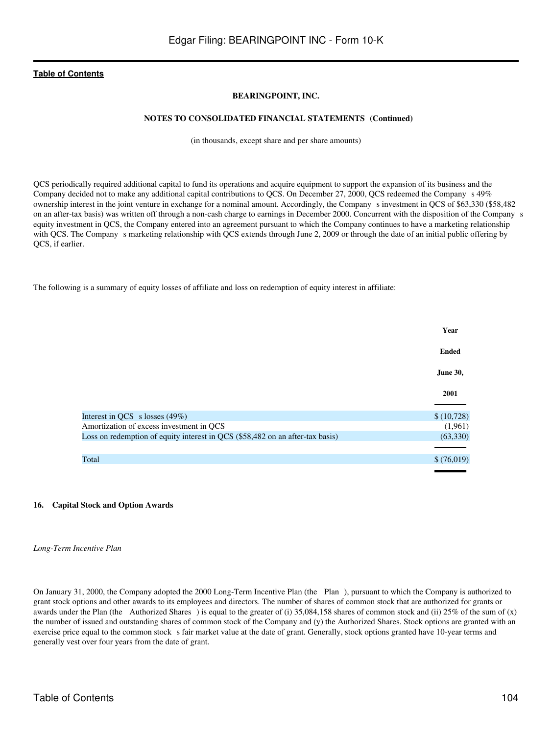**BEARINGPOINT, INC.**

**NOTES TO CONSOLIDATED FINANCIAL STATEMENTS (Continued)**

(in thousands, except share and per share amounts)

QCS periodically required additional capital to fund its operations and acquire equipment to support the expansion of its business and the Company decided not to make any additional capital contributions to QCS. On December 27, 2000, QCS redeemed the Company s 49% ownership interest in the joint venture in exchange for a nominal amount. Accordingly, the Company s investment in QCS of $63,330 ($58,482 on an after-tax basis) was written off through a non-cash charge to earnings in December 2000. Concurrent with the disposition of the Company s equity investment in QCS, the Company entered into an agreement pursuant to which the Company continues to have a marketing relationship with QCS. The Company s marketing relationship with QCS extends through June 2, 2009 or through the date of an initial public offering by QCS, if earlier.

The following is a summary of equity losses of affiliate and loss on redemption of equity interest in affiliate:

| | Year Ended June 30, 2001 |
|---|---|
| Interest in QCS s losses (49%) | $ (10,728) |
| Amortization of excess investment in QCS | (1,961) |
| Loss on redemption of equity interest in QCS ($58,482 on an after-tax basis) | (63,330) |
| Total | $ (76,019) |

#### 16. Capital Stock and Option Awards

*Long-Term Incentive Plan*

On January 31, 2000, the Company adopted the 2000 Long-Term Incentive Plan (the Plan ), pursuant to which the Company is authorized to grant stock options and other awards to its employees and directors. The number of shares of common stock that are authorized for grants or awards under the Plan (the Authorized Shares ) is equal to the greater of (i) 35,084,158 shares of common stock and (ii) 25% of the sum of (x) the number of issued and outstanding shares of common stock of the Company and (y) the Authorized Shares. Stock options are granted with an exercise price equal to the common stock s fair market value at the date of grant. Generally, stock options granted have 10-year terms and generally vest over four years from the date of grant.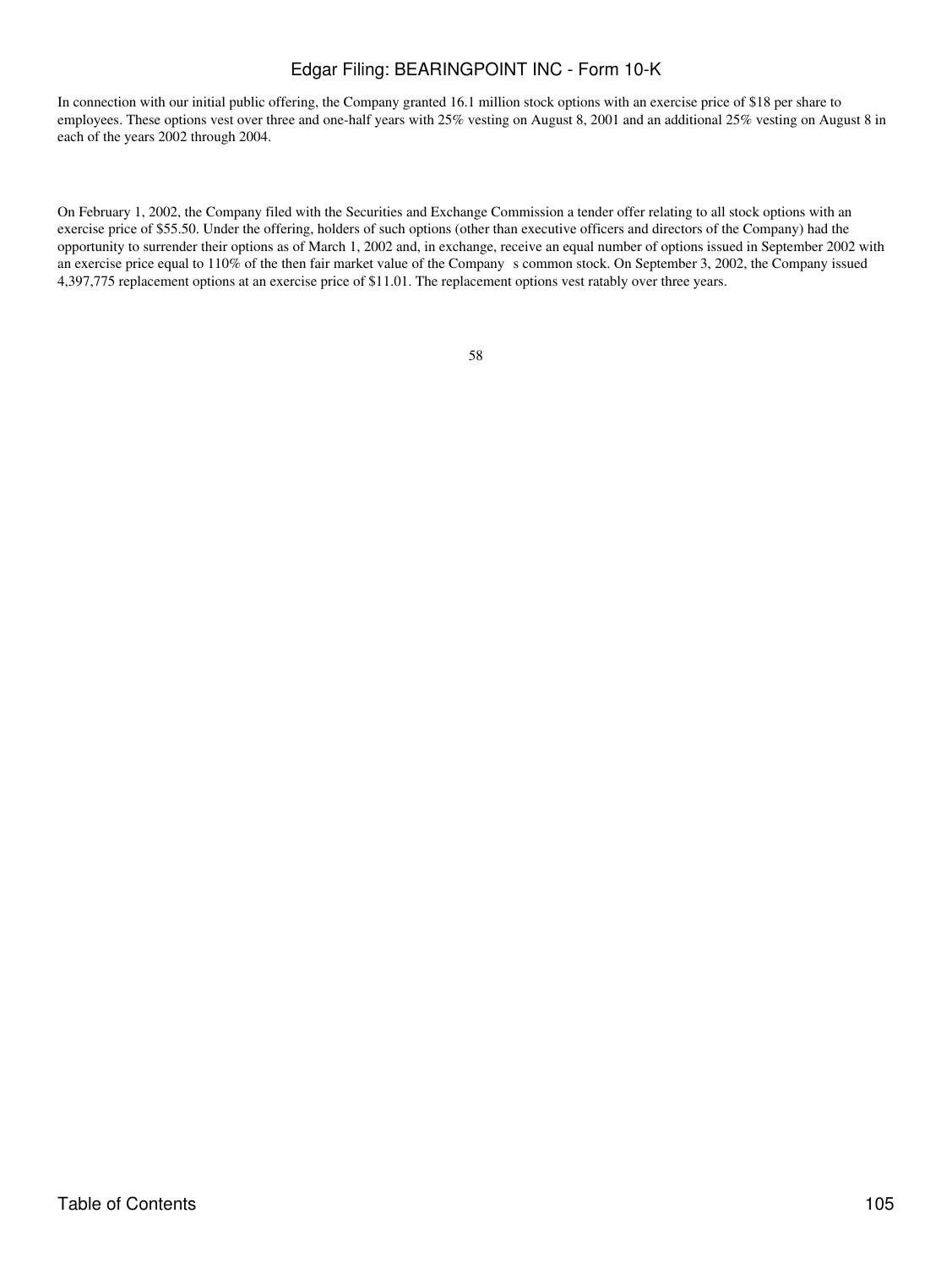In connection with our initial public offering, the Company granted 16.1 million stock options with an exercise price of $18 per share to employees. These options vest over three and one-half years with 25% vesting on August 8, 2001 and an additional 25% vesting on August 8 in each of the years 2002 through 2004.

On February 1, 2002, the Company filed with the Securities and Exchange Commission a tender offer relating to all stock options with an exercise price of $55.50. Under the offering, holders of such options (other than executive officers and directors of the Company) had the opportunity to surrender their options as of March 1, 2002 and, in exchange, receive an equal number of options issued in September 2002 with an exercise price equal to 110% of the then fair market value of the Company s common stock. On September 3, 2002, the Company issued 4,397,775 replacement options at an exercise price of $11.01. The replacement options vest ratably over three years.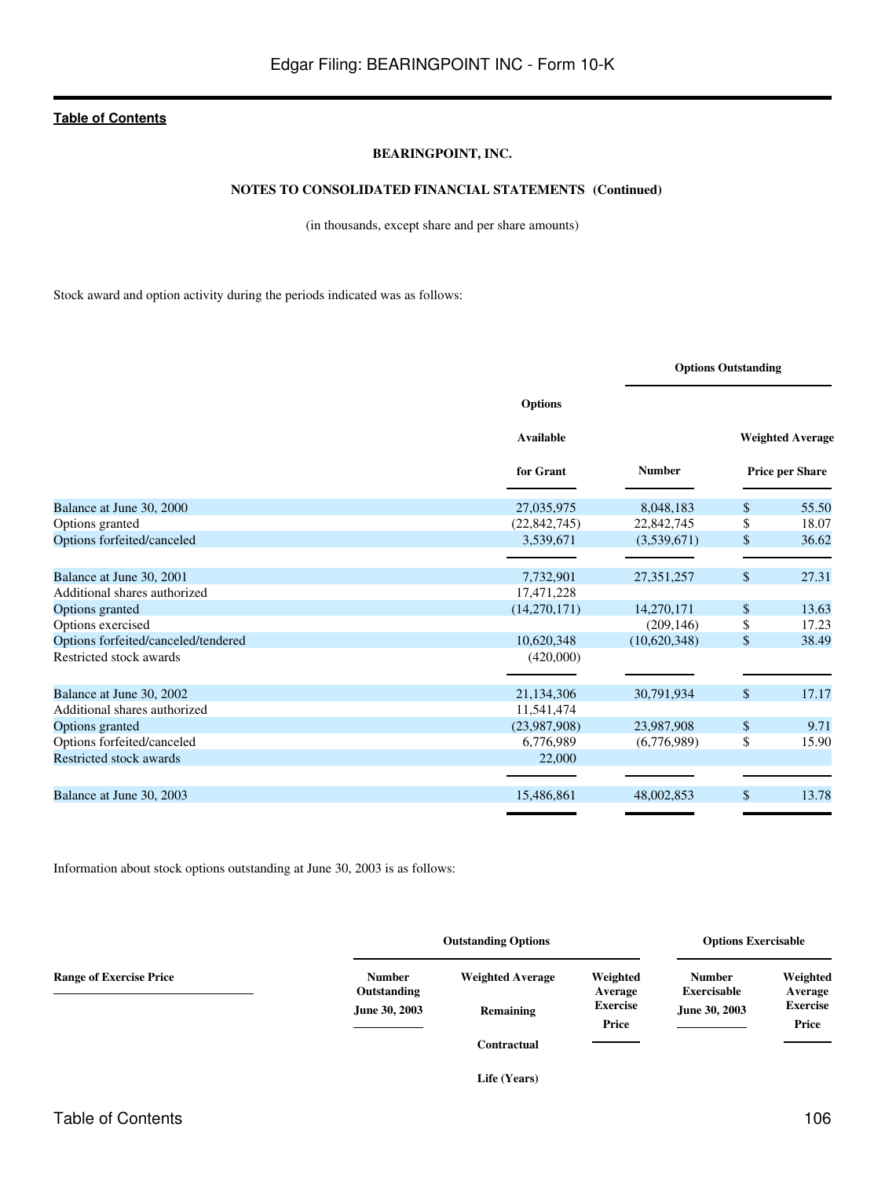**BEARINGPOINT, INC.**

**NOTES TO CONSOLIDATED FINANCIAL STATEMENTS (Continued)**

(in thousands, except share and per share amounts)

Stock award and option activity during the periods indicated was as follows:

| | Options Available for Grant | Options Outstanding | |
|---|---|---|---|
| | | Number | Weighted Average Price per Share |
| Balance at June 30, 2000 | 27,035,975 | 8,048,183 | $ 55.50 |
| Options granted | (22,842,745) | 22,842,745 | $ 18.07 |
| Options forfeited/canceled | 3,539,671 | (3,539,671) | $ 36.62 |
| Balance at June 30, 2001 | 7,732,901 | 27,351,257 | $ 27.31 |
| Additional shares authorized | 17,471,228 | | |
| Options granted | (14,270,171) | 14,270,171 | $ 13.63 |
| Options exercised | | (209,146) | $ 17.23 |
| Options forfeited/canceled/tendered | 10,620,348 | (10,620,348) | $ 38.49 |
| Restricted stock awards | (420,000) | | |
| Balance at June 30, 2002 | 21,134,306 | 30,791,934 | $ 17.17 |
| Additional shares authorized | 11,541,474 | | |
| Options granted | (23,987,908) | 23,987,908 | $ 9.71 |
| Options forfeited/canceled | 6,776,989 | (6,776,989) | $ 15.90 |
| Restricted stock awards | 22,000 | | |
| Balance at June 30, 2003 | 15,486,861 | 48,002,853 | $ 13.78 |

Information about stock options outstanding at June 30, 2003 is as follows:

| Range of Exercise Price | Outstanding Options | | | Options Exercisable | |
|---|---|---|---|---|---|
| | Number Outstanding June 30, 2003 | Weighted Average Remaining Contractual Life (Years) | Weighted Average Exercise Price | Number Exercisable June 30, 2003 | Weighted Average Exercise Price |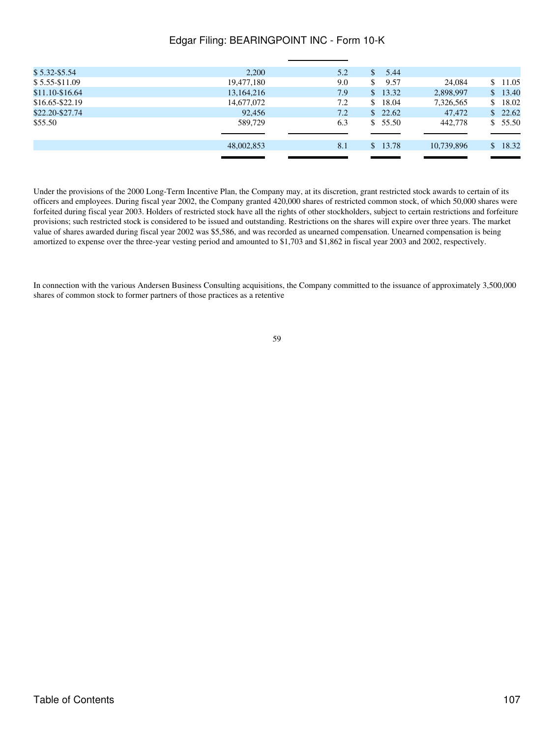| | | | | | |
|---|---|---|---|---|---|
| $ 5.32-$5.54 | 2,200 | 5.2 | $ 5.44 | | |
| $ 5.55-$11.09 | 19,477,180 | 9.0 | $ 9.57 | 24,084 | $ 11.05 |
| $11.10-$16.64 | 13,164,216 | 7.9 | $ 13.32 | 2,898,997 | $ 13.40 |
| $16.65-$22.19 | 14,677,072 | 7.2 | $ 18.04 | 7,326,565 | $ 18.02 |
| $22.20-$27.74 | 92,456 | 7.2 | $ 22.62 | 47,472 | $ 22.62 |
| $55.50 | 589,729 | 6.3 | $ 55.50 | 442,778 | $ 55.50 |
| | 48,002,853 | 8.1 | $ 13.78 | 10,739,896 | $ 18.32 |

Under the provisions of the 2000 Long-Term Incentive Plan, the Company may, at its discretion, grant restricted stock awards to certain of its officers and employees. During fiscal year 2002, the Company granted 420,000 shares of restricted common stock, of which 50,000 shares were forfeited during fiscal year 2003. Holders of restricted stock have all the rights of other stockholders, subject to certain restrictions and forfeiture provisions; such restricted stock is considered to be issued and outstanding. Restrictions on the shares will expire over three years. The market value of shares awarded during fiscal year 2002 was $5,586, and was recorded as unearned compensation. Unearned compensation is being amortized to expense over the three-year vesting period and amounted to $1,703 and $1,862 in fiscal year 2003 and 2002, respectively.

In connection with the various Andersen Business Consulting acquisitions, the Company committed to the issuance of approximately 3,500,000 shares of common stock to former partners of those practices as a retentive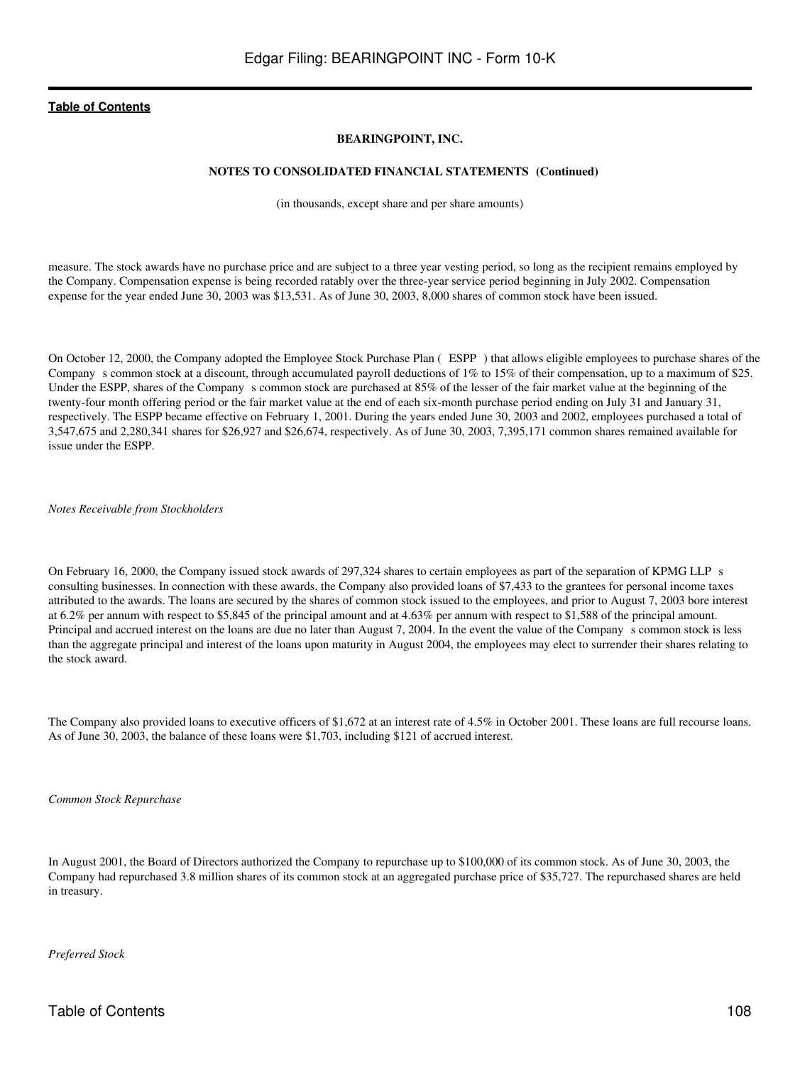**BEARINGPOINT, INC.**

**NOTES TO CONSOLIDATED FINANCIAL STATEMENTS (Continued)**

(in thousands, except share and per share amounts)

measure. The stock awards have no purchase price and are subject to a three year vesting period, so long as the recipient remains employed by the Company. Compensation expense is being recorded ratably over the three-year service period beginning in July 2002. Compensation expense for the year ended June 30, 2003 was $13,531. As of June 30, 2003, 8,000 shares of common stock have been issued.

On October 12, 2000, the Company adopted the Employee Stock Purchase Plan ( ESPP ) that allows eligible employees to purchase shares of the Company s common stock at a discount, through accumulated payroll deductions of 1% to 15% of their compensation, up to a maximum of $25. Under the ESPP, shares of the Company s common stock are purchased at 85% of the lesser of the fair market value at the beginning of the twenty-four month offering period or the fair market value at the end of each six-month purchase period ending on July 31 and January 31, respectively. The ESPP became effective on February 1, 2001. During the years ended June 30, 2003 and 2002, employees purchased a total of 3,547,675 and 2,280,341 shares for $26,927 and $26,674, respectively. As of June 30, 2003, 7,395,171 common shares remained available for issue under the ESPP.

*Notes Receivable from Stockholders*

On February 16, 2000, the Company issued stock awards of 297,324 shares to certain employees as part of the separation of KPMG LLP s consulting businesses. In connection with these awards, the Company also provided loans of $7,433 to the grantees for personal income taxes attributed to the awards. The loans are secured by the shares of common stock issued to the employees, and prior to August 7, 2003 bore interest at 6.2% per annum with respect to $5,845 of the principal amount and at 4.63% per annum with respect to $1,588 of the principal amount. Principal and accrued interest on the loans are due no later than August 7, 2004. In the event the value of the Company s common stock is less than the aggregate principal and interest of the loans upon maturity in August 2004, the employees may elect to surrender their shares relating to the stock award.

The Company also provided loans to executive officers of $1,672 at an interest rate of 4.5% in October 2001. These loans are full recourse loans. As of June 30, 2003, the balance of these loans were $1,703, including $121 of accrued interest.

*Common Stock Repurchase*

In August 2001, the Board of Directors authorized the Company to repurchase up to $100,000 of its common stock. As of June 30, 2003, the Company had repurchased 3.8 million shares of its common stock at an aggregated purchase price of $35,727. The repurchased shares are held in treasury.

*Preferred Stock*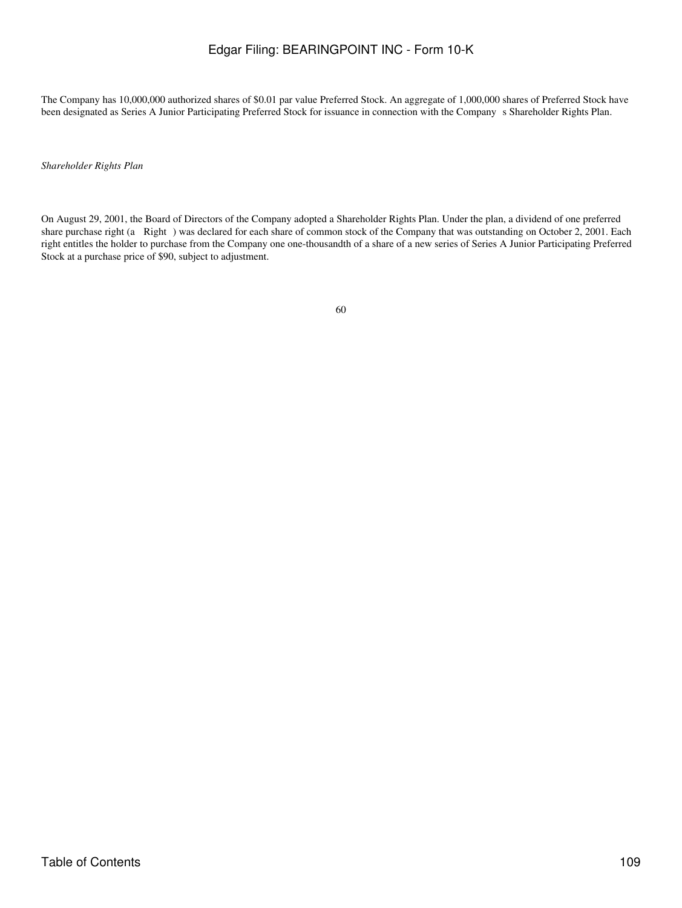The Company has 10,000,000 authorized shares of $0.01 par value Preferred Stock. An aggregate of 1,000,000 shares of Preferred Stock have been designated as Series A Junior Participating Preferred Stock for issuance in connection with the Company s Shareholder Rights Plan.

*Shareholder Rights Plan*

On August 29, 2001, the Board of Directors of the Company adopted a Shareholder Rights Plan. Under the plan, a dividend of one preferred share purchase right (a Right ) was declared for each share of common stock of the Company that was outstanding on October 2, 2001. Each right entitles the holder to purchase from the Company one one-thousandth of a share of a new series of Series A Junior Participating Preferred Stock at a purchase price of $90, subject to adjustment.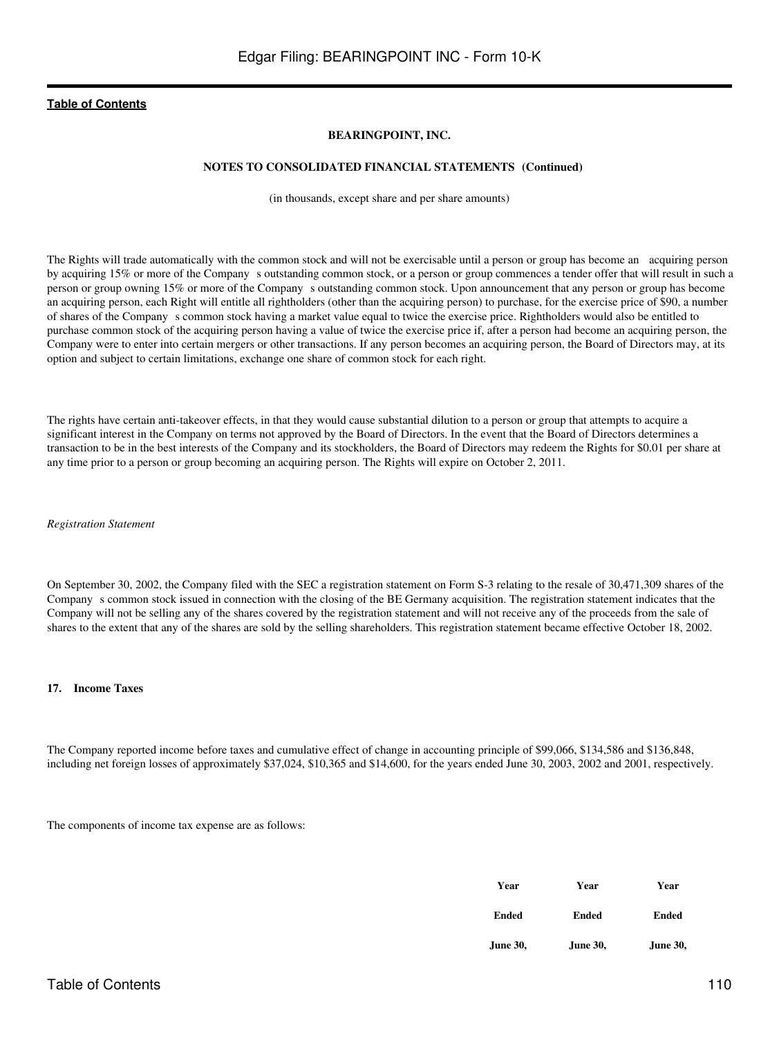The Rights will trade automatically with the common stock and will not be exercisable until a person or group has become an acquiring person by acquiring 15% or more of the Company s outstanding common stock, or a person or group commences a tender offer that will result in such a person or group owning 15% or more of the Company s outstanding common stock. Upon announcement that any person or group has become an acquiring person, each Right will entitle all rightholders (other than the acquiring person) to purchase, for the exercise price of $90, a number of shares of the Company s common stock having a market value equal to twice the exercise price. Rightholders would also be entitled to purchase common stock of the acquiring person having a value of twice the exercise price if, after a person had become an acquiring person, the Company were to enter into certain mergers or other transactions. If any person becomes an acquiring person, the Board of Directors may, at its option and subject to certain limitations, exchange one share of common stock for each right.

The rights have certain anti-takeover effects, in that they would cause substantial dilution to a person or group that attempts to acquire a significant interest in the Company on terms not approved by the Board of Directors. In the event that the Board of Directors determines a transaction to be in the best interests of the Company and its stockholders, the Board of Directors may redeem the Rights for $0.01 per share at any time prior to a person or group becoming an acquiring person. The Rights will expire on October 2, 2011.

*Registration Statement*

On September 30, 2002, the Company filed with the SEC a registration statement on Form S-3 relating to the resale of 30,471,309 shares of the Company s common stock issued in connection with the closing of the BE Germany acquisition. The registration statement indicates that the Company will not be selling any of the shares covered by the registration statement and will not receive any of the proceeds from the sale of shares to the extent that any of the shares are sold by the selling shareholders. This registration statement became effective October 18, 2002.

## 17. Income Taxes

The Company reported income before taxes and cumulative effect of change in accounting principle of $99,066, $134,586 and $136,848, including net foreign losses of approximately $37,024, $10,365 and $14,600, for the years ended June 30, 2003, 2002 and 2001, respectively.

The components of income tax expense are as follows:

| | Year Ended June 30, | Year Ended June 30, | Year Ended June 30, |
|---|---|---|---|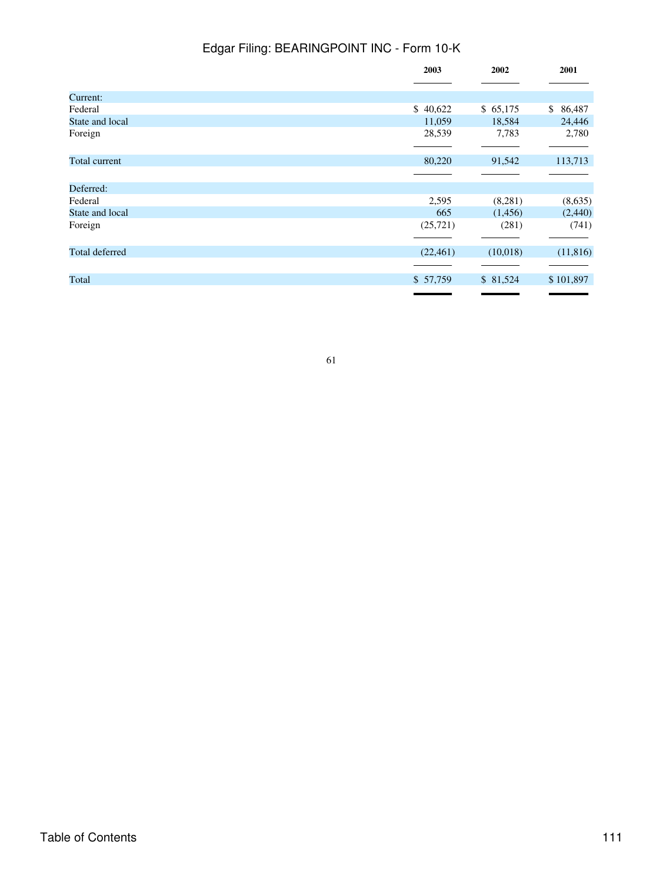| | 2003 | 2002 | 2001 |
|---|---|---|---|
| Current: | | | |
| Federal | $ 40,622 | $ 65,175 | $ 86,487 |
| State and local | 11,059 | 18,584 | 24,446 |
| Foreign | 28,539 | 7,783 | 2,780 |
| Total current | 80,220 | 91,542 | 113,713 |
| Deferred: | | | |
| Federal | 2,595 | (8,281) | (8,635) |
| State and local | 665 | (1,456) | (2,440) |
| Foreign | (25,721) | (281) | (741) |
| Total deferred | (22,461) | (10,018) | (11,816) |
| Total | $ 57,759 | $ 81,524 | $ 101,897 |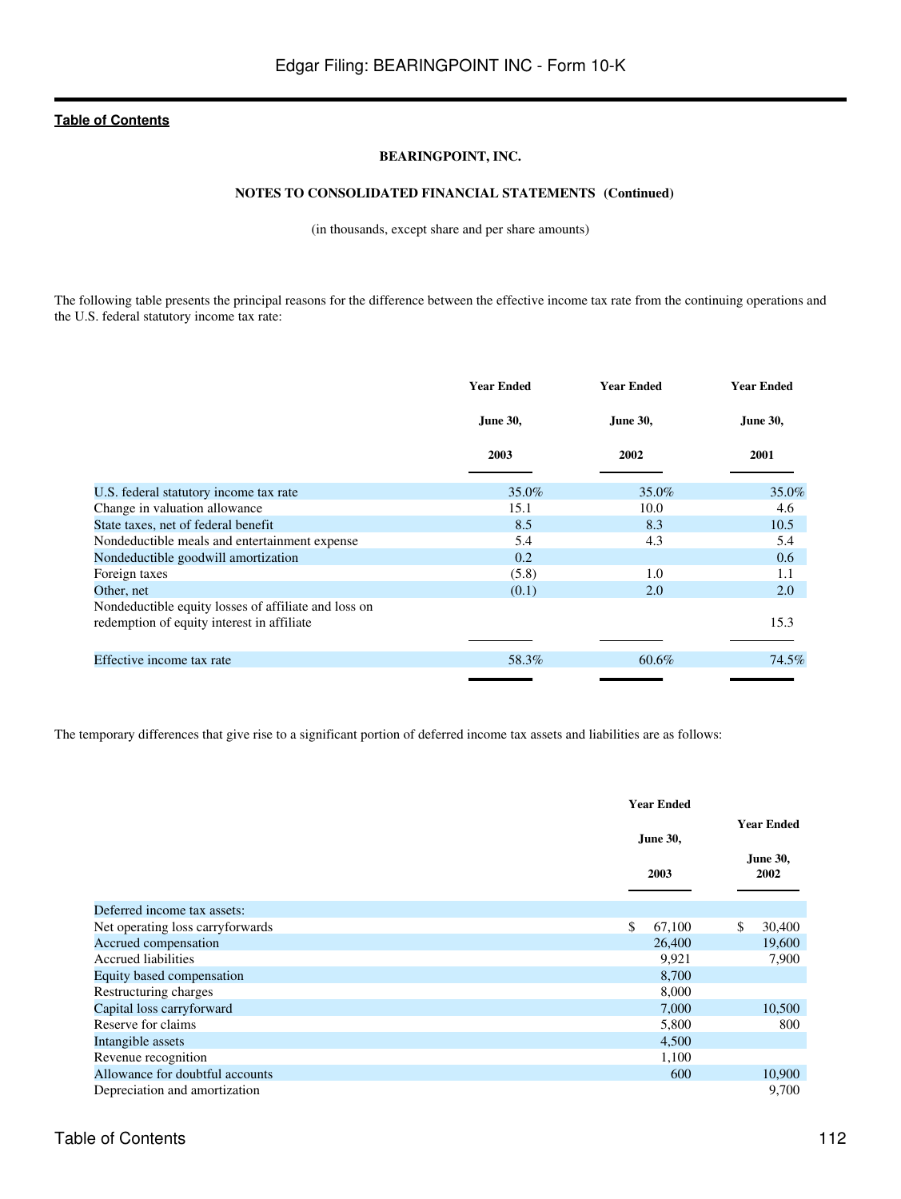**BEARINGPOINT, INC.**

**NOTES TO CONSOLIDATED FINANCIAL STATEMENTS (Continued)**

(in thousands, except share and per share amounts)

The following table presents the principal reasons for the difference between the effective income tax rate from the continuing operations and the U.S. federal statutory income tax rate:

| | Year Ended June 30, 2003 | Year Ended June 30, 2002 | Year Ended June 30, 2001 |
|---|---|---|---|
| U.S. federal statutory income tax rate | 35.0% | 35.0% | 35.0% |
| Change in valuation allowance | 15.1 | 10.0 | 4.6 |
| State taxes, net of federal benefit | 8.5 | 8.3 | 10.5 |
| Nondeductible meals and entertainment expense | 5.4 | 4.3 | 5.4 |
| Nondeductible goodwill amortization | 0.2 | | 0.6 |
| Foreign taxes | (5.8) | 1.0 | 1.1 |
| Other, net | (0.1) | 2.0 | 2.0 |
| Nondeductible equity losses of affiliate and loss on redemption of equity interest in affiliate | | | 15.3 |
| Effective income tax rate | 58.3% | 60.6% | 74.5% |

The temporary differences that give rise to a significant portion of deferred income tax assets and liabilities are as follows:

| | Year Ended June 30, 2003 | Year Ended June 30, 2002 |
|---|---|---|
| Deferred income tax assets: | | |
| Net operating loss carryforwards | $ 67,100 | $ 30,400 |
| Accrued compensation | 26,400 | 19,600 |
| Accrued liabilities | 9,921 | 7,900 |
| Equity based compensation | 8,700 | |
| Restructuring charges | 8,000 | |
| Capital loss carryforward | 7,000 | 10,500 |
| Reserve for claims | 5,800 | 800 |
| Intangible assets | 4,500 | |
| Revenue recognition | 1,100 | |
| Allowance for doubtful accounts | 600 | 10,900 |
| Depreciation and amortization | | 9,700 |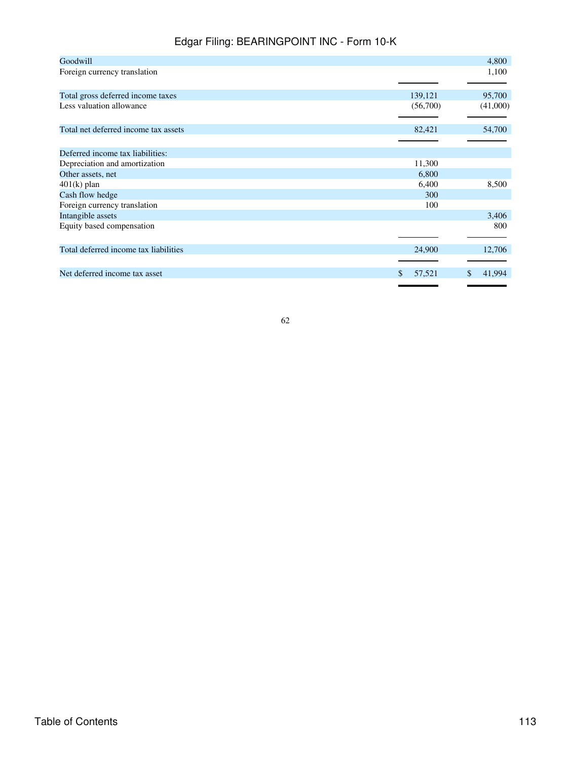| | | |
|---|---|---|
| Goodwill | | 4,800 |
| Foreign currency translation | | 1,100 |
| Total gross deferred income taxes | 139,121 | 95,700 |
| Less valuation allowance | (56,700) | (41,000) |
| Total net deferred income tax assets | 82,421 | 54,700 |
| Deferred income tax liabilities: | | |
| Depreciation and amortization | 11,300 | |
| Other assets, net | 6,800 | |
| 401(k) plan | 6,400 | 8,500 |
| Cash flow hedge | 300 | |
| Foreign currency translation | 100 | |
| Intangible assets | | 3,406 |
| Equity based compensation | | 800 |
| Total deferred income tax liabilities | 24,900 | 12,706 |
| Net deferred income tax asset | $ 57,521 | $ 41,994 |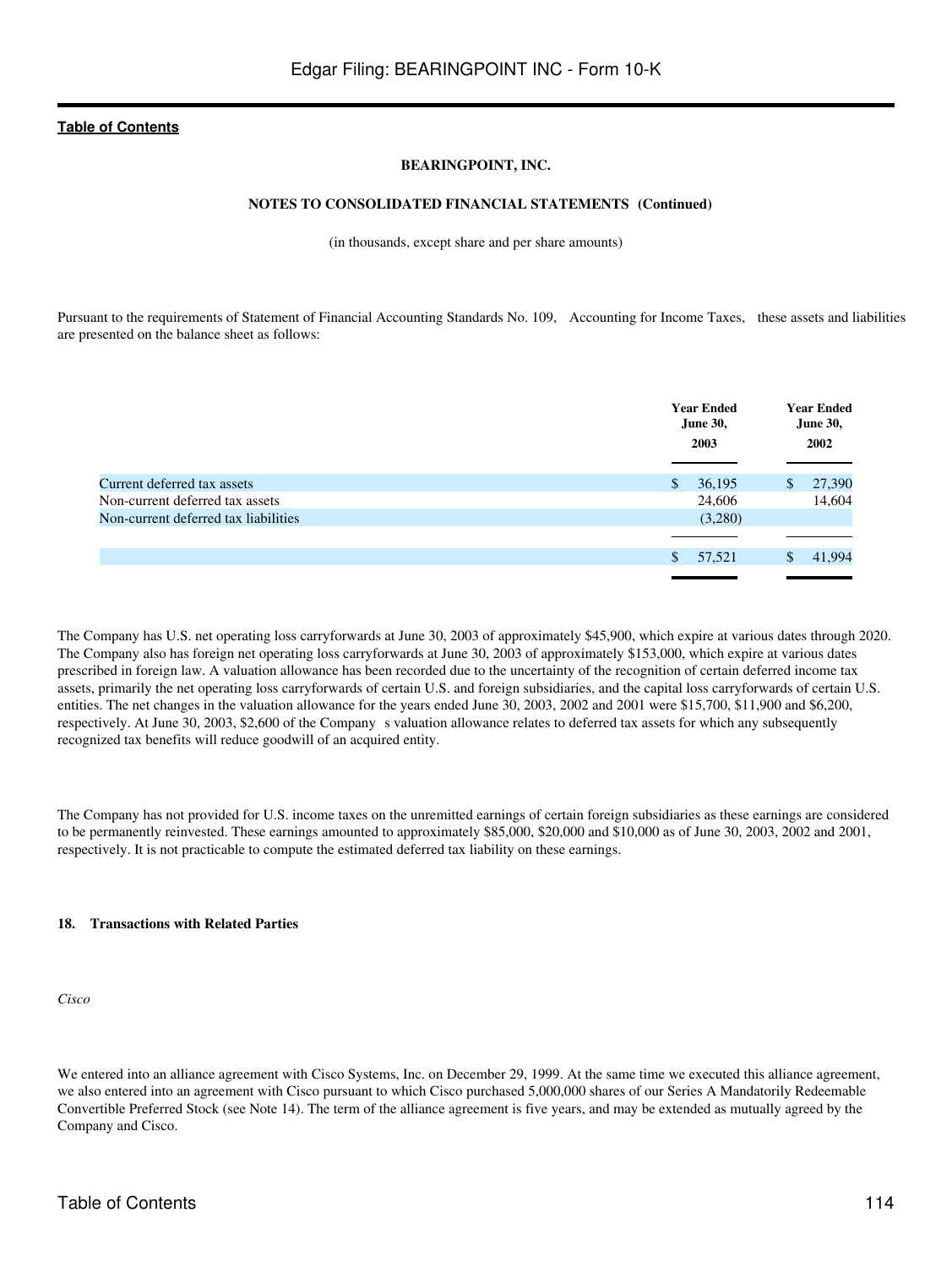**BEARINGPOINT, INC.**

**NOTES TO CONSOLIDATED FINANCIAL STATEMENTS (Continued)**

(in thousands, except share and per share amounts)

Pursuant to the requirements of Statement of Financial Accounting Standards No. 109, Accounting for Income Taxes, these assets and liabilities are presented on the balance sheet as follows:

| | Year Ended June 30, 2003 | Year Ended June 30, 2002 |
|---|---|---|
| Current deferred tax assets | $ 36,195 | $ 27,390 |
| Non-current deferred tax assets | 24,606 | 14,604 |
| Non-current deferred tax liabilities | (3,280) | |
| | $ 57,521 | $ 41,994 |

The Company has U.S. net operating loss carryforwards at June 30, 2003 of approximately $45,900, which expire at various dates through 2020. The Company also has foreign net operating loss carryforwards at June 30, 2003 of approximately $153,000, which expire at various dates prescribed in foreign law. A valuation allowance has been recorded due to the uncertainty of the recognition of certain deferred income tax assets, primarily the net operating loss carryforwards of certain U.S. and foreign subsidiaries, and the capital loss carryforwards of certain U.S. entities. The net changes in the valuation allowance for the years ended June 30, 2003, 2002 and 2001 were $15,700, $11,900 and $6,200, respectively. At June 30, 2003, $2,600 of the Company s valuation allowance relates to deferred tax assets for which any subsequently recognized tax benefits will reduce goodwill of an acquired entity.

The Company has not provided for U.S. income taxes on the unremitted earnings of certain foreign subsidiaries as these earnings are considered to be permanently reinvested. These earnings amounted to approximately $85,000, $20,000 and $10,000 as of June 30, 2003, 2002 and 2001, respectively. It is not practicable to compute the estimated deferred tax liability on these earnings.

## 18. Transactions with Related Parties

*Cisco*

We entered into an alliance agreement with Cisco Systems, Inc. on December 29, 1999. At the same time we executed this alliance agreement, we also entered into an agreement with Cisco pursuant to which Cisco purchased 5,000,000 shares of our Series A Mandatorily Redeemable Convertible Preferred Stock (see Note 14). The term of the alliance agreement is five years, and may be extended as mutually agreed by the Company and Cisco.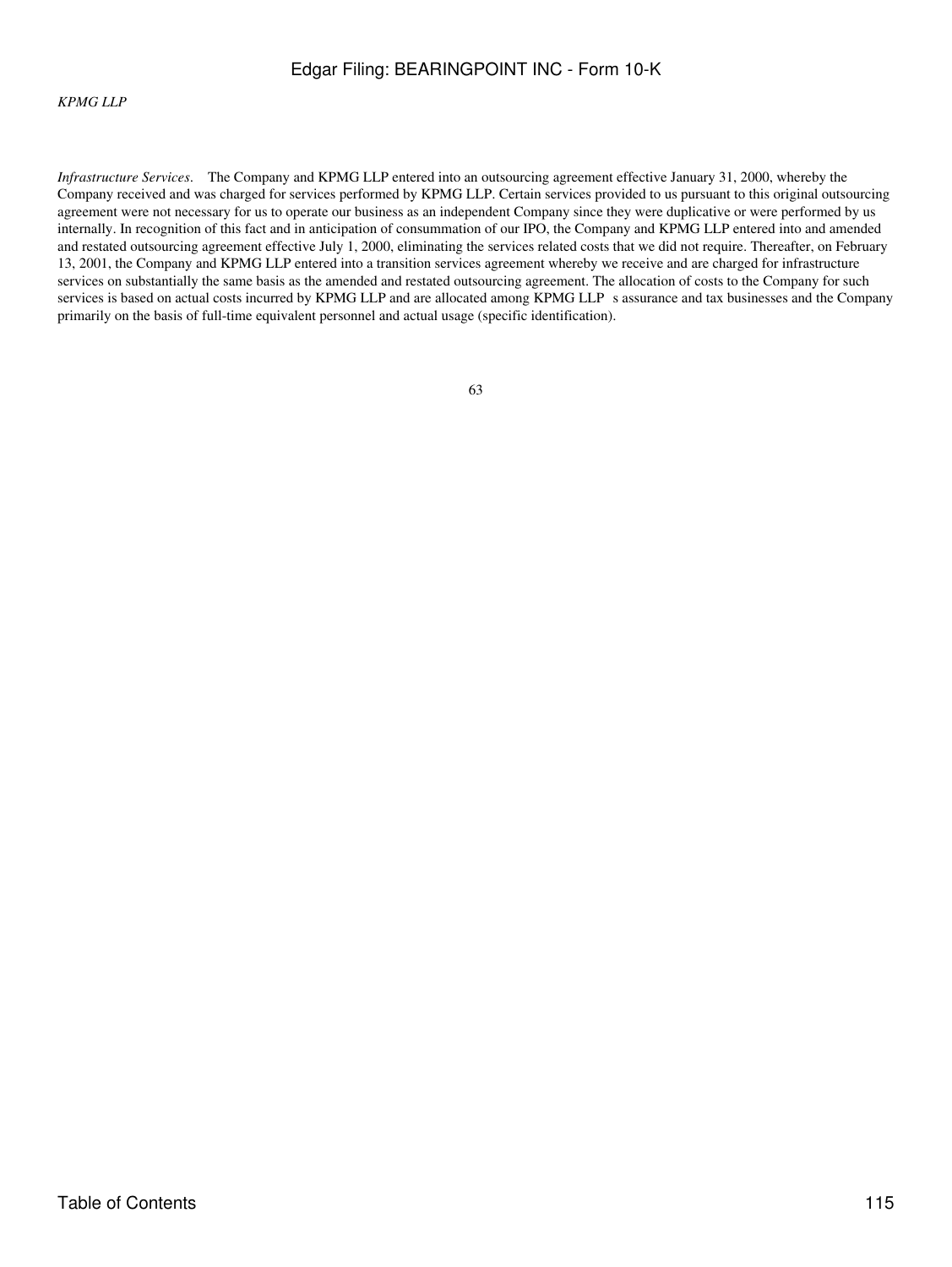*KPMG LLP*

*Infrastructure Services*. The Company and KPMG LLP entered into an outsourcing agreement effective January 31, 2000, whereby the Company received and was charged for services performed by KPMG LLP. Certain services provided to us pursuant to this original outsourcing agreement were not necessary for us to operate our business as an independent Company since they were duplicative or were performed by us internally. In recognition of this fact and in anticipation of consummation of our IPO, the Company and KPMG LLP entered into and amended and restated outsourcing agreement effective July 1, 2000, eliminating the services related costs that we did not require. Thereafter, on February 13, 2001, the Company and KPMG LLP entered into a transition services agreement whereby we receive and are charged for infrastructure services on substantially the same basis as the amended and restated outsourcing agreement. The allocation of costs to the Company for such services is based on actual costs incurred by KPMG LLP and are allocated among KPMG LLP s assurance and tax businesses and the Company primarily on the basis of full-time equivalent personnel and actual usage (specific identification).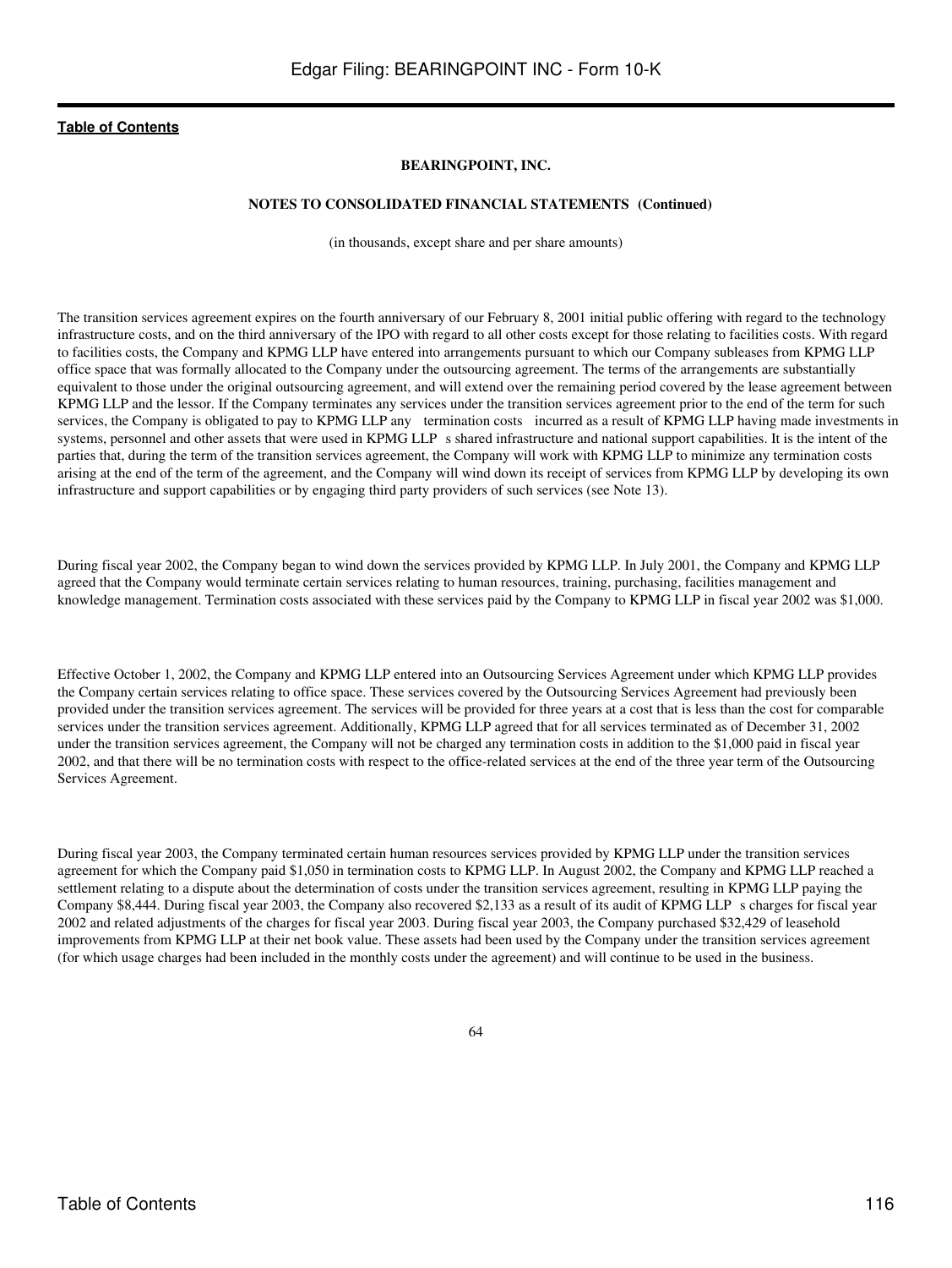**BEARINGPOINT, INC.**

**NOTES TO CONSOLIDATED FINANCIAL STATEMENTS (Continued)**

(in thousands, except share and per share amounts)

The transition services agreement expires on the fourth anniversary of our February 8, 2001 initial public offering with regard to the technology infrastructure costs, and on the third anniversary of the IPO with regard to all other costs except for those relating to facilities costs. With regard to facilities costs, the Company and KPMG LLP have entered into arrangements pursuant to which our Company subleases from KPMG LLP office space that was formally allocated to the Company under the outsourcing agreement. The terms of the arrangements are substantially equivalent to those under the original outsourcing agreement, and will extend over the remaining period covered by the lease agreement between KPMG LLP and the lessor. If the Company terminates any services under the transition services agreement prior to the end of the term for such services, the Company is obligated to pay to KPMG LLP any termination costs incurred as a result of KPMG LLP having made investments in systems, personnel and other assets that were used in KPMG LLP s shared infrastructure and national support capabilities. It is the intent of the parties that, during the term of the transition services agreement, the Company will work with KPMG LLP to minimize any termination costs arising at the end of the term of the agreement, and the Company will wind down its receipt of services from KPMG LLP by developing its own infrastructure and support capabilities or by engaging third party providers of such services (see Note 13).

During fiscal year 2002, the Company began to wind down the services provided by KPMG LLP. In July 2001, the Company and KPMG LLP agreed that the Company would terminate certain services relating to human resources, training, purchasing, facilities management and knowledge management. Termination costs associated with these services paid by the Company to KPMG LLP in fiscal year 2002 was $1,000.

Effective October 1, 2002, the Company and KPMG LLP entered into an Outsourcing Services Agreement under which KPMG LLP provides the Company certain services relating to office space. These services covered by the Outsourcing Services Agreement had previously been provided under the transition services agreement. The services will be provided for three years at a cost that is less than the cost for comparable services under the transition services agreement. Additionally, KPMG LLP agreed that for all services terminated as of December 31, 2002 under the transition services agreement, the Company will not be charged any termination costs in addition to the $1,000 paid in fiscal year 2002, and that there will be no termination costs with respect to the office-related services at the end of the three year term of the Outsourcing Services Agreement.

During fiscal year 2003, the Company terminated certain human resources services provided by KPMG LLP under the transition services agreement for which the Company paid $1,050 in termination costs to KPMG LLP. In August 2002, the Company and KPMG LLP reached a settlement relating to a dispute about the determination of costs under the transition services agreement, resulting in KPMG LLP paying the Company $8,444. During fiscal year 2003, the Company also recovered $2,133 as a result of its audit of KPMG LLP s charges for fiscal year 2002 and related adjustments of the charges for fiscal year 2003. During fiscal year 2003, the Company purchased $32,429 of leasehold improvements from KPMG LLP at their net book value. These assets had been used by the Company under the transition services agreement (for which usage charges had been included in the monthly costs under the agreement) and will continue to be used in the business.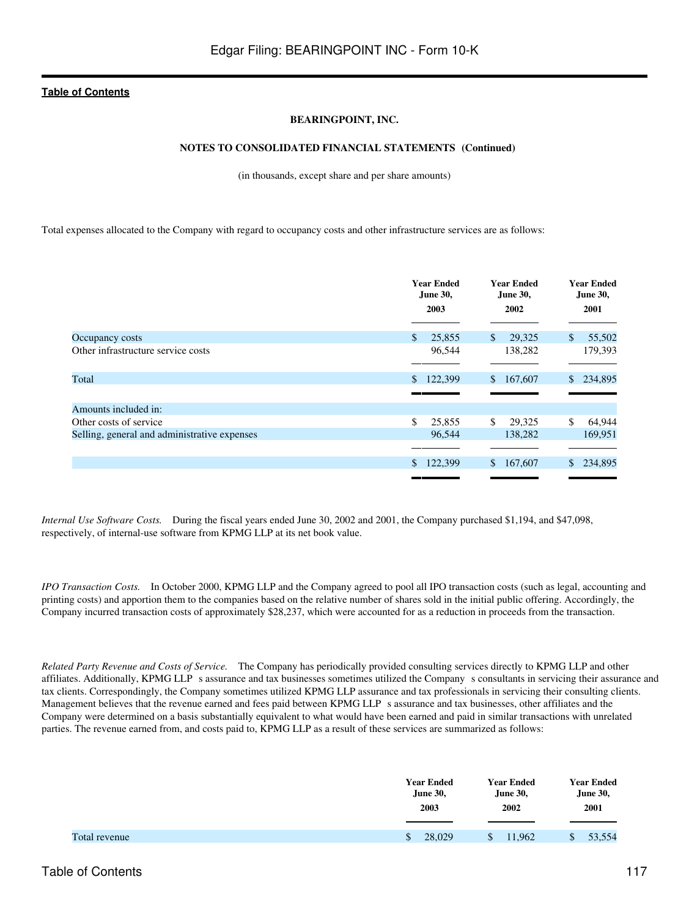**BEARINGPOINT, INC.**

**NOTES TO CONSOLIDATED FINANCIAL STATEMENTS (Continued)**

(in thousands, except share and per share amounts)

Total expenses allocated to the Company with regard to occupancy costs and other infrastructure services are as follows:

| | Year Ended June 30, 2003 | Year Ended June 30, 2002 | Year Ended June 30, 2001 |
|---|---|---|---|
| Occupancy costs | $ 25,855 | $ 29,325 | $ 55,502 |
| Other infrastructure service costs | 96,544 | 138,282 | 179,393 |
| Total | $ 122,399 | $ 167,607 | $ 234,895 |
| Amounts included in: | | | |
| Other costs of service | $ 25,855 | $ 29,325 | $ 64,944 |
| Selling, general and administrative expenses | 96,544 | 138,282 | 169,951 |
| | $ 122,399 | $ 167,607 | $ 234,895 |

*Internal Use Software Costs.* During the fiscal years ended June 30, 2002 and 2001, the Company purchased $1,194, and $47,098, respectively, of internal-use software from KPMG LLP at its net book value.

*IPO Transaction Costs.* In October 2000, KPMG LLP and the Company agreed to pool all IPO transaction costs (such as legal, accounting and printing costs) and apportion them to the companies based on the relative number of shares sold in the initial public offering. Accordingly, the Company incurred transaction costs of approximately $28,237, which were accounted for as a reduction in proceeds from the transaction.

*Related Party Revenue and Costs of Service.* The Company has periodically provided consulting services directly to KPMG LLP and other affiliates. Additionally, KPMG LLP s assurance and tax businesses sometimes utilized the Company s consultants in servicing their assurance and tax clients. Correspondingly, the Company sometimes utilized KPMG LLP assurance and tax professionals in servicing their consulting clients. Management believes that the revenue earned and fees paid between KPMG LLP s assurance and tax businesses, other affiliates and the Company were determined on a basis substantially equivalent to what would have been earned and paid in similar transactions with unrelated parties. The revenue earned from, and costs paid to, KPMG LLP as a result of these services are summarized as follows:

| | Year Ended June 30, 2003 | Year Ended June 30, 2002 | Year Ended June 30, 2001 |
|---|---|---|---|
| Total revenue | $ 28,029 | $ 11,962 | $ 53,554 |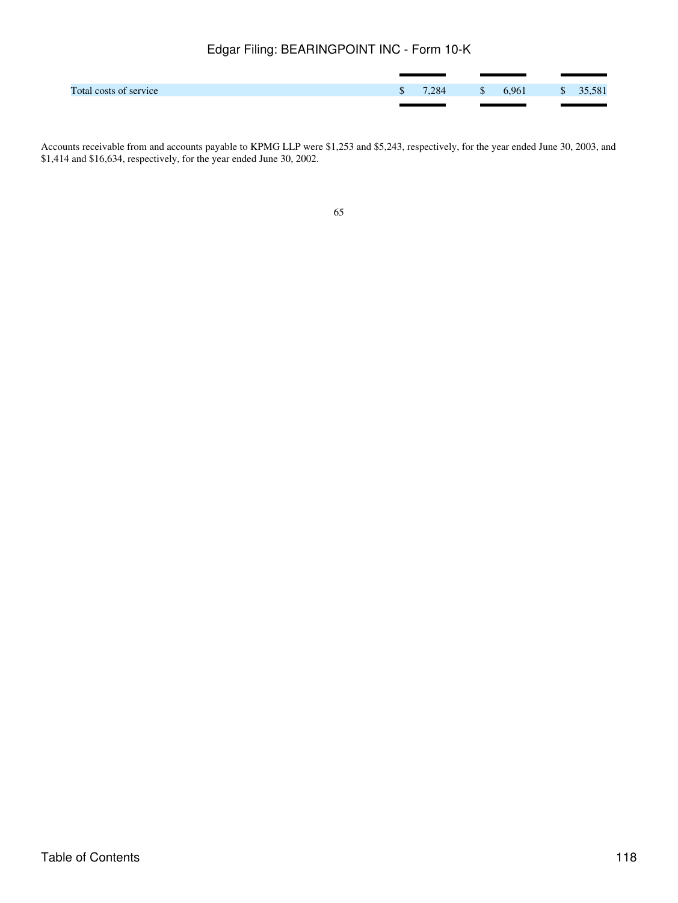| | | | |
|---|---|---|---|
| Total costs of service | $ 7,284 | $ 6,961 | $ 35,581 |

Accounts receivable from and accounts payable to KPMG LLP were $1,253 and $5,243, respectively, for the year ended June 30, 2003, and $1,414 and $16,634, respectively, for the year ended June 30, 2002.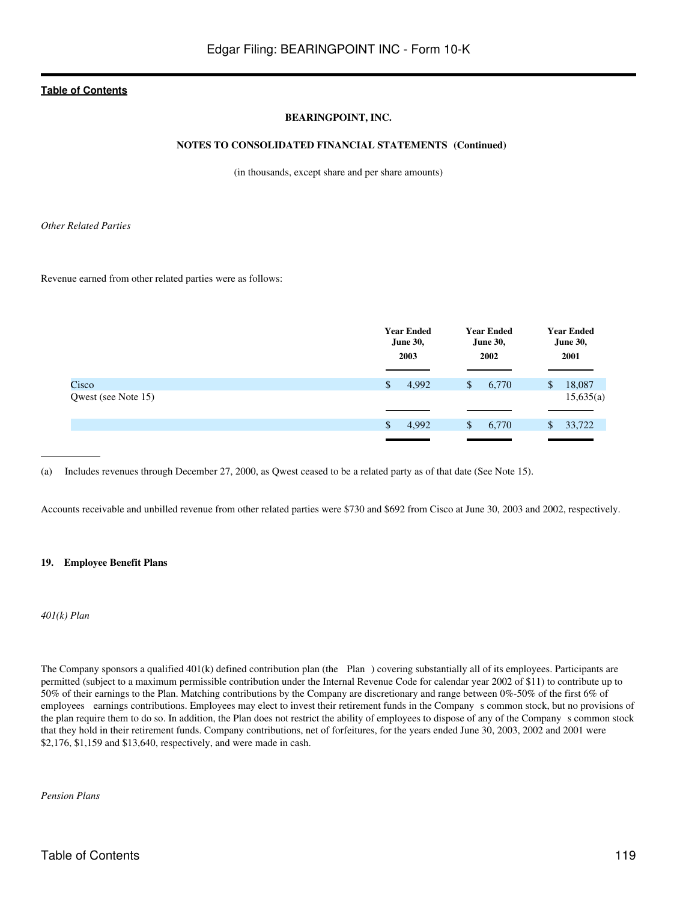**BEARINGPOINT, INC.**

**NOTES TO CONSOLIDATED FINANCIAL STATEMENTS (Continued)**

(in thousands, except share and per share amounts)

*Other Related Parties*

Revenue earned from other related parties were as follows:

| | Year Ended June 30, 2003 | Year Ended June 30, 2002 | Year Ended June 30, 2001 |
|---|---|---|---|
| Cisco | $ 4,992 | $ 6,770 | $ 18,087 |
| Qwest (see Note 15) | | | 15,635(a) |
| | $ 4,992 | $ 6,770 | $ 33,722 |

(a) Includes revenues through December 27, 2000, as Qwest ceased to be a related party as of that date (See Note 15).

Accounts receivable and unbilled revenue from other related parties were $730 and $692 from Cisco at June 30, 2003 and 2002, respectively.

**19. Employee Benefit Plans**

*401(k) Plan*

The Company sponsors a qualified 401(k) defined contribution plan (the Plan ) covering substantially all of its employees. Participants are permitted (subject to a maximum permissible contribution under the Internal Revenue Code for calendar year 2002 of $11) to contribute up to 50% of their earnings to the Plan. Matching contributions by the Company are discretionary and range between 0%-50% of the first 6% of employees earnings contributions. Employees may elect to invest their retirement funds in the Company s common stock, but no provisions of the plan require them to do so. In addition, the Plan does not restrict the ability of employees to dispose of any of the Company s common stock that they hold in their retirement funds. Company contributions, net of forfeitures, for the years ended June 30, 2003, 2002 and 2001 were $2,176, $1,159 and $13,640, respectively, and were made in cash.

*Pension Plans*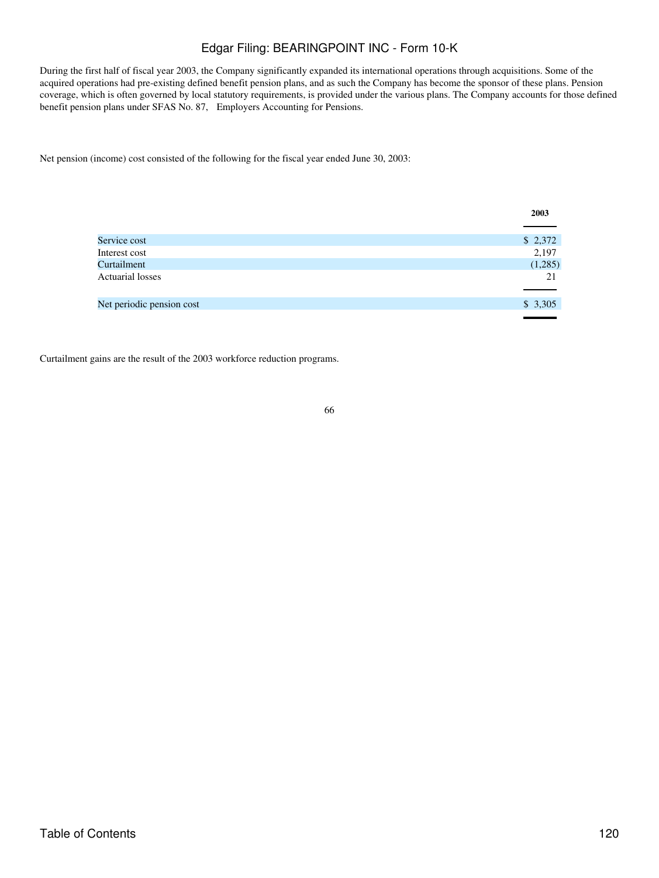During the first half of fiscal year 2003, the Company significantly expanded its international operations through acquisitions. Some of the acquired operations had pre-existing defined benefit pension plans, and as such the Company has become the sponsor of these plans. Pension coverage, which is often governed by local statutory requirements, is provided under the various plans. The Company accounts for those defined benefit pension plans under SFAS No. 87, Employers Accounting for Pensions.

Net pension (income) cost consisted of the following for the fiscal year ended June 30, 2003:

| | 2003 |
|---|---|
| Service cost | $ 2,372 |
| Interest cost | 2,197 |
| Curtailment | (1,285) |
| Actuarial losses | 21 |
| Net periodic pension cost | $ 3,305 |

Curtailment gains are the result of the 2003 workforce reduction programs.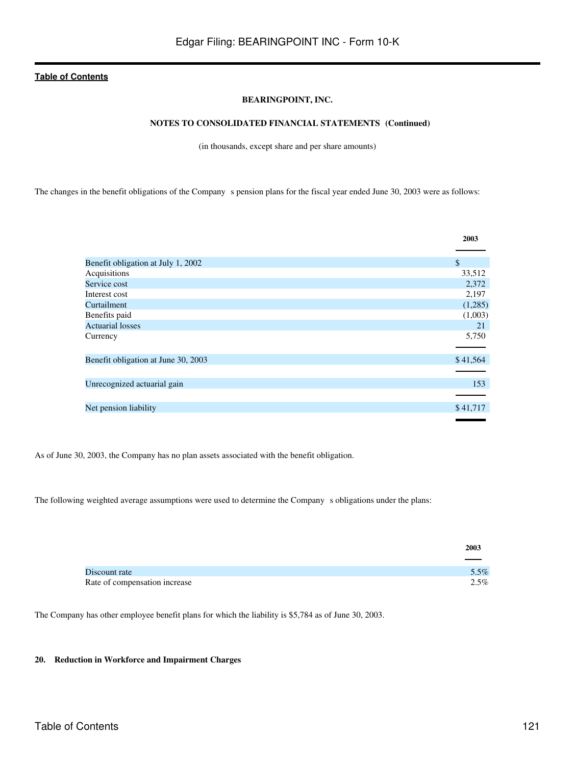**BEARINGPOINT, INC.**

**NOTES TO CONSOLIDATED FINANCIAL STATEMENTS (Continued)**

(in thousands, except share and per share amounts)

The changes in the benefit obligations of the Company s pension plans for the fiscal year ended June 30, 2003 were as follows:

| | 2003 |
|---|---|
| Benefit obligation at July 1, 2002 | $ |
| Acquisitions | 33,512 |
| Service cost | 2,372 |
| Interest cost | 2,197 |
| Curtailment | (1,285) |
| Benefits paid | (1,003) |
| Actuarial losses | 21 |
| Currency | 5,750 |
| Benefit obligation at June 30, 2003 | $ 41,564 |
| Unrecognized actuarial gain | 153 |
| Net pension liability | $ 41,717 |

As of June 30, 2003, the Company has no plan assets associated with the benefit obligation.

The following weighted average assumptions were used to determine the Company s obligations under the plans:

| | 2003 |
|---|---|
| Discount rate | 5.5% |
| Rate of compensation increase | 2.5% |

The Company has other employee benefit plans for which the liability is $5,784 as of June 30, 2003.

**20. Reduction in Workforce and Impairment Charges**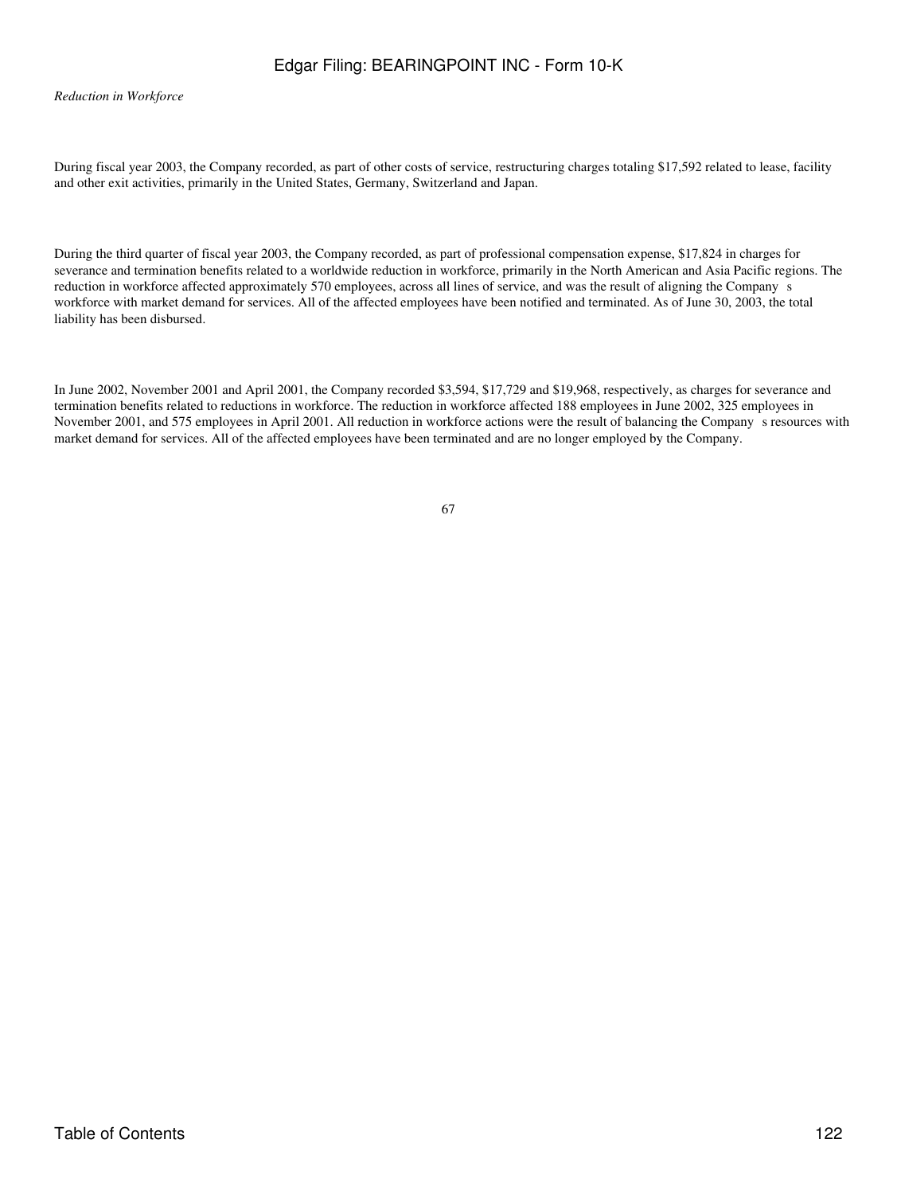*Reduction in Workforce*

During fiscal year 2003, the Company recorded, as part of other costs of service, restructuring charges totaling $17,592 related to lease, facility and other exit activities, primarily in the United States, Germany, Switzerland and Japan.

During the third quarter of fiscal year 2003, the Company recorded, as part of professional compensation expense, $17,824 in charges for severance and termination benefits related to a worldwide reduction in workforce, primarily in the North American and Asia Pacific regions. The reduction in workforce affected approximately 570 employees, across all lines of service, and was the result of aligning the Company s workforce with market demand for services. All of the affected employees have been notified and terminated. As of June 30, 2003, the total liability has been disbursed.

In June 2002, November 2001 and April 2001, the Company recorded $3,594, $17,729 and $19,968, respectively, as charges for severance and termination benefits related to reductions in workforce. The reduction in workforce affected 188 employees in June 2002, 325 employees in November 2001, and 575 employees in April 2001. All reduction in workforce actions were the result of balancing the Company s resources with market demand for services. All of the affected employees have been terminated and are no longer employed by the Company.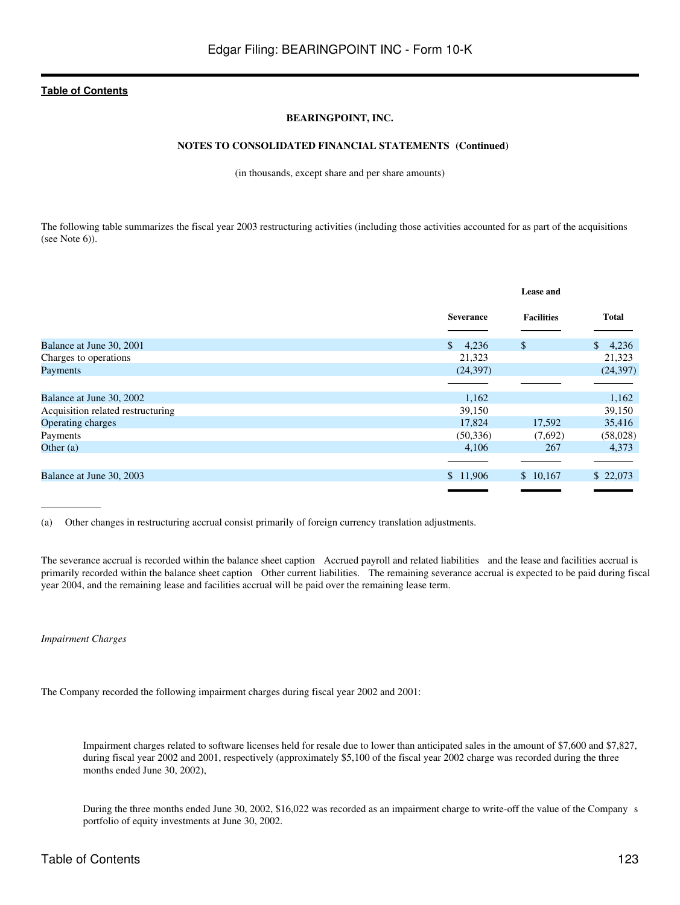**BEARINGPOINT, INC.**

**NOTES TO CONSOLIDATED FINANCIAL STATEMENTS (Continued)**

(in thousands, except share and per share amounts)

The following table summarizes the fiscal year 2003 restructuring activities (including those activities accounted for as part of the acquisitions (see Note 6)).

| | Severance | Lease and Facilities | Total |
|---|---|---|---|
| Balance at June 30, 2001 | $ 4,236 | $ | $ 4,236 |
| Charges to operations | 21,323 | | 21,323 |
| Payments | (24,397) | | (24,397) |
| Balance at June 30, 2002 | 1,162 | | 1,162 |
| Acquisition related restructuring | 39,150 | | 39,150 |
| Operating charges | 17,824 | 17,592 | 35,416 |
| Payments | (50,336) | (7,692) | (58,028) |
| Other (a) | 4,106 | 267 | 4,373 |
| Balance at June 30, 2003 | $ 11,906 | $ 10,167 | $ 22,073 |

(a) Other changes in restructuring accrual consist primarily of foreign currency translation adjustments.

The severance accrual is recorded within the balance sheet caption "Accrued payroll and related liabilities" and the lease and facilities accrual is primarily recorded within the balance sheet caption "Other current liabilities." The remaining severance accrual is expected to be paid during fiscal year 2004, and the remaining lease and facilities accrual will be paid over the remaining lease term.

*Impairment Charges*

The Company recorded the following impairment charges during fiscal year 2002 and 2001:

- Impairment charges related to software licenses held for resale due to lower than anticipated sales in the amount of $7,600 and $7,827, during fiscal year 2002 and 2001, respectively (approximately $5,100 of the fiscal year 2002 charge was recorded during the three months ended June 30, 2002),

- During the three months ended June 30, 2002, $16,022 was recorded as an impairment charge to write-off the value of the Company's portfolio of equity investments at June 30, 2002.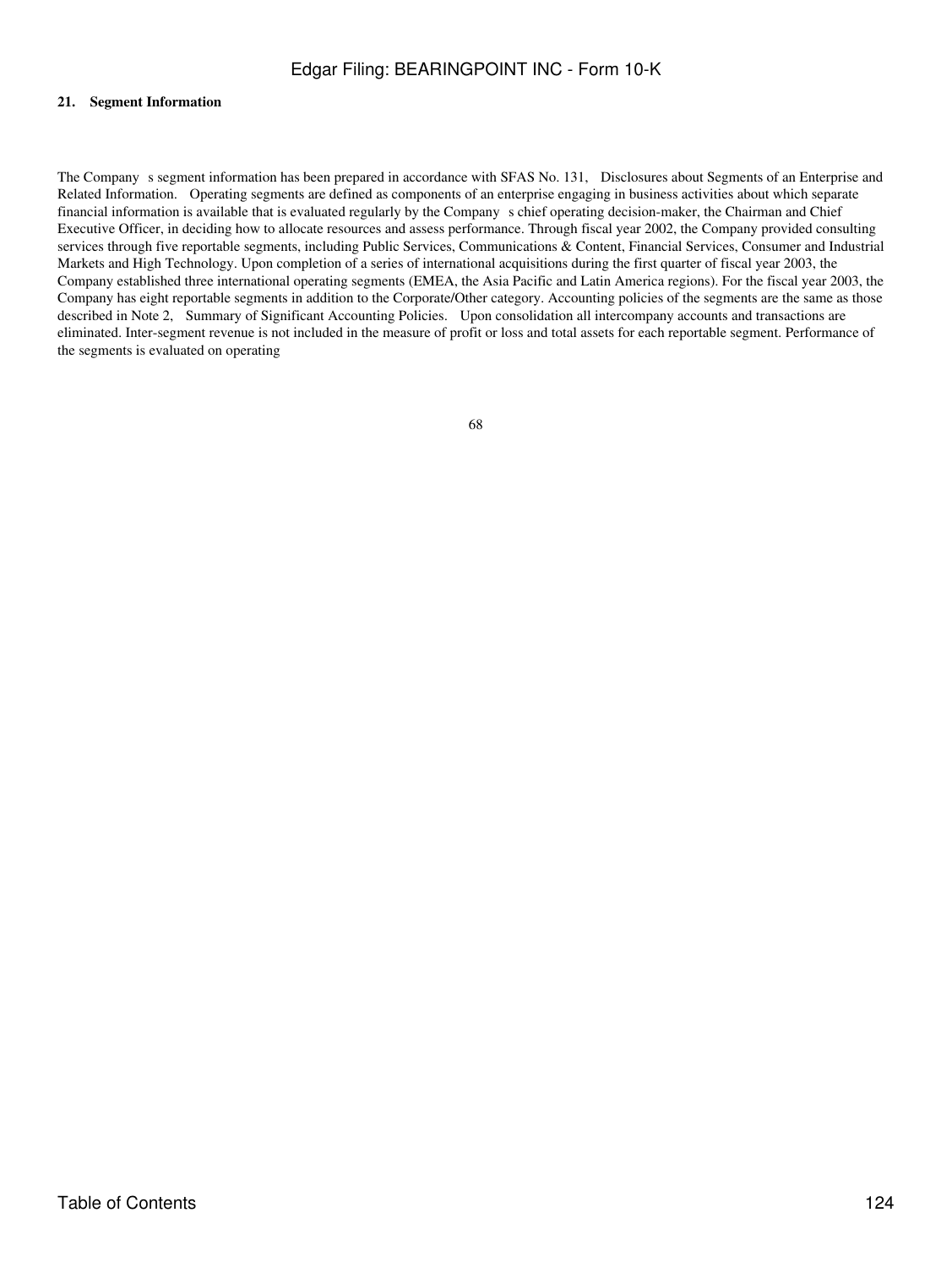**21. Segment Information**

The Company s segment information has been prepared in accordance with SFAS No. 131, Disclosures about Segments of an Enterprise and Related Information. Operating segments are defined as components of an enterprise engaging in business activities about which separate financial information is available that is evaluated regularly by the Company s chief operating decision-maker, the Chairman and Chief Executive Officer, in deciding how to allocate resources and assess performance. Through fiscal year 2002, the Company provided consulting services through five reportable segments, including Public Services, Communications & Content, Financial Services, Consumer and Industrial Markets and High Technology. Upon completion of a series of international acquisitions during the first quarter of fiscal year 2003, the Company established three international operating segments (EMEA, the Asia Pacific and Latin America regions). For the fiscal year 2003, the Company has eight reportable segments in addition to the Corporate/Other category. Accounting policies of the segments are the same as those described in Note 2, Summary of Significant Accounting Policies. Upon consolidation all intercompany accounts and transactions are eliminated. Inter-segment revenue is not included in the measure of profit or loss and total assets for each reportable segment. Performance of the segments is evaluated on operating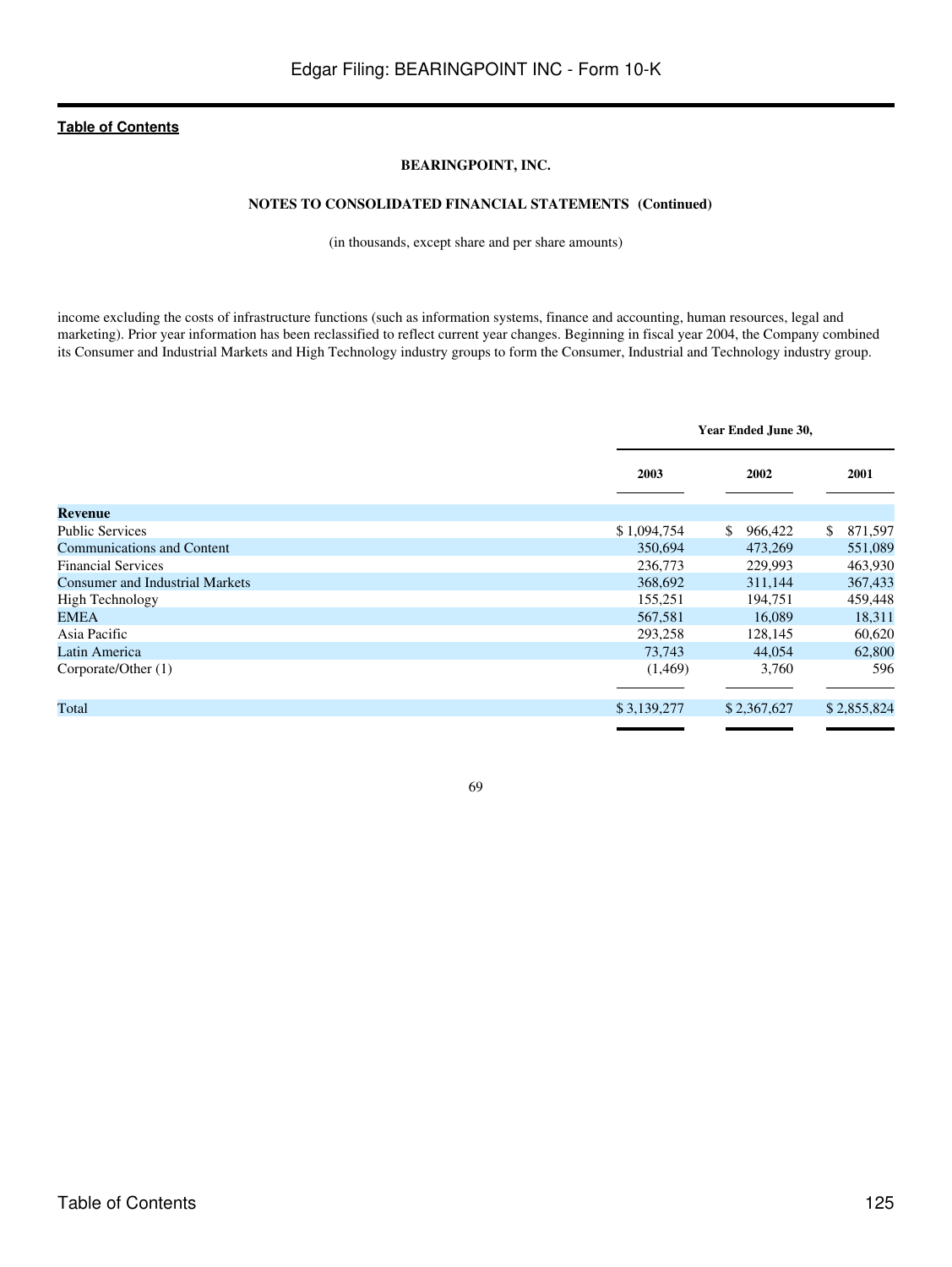**BEARINGPOINT, INC.**

**NOTES TO CONSOLIDATED FINANCIAL STATEMENTS (Continued)**

(in thousands, except share and per share amounts)

income excluding the costs of infrastructure functions (such as information systems, finance and accounting, human resources, legal and marketing). Prior year information has been reclassified to reflect current year changes. Beginning in fiscal year 2004, the Company combined its Consumer and Industrial Markets and High Technology industry groups to form the Consumer, Industrial and Technology industry group.

| | Year Ended June 30, | | |
|---|---|---|---|
| | 2003 | 2002 | 2001 |
| **Revenue** | | | |
| Public Services | $ 1,094,754 | $ 966,422 | $ 871,597 |
| Communications and Content | 350,694 | 473,269 | 551,089 |
| Financial Services | 236,773 | 229,993 | 463,930 |
| Consumer and Industrial Markets | 368,692 | 311,144 | 367,433 |
| High Technology | 155,251 | 194,751 | 459,448 |
| EMEA | 567,581 | 16,089 | 18,311 |
| Asia Pacific | 293,258 | 128,145 | 60,620 |
| Latin America | 73,743 | 44,054 | 62,800 |
| Corporate/Other (1) | (1,469) | 3,760 | 596 |
| Total | $ 3,139,277 | $ 2,367,627 | $ 2,855,824 |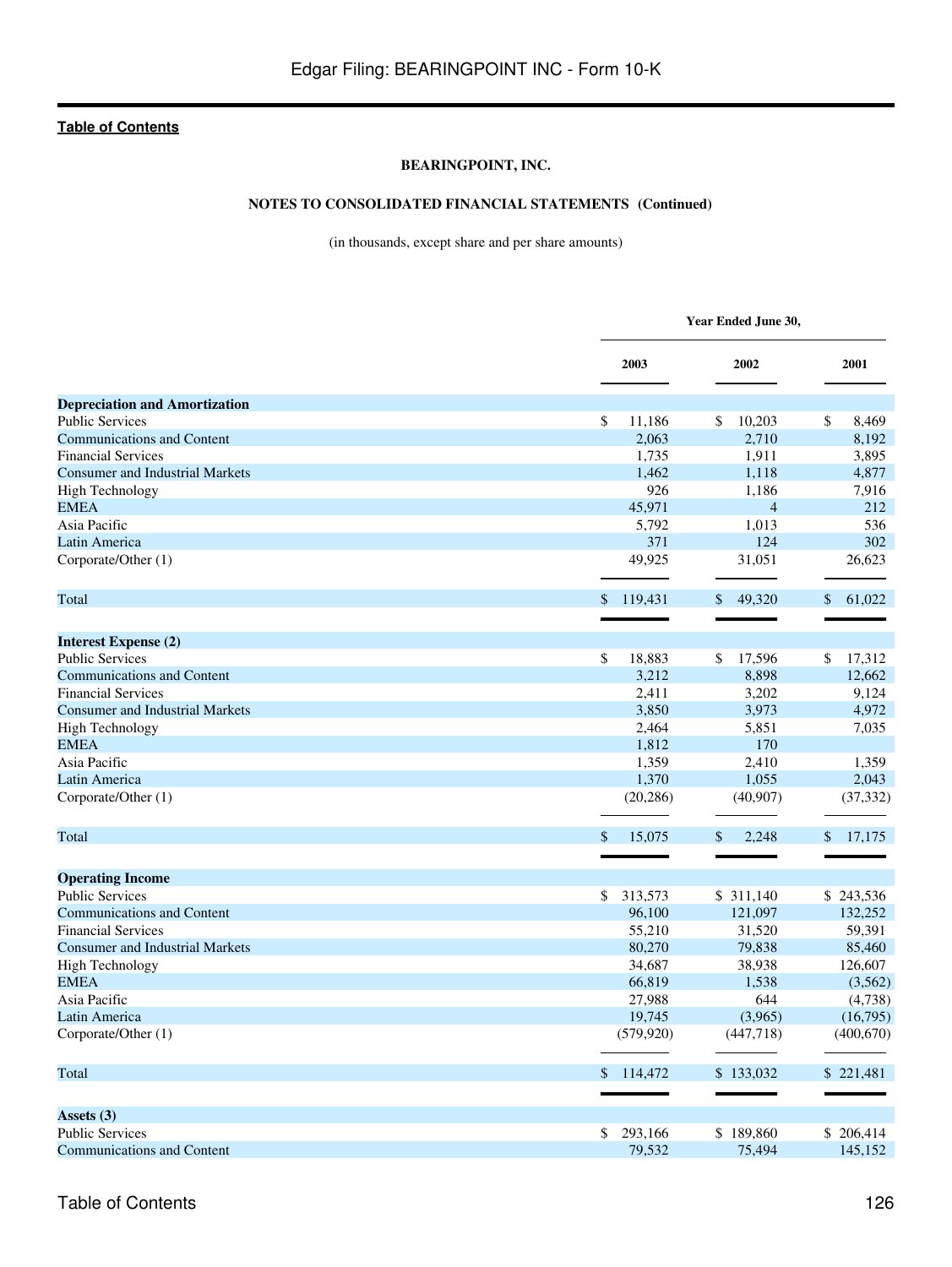**BEARINGPOINT, INC.**

**NOTES TO CONSOLIDATED FINANCIAL STATEMENTS (Continued)**

(in thousands, except share and per share amounts)

| | Year Ended June 30, | | |
|---|---|---|---|
| | 2003 | 2002 | 2001 |
| **Depreciation and Amortization** | | | |
| Public Services | $ 11,186 | $ 10,203 | $ 8,469 |
| Communications and Content | 2,063 | 2,710 | 8,192 |
| Financial Services | 1,735 | 1,911 | 3,895 |
| Consumer and Industrial Markets | 1,462 | 1,118 | 4,877 |
| High Technology | 926 | 1,186 | 7,916 |
| EMEA | 45,971 | 4 | 212 |
| Asia Pacific | 5,792 | 1,013 | 536 |
| Latin America | 371 | 124 | 302 |
| Corporate/Other (1) | 49,925 | 31,051 | 26,623 |
| Total | $ 119,431 | $ 49,320 | $ 61,022 |
| **Interest Expense (2)** | | | |
| Public Services | $ 18,883 | $ 17,596 | $ 17,312 |
| Communications and Content | 3,212 | 8,898 | 12,662 |
| Financial Services | 2,411 | 3,202 | 9,124 |
| Consumer and Industrial Markets | 3,850 | 3,973 | 4,972 |
| High Technology | 2,464 | 5,851 | 7,035 |
| EMEA | 1,812 | 170 | |
| Asia Pacific | 1,359 | 2,410 | 1,359 |
| Latin America | 1,370 | 1,055 | 2,043 |
| Corporate/Other (1) | (20,286) | (40,907) | (37,332) |
| Total | $ 15,075 | $ 2,248 | $ 17,175 |
| **Operating Income** | | | |
| Public Services | $ 313,573 | $ 311,140 | $ 243,536 |
| Communications and Content | 96,100 | 121,097 | 132,252 |
| Financial Services | 55,210 | 31,520 | 59,391 |
| Consumer and Industrial Markets | 80,270 | 79,838 | 85,460 |
| High Technology | 34,687 | 38,938 | 126,607 |
| EMEA | 66,819 | 1,538 | (3,562) |
| Asia Pacific | 27,988 | 644 | (4,738) |
| Latin America | 19,745 | (3,965) | (16,795) |
| Corporate/Other (1) | (579,920) | (447,718) | (400,670) |
| Total | $ 114,472 | $ 133,032 | $ 221,481 |
| **Assets (3)** | | | |
| Public Services | $ 293,166 | $ 189,860 | $ 206,414 |
| Communications and Content | 79,532 | 75,494 | 145,152 |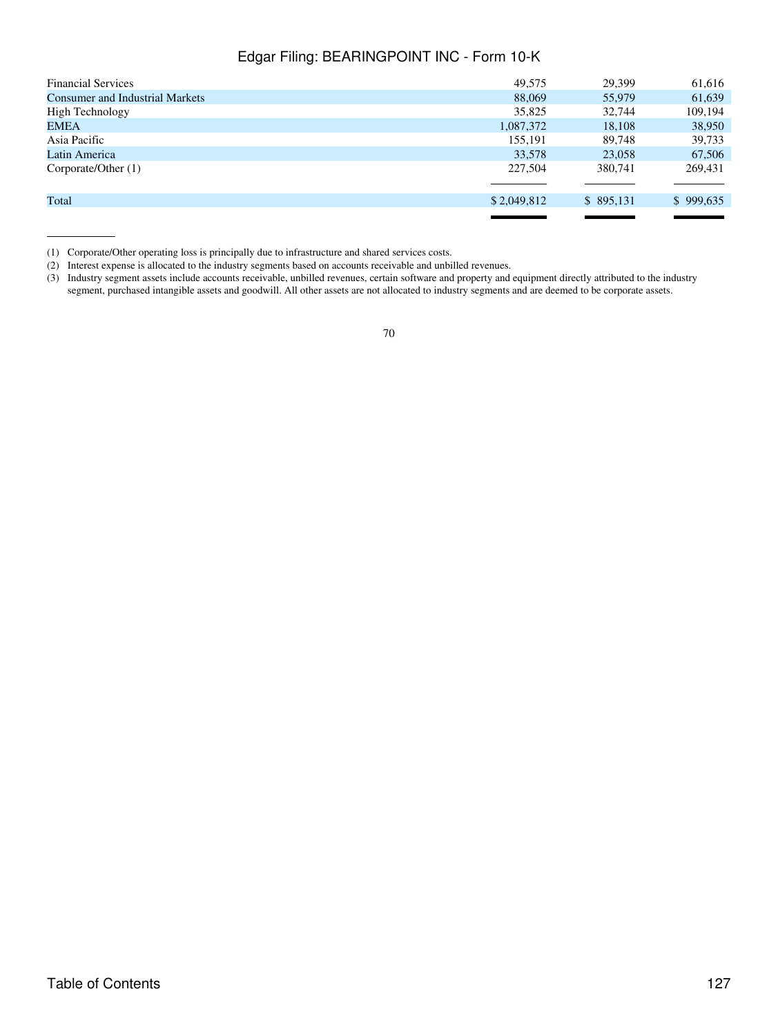| | | | |
|---|---|---|---|
| Financial Services | 49,575 | 29,399 | 61,616 |
| Consumer and Industrial Markets | 88,069 | 55,979 | 61,639 |
| High Technology | 35,825 | 32,744 | 109,194 |
| EMEA | 1,087,372 | 18,108 | 38,950 |
| Asia Pacific | 155,191 | 89,748 | 39,733 |
| Latin America | 33,578 | 23,058 | 67,506 |
| Corporate/Other (1) | 227,504 | 380,741 | 269,431 |
| Total | $ 2,049,812 | $ 895,131 | $ 999,635 |

(1) Corporate/Other operating loss is principally due to infrastructure and shared services costs.

(2) Interest expense is allocated to the industry segments based on accounts receivable and unbilled revenues.

(3) Industry segment assets include accounts receivable, unbilled revenues, certain software and property and equipment directly attributed to the industry segment, purchased intangible assets and goodwill. All other assets are not allocated to industry segments and are deemed to be corporate assets.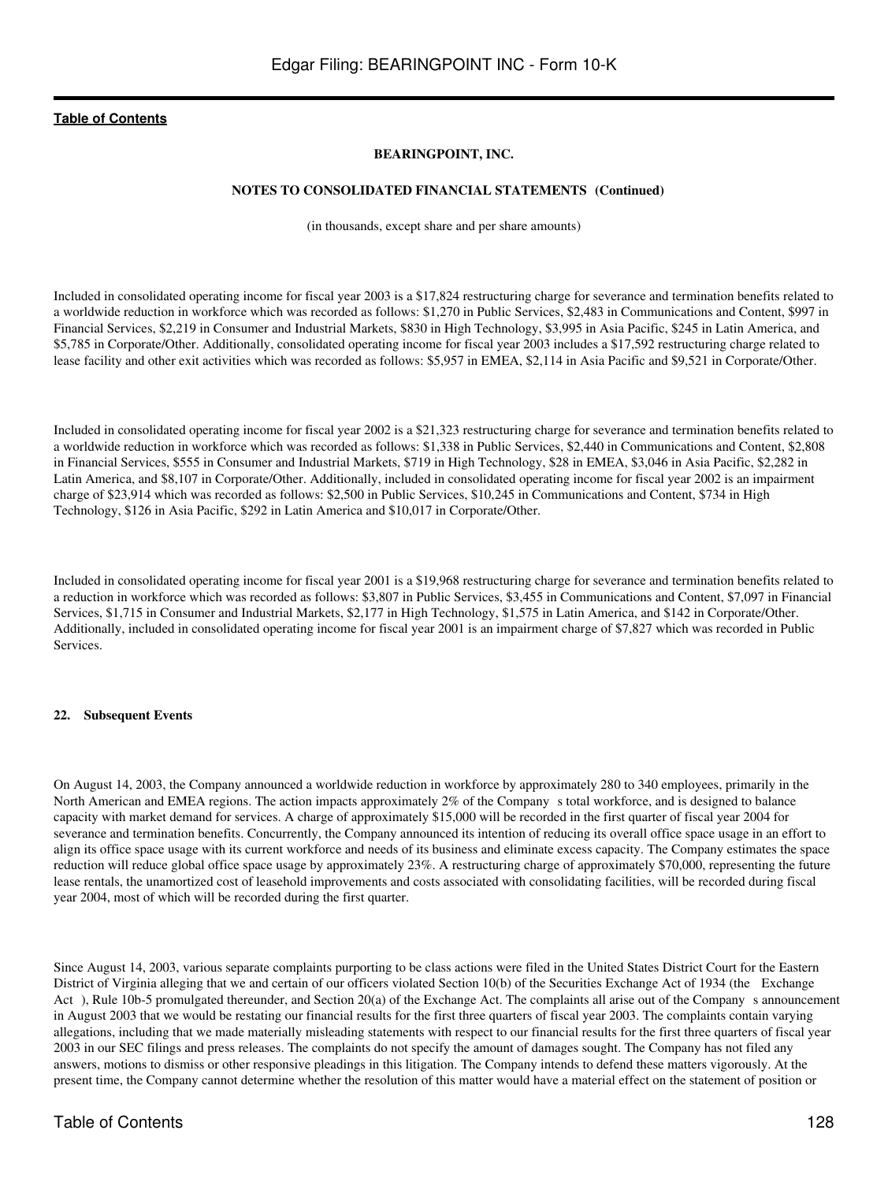**BEARINGPOINT, INC.**

**NOTES TO CONSOLIDATED FINANCIAL STATEMENTS (Continued)**

(in thousands, except share and per share amounts)

Included in consolidated operating income for fiscal year 2003 is a $17,824 restructuring charge for severance and termination benefits related to a worldwide reduction in workforce which was recorded as follows: $1,270 in Public Services, $2,483 in Communications and Content, $997 in Financial Services, $2,219 in Consumer and Industrial Markets, $830 in High Technology, $3,995 in Asia Pacific, $245 in Latin America, and $5,785 in Corporate/Other. Additionally, consolidated operating income for fiscal year 2003 includes a $17,592 restructuring charge related to lease facility and other exit activities which was recorded as follows: $5,957 in EMEA, $2,114 in Asia Pacific and $9,521 in Corporate/Other.

Included in consolidated operating income for fiscal year 2002 is a $21,323 restructuring charge for severance and termination benefits related to a worldwide reduction in workforce which was recorded as follows: $1,338 in Public Services, $2,440 in Communications and Content, $2,808 in Financial Services, $555 in Consumer and Industrial Markets, $719 in High Technology, $28 in EMEA, $3,046 in Asia Pacific, $2,282 in Latin America, and $8,107 in Corporate/Other. Additionally, included in consolidated operating income for fiscal year 2002 is an impairment charge of $23,914 which was recorded as follows: $2,500 in Public Services, $10,245 in Communications and Content, $734 in High Technology, $126 in Asia Pacific, $292 in Latin America and $10,017 in Corporate/Other.

Included in consolidated operating income for fiscal year 2001 is a $19,968 restructuring charge for severance and termination benefits related to a reduction in workforce which was recorded as follows: $3,807 in Public Services, $3,455 in Communications and Content, $7,097 in Financial Services, $1,715 in Consumer and Industrial Markets, $2,177 in High Technology, $1,575 in Latin America, and $142 in Corporate/Other. Additionally, included in consolidated operating income for fiscal year 2001 is an impairment charge of $7,827 which was recorded in Public Services.

#### 22. Subsequent Events

On August 14, 2003, the Company announced a worldwide reduction in workforce by approximately 280 to 340 employees, primarily in the North American and EMEA regions. The action impacts approximately 2% of the Company's total workforce, and is designed to balance capacity with market demand for services. A charge of approximately $15,000 will be recorded in the first quarter of fiscal year 2004 for severance and termination benefits. Concurrently, the Company announced its intention of reducing its overall office space usage in an effort to align its office space usage with its current workforce and needs of its business and eliminate excess capacity. The Company estimates the space reduction will reduce global office space usage by approximately 23%. A restructuring charge of approximately $70,000, representing the future lease rentals, the unamortized cost of leasehold improvements and costs associated with consolidating facilities, will be recorded during fiscal year 2004, most of which will be recorded during the first quarter.

Since August 14, 2003, various separate complaints purporting to be class actions were filed in the United States District Court for the Eastern District of Virginia alleging that we and certain of our officers violated Section 10(b) of the Securities Exchange Act of 1934 (the Exchange Act), Rule 10b-5 promulgated thereunder, and Section 20(a) of the Exchange Act. The complaints all arise out of the Company's announcement in August 2003 that we would be restating our financial results for the first three quarters of fiscal year 2003. The complaints contain varying allegations, including that we made materially misleading statements with respect to our financial results for the first three quarters of fiscal year 2003 in our SEC filings and press releases. The complaints do not specify the amount of damages sought. The Company has not filed any answers, motions to dismiss or other responsive pleadings in this litigation. The Company intends to defend these matters vigorously. At the present time, the Company cannot determine whether the resolution of this matter would have a material effect on the statement of position or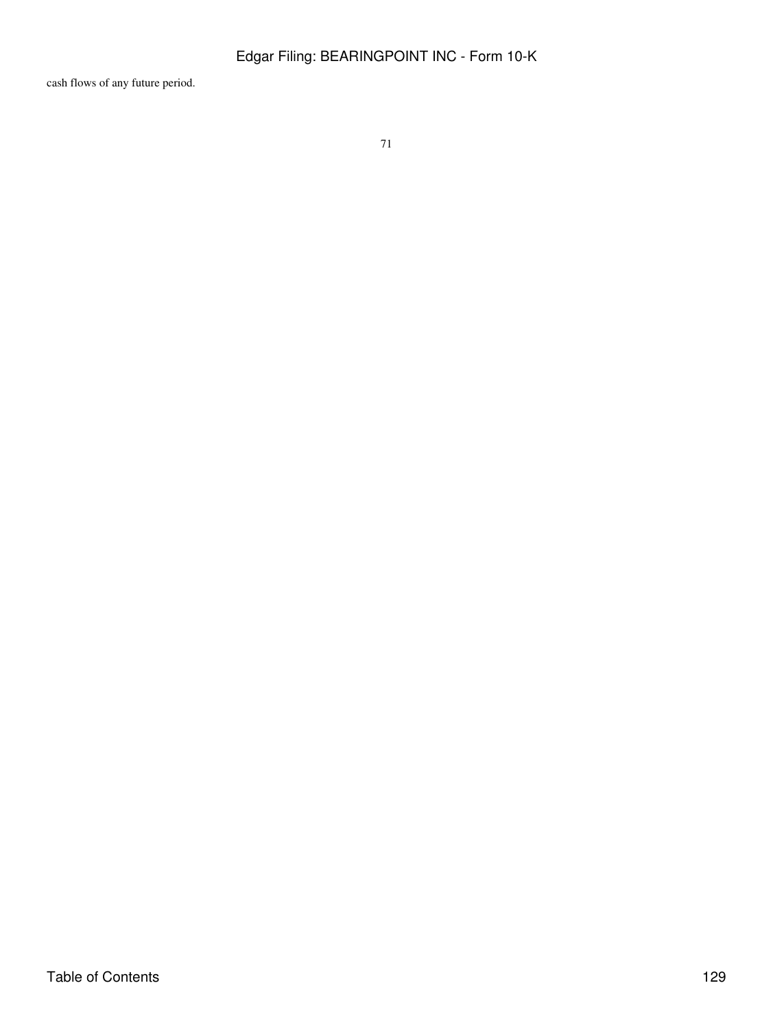cash flows of any future period.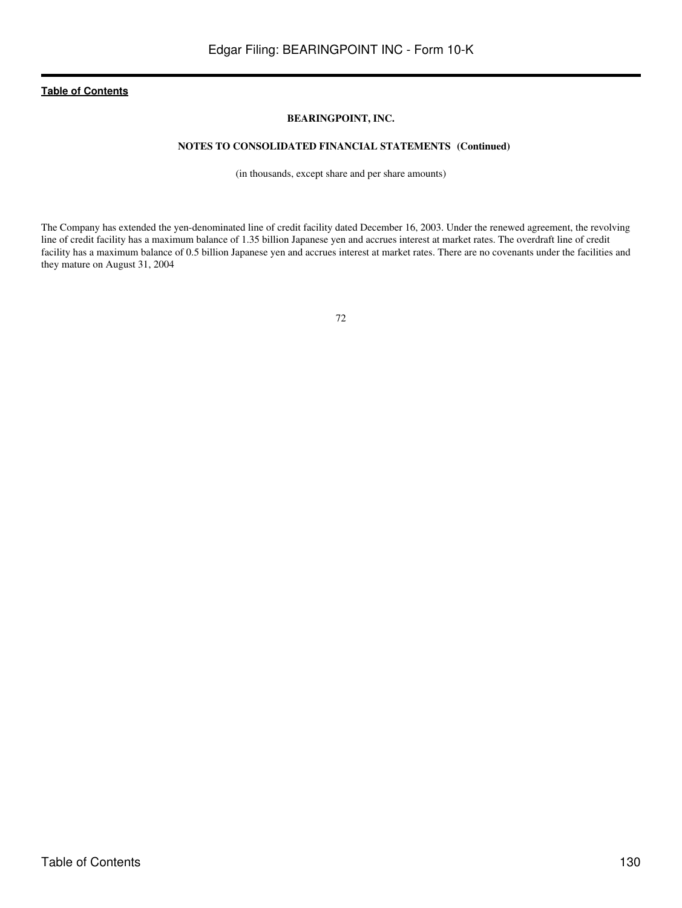**BEARINGPOINT, INC.**

**NOTES TO CONSOLIDATED FINANCIAL STATEMENTS (Continued)**

(in thousands, except share and per share amounts)

The Company has extended the yen-denominated line of credit facility dated December 16, 2003. Under the renewed agreement, the revolving line of credit facility has a maximum balance of 1.35 billion Japanese yen and accrues interest at market rates. The overdraft line of credit facility has a maximum balance of 0.5 billion Japanese yen and accrues interest at market rates. There are no covenants under the facilities and they mature on August 31, 2004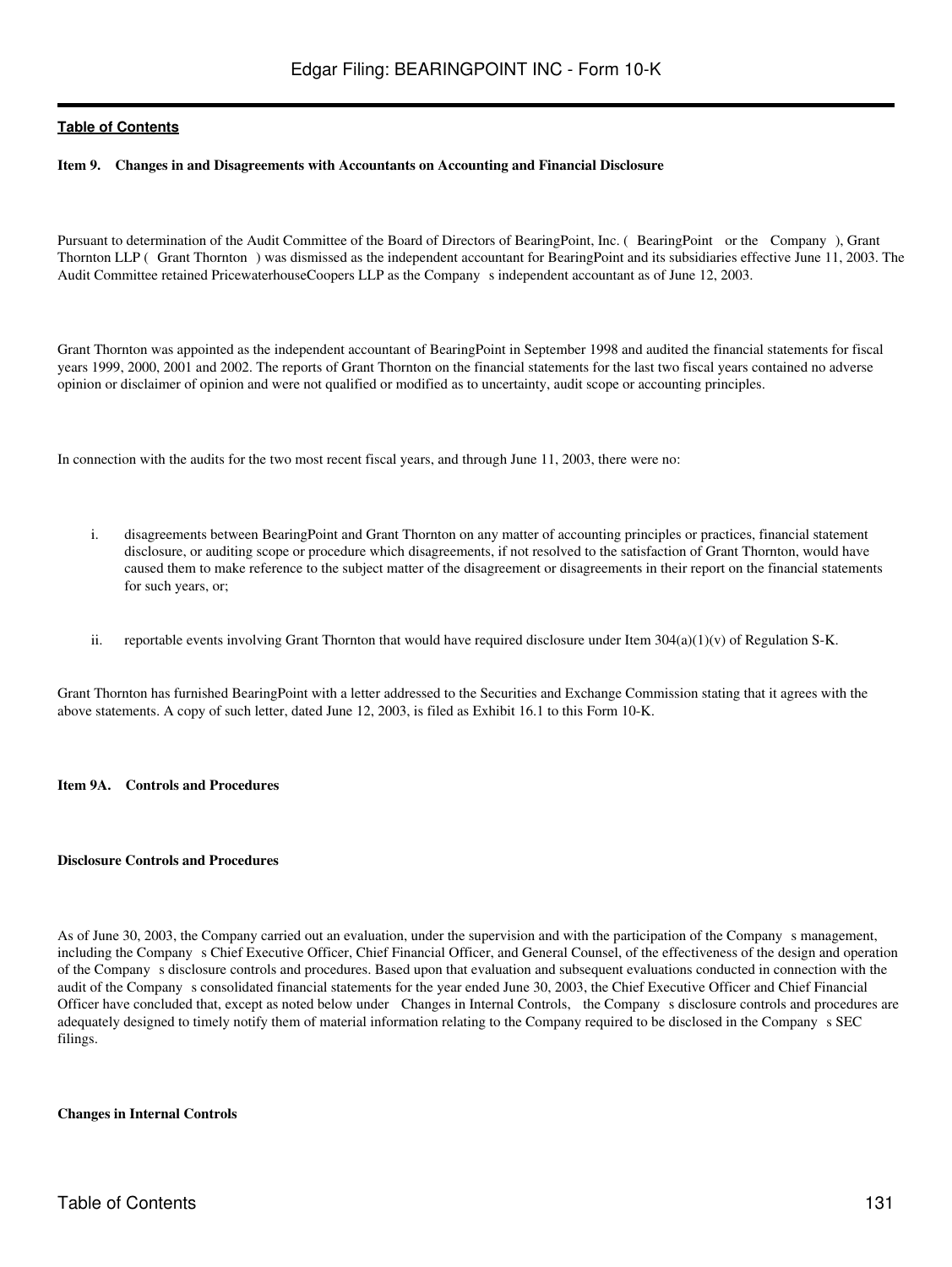**Item 9. Changes in and Disagreements with Accountants on Accounting and Financial Disclosure**

Pursuant to determination of the Audit Committee of the Board of Directors of BearingPoint, Inc. ( BearingPoint or the Company ), Grant Thornton LLP ( Grant Thornton ) was dismissed as the independent accountant for BearingPoint and its subsidiaries effective June 11, 2003. The Audit Committee retained PricewaterhouseCoopers LLP as the Company s independent accountant as of June 12, 2003.

Grant Thornton was appointed as the independent accountant of BearingPoint in September 1998 and audited the financial statements for fiscal years 1999, 2000, 2001 and 2002. The reports of Grant Thornton on the financial statements for the last two fiscal years contained no adverse opinion or disclaimer of opinion and were not qualified or modified as to uncertainty, audit scope or accounting principles.

In connection with the audits for the two most recent fiscal years, and through June 11, 2003, there were no:

i. disagreements between BearingPoint and Grant Thornton on any matter of accounting principles or practices, financial statement disclosure, or auditing scope or procedure which disagreements, if not resolved to the satisfaction of Grant Thornton, would have caused them to make reference to the subject matter of the disagreement or disagreements in their report on the financial statements for such years, or;

ii. reportable events involving Grant Thornton that would have required disclosure under Item 304(a)(1)(v) of Regulation S-K.

Grant Thornton has furnished BearingPoint with a letter addressed to the Securities and Exchange Commission stating that it agrees with the above statements. A copy of such letter, dated June 12, 2003, is filed as Exhibit 16.1 to this Form 10-K.

**Item 9A. Controls and Procedures**

**Disclosure Controls and Procedures**

As of June 30, 2003, the Company carried out an evaluation, under the supervision and with the participation of the Company s management, including the Company s Chief Executive Officer, Chief Financial Officer, and General Counsel, of the effectiveness of the design and operation of the Company s disclosure controls and procedures. Based upon that evaluation and subsequent evaluations conducted in connection with the audit of the Company s consolidated financial statements for the year ended June 30, 2003, the Chief Executive Officer and Chief Financial Officer have concluded that, except as noted below under Changes in Internal Controls, the Company s disclosure controls and procedures are adequately designed to timely notify them of material information relating to the Company required to be disclosed in the Company s SEC filings.

**Changes in Internal Controls**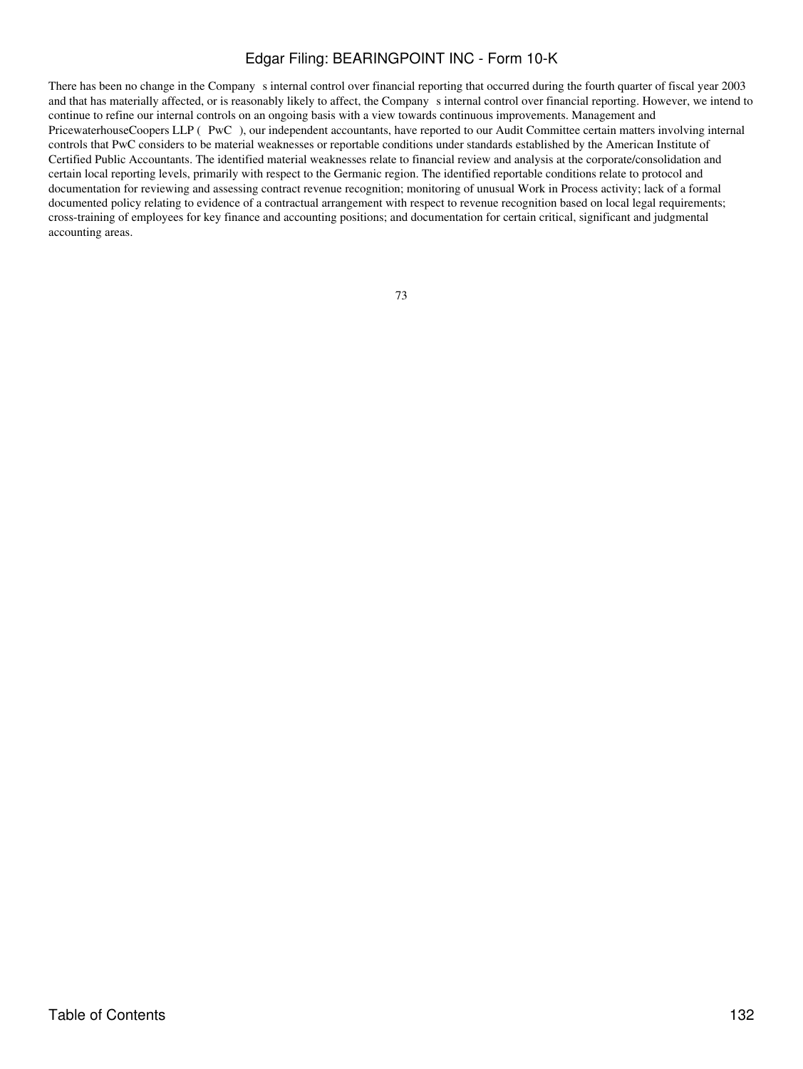There has been no change in the Company s internal control over financial reporting that occurred during the fourth quarter of fiscal year 2003 and that has materially affected, or is reasonably likely to affect, the Company s internal control over financial reporting. However, we intend to continue to refine our internal controls on an ongoing basis with a view towards continuous improvements. Management and PricewaterhouseCoopers LLP ( PwC ), our independent accountants, have reported to our Audit Committee certain matters involving internal controls that PwC considers to be material weaknesses or reportable conditions under standards established by the American Institute of Certified Public Accountants. The identified material weaknesses relate to financial review and analysis at the corporate/consolidation and certain local reporting levels, primarily with respect to the Germanic region. The identified reportable conditions relate to protocol and documentation for reviewing and assessing contract revenue recognition; monitoring of unusual Work in Process activity; lack of a formal documented policy relating to evidence of a contractual arrangement with respect to revenue recognition based on local legal requirements; cross-training of employees for key finance and accounting positions; and documentation for certain critical, significant and judgmental accounting areas.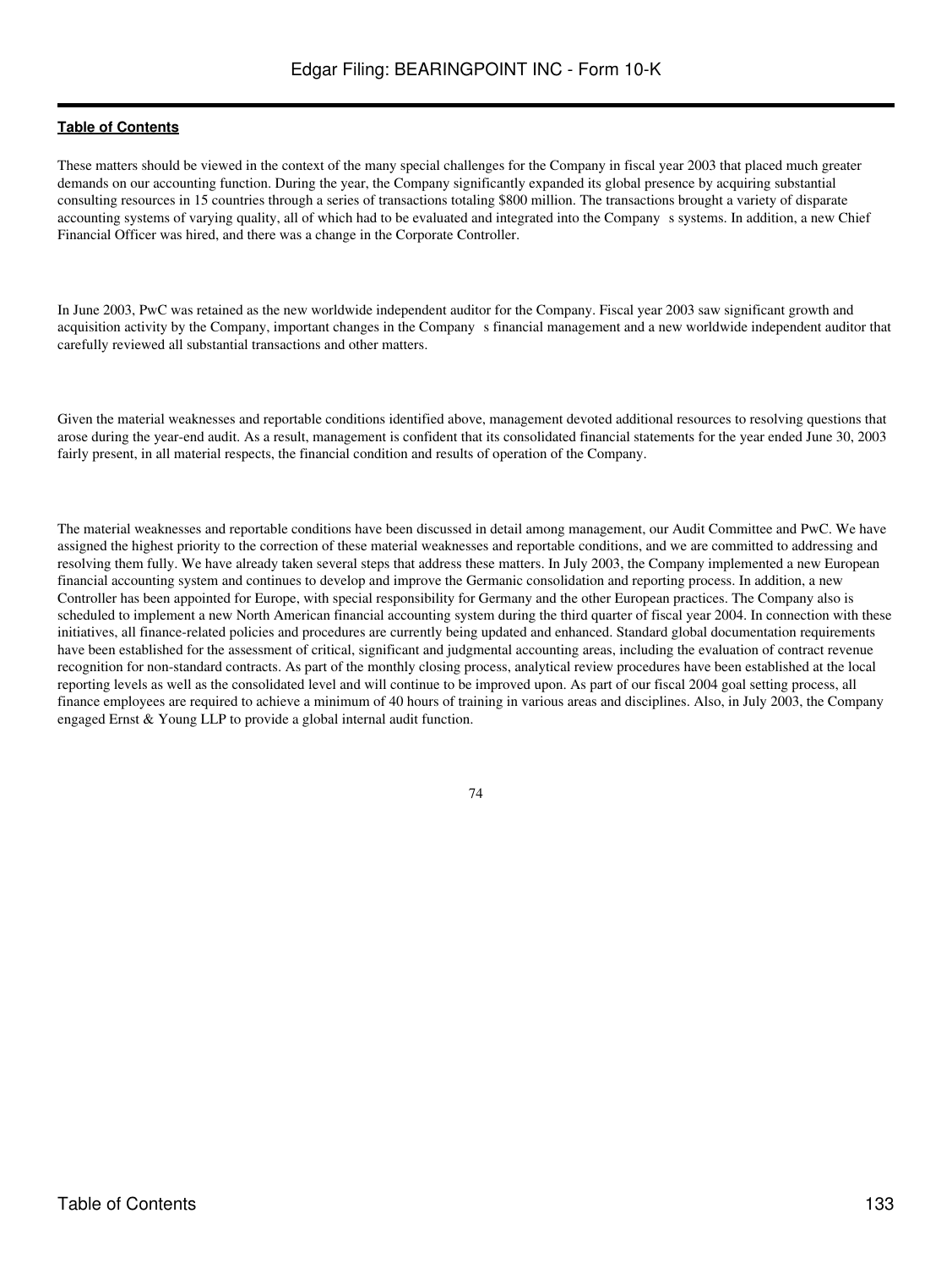These matters should be viewed in the context of the many special challenges for the Company in fiscal year 2003 that placed much greater demands on our accounting function. During the year, the Company significantly expanded its global presence by acquiring substantial consulting resources in 15 countries through a series of transactions totaling $800 million. The transactions brought a variety of disparate accounting systems of varying quality, all of which had to be evaluated and integrated into the Company s systems. In addition, a new Chief Financial Officer was hired, and there was a change in the Corporate Controller.

In June 2003, PwC was retained as the new worldwide independent auditor for the Company. Fiscal year 2003 saw significant growth and acquisition activity by the Company, important changes in the Company s financial management and a new worldwide independent auditor that carefully reviewed all substantial transactions and other matters.

Given the material weaknesses and reportable conditions identified above, management devoted additional resources to resolving questions that arose during the year-end audit. As a result, management is confident that its consolidated financial statements for the year ended June 30, 2003 fairly present, in all material respects, the financial condition and results of operation of the Company.

The material weaknesses and reportable conditions have been discussed in detail among management, our Audit Committee and PwC. We have assigned the highest priority to the correction of these material weaknesses and reportable conditions, and we are committed to addressing and resolving them fully. We have already taken several steps that address these matters. In July 2003, the Company implemented a new European financial accounting system and continues to develop and improve the Germanic consolidation and reporting process. In addition, a new Controller has been appointed for Europe, with special responsibility for Germany and the other European practices. The Company also is scheduled to implement a new North American financial accounting system during the third quarter of fiscal year 2004. In connection with these initiatives, all finance-related policies and procedures are currently being updated and enhanced. Standard global documentation requirements have been established for the assessment of critical, significant and judgmental accounting areas, including the evaluation of contract revenue recognition for non-standard contracts. As part of the monthly closing process, analytical review procedures have been established at the local reporting levels as well as the consolidated level and will continue to be improved upon. As part of our fiscal 2004 goal setting process, all finance employees are required to achieve a minimum of 40 hours of training in various areas and disciplines. Also, in July 2003, the Company engaged Ernst & Young LLP to provide a global internal audit function.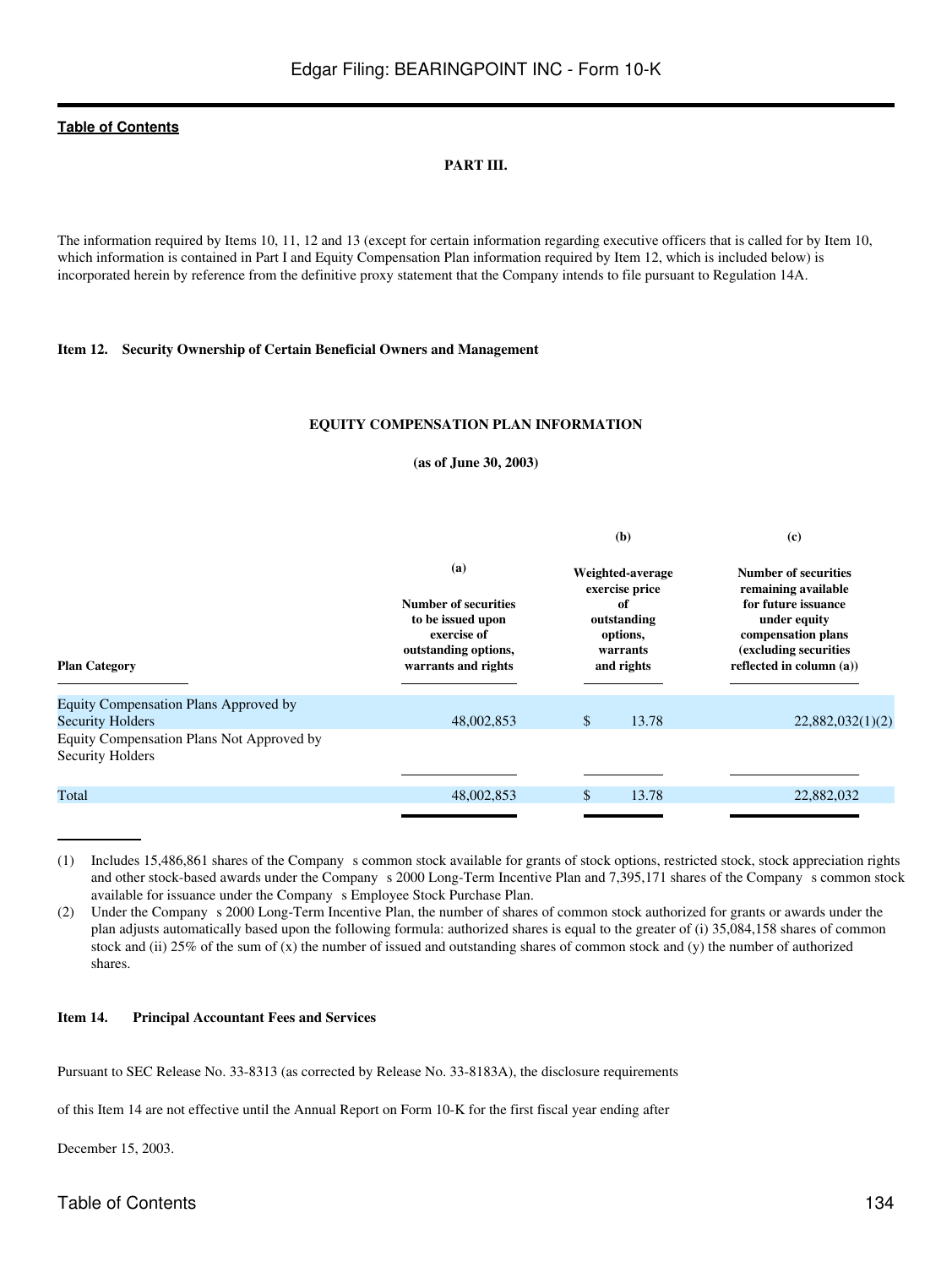**PART III.**

The information required by Items 10, 11, 12 and 13 (except for certain information regarding executive officers that is called for by Item 10, which information is contained in Part I and Equity Compensation Plan information required by Item 12, which is included below) is incorporated herein by reference from the definitive proxy statement that the Company intends to file pursuant to Regulation 14A.

**Item 12. Security Ownership of Certain Beneficial Owners and Management**

**EQUITY COMPENSATION PLAN INFORMATION**

**(as of June 30, 2003)**

| Plan Category | (a) Number of securities to be issued upon exercise of outstanding options, warrants and rights | (b) Weighted-average exercise price of outstanding options, warrants and rights | (c) Number of securities remaining available for future issuance under equity compensation plans (excluding securities reflected in column (a)) |
|---|---|---|---|
| Equity Compensation Plans Approved by Security Holders | 48,002,853 | $ 13.78 | 22,882,032(1)(2) |
| Equity Compensation Plans Not Approved by Security Holders | | | |
| Total | 48,002,853 | $ 13.78 | 22,882,032 |

(1) Includes 15,486,861 shares of the Company s common stock available for grants of stock options, restricted stock, stock appreciation rights and other stock-based awards under the Company s 2000 Long-Term Incentive Plan and 7,395,171 shares of the Company s common stock available for issuance under the Company s Employee Stock Purchase Plan.

(2) Under the Company s 2000 Long-Term Incentive Plan, the number of shares of common stock authorized for grants or awards under the plan adjusts automatically based upon the following formula: authorized shares is equal to the greater of (i) 35,084,158 shares of common stock and (ii) 25% of the sum of (x) the number of issued and outstanding shares of common stock and (y) the number of authorized shares.

**Item 14. Principal Accountant Fees and Services**

Pursuant to SEC Release No. 33-8313 (as corrected by Release No. 33-8183A), the disclosure requirements

of this Item 14 are not effective until the Annual Report on Form 10-K for the first fiscal year ending after

December 15, 2003.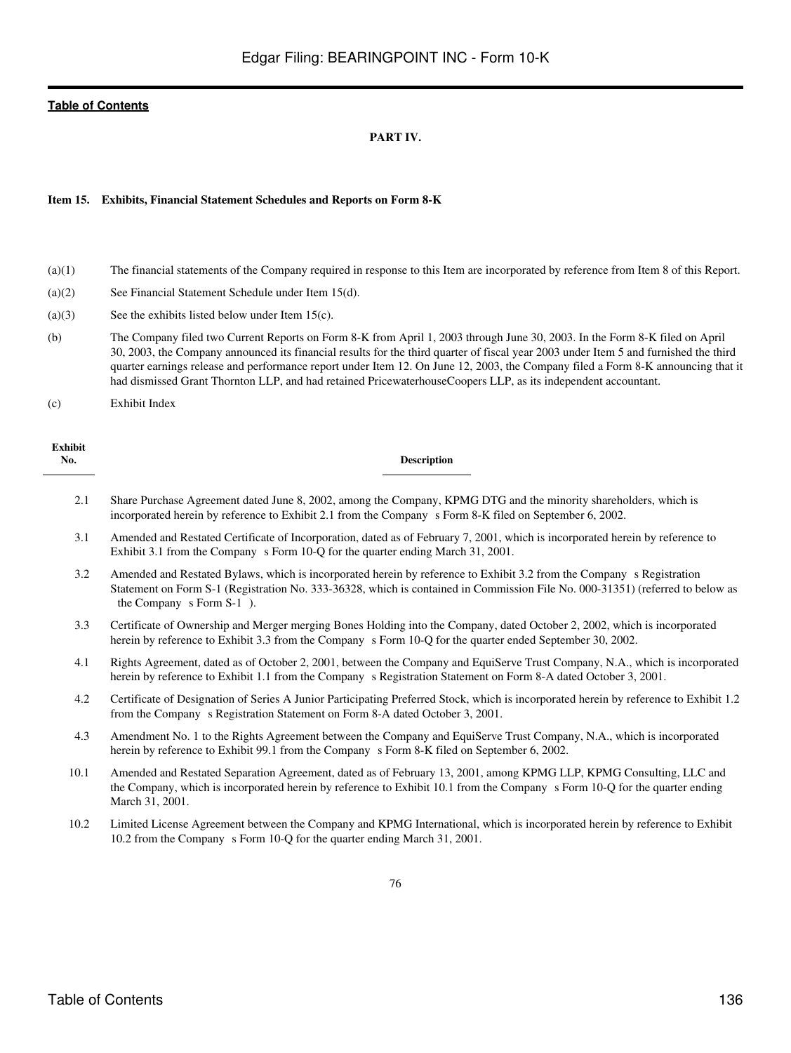[Table of Contents](#)

**PART IV.**

**Item 15. Exhibits, Financial Statement Schedules and Reports on Form 8-K**

(a)(1) The financial statements of the Company required in response to this Item are incorporated by reference from Item 8 of this Report.

(a)(2) See Financial Statement Schedule under Item 15(d).

(a)(3) See the exhibits listed below under Item 15(c).

(b) The Company filed two Current Reports on Form 8-K from April 1, 2003 through June 30, 2003. In the Form 8-K filed on April 30, 2003, the Company announced its financial results for the third quarter of fiscal year 2003 under Item 5 and furnished the third quarter earnings release and performance report under Item 12. On June 12, 2003, the Company filed a Form 8-K announcing that it had dismissed Grant Thornton LLP, and had retained PricewaterhouseCoopers LLP, as its independent accountant.

(c) Exhibit Index

| Exhibit No. | Description |
|---|---|
| 2.1 | Share Purchase Agreement dated June 8, 2002, among the Company, KPMG DTG and the minority shareholders, which is incorporated herein by reference to Exhibit 2.1 from the Company s Form 8-K filed on September 6, 2002. |
| 3.1 | Amended and Restated Certificate of Incorporation, dated as of February 7, 2001, which is incorporated herein by reference to Exhibit 3.1 from the Company s Form 10-Q for the quarter ending March 31, 2001. |
| 3.2 | Amended and Restated Bylaws, which is incorporated herein by reference to Exhibit 3.2 from the Company s Registration Statement on Form S-1 (Registration No. 333-36328, which is contained in Commission File No. 000-31351) (referred to below as the Company s Form S-1 ). |
| 3.3 | Certificate of Ownership and Merger merging Bones Holding into the Company, dated October 2, 2002, which is incorporated herein by reference to Exhibit 3.3 from the Company s Form 10-Q for the quarter ended September 30, 2002. |
| 4.1 | Rights Agreement, dated as of October 2, 2001, between the Company and EquiServe Trust Company, N.A., which is incorporated herein by reference to Exhibit 1.1 from the Company s Registration Statement on Form 8-A dated October 3, 2001. |
| 4.2 | Certificate of Designation of Series A Junior Participating Preferred Stock, which is incorporated herein by reference to Exhibit 1.2 from the Company s Registration Statement on Form 8-A dated October 3, 2001. |
| 4.3 | Amendment No. 1 to the Rights Agreement between the Company and EquiServe Trust Company, N.A., which is incorporated herein by reference to Exhibit 99.1 from the Company s Form 8-K filed on September 6, 2002. |
| 10.1 | Amended and Restated Separation Agreement, dated as of February 13, 2001, among KPMG LLP, KPMG Consulting, LLC and the Company, which is incorporated herein by reference to Exhibit 10.1 from the Company s Form 10-Q for the quarter ending March 31, 2001. |
| 10.2 | Limited License Agreement between the Company and KPMG International, which is incorporated herein by reference to Exhibit 10.2 from the Company s Form 10-Q for the quarter ending March 31, 2001. |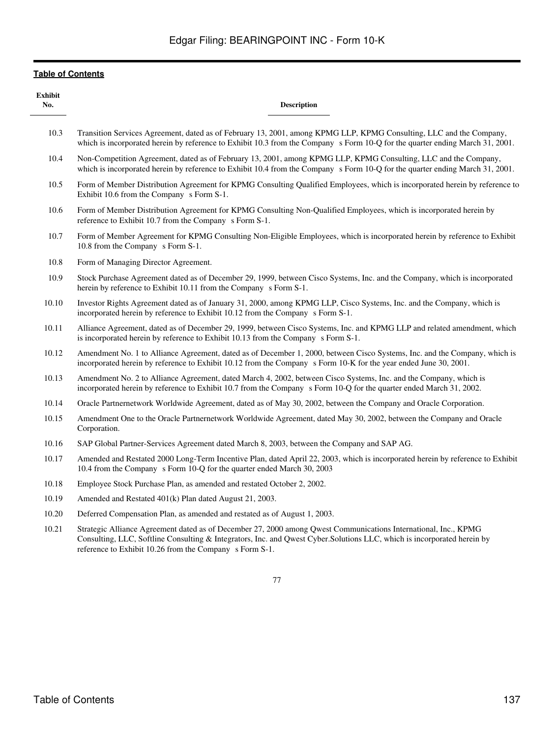[Table of Contents](#)

| Exhibit No. | Description |
|---|---|
| 10.3 | Transition Services Agreement, dated as of February 13, 2001, among KPMG LLP, KPMG Consulting, LLC and the Company, which is incorporated herein by reference to Exhibit 10.3 from the Company s Form 10-Q for the quarter ending March 31, 2001. |
| 10.4 | Non-Competition Agreement, dated as of February 13, 2001, among KPMG LLP, KPMG Consulting, LLC and the Company, which is incorporated herein by reference to Exhibit 10.4 from the Company s Form 10-Q for the quarter ending March 31, 2001. |
| 10.5 | Form of Member Distribution Agreement for KPMG Consulting Qualified Employees, which is incorporated herein by reference to Exhibit 10.6 from the Company s Form S-1. |
| 10.6 | Form of Member Distribution Agreement for KPMG Consulting Non-Qualified Employees, which is incorporated herein by reference to Exhibit 10.7 from the Company s Form S-1. |
| 10.7 | Form of Member Agreement for KPMG Consulting Non-Eligible Employees, which is incorporated herein by reference to Exhibit 10.8 from the Company s Form S-1. |
| 10.8 | Form of Managing Director Agreement. |
| 10.9 | Stock Purchase Agreement dated as of December 29, 1999, between Cisco Systems, Inc. and the Company, which is incorporated herein by reference to Exhibit 10.11 from the Company s Form S-1. |
| 10.10 | Investor Rights Agreement dated as of January 31, 2000, among KPMG LLP, Cisco Systems, Inc. and the Company, which is incorporated herein by reference to Exhibit 10.12 from the Company s Form S-1. |
| 10.11 | Alliance Agreement, dated as of December 29, 1999, between Cisco Systems, Inc. and KPMG LLP and related amendment, which is incorporated herein by reference to Exhibit 10.13 from the Company s Form S-1. |
| 10.12 | Amendment No. 1 to Alliance Agreement, dated as of December 1, 2000, between Cisco Systems, Inc. and the Company, which is incorporated herein by reference to Exhibit 10.12 from the Company s Form 10-K for the year ended June 30, 2001. |
| 10.13 | Amendment No. 2 to Alliance Agreement, dated March 4, 2002, between Cisco Systems, Inc. and the Company, which is incorporated herein by reference to Exhibit 10.7 from the Company s Form 10-Q for the quarter ended March 31, 2002. |
| 10.14 | Oracle Partnernetwork Worldwide Agreement, dated as of May 30, 2002, between the Company and Oracle Corporation. |
| 10.15 | Amendment One to the Oracle Partnernetwork Worldwide Agreement, dated May 30, 2002, between the Company and Oracle Corporation. |
| 10.16 | SAP Global Partner-Services Agreement dated March 8, 2003, between the Company and SAP AG. |
| 10.17 | Amended and Restated 2000 Long-Term Incentive Plan, dated April 22, 2003, which is incorporated herein by reference to Exhibit 10.4 from the Company s Form 10-Q for the quarter ended March 30, 2003 |
| 10.18 | Employee Stock Purchase Plan, as amended and restated October 2, 2002. |
| 10.19 | Amended and Restated 401(k) Plan dated August 21, 2003. |
| 10.20 | Deferred Compensation Plan, as amended and restated as of August 1, 2003. |
| 10.21 | Strategic Alliance Agreement dated as of December 27, 2000 among Qwest Communications International, Inc., KPMG Consulting, LLC, Softline Consulting & Integrators, Inc. and Qwest Cyber.Solutions LLC, which is incorporated herein by reference to Exhibit 10.26 from the Company s Form S-1. |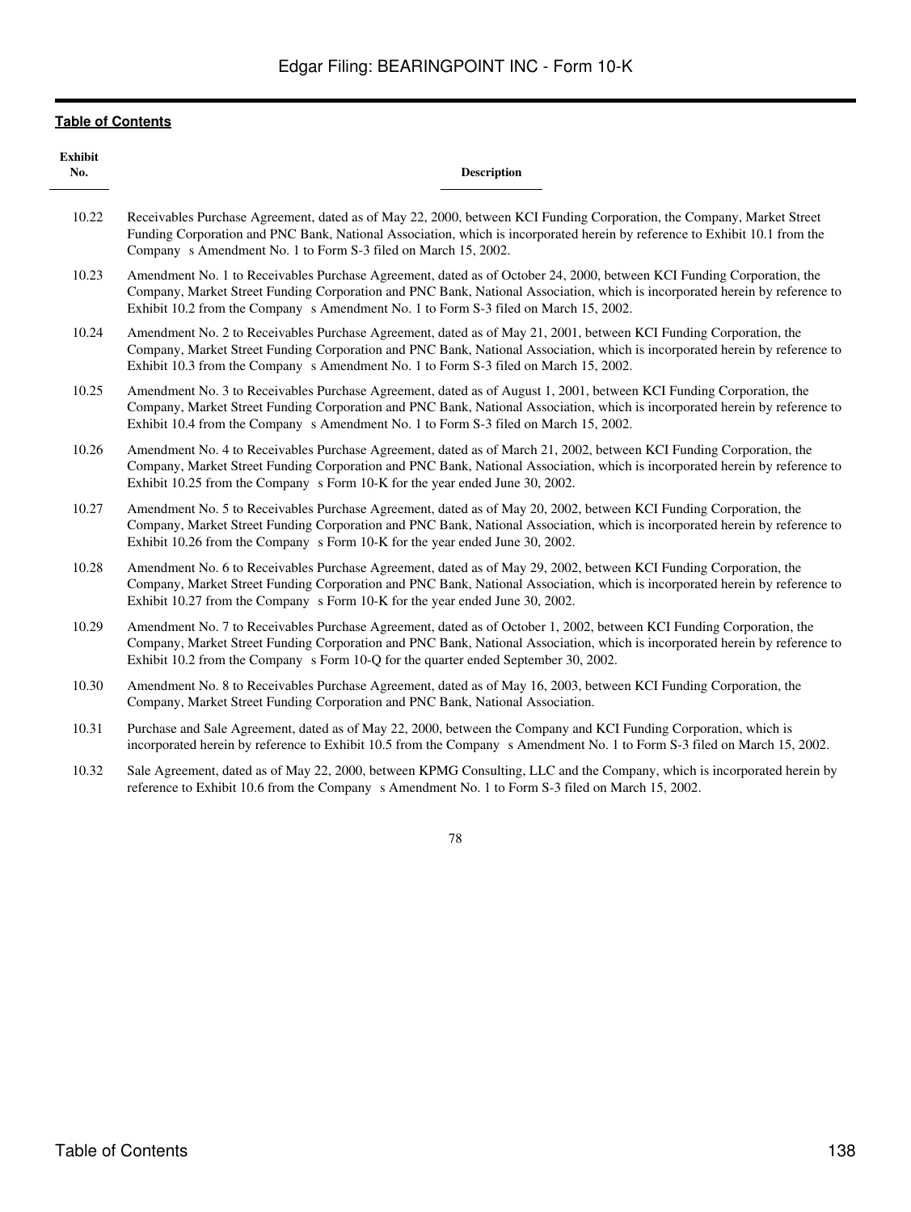[Table of Contents](#)

| Exhibit No. | Description |
|---|---|
| 10.22 | Receivables Purchase Agreement, dated as of May 22, 2000, between KCI Funding Corporation, the Company, Market Street Funding Corporation and PNC Bank, National Association, which is incorporated herein by reference to Exhibit 10.1 from the Company s Amendment No. 1 to Form S-3 filed on March 15, 2002. |
| 10.23 | Amendment No. 1 to Receivables Purchase Agreement, dated as of October 24, 2000, between KCI Funding Corporation, the Company, Market Street Funding Corporation and PNC Bank, National Association, which is incorporated herein by reference to Exhibit 10.2 from the Company s Amendment No. 1 to Form S-3 filed on March 15, 2002. |
| 10.24 | Amendment No. 2 to Receivables Purchase Agreement, dated as of May 21, 2001, between KCI Funding Corporation, the Company, Market Street Funding Corporation and PNC Bank, National Association, which is incorporated herein by reference to Exhibit 10.3 from the Company s Amendment No. 1 to Form S-3 filed on March 15, 2002. |
| 10.25 | Amendment No. 3 to Receivables Purchase Agreement, dated as of August 1, 2001, between KCI Funding Corporation, the Company, Market Street Funding Corporation and PNC Bank, National Association, which is incorporated herein by reference to Exhibit 10.4 from the Company s Amendment No. 1 to Form S-3 filed on March 15, 2002. |
| 10.26 | Amendment No. 4 to Receivables Purchase Agreement, dated as of March 21, 2002, between KCI Funding Corporation, the Company, Market Street Funding Corporation and PNC Bank, National Association, which is incorporated herein by reference to Exhibit 10.25 from the Company s Form 10-K for the year ended June 30, 2002. |
| 10.27 | Amendment No. 5 to Receivables Purchase Agreement, dated as of May 20, 2002, between KCI Funding Corporation, the Company, Market Street Funding Corporation and PNC Bank, National Association, which is incorporated herein by reference to Exhibit 10.26 from the Company s Form 10-K for the year ended June 30, 2002. |
| 10.28 | Amendment No. 6 to Receivables Purchase Agreement, dated as of May 29, 2002, between KCI Funding Corporation, the Company, Market Street Funding Corporation and PNC Bank, National Association, which is incorporated herein by reference to Exhibit 10.27 from the Company s Form 10-K for the year ended June 30, 2002. |
| 10.29 | Amendment No. 7 to Receivables Purchase Agreement, dated as of October 1, 2002, between KCI Funding Corporation, the Company, Market Street Funding Corporation and PNC Bank, National Association, which is incorporated herein by reference to Exhibit 10.2 from the Company s Form 10-Q for the quarter ended September 30, 2002. |
| 10.30 | Amendment No. 8 to Receivables Purchase Agreement, dated as of May 16, 2003, between KCI Funding Corporation, the Company, Market Street Funding Corporation and PNC Bank, National Association. |
| 10.31 | Purchase and Sale Agreement, dated as of May 22, 2000, between the Company and KCI Funding Corporation, which is incorporated herein by reference to Exhibit 10.5 from the Company s Amendment No. 1 to Form S-3 filed on March 15, 2002. |
| 10.32 | Sale Agreement, dated as of May 22, 2000, between KPMG Consulting, LLC and the Company, which is incorporated herein by reference to Exhibit 10.6 from the Company s Amendment No. 1 to Form S-3 filed on March 15, 2002. |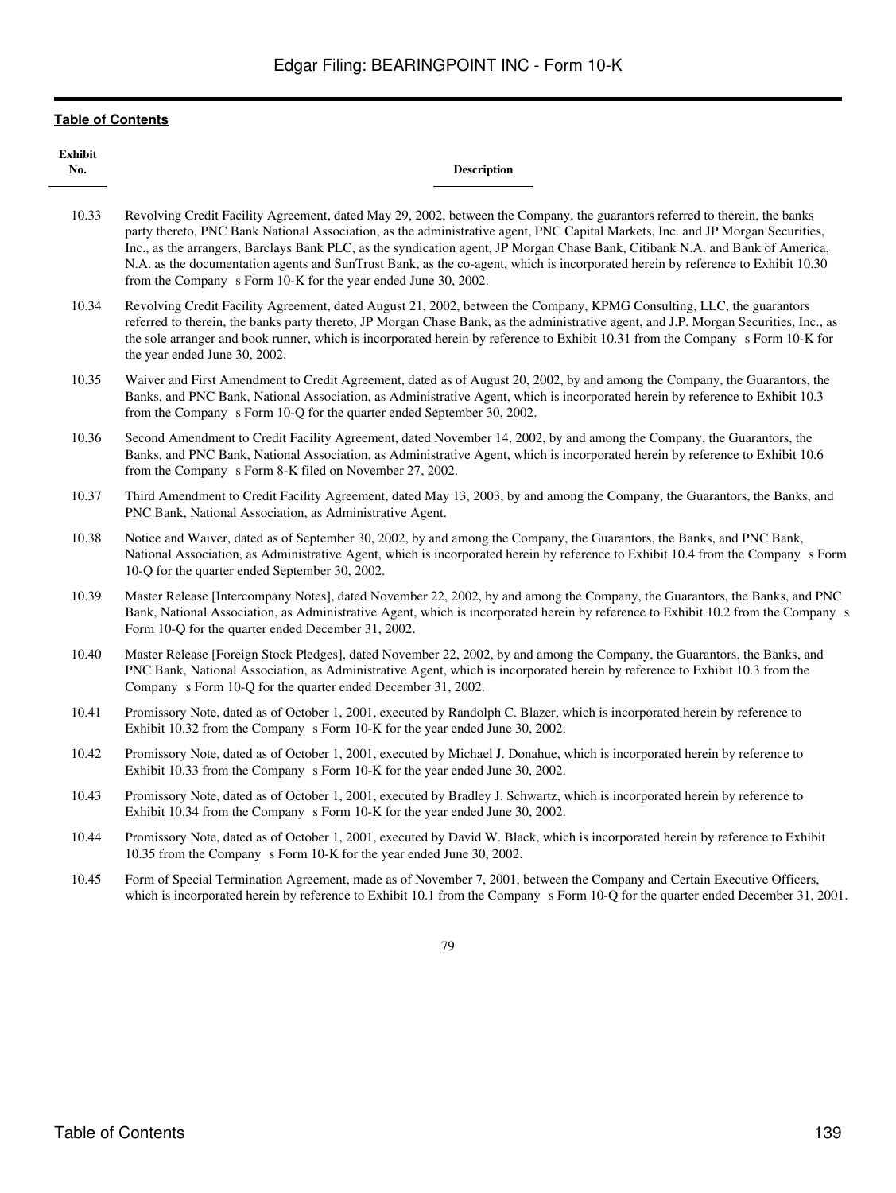[Table of Contents](#)

| Exhibit No. | Description |
|---|---|
| 10.33 | Revolving Credit Facility Agreement, dated May 29, 2002, between the Company, the guarantors referred to therein, the banks party thereto, PNC Bank National Association, as the administrative agent, PNC Capital Markets, Inc. and JP Morgan Securities, Inc., as the arrangers, Barclays Bank PLC, as the syndication agent, JP Morgan Chase Bank, Citibank N.A. and Bank of America, N.A. as the documentation agents and SunTrust Bank, as the co-agent, which is incorporated herein by reference to Exhibit 10.30 from the Company s Form 10-K for the year ended June 30, 2002. |
| 10.34 | Revolving Credit Facility Agreement, dated August 21, 2002, between the Company, KPMG Consulting, LLC, the guarantors referred to therein, the banks party thereto, JP Morgan Chase Bank, as the administrative agent, and J.P. Morgan Securities, Inc., as the sole arranger and book runner, which is incorporated herein by reference to Exhibit 10.31 from the Company s Form 10-K for the year ended June 30, 2002. |
| 10.35 | Waiver and First Amendment to Credit Agreement, dated as of August 20, 2002, by and among the Company, the Guarantors, the Banks, and PNC Bank, National Association, as Administrative Agent, which is incorporated herein by reference to Exhibit 10.3 from the Company s Form 10-Q for the quarter ended September 30, 2002. |
| 10.36 | Second Amendment to Credit Facility Agreement, dated November 14, 2002, by and among the Company, the Guarantors, the Banks, and PNC Bank, National Association, as Administrative Agent, which is incorporated herein by reference to Exhibit 10.6 from the Company s Form 8-K filed on November 27, 2002. |
| 10.37 | Third Amendment to Credit Facility Agreement, dated May 13, 2003, by and among the Company, the Guarantors, the Banks, and PNC Bank, National Association, as Administrative Agent. |
| 10.38 | Notice and Waiver, dated as of September 30, 2002, by and among the Company, the Guarantors, the Banks, and PNC Bank, National Association, as Administrative Agent, which is incorporated herein by reference to Exhibit 10.4 from the Company s Form 10-Q for the quarter ended September 30, 2002. |
| 10.39 | Master Release [Intercompany Notes], dated November 22, 2002, by and among the Company, the Guarantors, the Banks, and PNC Bank, National Association, as Administrative Agent, which is incorporated herein by reference to Exhibit 10.2 from the Company s Form 10-Q for the quarter ended December 31, 2002. |
| 10.40 | Master Release [Foreign Stock Pledges], dated November 22, 2002, by and among the Company, the Guarantors, the Banks, and PNC Bank, National Association, as Administrative Agent, which is incorporated herein by reference to Exhibit 10.3 from the Company s Form 10-Q for the quarter ended December 31, 2002. |
| 10.41 | Promissory Note, dated as of October 1, 2001, executed by Randolph C. Blazer, which is incorporated herein by reference to Exhibit 10.32 from the Company s Form 10-K for the year ended June 30, 2002. |
| 10.42 | Promissory Note, dated as of October 1, 2001, executed by Michael J. Donahue, which is incorporated herein by reference to Exhibit 10.33 from the Company s Form 10-K for the year ended June 30, 2002. |
| 10.43 | Promissory Note, dated as of October 1, 2001, executed by Bradley J. Schwartz, which is incorporated herein by reference to Exhibit 10.34 from the Company s Form 10-K for the year ended June 30, 2002. |
| 10.44 | Promissory Note, dated as of October 1, 2001, executed by David W. Black, which is incorporated herein by reference to Exhibit 10.35 from the Company s Form 10-K for the year ended June 30, 2002. |
| 10.45 | Form of Special Termination Agreement, made as of November 7, 2001, between the Company and Certain Executive Officers, which is incorporated herein by reference to Exhibit 10.1 from the Company s Form 10-Q for the quarter ended December 31, 2001. |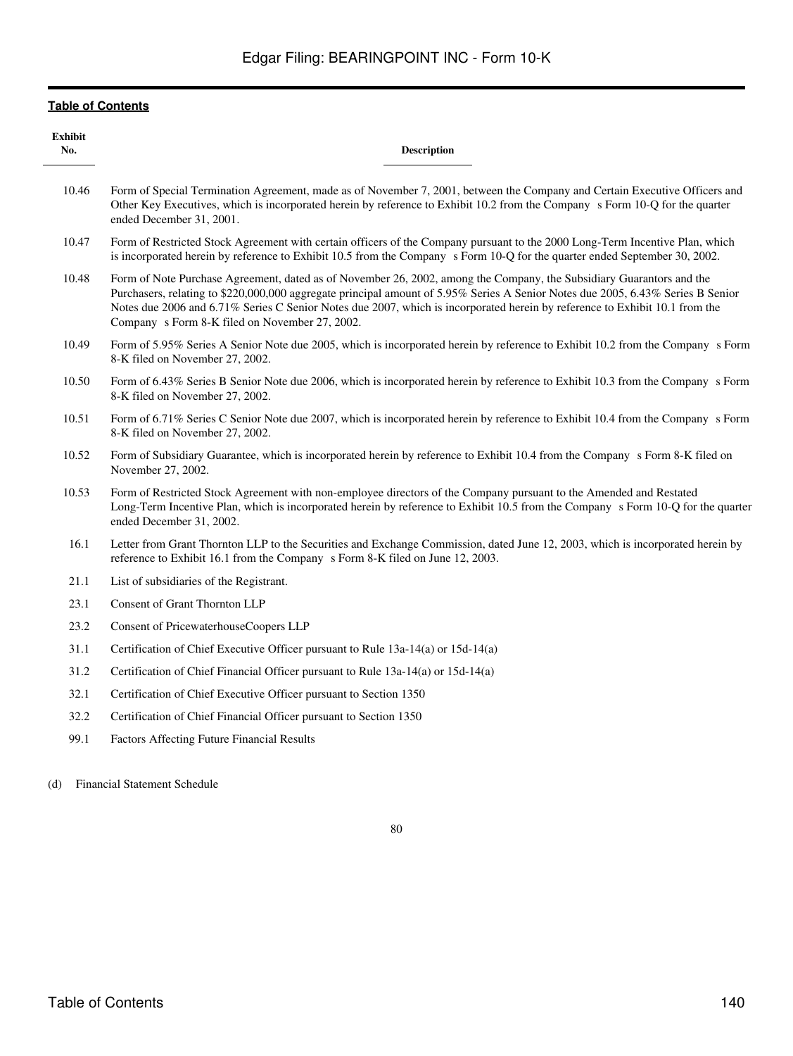| Exhibit No. | Description |
|---|---|
| 10.46 | Form of Special Termination Agreement, made as of November 7, 2001, between the Company and Certain Executive Officers and Other Key Executives, which is incorporated herein by reference to Exhibit 10.2 from the Company s Form 10-Q for the quarter ended December 31, 2001. |
| 10.47 | Form of Restricted Stock Agreement with certain officers of the Company pursuant to the 2000 Long-Term Incentive Plan, which is incorporated herein by reference to Exhibit 10.5 from the Company s Form 10-Q for the quarter ended September 30, 2002. |
| 10.48 | Form of Note Purchase Agreement, dated as of November 26, 2002, among the Company, the Subsidiary Guarantors and the Purchasers, relating to $220,000,000 aggregate principal amount of 5.95% Series A Senior Notes due 2005, 6.43% Series B Senior Notes due 2006 and 6.71% Series C Senior Notes due 2007, which is incorporated herein by reference to Exhibit 10.1 from the Company s Form 8-K filed on November 27, 2002. |
| 10.49 | Form of 5.95% Series A Senior Note due 2005, which is incorporated herein by reference to Exhibit 10.2 from the Company s Form 8-K filed on November 27, 2002. |
| 10.50 | Form of 6.43% Series B Senior Note due 2006, which is incorporated herein by reference to Exhibit 10.3 from the Company s Form 8-K filed on November 27, 2002. |
| 10.51 | Form of 6.71% Series C Senior Note due 2007, which is incorporated herein by reference to Exhibit 10.4 from the Company s Form 8-K filed on November 27, 2002. |
| 10.52 | Form of Subsidiary Guarantee, which is incorporated herein by reference to Exhibit 10.4 from the Company s Form 8-K filed on November 27, 2002. |
| 10.53 | Form of Restricted Stock Agreement with non-employee directors of the Company pursuant to the Amended and Restated Long-Term Incentive Plan, which is incorporated herein by reference to Exhibit 10.5 from the Company s Form 10-Q for the quarter ended December 31, 2002. |
| 16.1 | Letter from Grant Thornton LLP to the Securities and Exchange Commission, dated June 12, 2003, which is incorporated herein by reference to Exhibit 16.1 from the Company s Form 8-K filed on June 12, 2003. |
| 21.1 | List of subsidiaries of the Registrant. |
| 23.1 | Consent of Grant Thornton LLP |
| 23.2 | Consent of PricewaterhouseCoopers LLP |
| 31.1 | Certification of Chief Executive Officer pursuant to Rule 13a-14(a) or 15d-14(a) |
| 31.2 | Certification of Chief Financial Officer pursuant to Rule 13a-14(a) or 15d-14(a) |
| 32.1 | Certification of Chief Executive Officer pursuant to Section 1350 |
| 32.2 | Certification of Chief Financial Officer pursuant to Section 1350 |
| 99.1 | Factors Affecting Future Financial Results |

(d) Financial Statement Schedule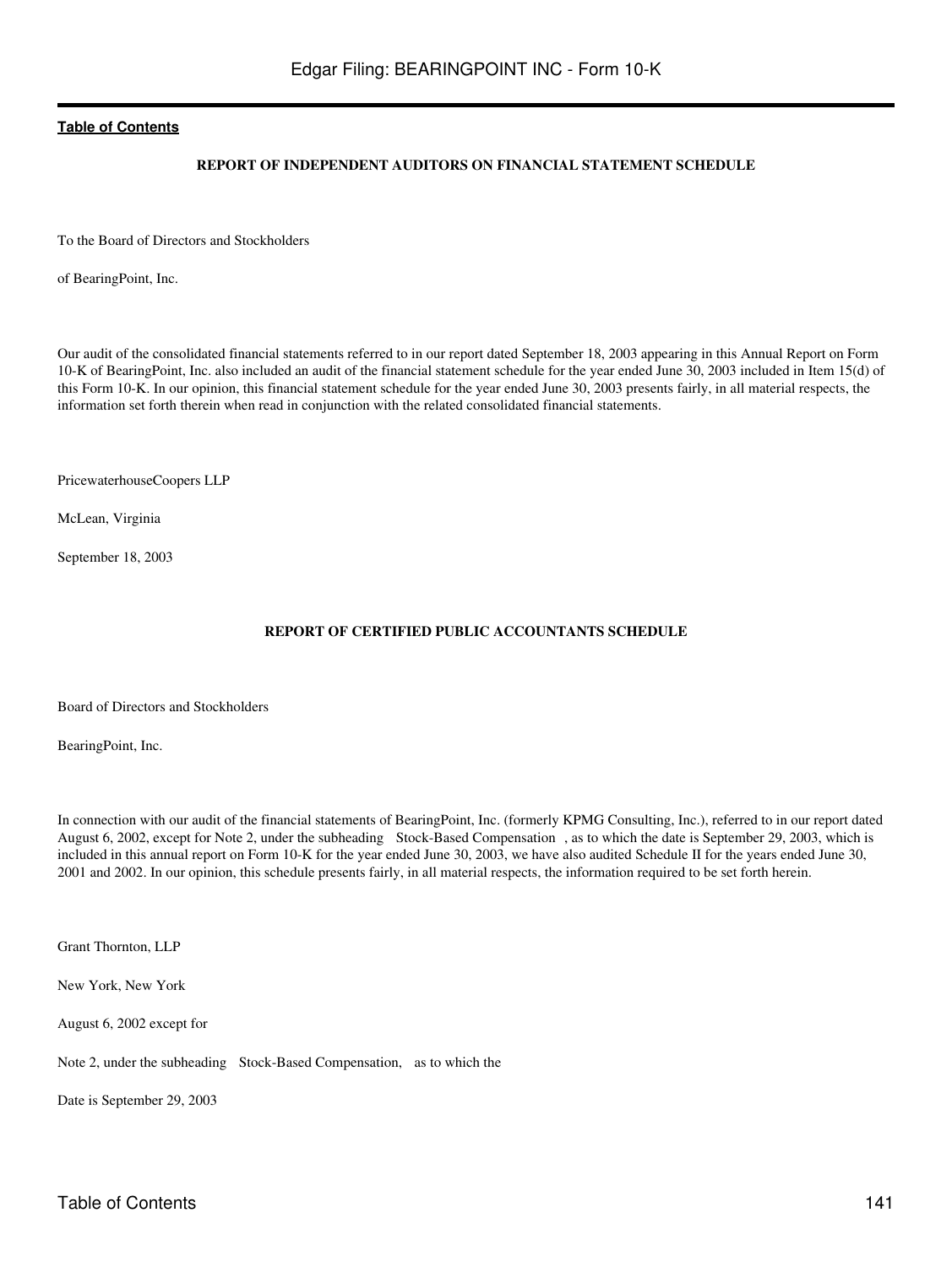[Table of Contents](#)

### REPORT OF INDEPENDENT AUDITORS ON FINANCIAL STATEMENT SCHEDULE

To the Board of Directors and Stockholders

of BearingPoint, Inc.

Our audit of the consolidated financial statements referred to in our report dated September 18, 2003 appearing in this Annual Report on Form 10-K of BearingPoint, Inc. also included an audit of the financial statement schedule for the year ended June 30, 2003 included in Item 15(d) of this Form 10-K. In our opinion, this financial statement schedule for the year ended June 30, 2003 presents fairly, in all material respects, the information set forth therein when read in conjunction with the related consolidated financial statements.

PricewaterhouseCoopers LLP

McLean, Virginia

September 18, 2003

### REPORT OF CERTIFIED PUBLIC ACCOUNTANTS SCHEDULE

Board of Directors and Stockholders

BearingPoint, Inc.

In connection with our audit of the financial statements of BearingPoint, Inc. (formerly KPMG Consulting, Inc.), referred to in our report dated August 6, 2002, except for Note 2, under the subheading Stock-Based Compensation , as to which the date is September 29, 2003, which is included in this annual report on Form 10-K for the year ended June 30, 2003, we have also audited Schedule II for the years ended June 30, 2001 and 2002. In our opinion, this schedule presents fairly, in all material respects, the information required to be set forth herein.

Grant Thornton, LLP

New York, New York

August 6, 2002 except for

Note 2, under the subheading Stock-Based Compensation, as to which the

Date is September 29, 2003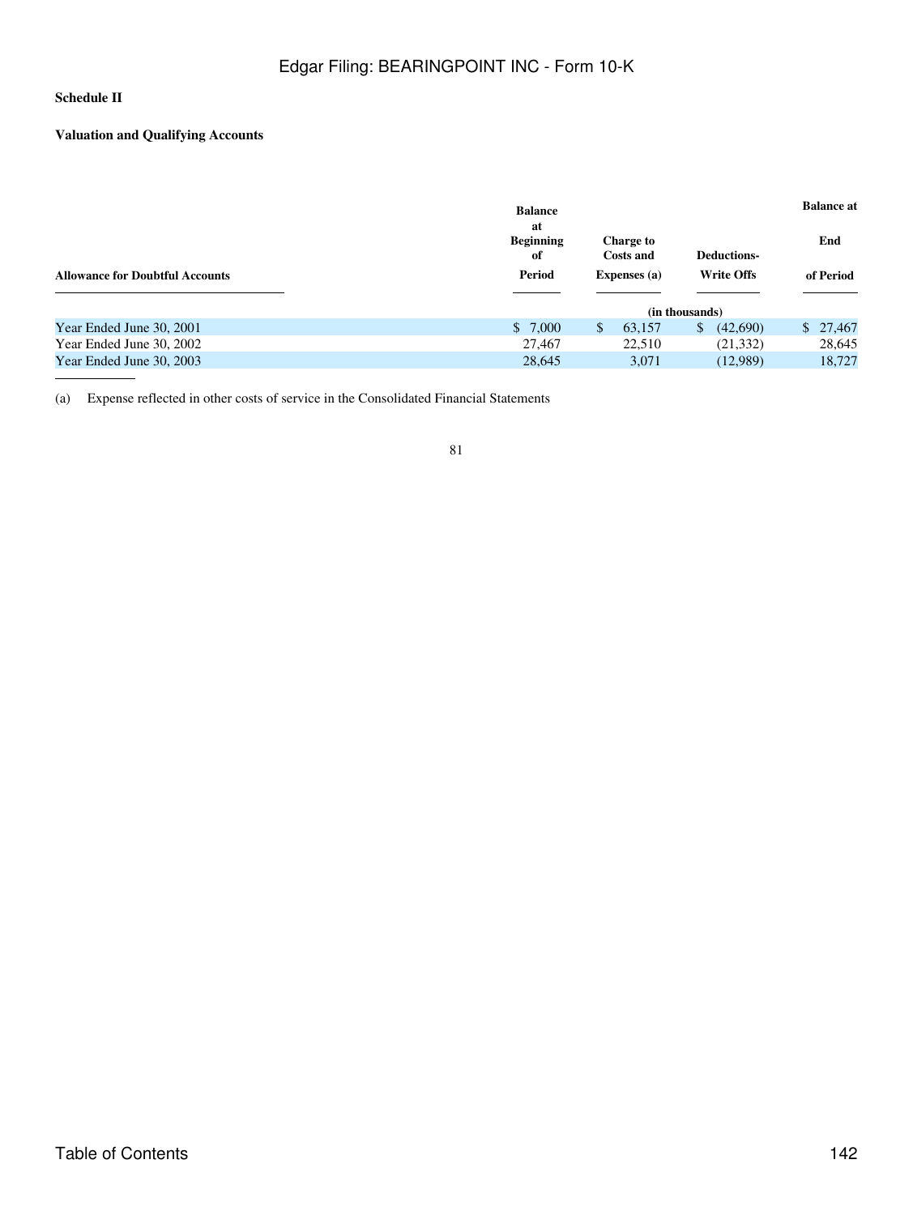**Schedule II**

**Valuation and Qualifying Accounts**

| Allowance for Doubtful Accounts | Balance at Beginning of Period | Charge to Costs and Expenses (a) | Deductions- Write Offs | Balance at End of Period |
|---|---|---|---|---|
| | | (in thousands) | | |
| Year Ended June 30, 2001 | $ 7,000 | $ 63,157 | $ (42,690) | $ 27,467 |
| Year Ended June 30, 2002 | 27,467 | 22,510 | (21,332) | 28,645 |
| Year Ended June 30, 2003 | 28,645 | 3,071 | (12,989) | 18,727 |

(a) Expense reflected in other costs of service in the Consolidated Financial Statements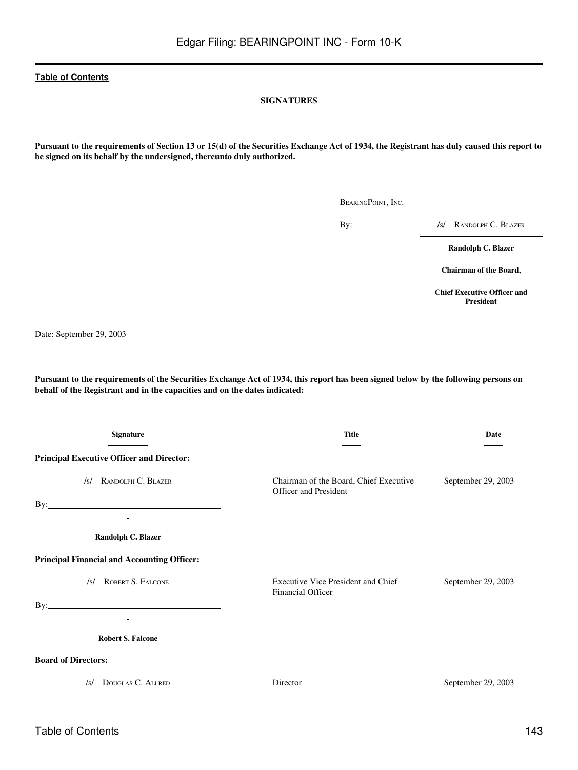**SIGNATURES**

**Pursuant to the requirements of Section 13 or 15(d) of the Securities Exchange Act of 1934, the Registrant has duly caused this report to be signed on its behalf by the undersigned, thereunto duly authorized.**

BEARINGPOINT, INC.

By: /s/ RANDOLPH C. BLAZER

**Randolph C. Blazer**

**Chairman of the Board,**

**Chief Executive Officer and President**

Date: September 29, 2003

**Pursuant to the requirements of the Securities Exchange Act of 1934, this report has been signed below by the following persons on behalf of the Registrant and in the capacities and on the dates indicated:**

| Signature | Title | Date |
|---|---|---|
| **Principal Executive Officer and Director:** | | |
| /s/ RANDOLPH C. BLAZER<br>By:<br>**Randolph C. Blazer** | Chairman of the Board, Chief Executive Officer and President | September 29, 2003 |
| **Principal Financial and Accounting Officer:** | | |
| /s/ ROBERT S. FALCONE<br>By:<br>**Robert S. Falcone** | Executive Vice President and Chief Financial Officer | September 29, 2003 |
| **Board of Directors:** | | |
| /s/ DOUGLAS C. ALLRED | Director | September 29, 2003 |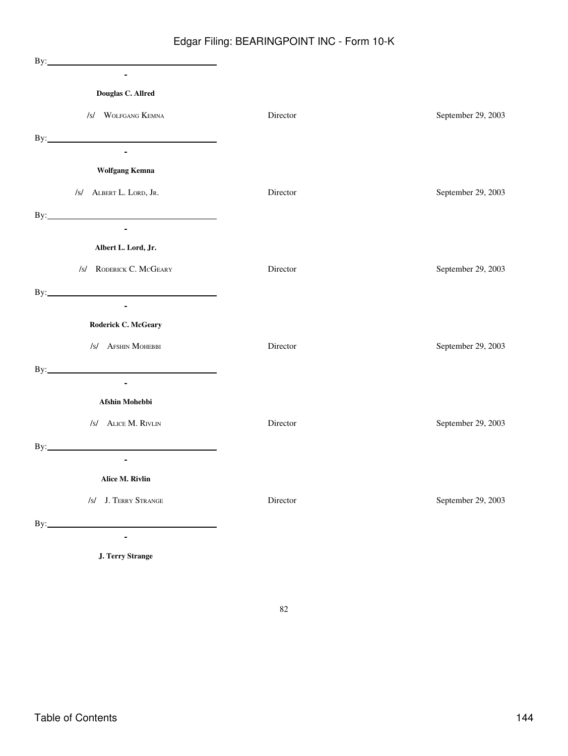| | | |
|---|---|---|
| By: <br> **Douglas C. Allred** | | |
| /s/ WOLFGANG KEMNA <br> By: <br> **Wolfgang Kemna** | Director | September 29, 2003 |
| /s/ ALBERT L. LORD, JR. <br> By: <br> **Albert L. Lord, Jr.** | Director | September 29, 2003 |
| /s/ RODERICK C. MCGEARY <br> By: <br> **Roderick C. McGeary** | Director | September 29, 2003 |
| /s/ AFSHIN MOHEBBI <br> By: <br> **Afshin Mohebbi** | Director | September 29, 2003 |
| /s/ ALICE M. RIVLIN <br> By: <br> **Alice M. Rivlin** | Director | September 29, 2003 |
| /s/ J. TERRY STRANGE <br> By: <br> **J. Terry Strange** | Director | September 29, 2003 |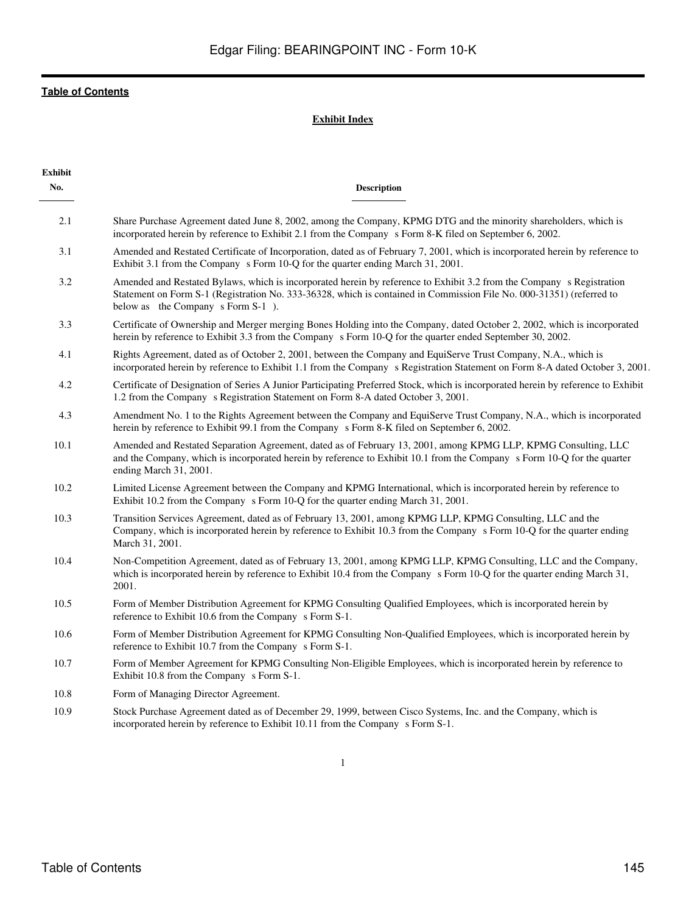**Exhibit Index**

| Exhibit No. | Description |
|---|---|
| 2.1 | Share Purchase Agreement dated June 8, 2002, among the Company, KPMG DTG and the minority shareholders, which is incorporated herein by reference to Exhibit 2.1 from the Company s Form 8-K filed on September 6, 2002. |
| 3.1 | Amended and Restated Certificate of Incorporation, dated as of February 7, 2001, which is incorporated herein by reference to Exhibit 3.1 from the Company s Form 10-Q for the quarter ending March 31, 2001. |
| 3.2 | Amended and Restated Bylaws, which is incorporated herein by reference to Exhibit 3.2 from the Company s Registration Statement on Form S-1 (Registration No. 333-36328, which is contained in Commission File No. 000-31351) (referred to below as the Company s Form S-1 ). |
| 3.3 | Certificate of Ownership and Merger merging Bones Holding into the Company, dated October 2, 2002, which is incorporated herein by reference to Exhibit 3.3 from the Company s Form 10-Q for the quarter ended September 30, 2002. |
| 4.1 | Rights Agreement, dated as of October 2, 2001, between the Company and EquiServe Trust Company, N.A., which is incorporated herein by reference to Exhibit 1.1 from the Company s Registration Statement on Form 8-A dated October 3, 2001. |
| 4.2 | Certificate of Designation of Series A Junior Participating Preferred Stock, which is incorporated herein by reference to Exhibit 1.2 from the Company s Registration Statement on Form 8-A dated October 3, 2001. |
| 4.3 | Amendment No. 1 to the Rights Agreement between the Company and EquiServe Trust Company, N.A., which is incorporated herein by reference to Exhibit 99.1 from the Company s Form 8-K filed on September 6, 2002. |
| 10.1 | Amended and Restated Separation Agreement, dated as of February 13, 2001, among KPMG LLP, KPMG Consulting, LLC and the Company, which is incorporated herein by reference to Exhibit 10.1 from the Company s Form 10-Q for the quarter ending March 31, 2001. |
| 10.2 | Limited License Agreement between the Company and KPMG International, which is incorporated herein by reference to Exhibit 10.2 from the Company s Form 10-Q for the quarter ending March 31, 2001. |
| 10.3 | Transition Services Agreement, dated as of February 13, 2001, among KPMG LLP, KPMG Consulting, LLC and the Company, which is incorporated herein by reference to Exhibit 10.3 from the Company s Form 10-Q for the quarter ending March 31, 2001. |
| 10.4 | Non-Competition Agreement, dated as of February 13, 2001, among KPMG LLP, KPMG Consulting, LLC and the Company, which is incorporated herein by reference to Exhibit 10.4 from the Company s Form 10-Q for the quarter ending March 31, 2001. |
| 10.5 | Form of Member Distribution Agreement for KPMG Consulting Qualified Employees, which is incorporated herein by reference to Exhibit 10.6 from the Company s Form S-1. |
| 10.6 | Form of Member Distribution Agreement for KPMG Consulting Non-Qualified Employees, which is incorporated herein by reference to Exhibit 10.7 from the Company s Form S-1. |
| 10.7 | Form of Member Agreement for KPMG Consulting Non-Eligible Employees, which is incorporated herein by reference to Exhibit 10.8 from the Company s Form S-1. |
| 10.8 | Form of Managing Director Agreement. |
| 10.9 | Stock Purchase Agreement dated as of December 29, 1999, between Cisco Systems, Inc. and the Company, which is incorporated herein by reference to Exhibit 10.11 from the Company s Form S-1. |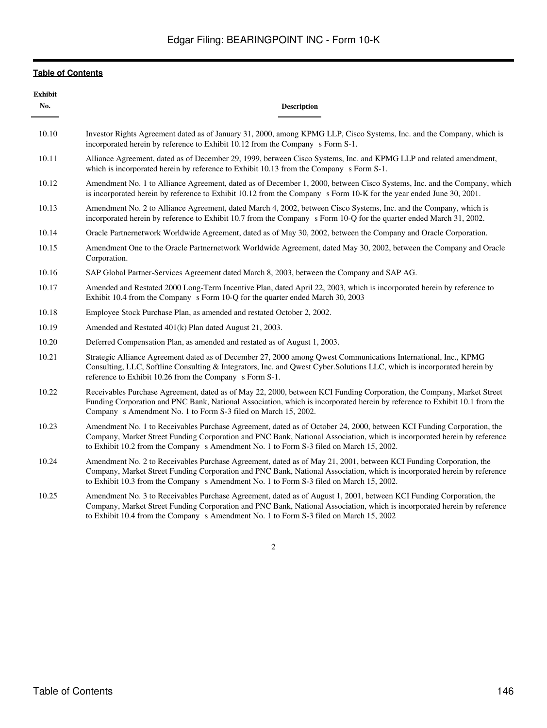[Table of Contents](#)

| Exhibit No. | Description |
| --- | --- |
| 10.10 | Investor Rights Agreement dated as of January 31, 2000, among KPMG LLP, Cisco Systems, Inc. and the Company, which is incorporated herein by reference to Exhibit 10.12 from the Company s Form S-1. |
| 10.11 | Alliance Agreement, dated as of December 29, 1999, between Cisco Systems, Inc. and KPMG LLP and related amendment, which is incorporated herein by reference to Exhibit 10.13 from the Company s Form S-1. |
| 10.12 | Amendment No. 1 to Alliance Agreement, dated as of December 1, 2000, between Cisco Systems, Inc. and the Company, which is incorporated herein by reference to Exhibit 10.12 from the Company s Form 10-K for the year ended June 30, 2001. |
| 10.13 | Amendment No. 2 to Alliance Agreement, dated March 4, 2002, between Cisco Systems, Inc. and the Company, which is incorporated herein by reference to Exhibit 10.7 from the Company s Form 10-Q for the quarter ended March 31, 2002. |
| 10.14 | Oracle Partnernetwork Worldwide Agreement, dated as of May 30, 2002, between the Company and Oracle Corporation. |
| 10.15 | Amendment One to the Oracle Partnernetwork Worldwide Agreement, dated May 30, 2002, between the Company and Oracle Corporation. |
| 10.16 | SAP Global Partner-Services Agreement dated March 8, 2003, between the Company and SAP AG. |
| 10.17 | Amended and Restated 2000 Long-Term Incentive Plan, dated April 22, 2003, which is incorporated herein by reference to Exhibit 10.4 from the Company s Form 10-Q for the quarter ended March 30, 2003 |
| 10.18 | Employee Stock Purchase Plan, as amended and restated October 2, 2002. |
| 10.19 | Amended and Restated 401(k) Plan dated August 21, 2003. |
| 10.20 | Deferred Compensation Plan, as amended and restated as of August 1, 2003. |
| 10.21 | Strategic Alliance Agreement dated as of December 27, 2000 among Qwest Communications International, Inc., KPMG Consulting, LLC, Softline Consulting & Integrators, Inc. and Qwest Cyber.Solutions LLC, which is incorporated herein by reference to Exhibit 10.26 from the Company s Form S-1. |
| 10.22 | Receivables Purchase Agreement, dated as of May 22, 2000, between KCI Funding Corporation, the Company, Market Street Funding Corporation and PNC Bank, National Association, which is incorporated herein by reference to Exhibit 10.1 from the Company s Amendment No. 1 to Form S-3 filed on March 15, 2002. |
| 10.23 | Amendment No. 1 to Receivables Purchase Agreement, dated as of October 24, 2000, between KCI Funding Corporation, the Company, Market Street Funding Corporation and PNC Bank, National Association, which is incorporated herein by reference to Exhibit 10.2 from the Company s Amendment No. 1 to Form S-3 filed on March 15, 2002. |
| 10.24 | Amendment No. 2 to Receivables Purchase Agreement, dated as of May 21, 2001, between KCI Funding Corporation, the Company, Market Street Funding Corporation and PNC Bank, National Association, which is incorporated herein by reference to Exhibit 10.3 from the Company s Amendment No. 1 to Form S-3 filed on March 15, 2002. |
| 10.25 | Amendment No. 3 to Receivables Purchase Agreement, dated as of August 1, 2001, between KCI Funding Corporation, the Company, Market Street Funding Corporation and PNC Bank, National Association, which is incorporated herein by reference to Exhibit 10.4 from the Company s Amendment No. 1 to Form S-3 filed on March 15, 2002 |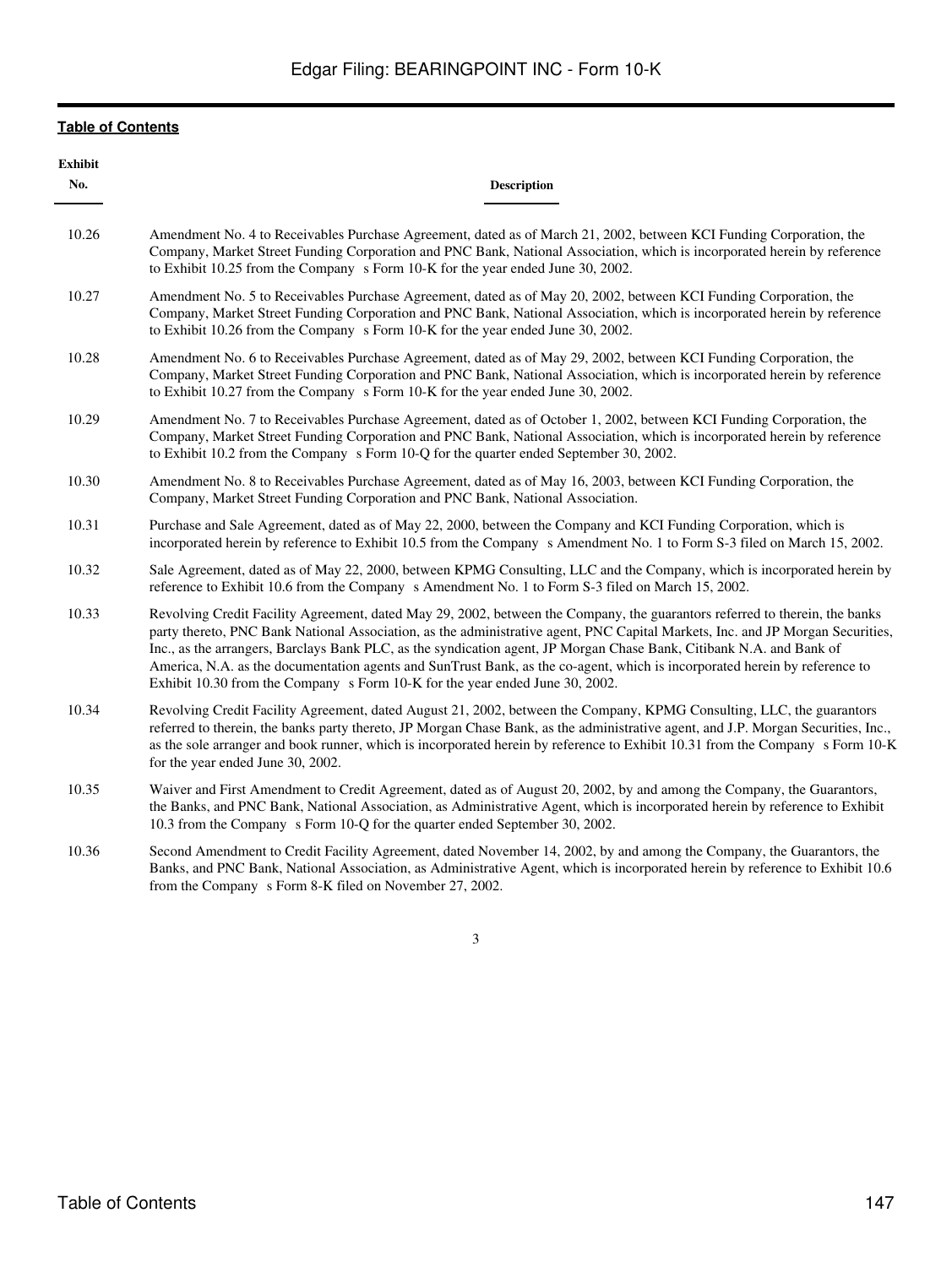**Table of Contents**

| Exhibit No. | Description |
|---|---|
| 10.26 | Amendment No. 4 to Receivables Purchase Agreement, dated as of March 21, 2002, between KCI Funding Corporation, the Company, Market Street Funding Corporation and PNC Bank, National Association, which is incorporated herein by reference to Exhibit 10.25 from the Company s Form 10-K for the year ended June 30, 2002. |
| 10.27 | Amendment No. 5 to Receivables Purchase Agreement, dated as of May 20, 2002, between KCI Funding Corporation, the Company, Market Street Funding Corporation and PNC Bank, National Association, which is incorporated herein by reference to Exhibit 10.26 from the Company s Form 10-K for the year ended June 30, 2002. |
| 10.28 | Amendment No. 6 to Receivables Purchase Agreement, dated as of May 29, 2002, between KCI Funding Corporation, the Company, Market Street Funding Corporation and PNC Bank, National Association, which is incorporated herein by reference to Exhibit 10.27 from the Company s Form 10-K for the year ended June 30, 2002. |
| 10.29 | Amendment No. 7 to Receivables Purchase Agreement, dated as of October 1, 2002, between KCI Funding Corporation, the Company, Market Street Funding Corporation and PNC Bank, National Association, which is incorporated herein by reference to Exhibit 10.2 from the Company s Form 10-Q for the quarter ended September 30, 2002. |
| 10.30 | Amendment No. 8 to Receivables Purchase Agreement, dated as of May 16, 2003, between KCI Funding Corporation, the Company, Market Street Funding Corporation and PNC Bank, National Association. |
| 10.31 | Purchase and Sale Agreement, dated as of May 22, 2000, between the Company and KCI Funding Corporation, which is incorporated herein by reference to Exhibit 10.5 from the Company s Amendment No. 1 to Form S-3 filed on March 15, 2002. |
| 10.32 | Sale Agreement, dated as of May 22, 2000, between KPMG Consulting, LLC and the Company, which is incorporated herein by reference to Exhibit 10.6 from the Company s Amendment No. 1 to Form S-3 filed on March 15, 2002. |
| 10.33 | Revolving Credit Facility Agreement, dated May 29, 2002, between the Company, the guarantors referred to therein, the banks party thereto, PNC Bank National Association, as the administrative agent, PNC Capital Markets, Inc. and JP Morgan Securities, Inc., as the arrangers, Barclays Bank PLC, as the syndication agent, JP Morgan Chase Bank, Citibank N.A. and Bank of America, N.A. as the documentation agents and SunTrust Bank, as the co-agent, which is incorporated herein by reference to Exhibit 10.30 from the Company s Form 10-K for the year ended June 30, 2002. |
| 10.34 | Revolving Credit Facility Agreement, dated August 21, 2002, between the Company, KPMG Consulting, LLC, the guarantors referred to therein, the banks party thereto, JP Morgan Chase Bank, as the administrative agent, and J.P. Morgan Securities, Inc., as the sole arranger and book runner, which is incorporated herein by reference to Exhibit 10.31 from the Company s Form 10-K for the year ended June 30, 2002. |
| 10.35 | Waiver and First Amendment to Credit Agreement, dated as of August 20, 2002, by and among the Company, the Guarantors, the Banks, and PNC Bank, National Association, as Administrative Agent, which is incorporated herein by reference to Exhibit 10.3 from the Company s Form 10-Q for the quarter ended September 30, 2002. |
| 10.36 | Second Amendment to Credit Facility Agreement, dated November 14, 2002, by and among the Company, the Guarantors, the Banks, and PNC Bank, National Association, as Administrative Agent, which is incorporated herein by reference to Exhibit 10.6 from the Company s Form 8-K filed on November 27, 2002. |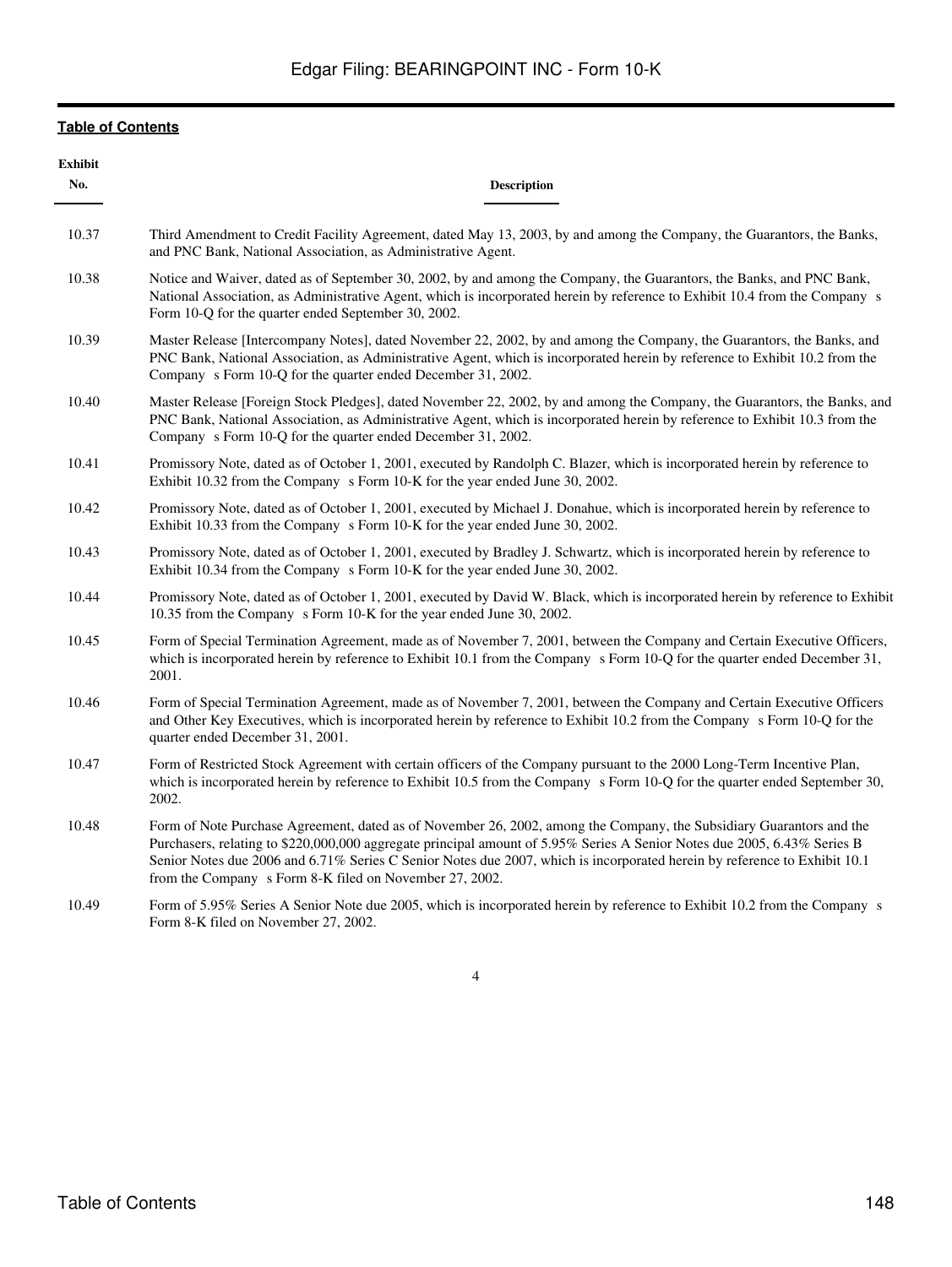**Table of Contents**

| Exhibit No. | Description |
|---|---|
| 10.37 | Third Amendment to Credit Facility Agreement, dated May 13, 2003, by and among the Company, the Guarantors, the Banks, and PNC Bank, National Association, as Administrative Agent. |
| 10.38 | Notice and Waiver, dated as of September 30, 2002, by and among the Company, the Guarantors, the Banks, and PNC Bank, National Association, as Administrative Agent, which is incorporated herein by reference to Exhibit 10.4 from the Company s Form 10-Q for the quarter ended September 30, 2002. |
| 10.39 | Master Release [Intercompany Notes], dated November 22, 2002, by and among the Company, the Guarantors, the Banks, and PNC Bank, National Association, as Administrative Agent, which is incorporated herein by reference to Exhibit 10.2 from the Company s Form 10-Q for the quarter ended December 31, 2002. |
| 10.40 | Master Release [Foreign Stock Pledges], dated November 22, 2002, by and among the Company, the Guarantors, the Banks, and PNC Bank, National Association, as Administrative Agent, which is incorporated herein by reference to Exhibit 10.3 from the Company s Form 10-Q for the quarter ended December 31, 2002. |
| 10.41 | Promissory Note, dated as of October 1, 2001, executed by Randolph C. Blazer, which is incorporated herein by reference to Exhibit 10.32 from the Company s Form 10-K for the year ended June 30, 2002. |
| 10.42 | Promissory Note, dated as of October 1, 2001, executed by Michael J. Donahue, which is incorporated herein by reference to Exhibit 10.33 from the Company s Form 10-K for the year ended June 30, 2002. |
| 10.43 | Promissory Note, dated as of October 1, 2001, executed by Bradley J. Schwartz, which is incorporated herein by reference to Exhibit 10.34 from the Company s Form 10-K for the year ended June 30, 2002. |
| 10.44 | Promissory Note, dated as of October 1, 2001, executed by David W. Black, which is incorporated herein by reference to Exhibit 10.35 from the Company s Form 10-K for the year ended June 30, 2002. |
| 10.45 | Form of Special Termination Agreement, made as of November 7, 2001, between the Company and Certain Executive Officers, which is incorporated herein by reference to Exhibit 10.1 from the Company s Form 10-Q for the quarter ended December 31, 2001. |
| 10.46 | Form of Special Termination Agreement, made as of November 7, 2001, between the Company and Certain Executive Officers and Other Key Executives, which is incorporated herein by reference to Exhibit 10.2 from the Company s Form 10-Q for the quarter ended December 31, 2001. |
| 10.47 | Form of Restricted Stock Agreement with certain officers of the Company pursuant to the 2000 Long-Term Incentive Plan, which is incorporated herein by reference to Exhibit 10.5 from the Company s Form 10-Q for the quarter ended September 30, 2002. |
| 10.48 | Form of Note Purchase Agreement, dated as of November 26, 2002, among the Company, the Subsidiary Guarantors and the Purchasers, relating to $220,000,000 aggregate principal amount of 5.95% Series A Senior Notes due 2005, 6.43% Series B Senior Notes due 2006 and 6.71% Series C Senior Notes due 2007, which is incorporated herein by reference to Exhibit 10.1 from the Company s Form 8-K filed on November 27, 2002. |
| 10.49 | Form of 5.95% Series A Senior Note due 2005, which is incorporated herein by reference to Exhibit 10.2 from the Company s Form 8-K filed on November 27, 2002. |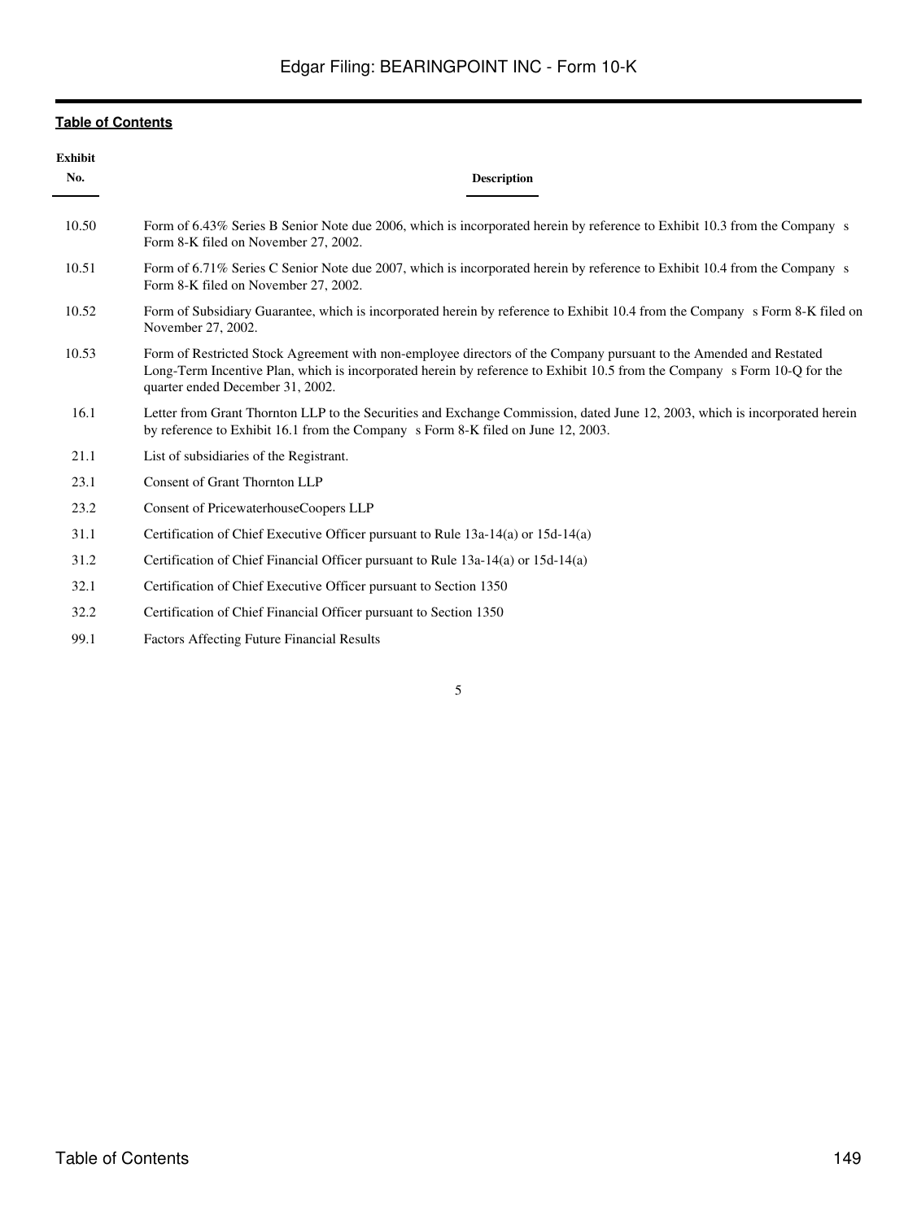[Table of Contents]

| Exhibit No. | Description |
| --- | --- |
| 10.50 | Form of 6.43% Series B Senior Note due 2006, which is incorporated herein by reference to Exhibit 10.3 from the Company s Form 8-K filed on November 27, 2002. |
| 10.51 | Form of 6.71% Series C Senior Note due 2007, which is incorporated herein by reference to Exhibit 10.4 from the Company s Form 8-K filed on November 27, 2002. |
| 10.52 | Form of Subsidiary Guarantee, which is incorporated herein by reference to Exhibit 10.4 from the Company s Form 8-K filed on November 27, 2002. |
| 10.53 | Form of Restricted Stock Agreement with non-employee directors of the Company pursuant to the Amended and Restated Long-Term Incentive Plan, which is incorporated herein by reference to Exhibit 10.5 from the Company s Form 10-Q for the quarter ended December 31, 2002. |
| 16.1 | Letter from Grant Thornton LLP to the Securities and Exchange Commission, dated June 12, 2003, which is incorporated herein by reference to Exhibit 16.1 from the Company s Form 8-K filed on June 12, 2003. |
| 21.1 | List of subsidiaries of the Registrant. |
| 23.1 | Consent of Grant Thornton LLP |
| 23.2 | Consent of PricewaterhouseCoopers LLP |
| 31.1 | Certification of Chief Executive Officer pursuant to Rule 13a-14(a) or 15d-14(a) |
| 31.2 | Certification of Chief Financial Officer pursuant to Rule 13a-14(a) or 15d-14(a) |
| 32.1 | Certification of Chief Executive Officer pursuant to Section 1350 |
| 32.2 | Certification of Chief Financial Officer pursuant to Section 1350 |
| 99.1 | Factors Affecting Future Financial Results |